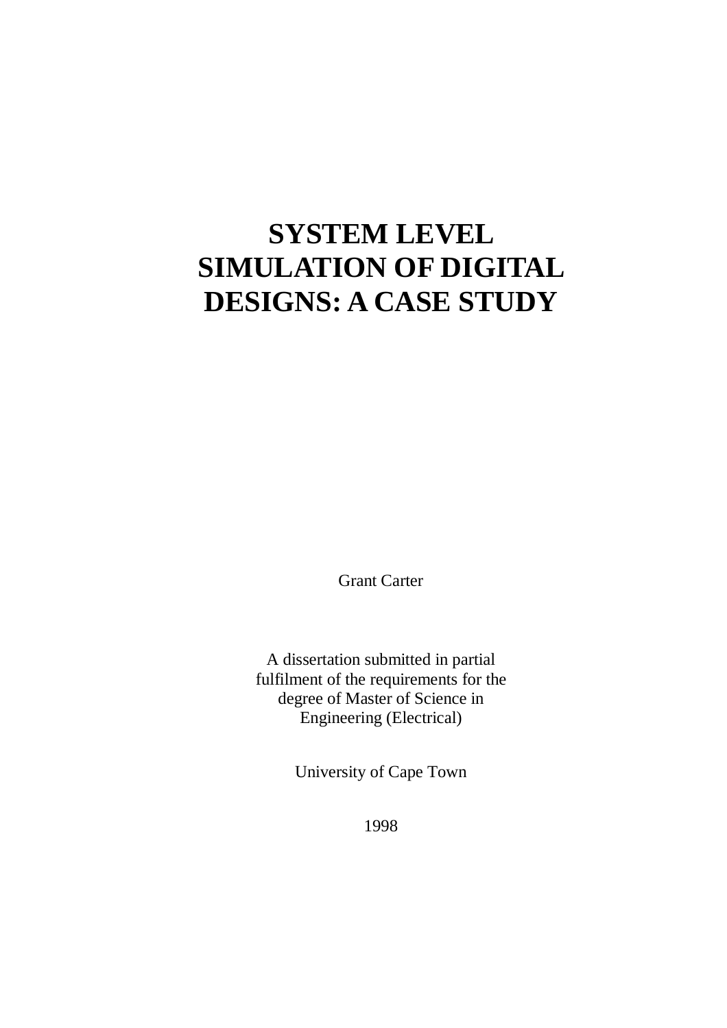# SYSTEM LEVEL SIMULATION OF DIGITAL DESIGNS: A CASE STUDY

Grant Carter

A dissertation submitted in partial fulfilment of the requirements for the degree of Master of Science in Engineering (Electrical)

University of Cape Town

1998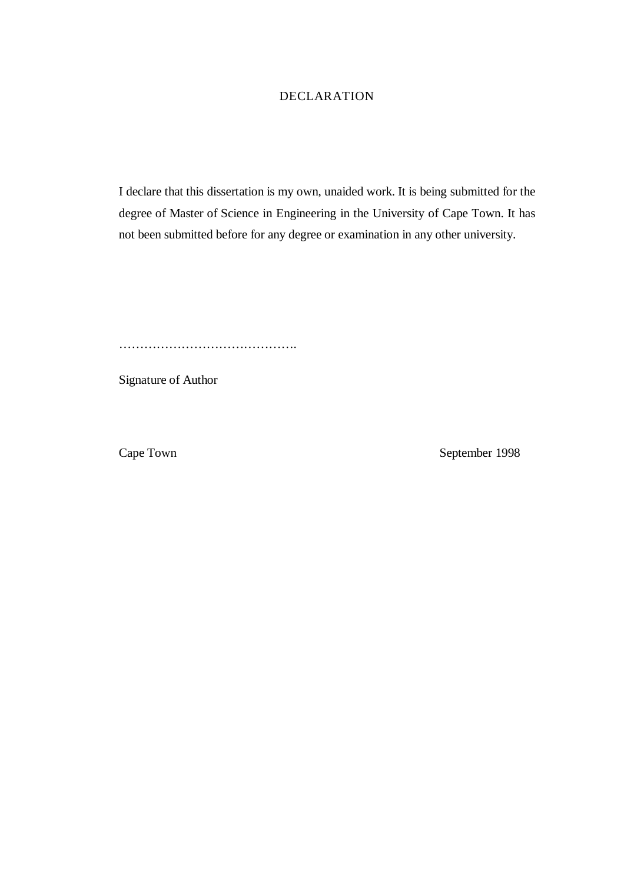# DECLARATION

I declare that this dissertation is my own, unaided work. It is being submitted for the degree of Master of Science in Engineering in the University of Cape Town. It has not been submitted before for any degree or examination in any other university.

…………………………………….

Signature of Author

Cape Town September 1998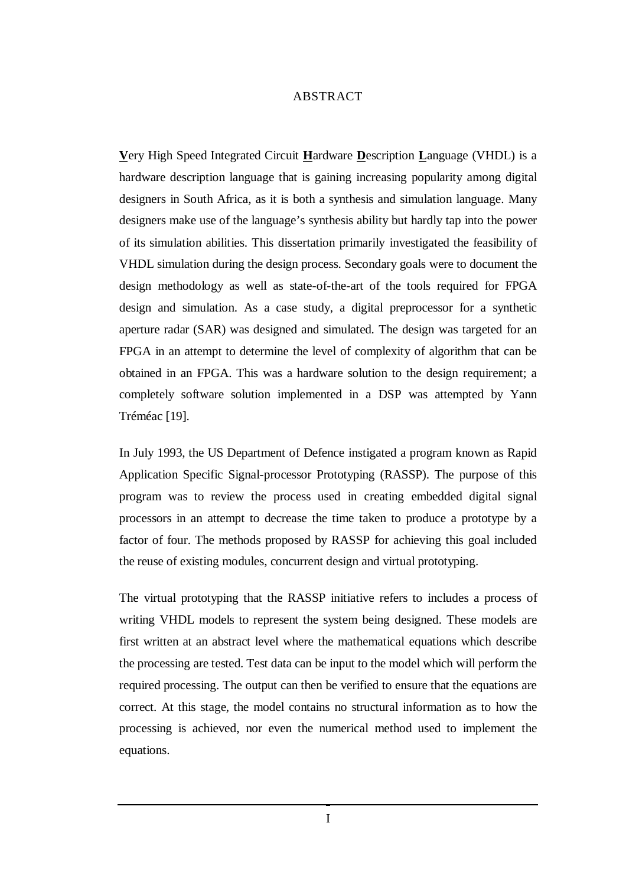# ABSTRACT

**V**ery High Speed Integrated Circuit **H**ardware **D**escription **L**anguage (VHDL) is a hardware description language that is gaining increasing popularity among digital designers in South Africa, as it is both a synthesis and simulation language. Many designers make use of the language's synthesis ability but hardly tap into the power of its simulation abilities. This dissertation primarily investigated the feasibility of VHDL simulation during the design process. Secondary goals were to document the design methodology as well as state-of-the-art of the tools required for FPGA design and simulation. As a case study, a digital preprocessor for a synthetic aperture radar (SAR) was designed and simulated. The design was targeted for an FPGA in an attempt to determine the level of complexity of algorithm that can be obtained in an FPGA. This was a hardware solution to the design requirement; a completely software solution implemented in a DSP was attempted by Yann Tréméac [19].

In July 1993, the US Department of Defence instigated a program known as Rapid Application Specific Signal-processor Prototyping (RASSP). The purpose of this program was to review the process used in creating embedded digital signal processors in an attempt to decrease the time taken to produce a prototype by a factor of four. The methods proposed by RASSP for achieving this goal included the reuse of existing modules, concurrent design and virtual prototyping.

The virtual prototyping that the RASSP initiative refers to includes a process of writing VHDL models to represent the system being designed. These models are first written at an abstract level where the mathematical equations which describe the processing are tested. Test data can be input to the model which will perform the required processing. The output can then be verified to ensure that the equations are correct. At this stage, the model contains no structural information as to how the processing is achieved, nor even the numerical method used to implement the equations.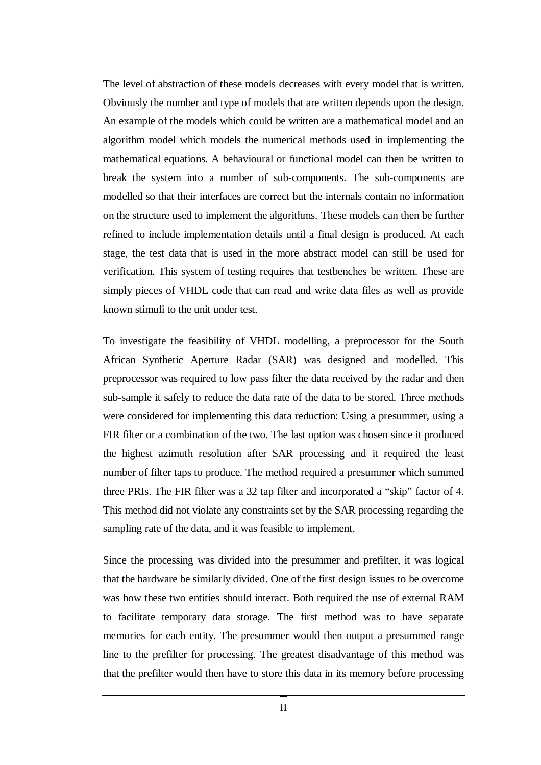The level of abstraction of these models decreases with every model that is written. Obviously the number and type of models that are written depends upon the design. An example of the models which could be written are a mathematical model and an algorithm model which models the numerical methods used in implementing the mathematical equations. A behavioural or functional model can then be written to break the system into a number of sub-components. The sub-components are modelled so that their interfaces are correct but the internals contain no information on the structure used to implement the algorithms. These models can then be further refined to include implementation details until a final design is produced. At each stage, the test data that is used in the more abstract model can still be used for verification. This system of testing requires that testbenches be written. These are simply pieces of VHDL code that can read and write data files as well as provide known stimuli to the unit under test.

To investigate the feasibility of VHDL modelling, a preprocessor for the South African Synthetic Aperture Radar (SAR) was designed and modelled. This preprocessor was required to low pass filter the data received by the radar and then sub-sample it safely to reduce the data rate of the data to be stored. Three methods were considered for implementing this data reduction: Using a presummer, using a FIR filter or a combination of the two. The last option was chosen since it produced the highest azimuth resolution after SAR processing and it required the least number of filter taps to produce. The method required a presummer which summed three PRIs. The FIR filter was a 32 tap filter and incorporated a "skip" factor of 4. This method did not violate any constraints set by the SAR processing regarding the sampling rate of the data, and it was feasible to implement.

Since the processing was divided into the presummer and prefilter, it was logical that the hardware be similarly divided. One of the first design issues to be overcome was how these two entities should interact. Both required the use of external RAM to facilitate temporary data storage. The first method was to have separate memories for each entity. The presummer would then output a presummed range line to the prefilter for processing. The greatest disadvantage of this method was that the prefilter would then have to store this data in its memory before processing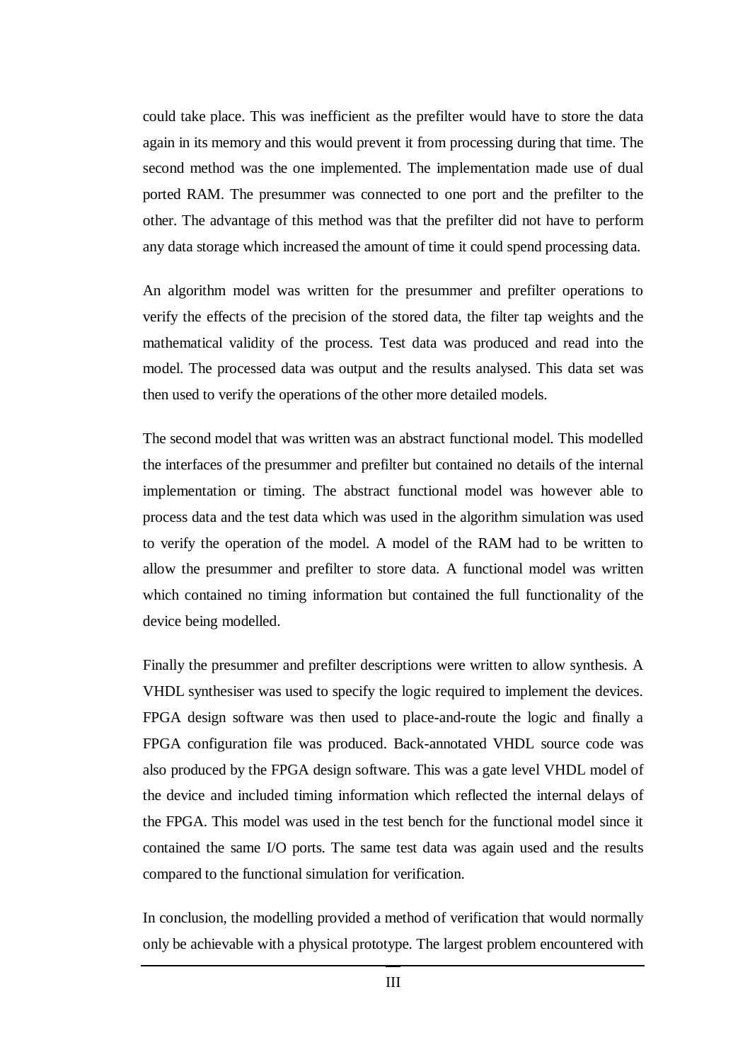could take place. This was inefficient as the prefilter would have to store the data again in its memory and this would prevent it from processing during that time. The second method was the one implemented. The implementation made use of dual ported RAM. The presummer was connected to one port and the prefilter to the other. The advantage of this method was that the prefilter did not have to perform any data storage which increased the amount of time it could spend processing data.

An algorithm model was written for the presummer and prefilter operations to verify the effects of the precision of the stored data, the filter tap weights and the mathematical validity of the process. Test data was produced and read into the model. The processed data was output and the results analysed. This data set was then used to verify the operations of the other more detailed models.

The second model that was written was an abstract functional model. This modelled the interfaces of the presummer and prefilter but contained no details of the internal implementation or timing. The abstract functional model was however able to process data and the test data which was used in the algorithm simulation was used to verify the operation of the model. A model of the RAM had to be written to allow the presummer and prefilter to store data. A functional model was written which contained no timing information but contained the full functionality of the device being modelled.

Finally the presummer and prefilter descriptions were written to allow synthesis. A VHDL synthesiser was used to specify the logic required to implement the devices. FPGA design software was then used to place-and-route the logic and finally a FPGA configuration file was produced. Back-annotated VHDL source code was also produced by the FPGA design software. This was a gate level VHDL model of the device and included timing information which reflected the internal delays of the FPGA. This model was used in the test bench for the functional model since it contained the same I/O ports. The same test data was again used and the results compared to the functional simulation for verification.

In conclusion, the modelling provided a method of verification that would normally only be achievable with a physical prototype. The largest problem encountered with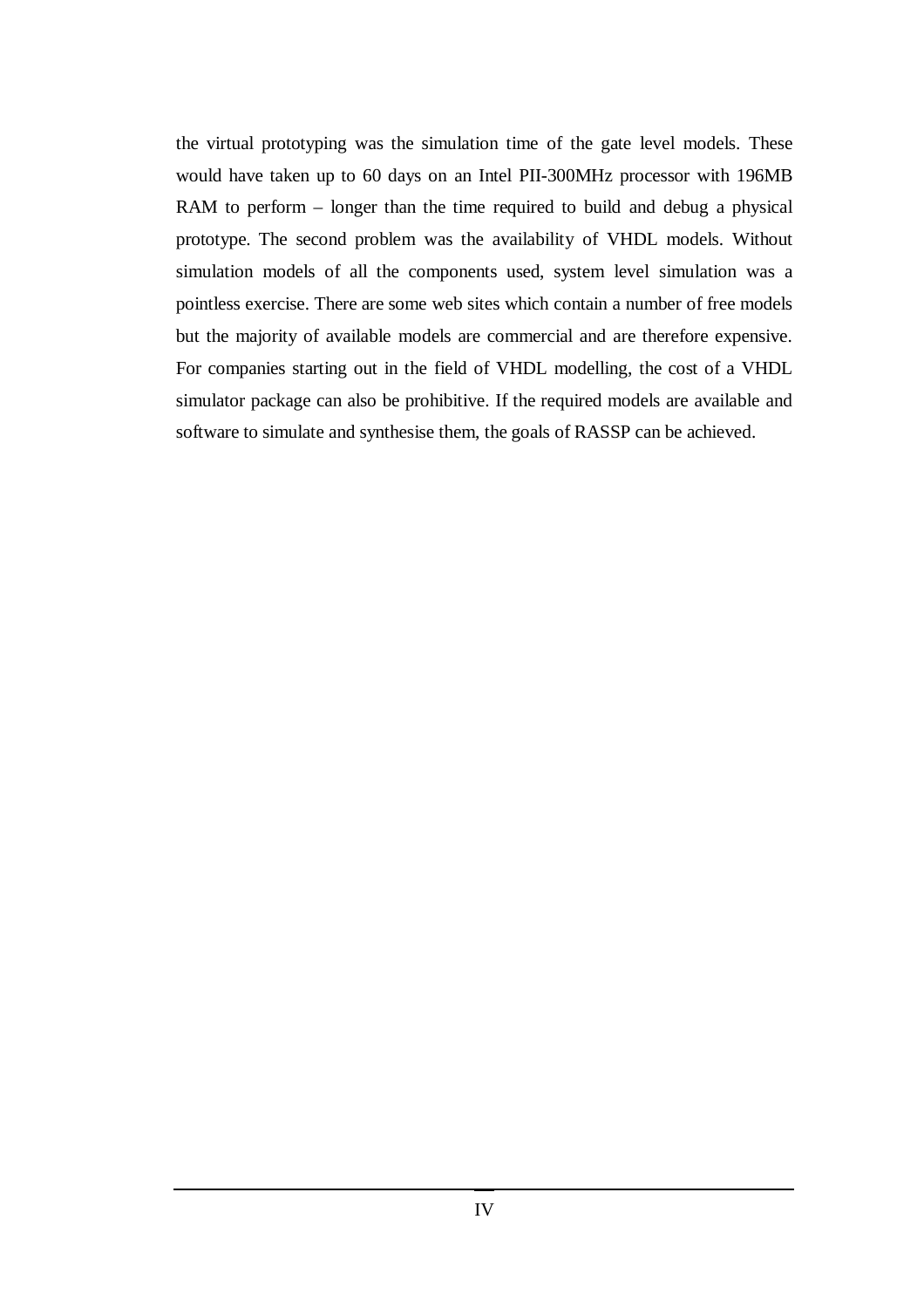the virtual prototyping was the simulation time of the gate level models. These would have taken up to 60 days on an Intel PII-300MHz processor with 196MB RAM to perform – longer than the time required to build and debug a physical prototype. The second problem was the availability of VHDL models. Without simulation models of all the components used, system level simulation was a pointless exercise. There are some web sites which contain a number of free models but the majority of available models are commercial and are therefore expensive. For companies starting out in the field of VHDL modelling, the cost of a VHDL simulator package can also be prohibitive. If the required models are available and software to simulate and synthesise them, the goals of RASSP can be achieved.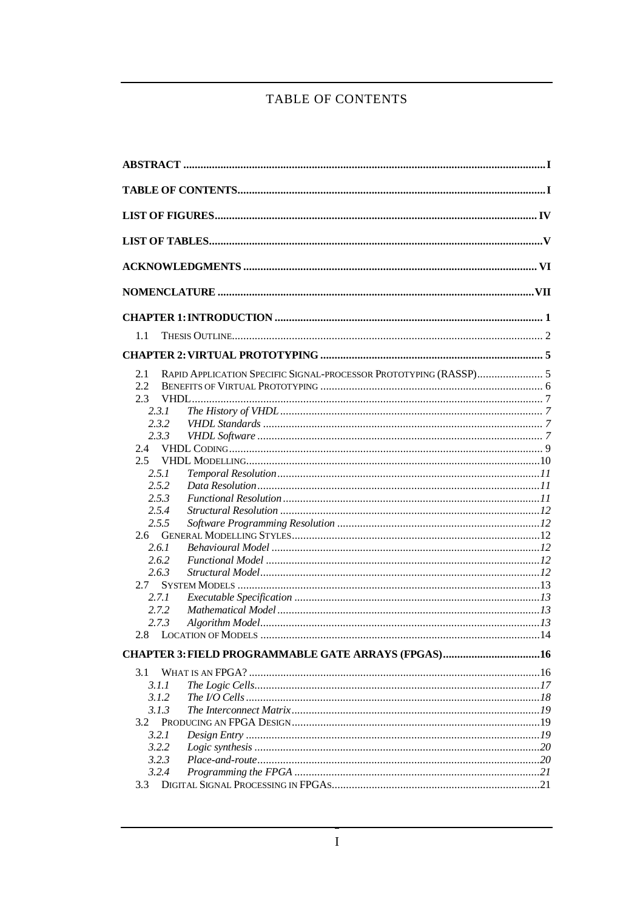# TABLE OF CONTENTS

**ABSTRACT** ........ I

**TABLE OF CONTENTS** ........ I

**LIST OF FIGURES** ........ IV

**LIST OF TABLES** ........ V

**ACKNOWLEDGMENTS** ........ VI

**NOMENCLATURE** ........ VII

**CHAPTER 1: INTRODUCTION** ........ 1

- 1.1 THESIS OUTLINE ........ 2

**CHAPTER 2: VIRTUAL PROTOTYPING** ........ 5

- 2.1 RAPID APPLICATION SPECIFIC SIGNAL-PROCESSOR PROTOTYPING (RASSP) ........ 5
- 2.2 BENEFITS OF VIRTUAL PROTOTYPING ........ 6
- 2.3 VHDL ........ 7
  - 2.3.1 *The History of VHDL* ........ 7
  - 2.3.2 *VHDL Standards* ........ 7
  - 2.3.3 *VHDL Software* ........ 7
- 2.4 VHDL CODING ........ 9
- 2.5 VHDL MODELLING ........ 10
  - 2.5.1 *Temporal Resolution* ........ 11
  - 2.5.2 *Data Resolution* ........ 11
  - 2.5.3 *Functional Resolution* ........ 11
  - 2.5.4 *Structural Resolution* ........ 12
  - 2.5.5 *Software Programming Resolution* ........ 12
- 2.6 GENERAL MODELLING STYLES ........ 12
  - 2.6.1 *Behavioural Model* ........ 12
  - 2.6.2 *Functional Model* ........ 12
  - 2.6.3 *Structural Model* ........ 12
- 2.7 SYSTEM MODELS ........ 13
  - 2.7.1 *Executable Specification* ........ 13
  - 2.7.2 *Mathematical Model* ........ 13
  - 2.7.3 *Algorithm Model* ........ 13
- 2.8 LOCATION OF MODELS ........ 14

**CHAPTER 3: FIELD PROGRAMMABLE GATE ARRAYS (FPGAS)** ........ 16

- 3.1 WHAT IS AN FPGA? ........ 16
  - 3.1.1 *The Logic Cells* ........ 17
  - 3.1.2 *The I/O Cells* ........ 18
  - 3.1.3 *The Interconnect Matrix* ........ 19
- 3.2 PRODUCING AN FPGA DESIGN ........ 19
  - 3.2.1 *Design Entry* ........ 19
  - 3.2.2 *Logic synthesis* ........ 20
  - 3.2.3 *Place-and-route* ........ 20
  - 3.2.4 *Programming the FPGA* ........ 21
- 3.3 DIGITAL SIGNAL PROCESSING IN FPGAS ........ 21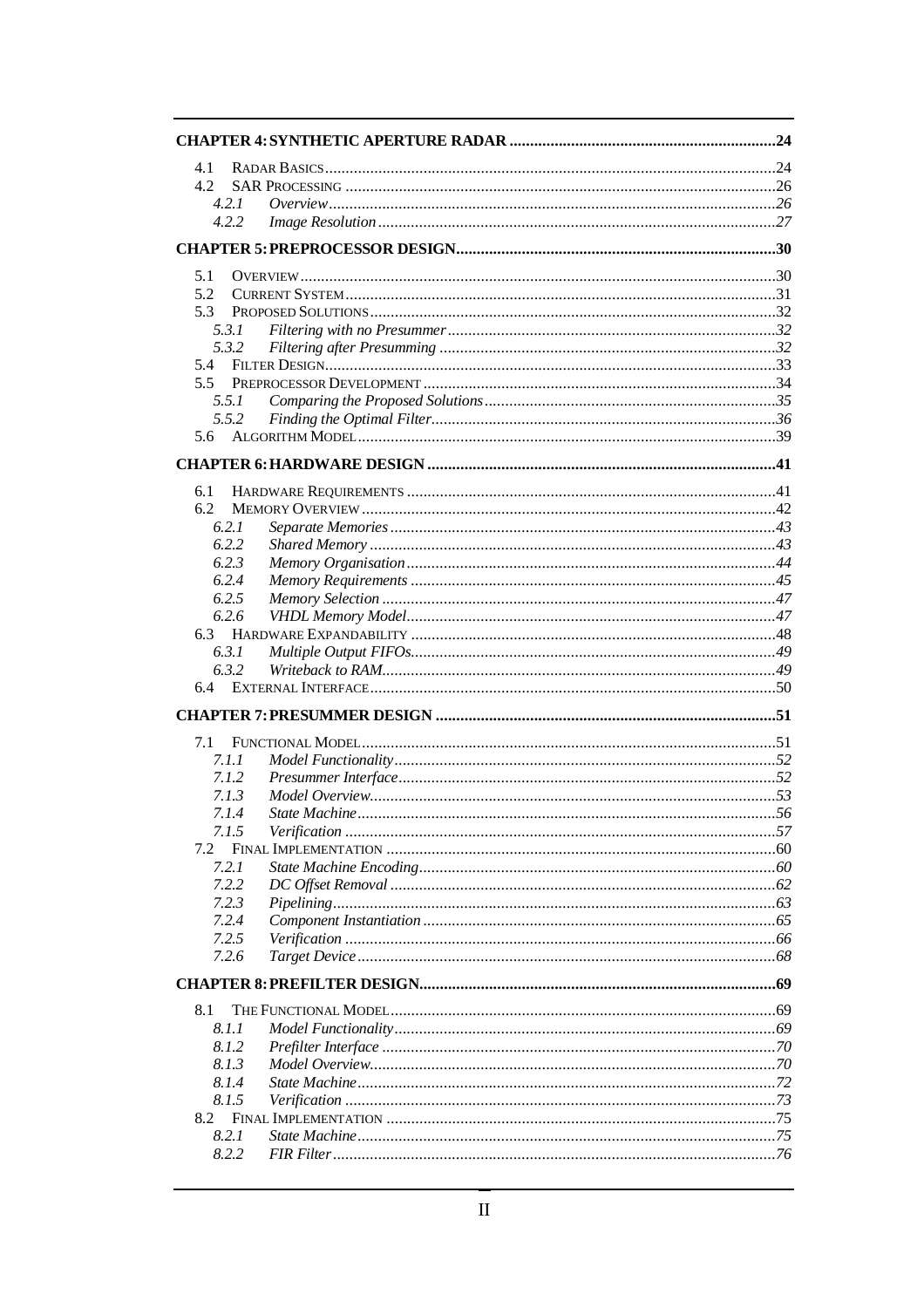**CHAPTER 4: SYNTHETIC APERTURE RADAR** ..... 24

- 4.1 RADAR BASICS ..... 24
- 4.2 SAR PROCESSING ..... 26
  - *4.2.1 Overview* ..... 26
  - *4.2.2 Image Resolution* ..... 27

**CHAPTER 5: PREPROCESSOR DESIGN** ..... 30

- 5.1 OVERVIEW ..... 30
- 5.2 CURRENT SYSTEM ..... 31
- 5.3 PROPOSED SOLUTIONS ..... 32
  - *5.3.1 Filtering with no Presummer* ..... 32
  - *5.3.2 Filtering after Presumming* ..... 32
- 5.4 FILTER DESIGN ..... 33
- 5.5 PREPROCESSOR DEVELOPMENT ..... 34
  - *5.5.1 Comparing the Proposed Solutions* ..... 35
  - *5.5.2 Finding the Optimal Filter* ..... 36
- 5.6 ALGORITHM MODEL ..... 39

**CHAPTER 6: HARDWARE DESIGN** ..... 41

- 6.1 HARDWARE REQUIREMENTS ..... 41
- 6.2 MEMORY OVERVIEW ..... 42
  - *6.2.1 Separate Memories* ..... 43
  - *6.2.2 Shared Memory* ..... 43
  - *6.2.3 Memory Organisation* ..... 44
  - *6.2.4 Memory Requirements* ..... 45
  - *6.2.5 Memory Selection* ..... 47
  - *6.2.6 VHDL Memory Model* ..... 47
- 6.3 HARDWARE EXPANDABILITY ..... 48
  - *6.3.1 Multiple Output FIFOs* ..... 49
  - *6.3.2 Writeback to RAM* ..... 49
- 6.4 EXTERNAL INTERFACE ..... 50

**CHAPTER 7: PRESUMMER DESIGN** ..... 51

- 7.1 FUNCTIONAL MODEL ..... 51
  - *7.1.1 Model Functionality* ..... 52
  - *7.1.2 Presummer Interface* ..... 52
  - *7.1.3 Model Overview* ..... 53
  - *7.1.4 State Machine* ..... 56
  - *7.1.5 Verification* ..... 57
- 7.2 FINAL IMPLEMENTATION ..... 60
  - *7.2.1 State Machine Encoding* ..... 60
  - *7.2.2 DC Offset Removal* ..... 62
  - *7.2.3 Pipelining* ..... 63
  - *7.2.4 Component Instantiation* ..... 65
  - *7.2.5 Verification* ..... 66
  - *7.2.6 Target Device* ..... 68

**CHAPTER 8: PREFILTER DESIGN** ..... 69

- 8.1 THE FUNCTIONAL MODEL ..... 69
  - *8.1.1 Model Functionality* ..... 69
  - *8.1.2 Prefilter Interface* ..... 70
  - *8.1.3 Model Overview* ..... 70
  - *8.1.4 State Machine* ..... 72
  - *8.1.5 Verification* ..... 73
- 8.2 FINAL IMPLEMENTATION ..... 75
  - *8.2.1 State Machine* ..... 75
  - *8.2.2 FIR Filter* ..... 76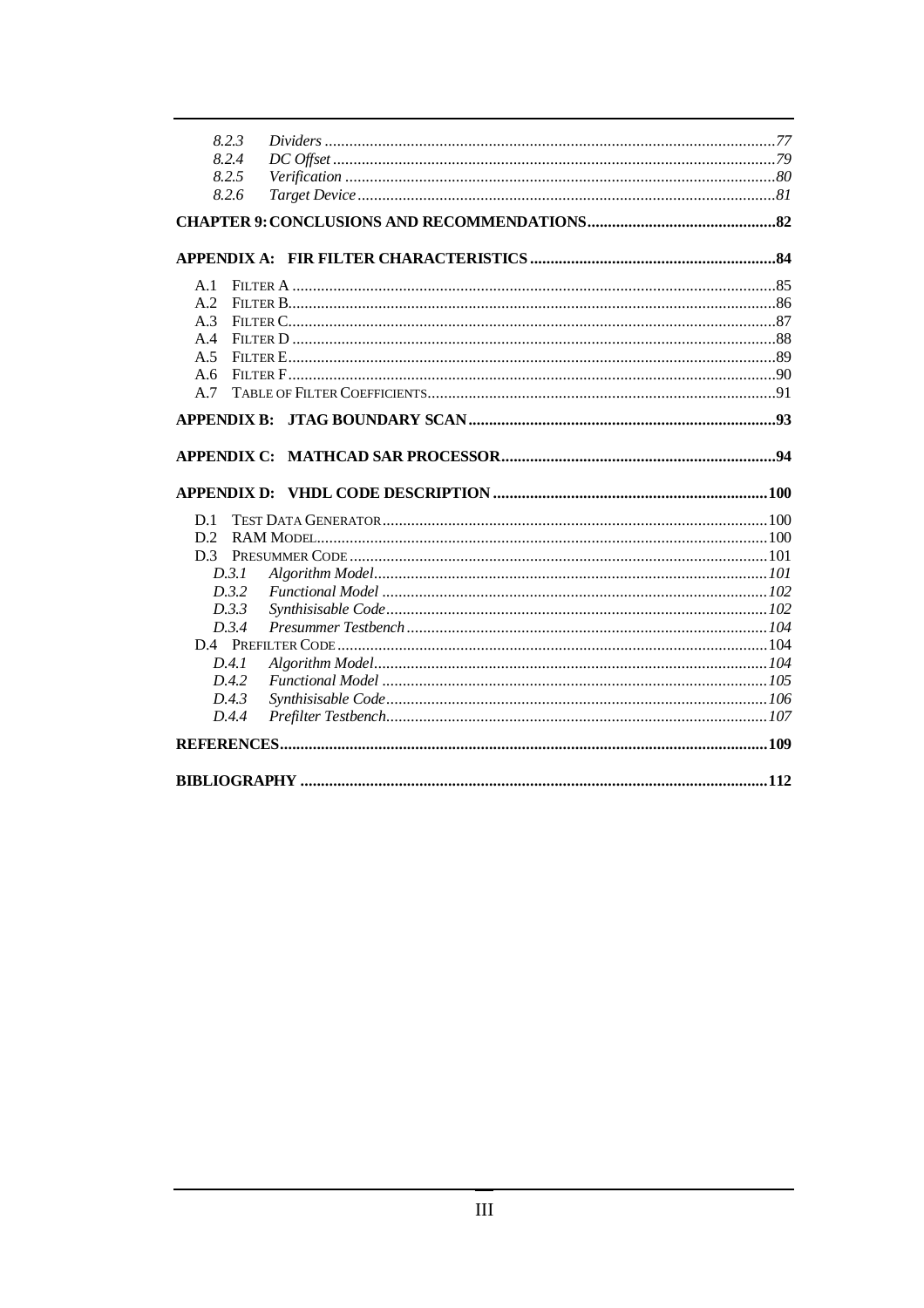- 8.2.3 *Dividers* ........ *77*
- 8.2.4 *DC Offset* ........ *79*
- 8.2.5 *Verification* ........ *80*
- 8.2.6 *Target Device* ........ *81*

**CHAPTER 9: CONCLUSIONS AND RECOMMENDATIONS ........ 82**

**APPENDIX A: FIR FILTER CHARACTERISTICS ........ 84**

- A.1 FILTER A ........ 85
- A.2 FILTER B ........ 86
- A.3 FILTER C ........ 87
- A.4 FILTER D ........ 88
- A.5 FILTER E ........ 89
- A.6 FILTER F ........ 90
- A.7 TABLE OF FILTER COEFFICIENTS ........ 91

**APPENDIX B: JTAG BOUNDARY SCAN ........ 93**

**APPENDIX C: MATHCAD SAR PROCESSOR ........ 94**

**APPENDIX D: VHDL CODE DESCRIPTION ........ 100**

- D.1 TEST DATA GENERATOR ........ 100
- D.2 RAM MODEL ........ 100
- D.3 PRESUMMER CODE ........ 101
  - D.3.1 *Algorithm Model* ........ *101*
  - D.3.2 *Functional Model* ........ *102*
  - D.3.3 *Synthisisable Code* ........ *102*
  - D.3.4 *Presummer Testbench* ........ *104*
- D.4 PREFILTER CODE ........ 104
  - D.4.1 *Algorithm Model* ........ *104*
  - D.4.2 *Functional Model* ........ *105*
  - D.4.3 *Synthisisable Code* ........ *106*
  - D.4.4 *Prefilter Testbench* ........ *107*

**REFERENCES ........ 109**

**BIBLIOGRAPHY ........ 112**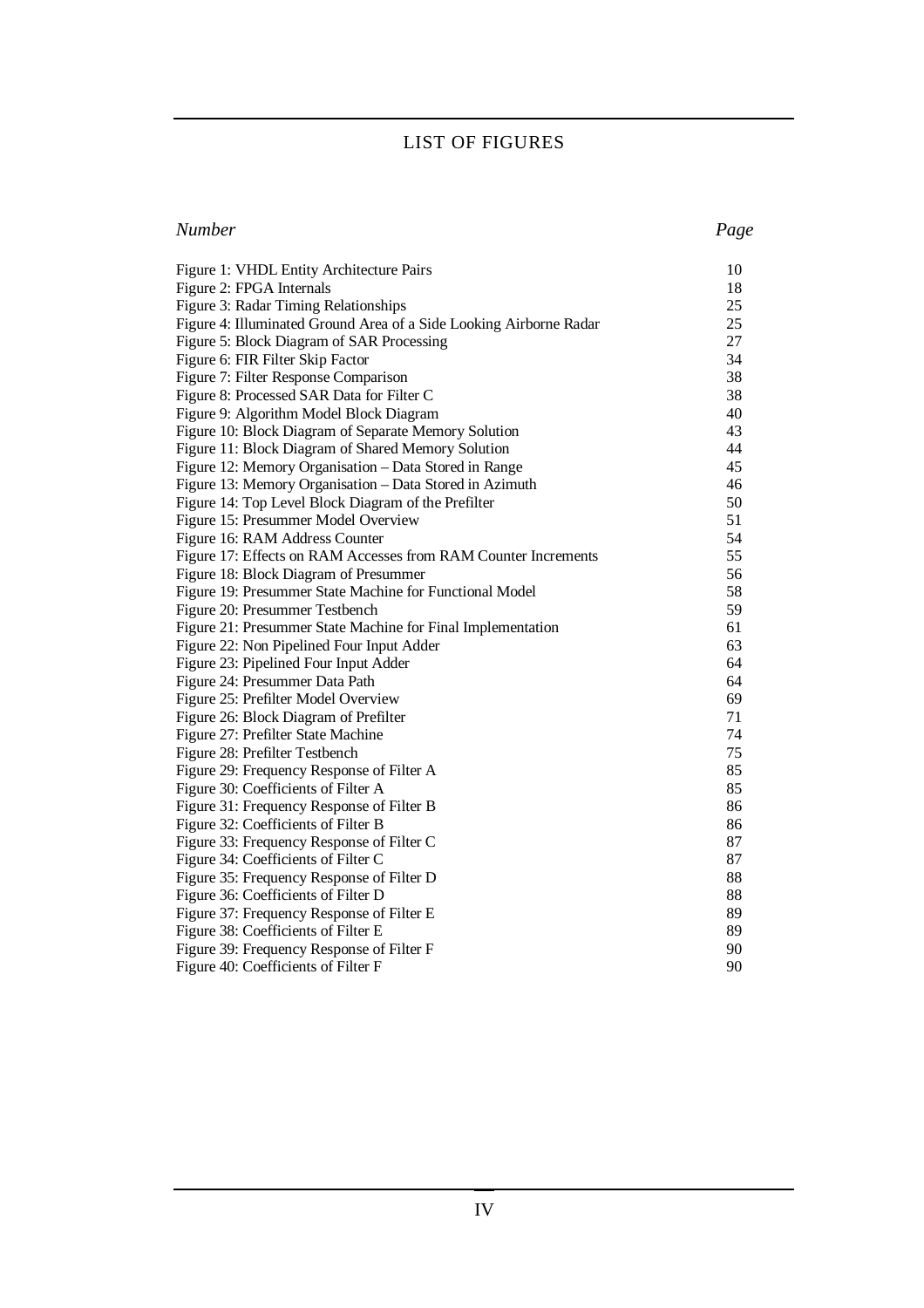# LIST OF FIGURES

| *Number* | *Page* |
|---|---|
| Figure 1: VHDL Entity Architecture Pairs | 10 |
| Figure 2: FPGA Internals | 18 |
| Figure 3: Radar Timing Relationships | 25 |
| Figure 4: Illuminated Ground Area of a Side Looking Airborne Radar | 25 |
| Figure 5: Block Diagram of SAR Processing | 27 |
| Figure 6: FIR Filter Skip Factor | 34 |
| Figure 7: Filter Response Comparison | 38 |
| Figure 8: Processed SAR Data for Filter C | 38 |
| Figure 9: Algorithm Model Block Diagram | 40 |
| Figure 10: Block Diagram of Separate Memory Solution | 43 |
| Figure 11: Block Diagram of Shared Memory Solution | 44 |
| Figure 12: Memory Organisation – Data Stored in Range | 45 |
| Figure 13: Memory Organisation – Data Stored in Azimuth | 46 |
| Figure 14: Top Level Block Diagram of the Prefilter | 50 |
| Figure 15: Presummer Model Overview | 51 |
| Figure 16: RAM Address Counter | 54 |
| Figure 17: Effects on RAM Accesses from RAM Counter Increments | 55 |
| Figure 18: Block Diagram of Presummer | 56 |
| Figure 19: Presummer State Machine for Functional Model | 58 |
| Figure 20: Presummer Testbench | 59 |
| Figure 21: Presummer State Machine for Final Implementation | 61 |
| Figure 22: Non Pipelined Four Input Adder | 63 |
| Figure 23: Pipelined Four Input Adder | 64 |
| Figure 24: Presummer Data Path | 64 |
| Figure 25: Prefilter Model Overview | 69 |
| Figure 26: Block Diagram of Prefilter | 71 |
| Figure 27: Prefilter State Machine | 74 |
| Figure 28: Prefilter Testbench | 75 |
| Figure 29: Frequency Response of Filter A | 85 |
| Figure 30: Coefficients of Filter A | 85 |
| Figure 31: Frequency Response of Filter B | 86 |
| Figure 32: Coefficients of Filter B | 86 |
| Figure 33: Frequency Response of Filter C | 87 |
| Figure 34: Coefficients of Filter C | 87 |
| Figure 35: Frequency Response of Filter D | 88 |
| Figure 36: Coefficients of Filter D | 88 |
| Figure 37: Frequency Response of Filter E | 89 |
| Figure 38: Coefficients of Filter E | 89 |
| Figure 39: Frequency Response of Filter F | 90 |
| Figure 40: Coefficients of Filter F | 90 |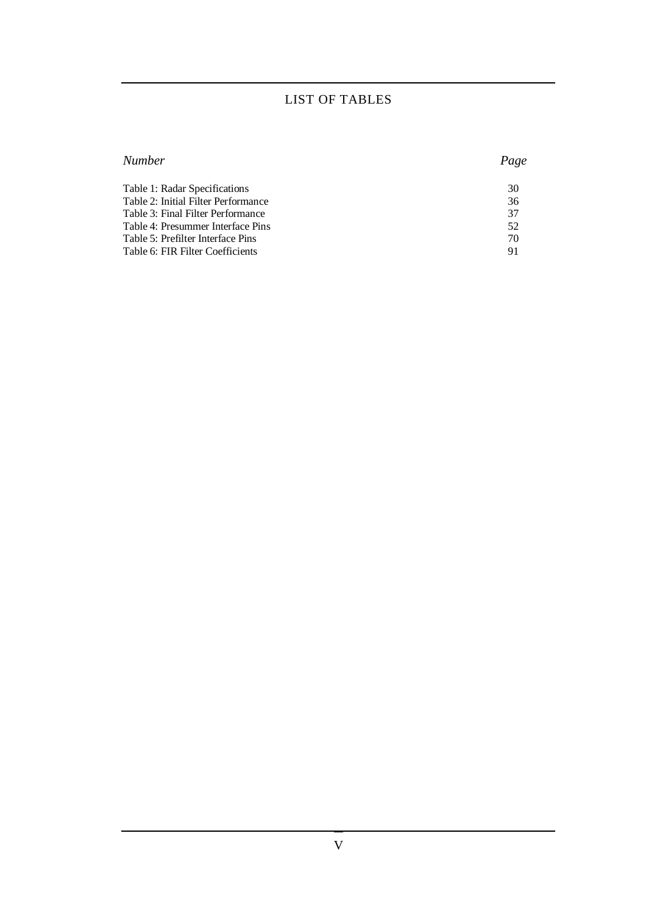# LIST OF TABLES

| *Number* | *Page* |
|---|---|
| Table 1: Radar Specifications | 30 |
| Table 2: Initial Filter Performance | 36 |
| Table 3: Final Filter Performance | 37 |
| Table 4: Presummer Interface Pins | 52 |
| Table 5: Prefilter Interface Pins | 70 |
| Table 6: FIR Filter Coefficients | 91 |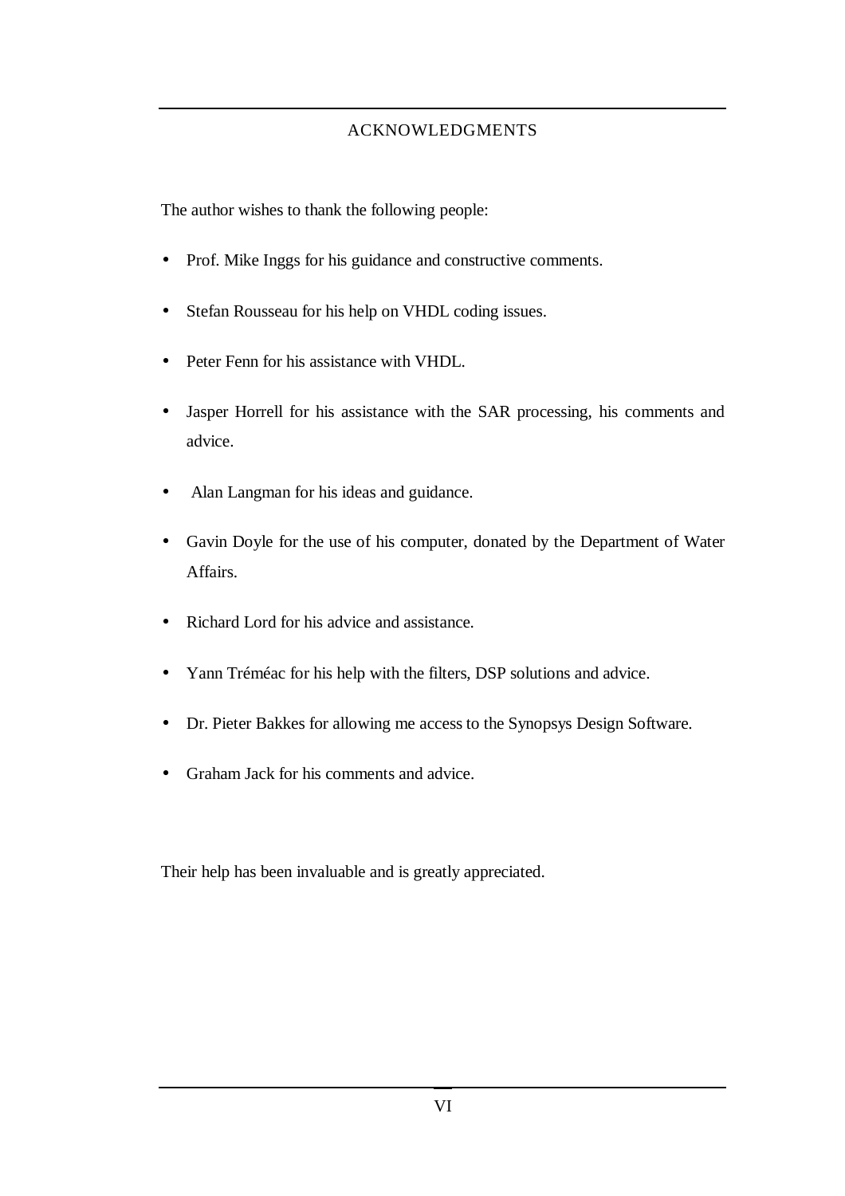# ACKNOWLEDGMENTS

The author wishes to thank the following people:

- Prof. Mike Inggs for his guidance and constructive comments.
- Stefan Rousseau for his help on VHDL coding issues.
- Peter Fenn for his assistance with VHDL.
- Jasper Horrell for his assistance with the SAR processing, his comments and advice.
- Alan Langman for his ideas and guidance.
- Gavin Doyle for the use of his computer, donated by the Department of Water Affairs.
- Richard Lord for his advice and assistance.
- Yann Tréméac for his help with the filters, DSP solutions and advice.
- Dr. Pieter Bakkes for allowing me access to the Synopsys Design Software.
- Graham Jack for his comments and advice.

Their help has been invaluable and is greatly appreciated.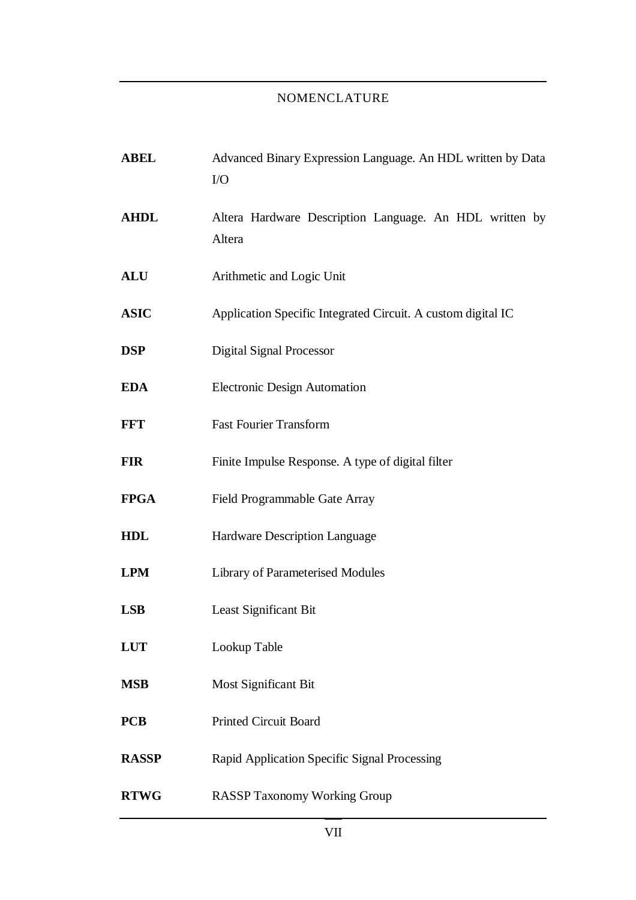# NOMENCLATURE

**ABEL** Advanced Binary Expression Language. An HDL written by Data I/O

**AHDL** Altera Hardware Description Language. An HDL written by Altera

**ALU** Arithmetic and Logic Unit

**ASIC** Application Specific Integrated Circuit. A custom digital IC

**DSP** Digital Signal Processor

**EDA** Electronic Design Automation

**FFT** Fast Fourier Transform

**FIR** Finite Impulse Response. A type of digital filter

**FPGA** Field Programmable Gate Array

**HDL** Hardware Description Language

**LPM** Library of Parameterised Modules

**LSB** Least Significant Bit

**LUT** Lookup Table

**MSB** Most Significant Bit

**PCB** Printed Circuit Board

**RASSP** Rapid Application Specific Signal Processing

**RTWG** RASSP Taxonomy Working Group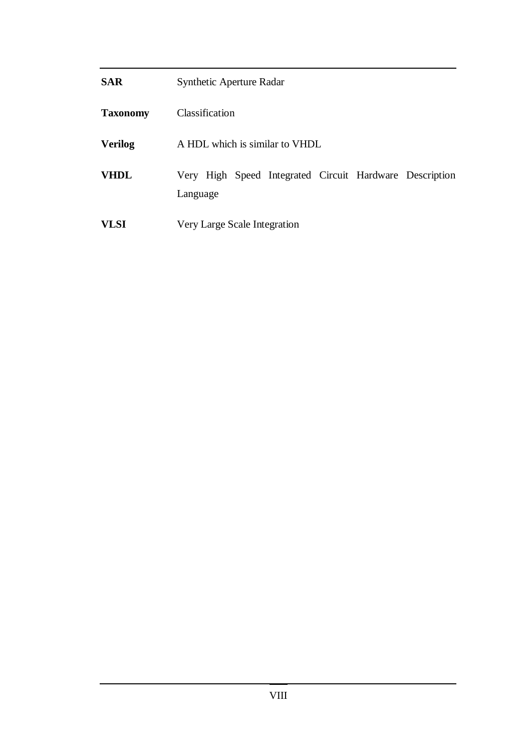| | |
|---|---|
| **SAR** | Synthetic Aperture Radar |
| **Taxonomy** | Classification |
| **Verilog** | A HDL which is similar to VHDL |
| **VHDL** | Very High Speed Integrated Circuit Hardware Description Language |
| **VLSI** | Very Large Scale Integration |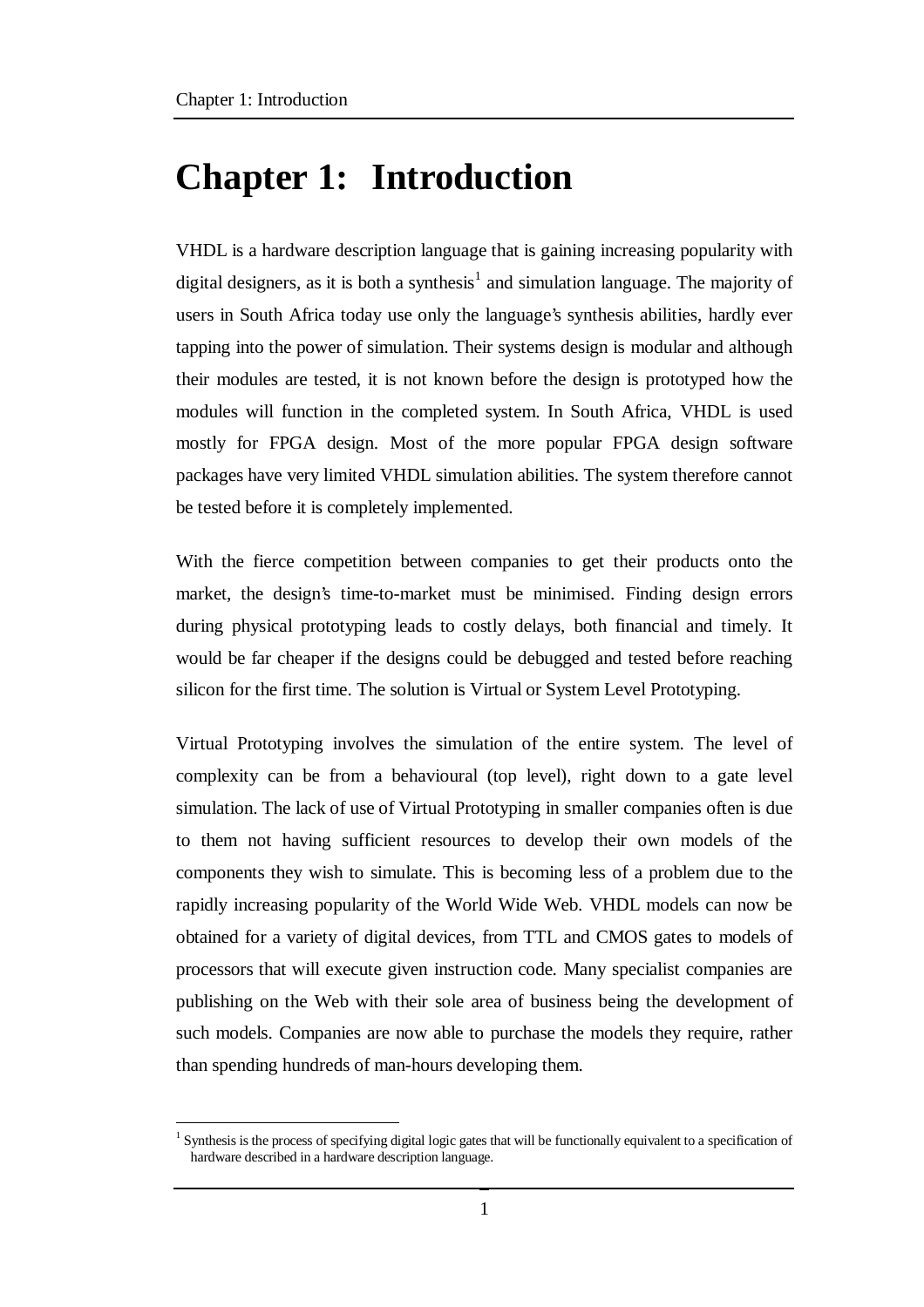# Chapter 1: Introduction

VHDL is a hardware description language that is gaining increasing popularity with digital designers, as it is both a synthesis[1] and simulation language. The majority of users in South Africa today use only the language's synthesis abilities, hardly ever tapping into the power of simulation. Their systems design is modular and although their modules are tested, it is not known before the design is prototyped how the modules will function in the completed system. In South Africa, VHDL is used mostly for FPGA design. Most of the more popular FPGA design software packages have very limited VHDL simulation abilities. The system therefore cannot be tested before it is completely implemented.

With the fierce competition between companies to get their products onto the market, the design's time-to-market must be minimised. Finding design errors during physical prototyping leads to costly delays, both financial and timely. It would be far cheaper if the designs could be debugged and tested before reaching silicon for the first time. The solution is Virtual or System Level Prototyping.

Virtual Prototyping involves the simulation of the entire system. The level of complexity can be from a behavioural (top level), right down to a gate level simulation. The lack of use of Virtual Prototyping in smaller companies often is due to them not having sufficient resources to develop their own models of the components they wish to simulate. This is becoming less of a problem due to the rapidly increasing popularity of the World Wide Web. VHDL models can now be obtained for a variety of digital devices, from TTL and CMOS gates to models of processors that will execute given instruction code. Many specialist companies are publishing on the Web with their sole area of business being the development of such models. Companies are now able to purchase the models they require, rather than spending hundreds of man-hours developing them.

---

[1] Synthesis is the process of specifying digital logic gates that will be functionally equivalent to a specification of hardware described in a hardware description language.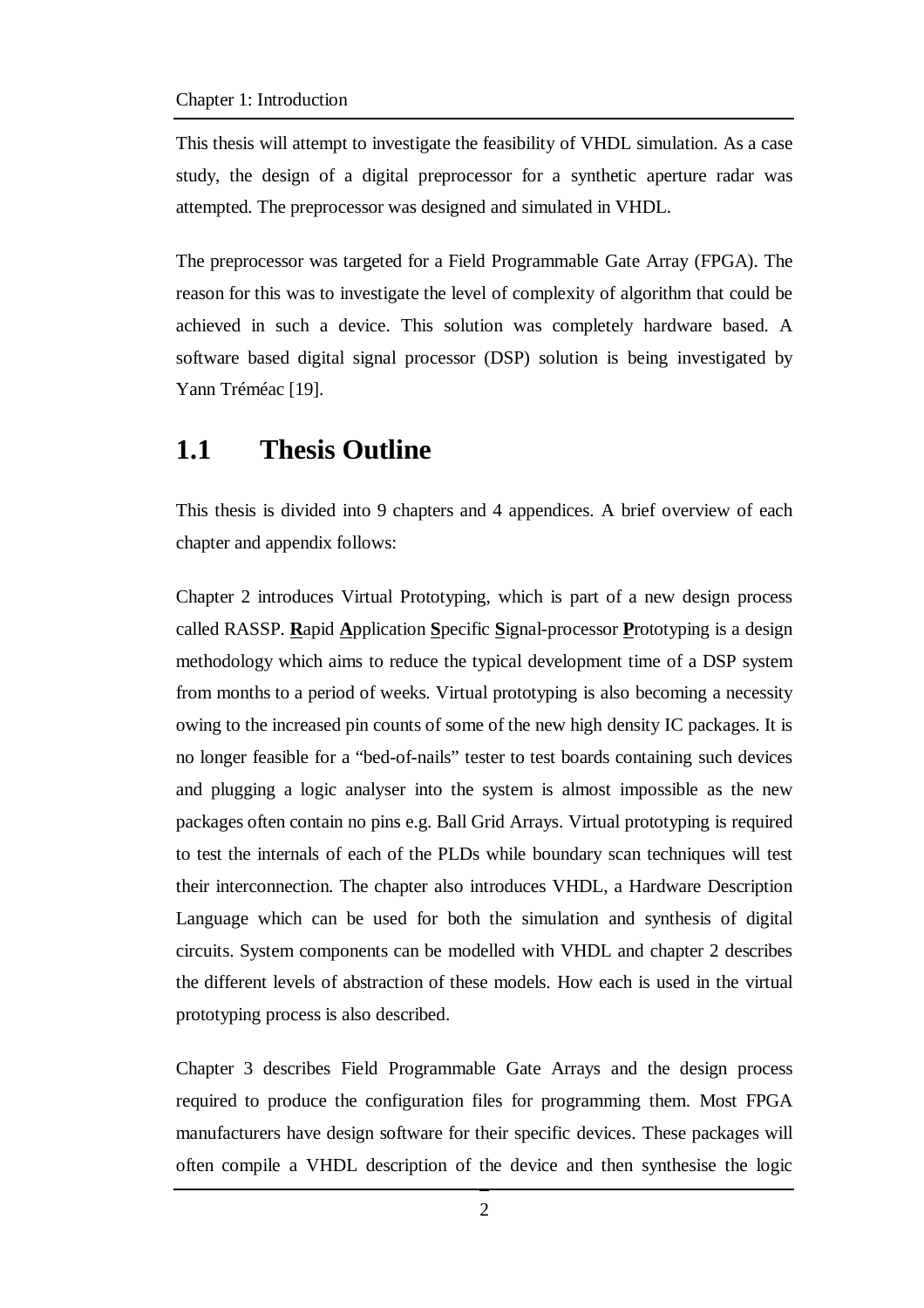This thesis will attempt to investigate the feasibility of VHDL simulation. As a case study, the design of a digital preprocessor for a synthetic aperture radar was attempted. The preprocessor was designed and simulated in VHDL.

The preprocessor was targeted for a Field Programmable Gate Array (FPGA). The reason for this was to investigate the level of complexity of algorithm that could be achieved in such a device. This solution was completely hardware based. A software based digital signal processor (DSP) solution is being investigated by Yann Tréméac [19].

## 1.1 Thesis Outline

This thesis is divided into 9 chapters and 4 appendices. A brief overview of each chapter and appendix follows:

Chapter 2 introduces Virtual Prototyping, which is part of a new design process called RASSP. **R**apid **A**pplication **S**pecific **S**ignal-processor **P**rototyping is a design methodology which aims to reduce the typical development time of a DSP system from months to a period of weeks. Virtual prototyping is also becoming a necessity owing to the increased pin counts of some of the new high density IC packages. It is no longer feasible for a "bed-of-nails" tester to test boards containing such devices and plugging a logic analyser into the system is almost impossible as the new packages often contain no pins e.g. Ball Grid Arrays. Virtual prototyping is required to test the internals of each of the PLDs while boundary scan techniques will test their interconnection. The chapter also introduces VHDL, a Hardware Description Language which can be used for both the simulation and synthesis of digital circuits. System components can be modelled with VHDL and chapter 2 describes the different levels of abstraction of these models. How each is used in the virtual prototyping process is also described.

Chapter 3 describes Field Programmable Gate Arrays and the design process required to produce the configuration files for programming them. Most FPGA manufacturers have design software for their specific devices. These packages will often compile a VHDL description of the device and then synthesise the logic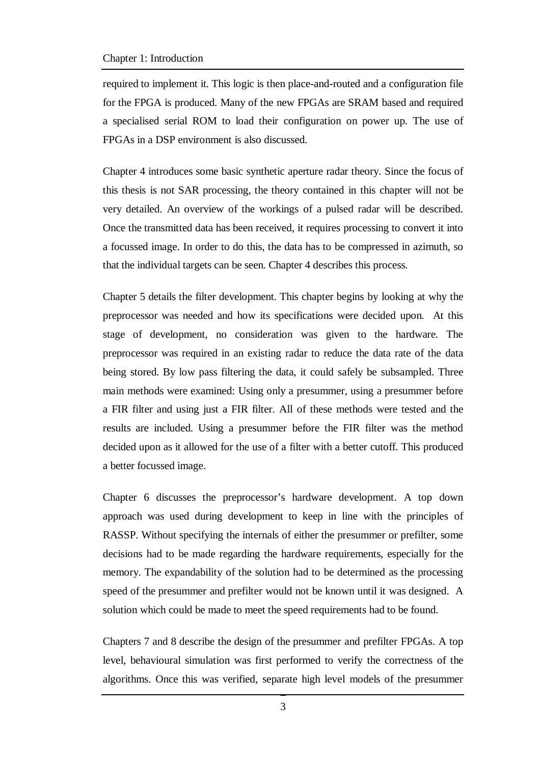required to implement it. This logic is then place-and-routed and a configuration file for the FPGA is produced. Many of the new FPGAs are SRAM based and required a specialised serial ROM to load their configuration on power up. The use of FPGAs in a DSP environment is also discussed.

Chapter 4 introduces some basic synthetic aperture radar theory. Since the focus of this thesis is not SAR processing, the theory contained in this chapter will not be very detailed. An overview of the workings of a pulsed radar will be described. Once the transmitted data has been received, it requires processing to convert it into a focussed image. In order to do this, the data has to be compressed in azimuth, so that the individual targets can be seen. Chapter 4 describes this process.

Chapter 5 details the filter development. This chapter begins by looking at why the preprocessor was needed and how its specifications were decided upon. At this stage of development, no consideration was given to the hardware. The preprocessor was required in an existing radar to reduce the data rate of the data being stored. By low pass filtering the data, it could safely be subsampled. Three main methods were examined: Using only a presummer, using a presummer before a FIR filter and using just a FIR filter. All of these methods were tested and the results are included. Using a presummer before the FIR filter was the method decided upon as it allowed for the use of a filter with a better cutoff. This produced a better focussed image.

Chapter 6 discusses the preprocessor's hardware development. A top down approach was used during development to keep in line with the principles of RASSP. Without specifying the internals of either the presummer or prefilter, some decisions had to be made regarding the hardware requirements, especially for the memory. The expandability of the solution had to be determined as the processing speed of the presummer and prefilter would not be known until it was designed. A solution which could be made to meet the speed requirements had to be found.

Chapters 7 and 8 describe the design of the presummer and prefilter FPGAs. A top level, behavioural simulation was first performed to verify the correctness of the algorithms. Once this was verified, separate high level models of the presummer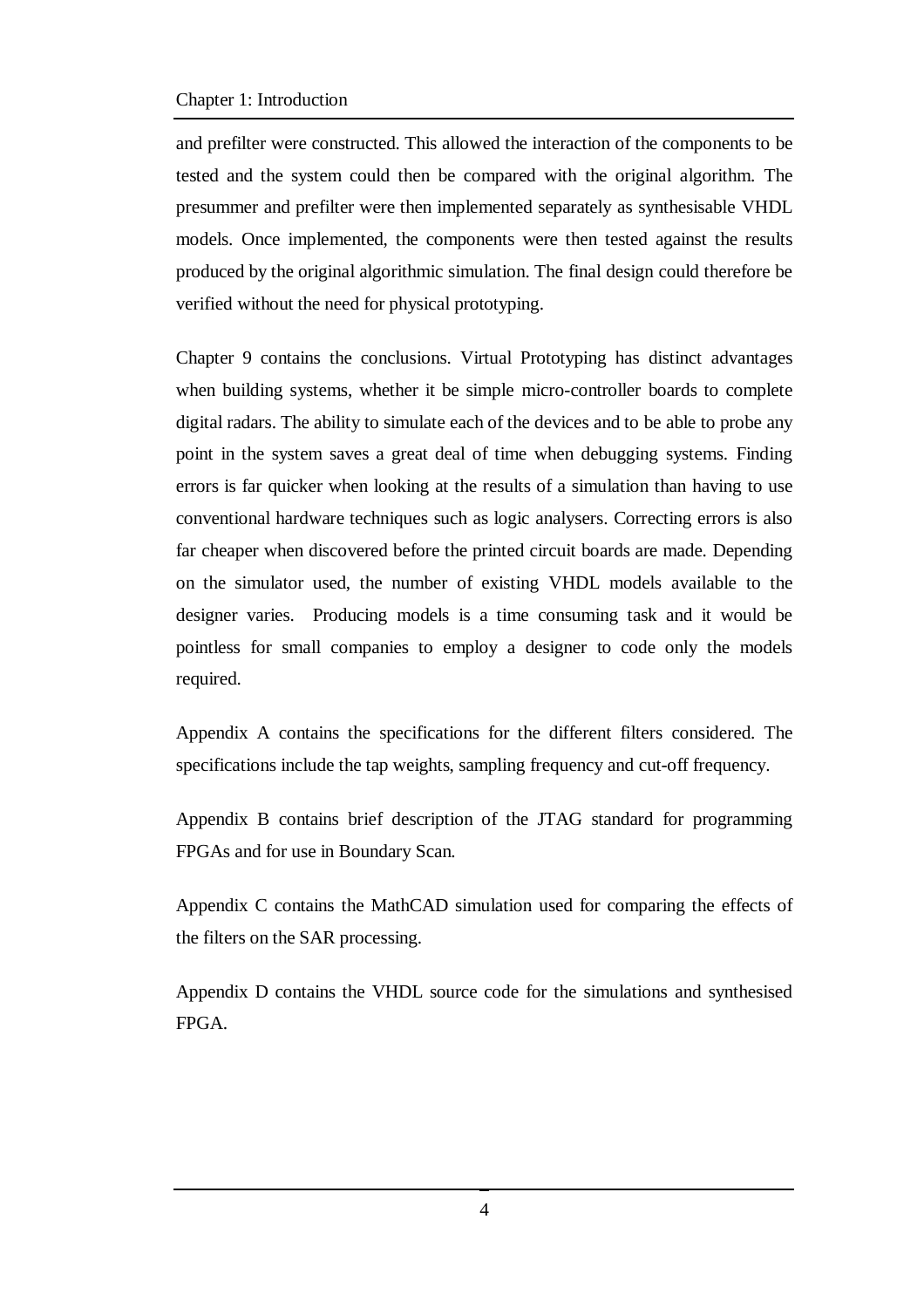and prefilter were constructed. This allowed the interaction of the components to be tested and the system could then be compared with the original algorithm. The presummer and prefilter were then implemented separately as synthesisable VHDL models. Once implemented, the components were then tested against the results produced by the original algorithmic simulation. The final design could therefore be verified without the need for physical prototyping.

Chapter 9 contains the conclusions. Virtual Prototyping has distinct advantages when building systems, whether it be simple micro-controller boards to complete digital radars. The ability to simulate each of the devices and to be able to probe any point in the system saves a great deal of time when debugging systems. Finding errors is far quicker when looking at the results of a simulation than having to use conventional hardware techniques such as logic analysers. Correcting errors is also far cheaper when discovered before the printed circuit boards are made. Depending on the simulator used, the number of existing VHDL models available to the designer varies. Producing models is a time consuming task and it would be pointless for small companies to employ a designer to code only the models required.

Appendix A contains the specifications for the different filters considered. The specifications include the tap weights, sampling frequency and cut-off frequency.

Appendix B contains brief description of the JTAG standard for programming FPGAs and for use in Boundary Scan.

Appendix C contains the MathCAD simulation used for comparing the effects of the filters on the SAR processing.

Appendix D contains the VHDL source code for the simulations and synthesised FPGA.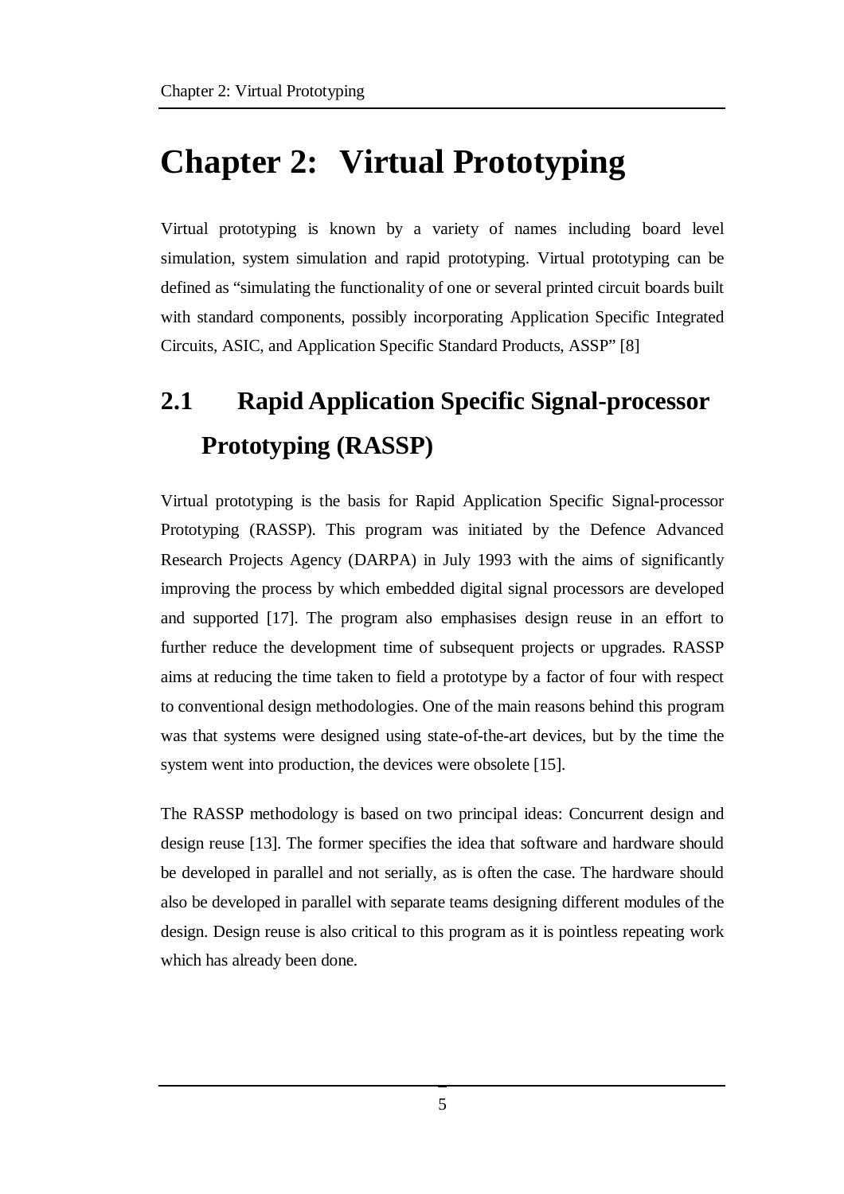# Chapter 2: Virtual Prototyping

Virtual prototyping is known by a variety of names including board level simulation, system simulation and rapid prototyping. Virtual prototyping can be defined as "simulating the functionality of one or several printed circuit boards built with standard components, possibly incorporating Application Specific Integrated Circuits, ASIC, and Application Specific Standard Products, ASSP" [8]

## 2.1 Rapid Application Specific Signal-processor Prototyping (RASSP)

Virtual prototyping is the basis for Rapid Application Specific Signal-processor Prototyping (RASSP). This program was initiated by the Defence Advanced Research Projects Agency (DARPA) in July 1993 with the aims of significantly improving the process by which embedded digital signal processors are developed and supported [17]. The program also emphasises design reuse in an effort to further reduce the development time of subsequent projects or upgrades. RASSP aims at reducing the time taken to field a prototype by a factor of four with respect to conventional design methodologies. One of the main reasons behind this program was that systems were designed using state-of-the-art devices, but by the time the system went into production, the devices were obsolete [15].

The RASSP methodology is based on two principal ideas: Concurrent design and design reuse [13]. The former specifies the idea that software and hardware should be developed in parallel and not serially, as is often the case. The hardware should also be developed in parallel with separate teams designing different modules of the design. Design reuse is also critical to this program as it is pointless repeating work which has already been done.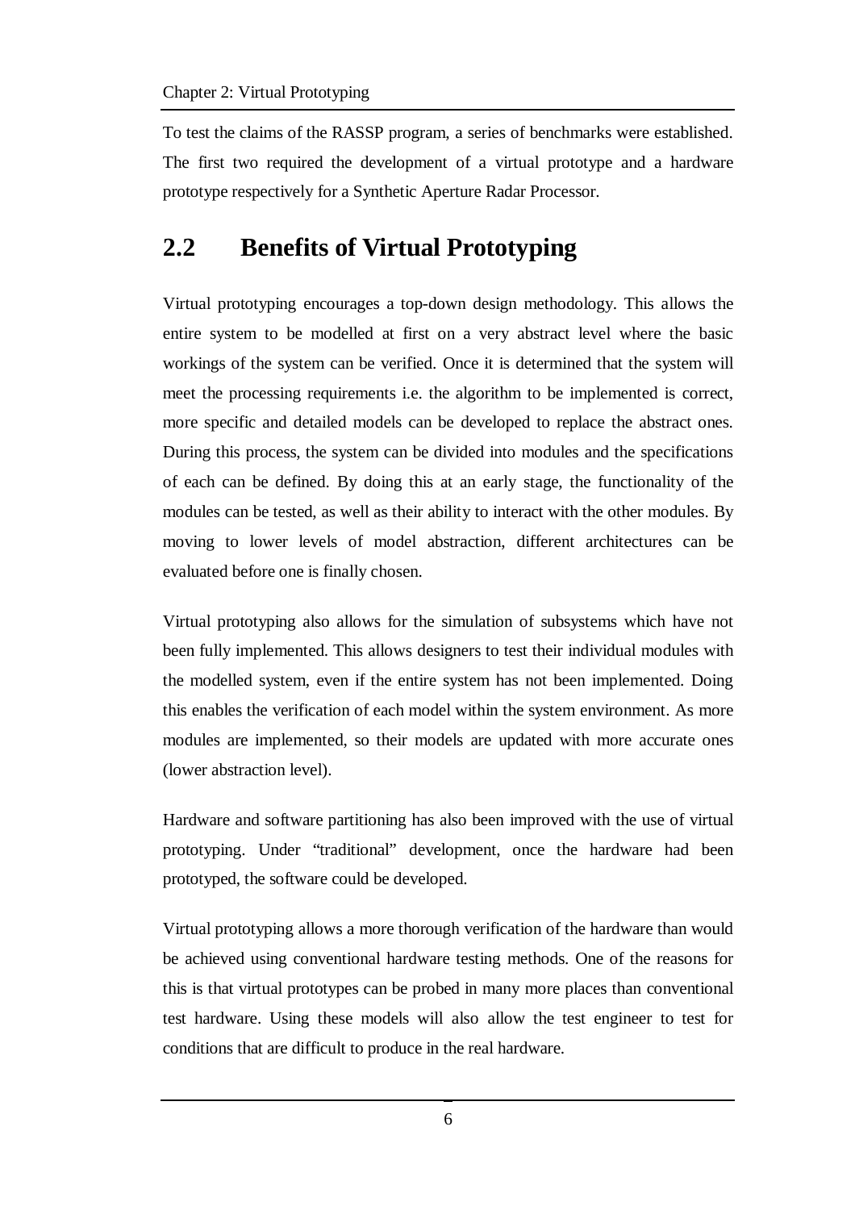To test the claims of the RASSP program, a series of benchmarks were established. The first two required the development of a virtual prototype and a hardware prototype respectively for a Synthetic Aperture Radar Processor.

## 2.2 Benefits of Virtual Prototyping

Virtual prototyping encourages a top-down design methodology. This allows the entire system to be modelled at first on a very abstract level where the basic workings of the system can be verified. Once it is determined that the system will meet the processing requirements i.e. the algorithm to be implemented is correct, more specific and detailed models can be developed to replace the abstract ones. During this process, the system can be divided into modules and the specifications of each can be defined. By doing this at an early stage, the functionality of the modules can be tested, as well as their ability to interact with the other modules. By moving to lower levels of model abstraction, different architectures can be evaluated before one is finally chosen.

Virtual prototyping also allows for the simulation of subsystems which have not been fully implemented. This allows designers to test their individual modules with the modelled system, even if the entire system has not been implemented. Doing this enables the verification of each model within the system environment. As more modules are implemented, so their models are updated with more accurate ones (lower abstraction level).

Hardware and software partitioning has also been improved with the use of virtual prototyping. Under "traditional" development, once the hardware had been prototyped, the software could be developed.

Virtual prototyping allows a more thorough verification of the hardware than would be achieved using conventional hardware testing methods. One of the reasons for this is that virtual prototypes can be probed in many more places than conventional test hardware. Using these models will also allow the test engineer to test for conditions that are difficult to produce in the real hardware.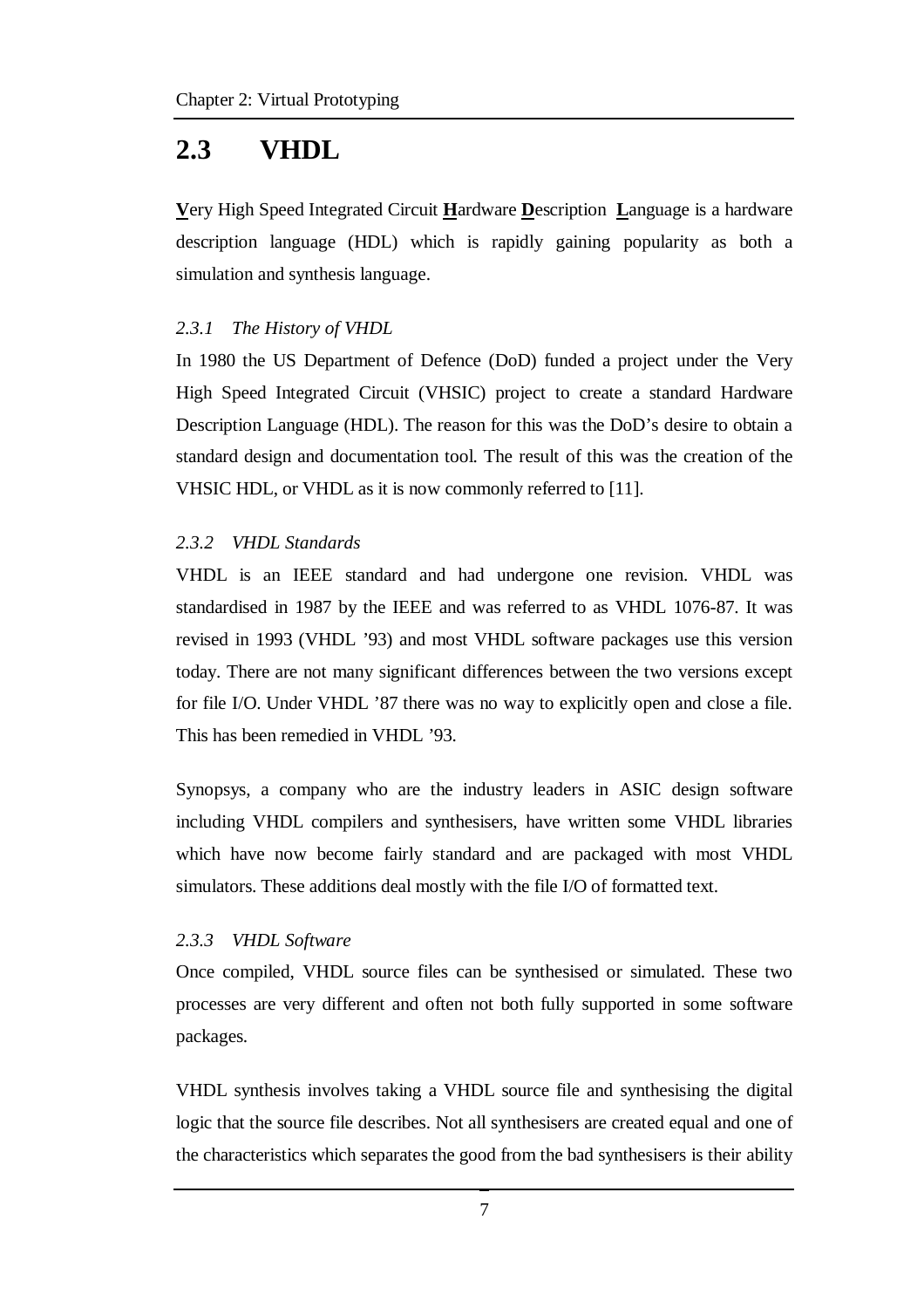## 2.3 VHDL

**V**ery High Speed Integrated Circuit **H**ardware **D**escription **L**anguage is a hardware description language (HDL) which is rapidly gaining popularity as both a simulation and synthesis language.

### *2.3.1 The History of VHDL*

In 1980 the US Department of Defence (DoD) funded a project under the Very High Speed Integrated Circuit (VHSIC) project to create a standard Hardware Description Language (HDL). The reason for this was the DoD's desire to obtain a standard design and documentation tool. The result of this was the creation of the VHSIC HDL, or VHDL as it is now commonly referred to [11].

### *2.3.2 VHDL Standards*

VHDL is an IEEE standard and had undergone one revision. VHDL was standardised in 1987 by the IEEE and was referred to as VHDL 1076-87. It was revised in 1993 (VHDL '93) and most VHDL software packages use this version today. There are not many significant differences between the two versions except for file I/O. Under VHDL '87 there was no way to explicitly open and close a file. This has been remedied in VHDL '93.

Synopsys, a company who are the industry leaders in ASIC design software including VHDL compilers and synthesisers, have written some VHDL libraries which have now become fairly standard and are packaged with most VHDL simulators. These additions deal mostly with the file I/O of formatted text.

### *2.3.3 VHDL Software*

Once compiled, VHDL source files can be synthesised or simulated. These two processes are very different and often not both fully supported in some software packages.

VHDL synthesis involves taking a VHDL source file and synthesising the digital logic that the source file describes. Not all synthesisers are created equal and one of the characteristics which separates the good from the bad synthesisers is their ability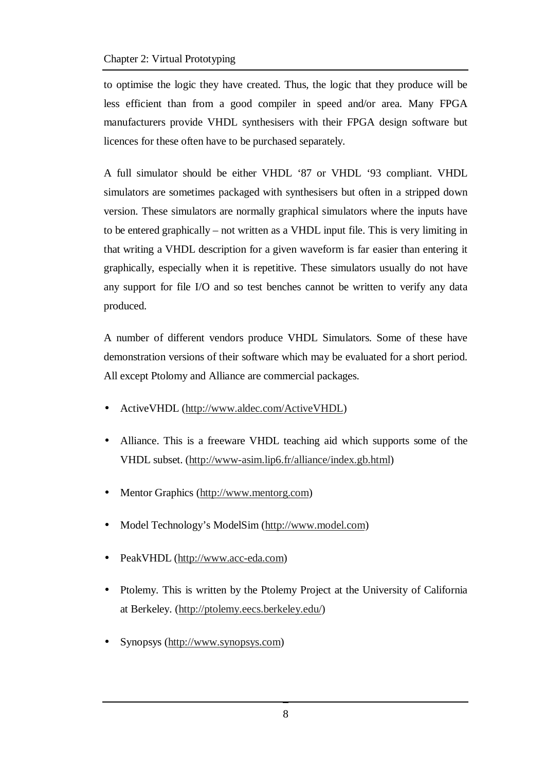to optimise the logic they have created. Thus, the logic that they produce will be less efficient than from a good compiler in speed and/or area. Many FPGA manufacturers provide VHDL synthesisers with their FPGA design software but licences for these often have to be purchased separately.

A full simulator should be either VHDL '87 or VHDL '93 compliant. VHDL simulators are sometimes packaged with synthesisers but often in a stripped down version. These simulators are normally graphical simulators where the inputs have to be entered graphically – not written as a VHDL input file. This is very limiting in that writing a VHDL description for a given waveform is far easier than entering it graphically, especially when it is repetitive. These simulators usually do not have any support for file I/O and so test benches cannot be written to verify any data produced.

A number of different vendors produce VHDL Simulators. Some of these have demonstration versions of their software which may be evaluated for a short period. All except Ptolomy and Alliance are commercial packages.

- ActiveVHDL (http://www.aldec.com/ActiveVHDL)
- Alliance. This is a freeware VHDL teaching aid which supports some of the VHDL subset. (http://www-asim.lip6.fr/alliance/index.gb.html)
- Mentor Graphics (http://www.mentorg.com)
- Model Technology's ModelSim (http://www.model.com)
- PeakVHDL (http://www.acc-eda.com)
- Ptolemy. This is written by the Ptolemy Project at the University of California at Berkeley. (http://ptolemy.eecs.berkeley.edu/)
- Synopsys (http://www.synopsys.com)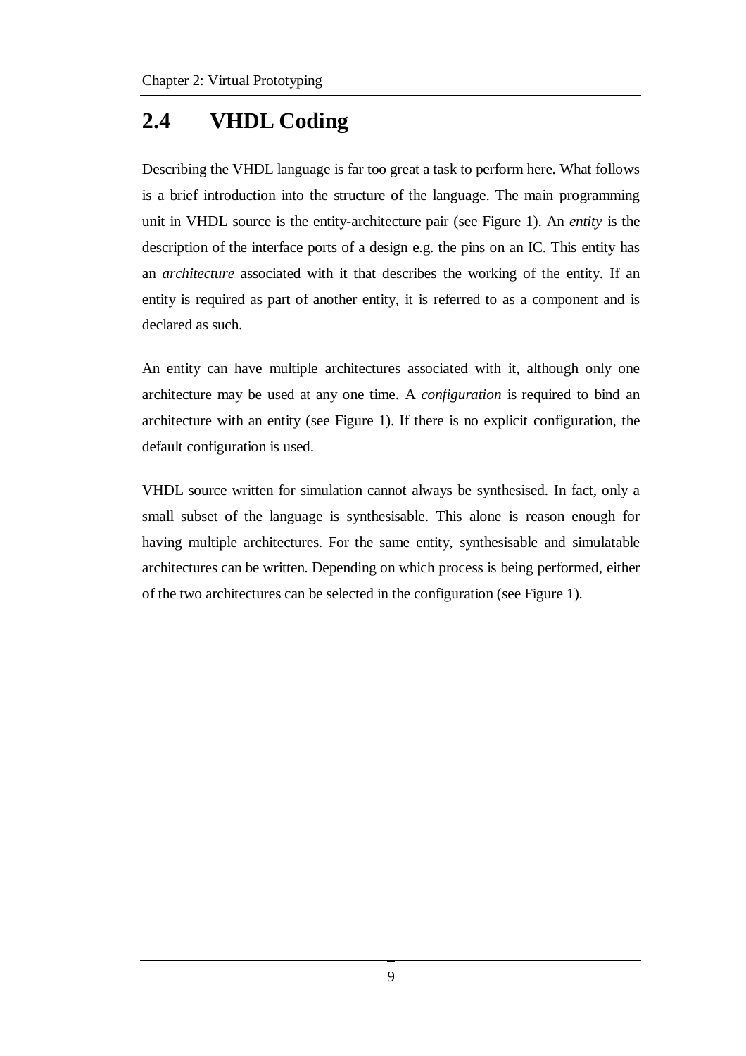## 2.4 VHDL Coding

Describing the VHDL language is far too great a task to perform here. What follows is a brief introduction into the structure of the language. The main programming unit in VHDL source is the entity-architecture pair (see Figure 1). An *entity* is the description of the interface ports of a design e.g. the pins on an IC. This entity has an *architecture* associated with it that describes the working of the entity. If an entity is required as part of another entity, it is referred to as a component and is declared as such.

An entity can have multiple architectures associated with it, although only one architecture may be used at any one time. A *configuration* is required to bind an architecture with an entity (see Figure 1). If there is no explicit configuration, the default configuration is used.

VHDL source written for simulation cannot always be synthesised. In fact, only a small subset of the language is synthesisable. This alone is reason enough for having multiple architectures. For the same entity, synthesisable and simulatable architectures can be written. Depending on which process is being performed, either of the two architectures can be selected in the configuration (see Figure 1).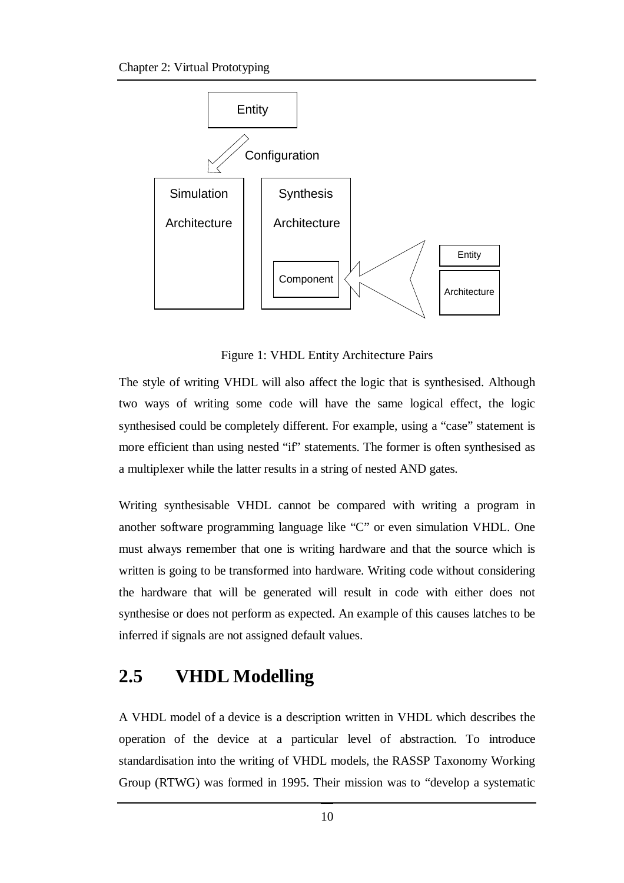Figure 1: VHDL Entity Architecture Pairs

The style of writing VHDL will also affect the logic that is synthesised. Although two ways of writing some code will have the same logical effect, the logic synthesised could be completely different. For example, using a "case" statement is more efficient than using nested "if" statements. The former is often synthesised as a multiplexer while the latter results in a string of nested AND gates.

Writing synthesisable VHDL cannot be compared with writing a program in another software programming language like "C" or even simulation VHDL. One must always remember that one is writing hardware and that the source which is written is going to be transformed into hardware. Writing code without considering the hardware that will be generated will result in code with either does not synthesise or does not perform as expected. An example of this causes latches to be inferred if signals are not assigned default values.

## 2.5 VHDL Modelling

A VHDL model of a device is a description written in VHDL which describes the operation of the device at a particular level of abstraction. To introduce standardisation into the writing of VHDL models, the RASSP Taxonomy Working Group (RTWG) was formed in 1995. Their mission was to "develop a systematic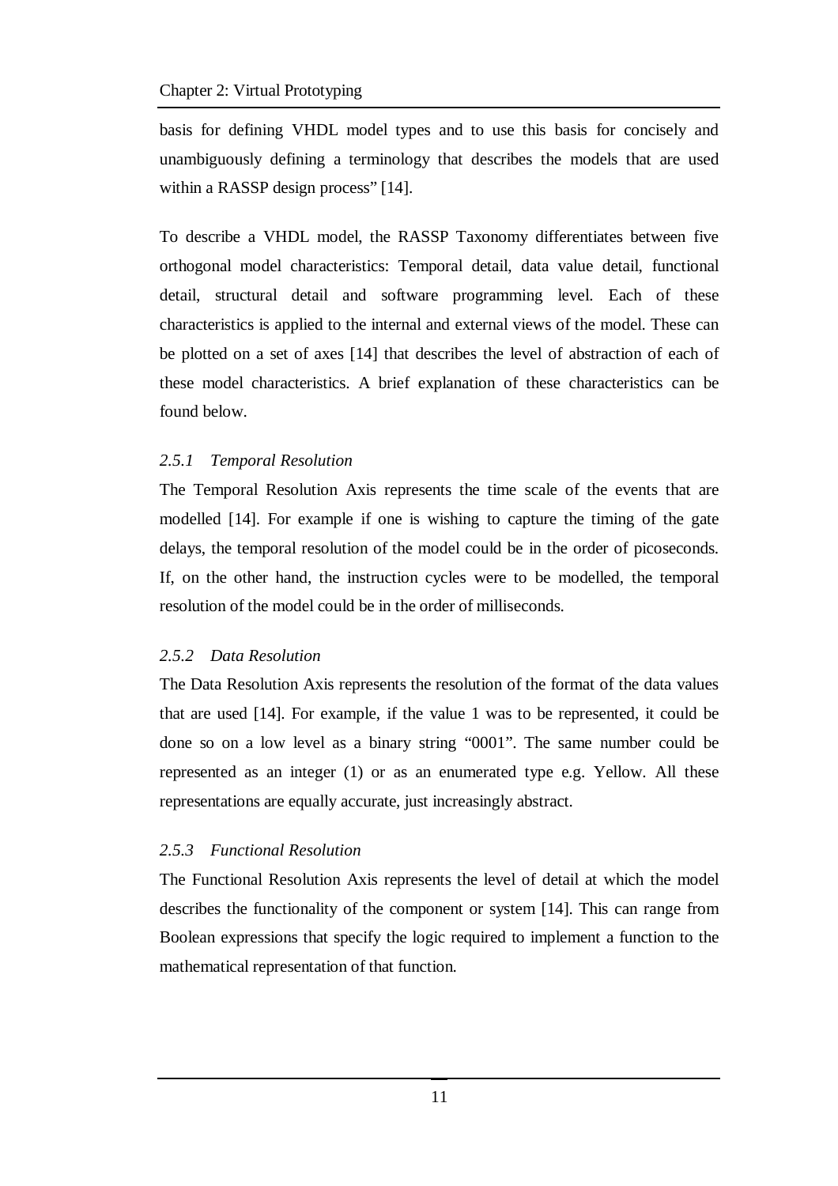basis for defining VHDL model types and to use this basis for concisely and unambiguously defining a terminology that describes the models that are used within a RASSP design process" [14].

To describe a VHDL model, the RASSP Taxonomy differentiates between five orthogonal model characteristics: Temporal detail, data value detail, functional detail, structural detail and software programming level. Each of these characteristics is applied to the internal and external views of the model. These can be plotted on a set of axes [14] that describes the level of abstraction of each of these model characteristics. A brief explanation of these characteristics can be found below.

### *2.5.1 Temporal Resolution*

The Temporal Resolution Axis represents the time scale of the events that are modelled [14]. For example if one is wishing to capture the timing of the gate delays, the temporal resolution of the model could be in the order of picoseconds. If, on the other hand, the instruction cycles were to be modelled, the temporal resolution of the model could be in the order of milliseconds.

### *2.5.2 Data Resolution*

The Data Resolution Axis represents the resolution of the format of the data values that are used [14]. For example, if the value 1 was to be represented, it could be done so on a low level as a binary string "0001". The same number could be represented as an integer (1) or as an enumerated type e.g. Yellow. All these representations are equally accurate, just increasingly abstract.

### *2.5.3 Functional Resolution*

The Functional Resolution Axis represents the level of detail at which the model describes the functionality of the component or system [14]. This can range from Boolean expressions that specify the logic required to implement a function to the mathematical representation of that function.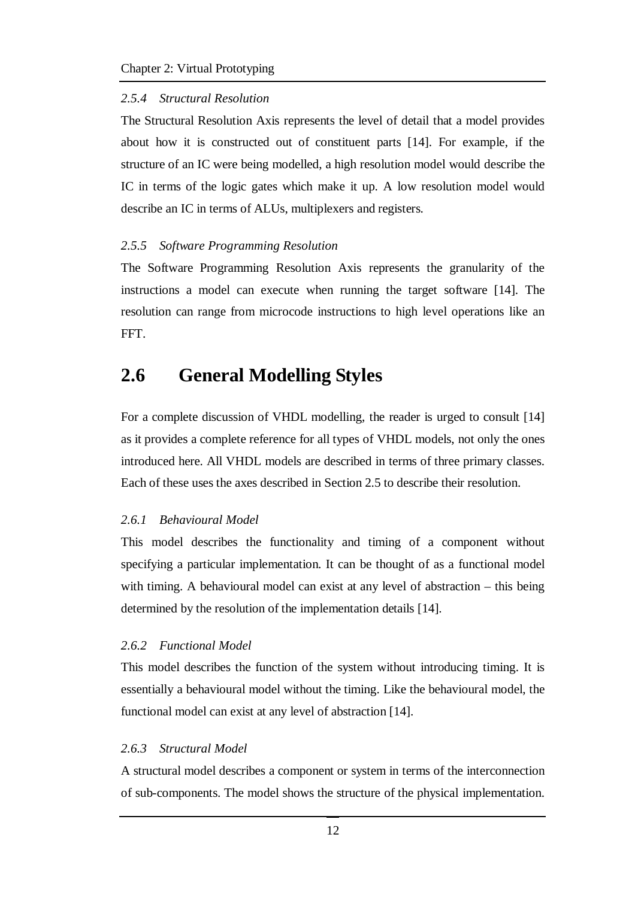### 2.5.4 Structural Resolution

The Structural Resolution Axis represents the level of detail that a model provides about how it is constructed out of constituent parts [14]. For example, if the structure of an IC were being modelled, a high resolution model would describe the IC in terms of the logic gates which make it up. A low resolution model would describe an IC in terms of ALUs, multiplexers and registers.

### 2.5.5 Software Programming Resolution

The Software Programming Resolution Axis represents the granularity of the instructions a model can execute when running the target software [14]. The resolution can range from microcode instructions to high level operations like an FFT.

## 2.6 General Modelling Styles

For a complete discussion of VHDL modelling, the reader is urged to consult [14] as it provides a complete reference for all types of VHDL models, not only the ones introduced here. All VHDL models are described in terms of three primary classes. Each of these uses the axes described in Section 2.5 to describe their resolution.

### 2.6.1 Behavioural Model

This model describes the functionality and timing of a component without specifying a particular implementation. It can be thought of as a functional model with timing. A behavioural model can exist at any level of abstraction – this being determined by the resolution of the implementation details [14].

### 2.6.2 Functional Model

This model describes the function of the system without introducing timing. It is essentially a behavioural model without the timing. Like the behavioural model, the functional model can exist at any level of abstraction [14].

### 2.6.3 Structural Model

A structural model describes a component or system in terms of the interconnection of sub-components. The model shows the structure of the physical implementation.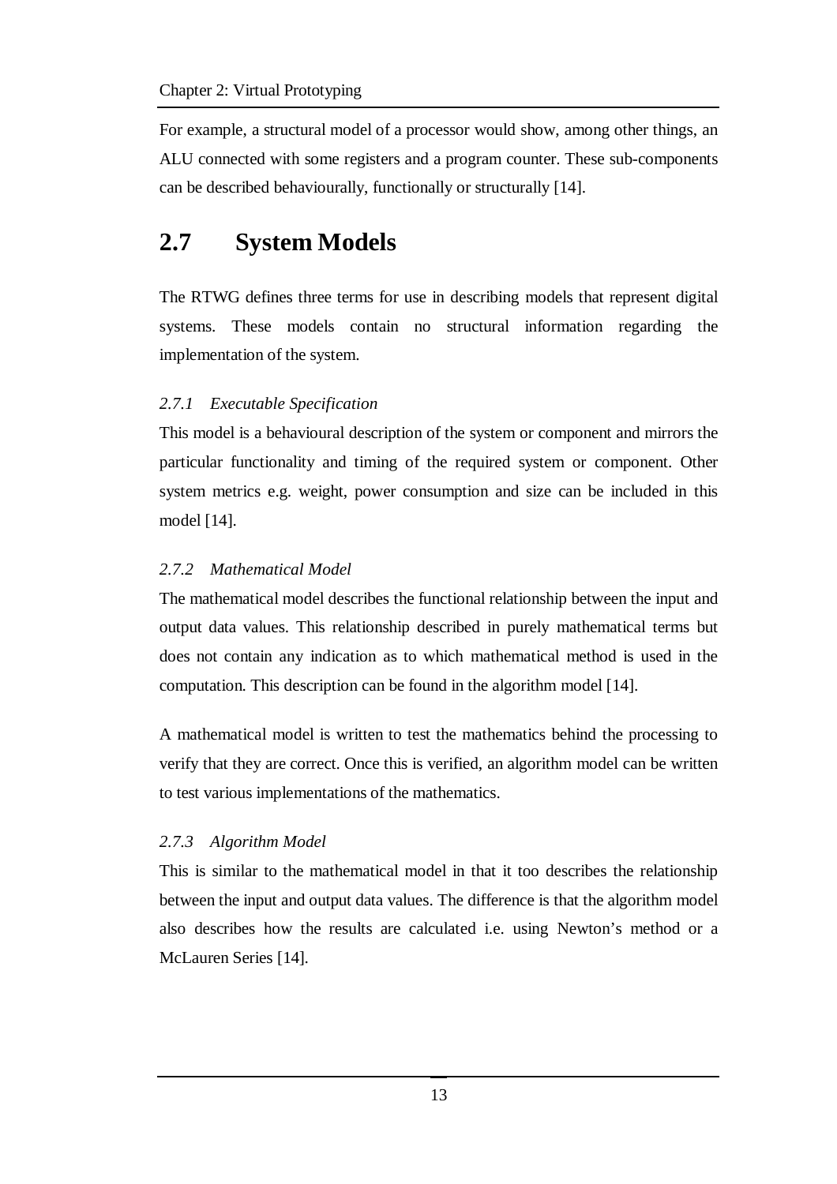For example, a structural model of a processor would show, among other things, an ALU connected with some registers and a program counter. These sub-components can be described behaviourally, functionally or structurally [14].

## 2.7 System Models

The RTWG defines three terms for use in describing models that represent digital systems. These models contain no structural information regarding the implementation of the system.

### *2.7.1 Executable Specification*

This model is a behavioural description of the system or component and mirrors the particular functionality and timing of the required system or component. Other system metrics e.g. weight, power consumption and size can be included in this model [14].

### *2.7.2 Mathematical Model*

The mathematical model describes the functional relationship between the input and output data values. This relationship described in purely mathematical terms but does not contain any indication as to which mathematical method is used in the computation. This description can be found in the algorithm model [14].

A mathematical model is written to test the mathematics behind the processing to verify that they are correct. Once this is verified, an algorithm model can be written to test various implementations of the mathematics.

### *2.7.3 Algorithm Model*

This is similar to the mathematical model in that it too describes the relationship between the input and output data values. The difference is that the algorithm model also describes how the results are calculated i.e. using Newton's method or a McLauren Series [14].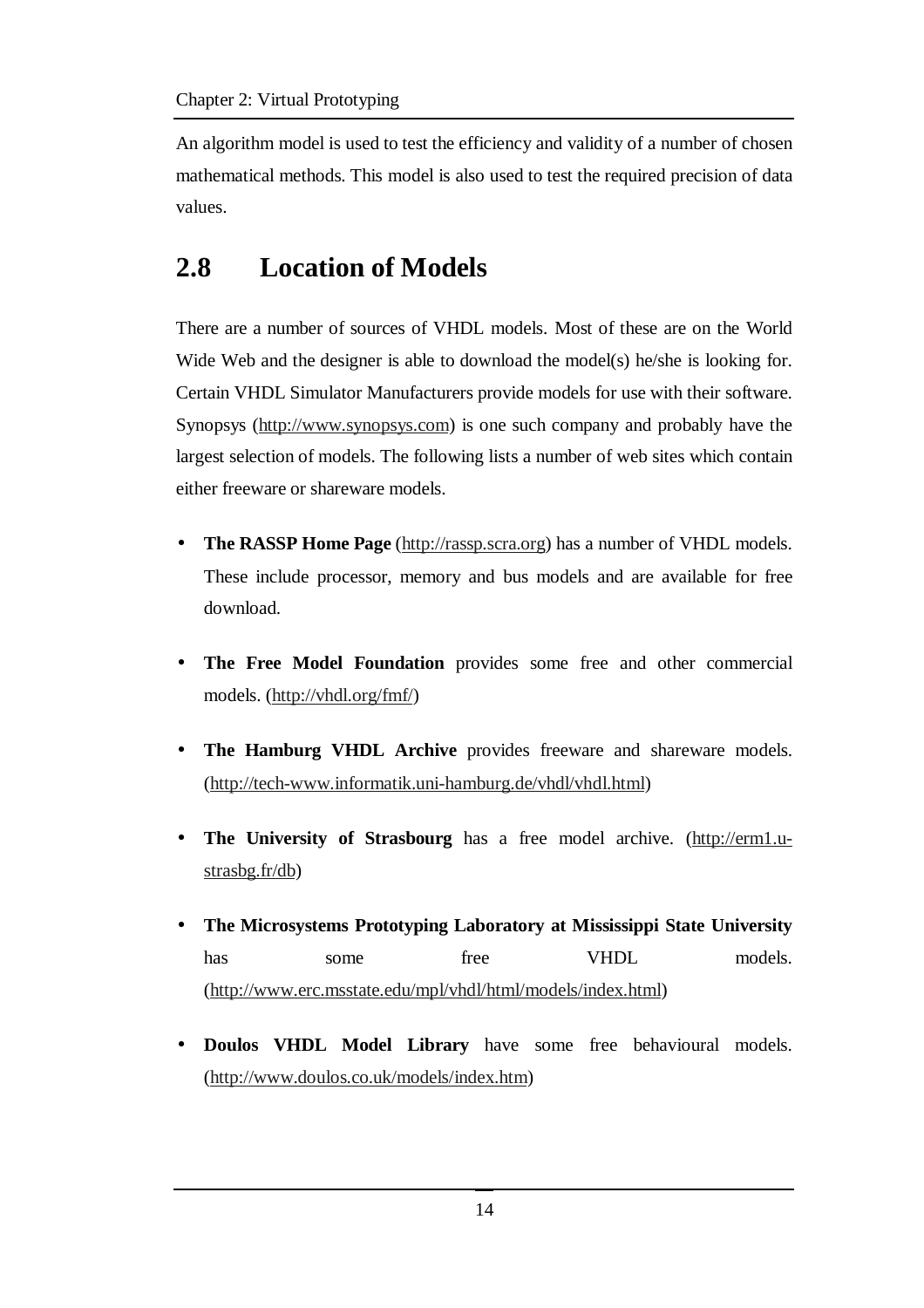An algorithm model is used to test the efficiency and validity of a number of chosen mathematical methods. This model is also used to test the required precision of data values.

## 2.8 Location of Models

There are a number of sources of VHDL models. Most of these are on the World Wide Web and the designer is able to download the model(s) he/she is looking for. Certain VHDL Simulator Manufacturers provide models for use with their software. Synopsys (http://www.synopsys.com) is one such company and probably have the largest selection of models. The following lists a number of web sites which contain either freeware or shareware models.

- **The RASSP Home Page** (http://rassp.scra.org) has a number of VHDL models. These include processor, memory and bus models and are available for free download.
- **The Free Model Foundation** provides some free and other commercial models. (http://vhdl.org/fmf/)
- **The Hamburg VHDL Archive** provides freeware and shareware models. (http://tech-www.informatik.uni-hamburg.de/vhdl/vhdl.html)
- **The University of Strasbourg** has a free model archive. (http://erm1.u-strasbg.fr/db)
- **The Microsystems Prototyping Laboratory at Mississippi State University** has some free VHDL models. (http://www.erc.msstate.edu/mpl/vhdl/html/models/index.html)
- **Doulos VHDL Model Library** have some free behavioural models. (http://www.doulos.co.uk/models/index.htm)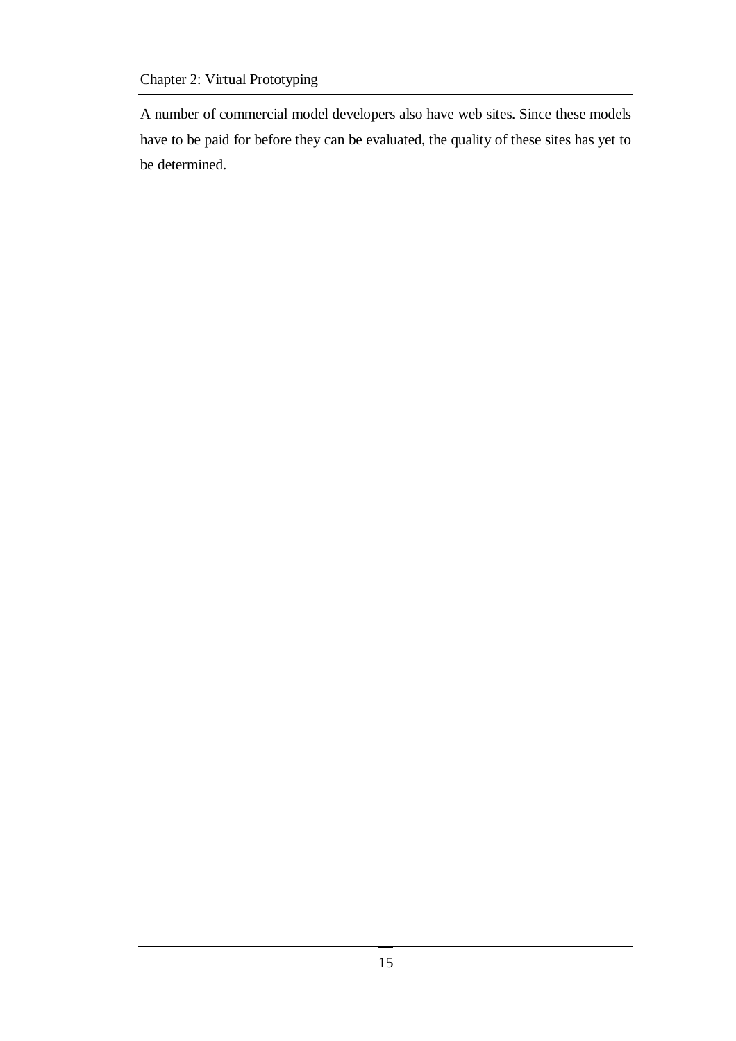A number of commercial model developers also have web sites. Since these models have to be paid for before they can be evaluated, the quality of these sites has yet to be determined.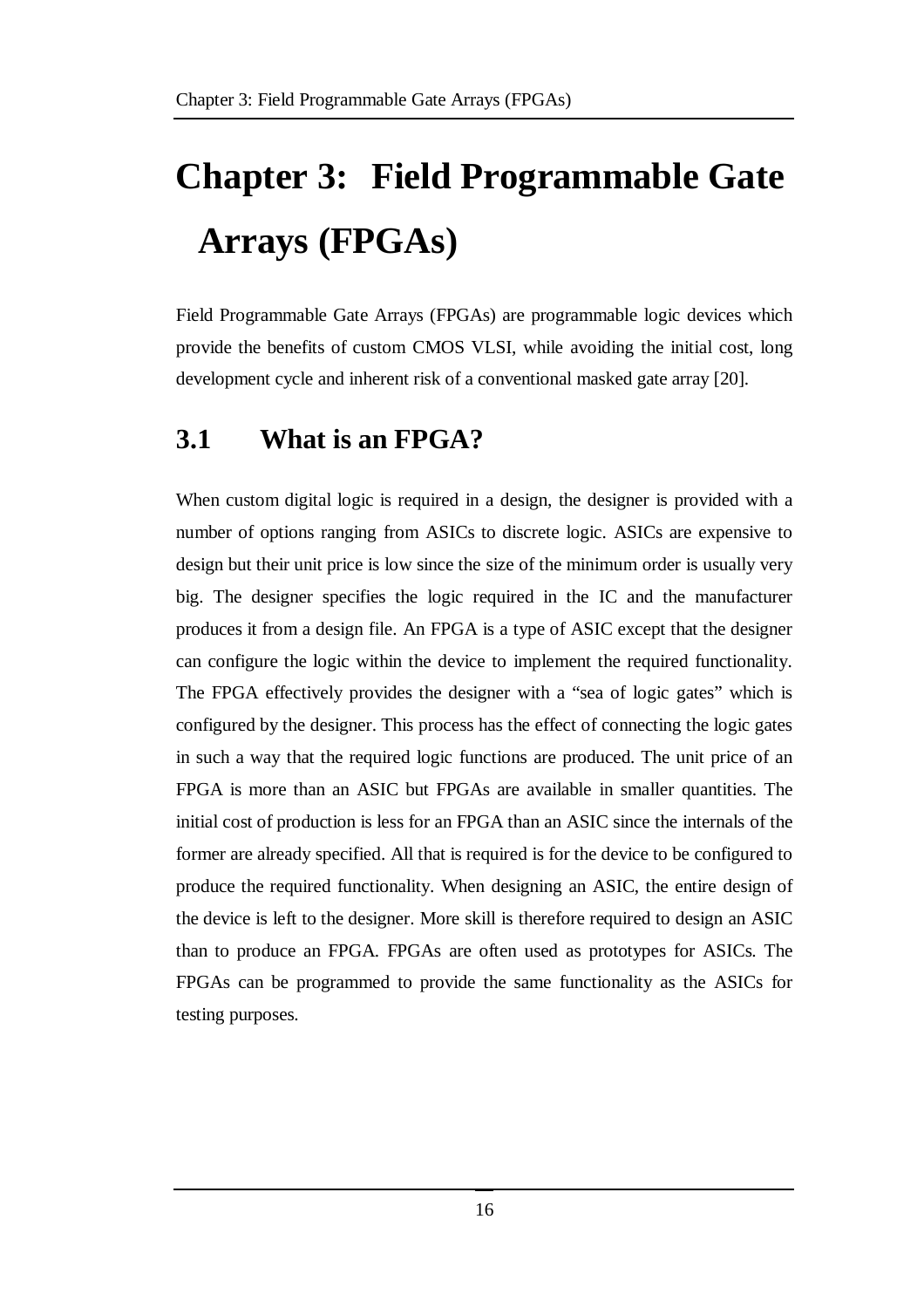# Chapter 3: Field Programmable Gate Arrays (FPGAs)

Field Programmable Gate Arrays (FPGAs) are programmable logic devices which provide the benefits of custom CMOS VLSI, while avoiding the initial cost, long development cycle and inherent risk of a conventional masked gate array [20].

## 3.1 What is an FPGA?

When custom digital logic is required in a design, the designer is provided with a number of options ranging from ASICs to discrete logic. ASICs are expensive to design but their unit price is low since the size of the minimum order is usually very big. The designer specifies the logic required in the IC and the manufacturer produces it from a design file. An FPGA is a type of ASIC except that the designer can configure the logic within the device to implement the required functionality. The FPGA effectively provides the designer with a "sea of logic gates" which is configured by the designer. This process has the effect of connecting the logic gates in such a way that the required logic functions are produced. The unit price of an FPGA is more than an ASIC but FPGAs are available in smaller quantities. The initial cost of production is less for an FPGA than an ASIC since the internals of the former are already specified. All that is required is for the device to be configured to produce the required functionality. When designing an ASIC, the entire design of the device is left to the designer. More skill is therefore required to design an ASIC than to produce an FPGA. FPGAs are often used as prototypes for ASICs. The FPGAs can be programmed to provide the same functionality as the ASICs for testing purposes.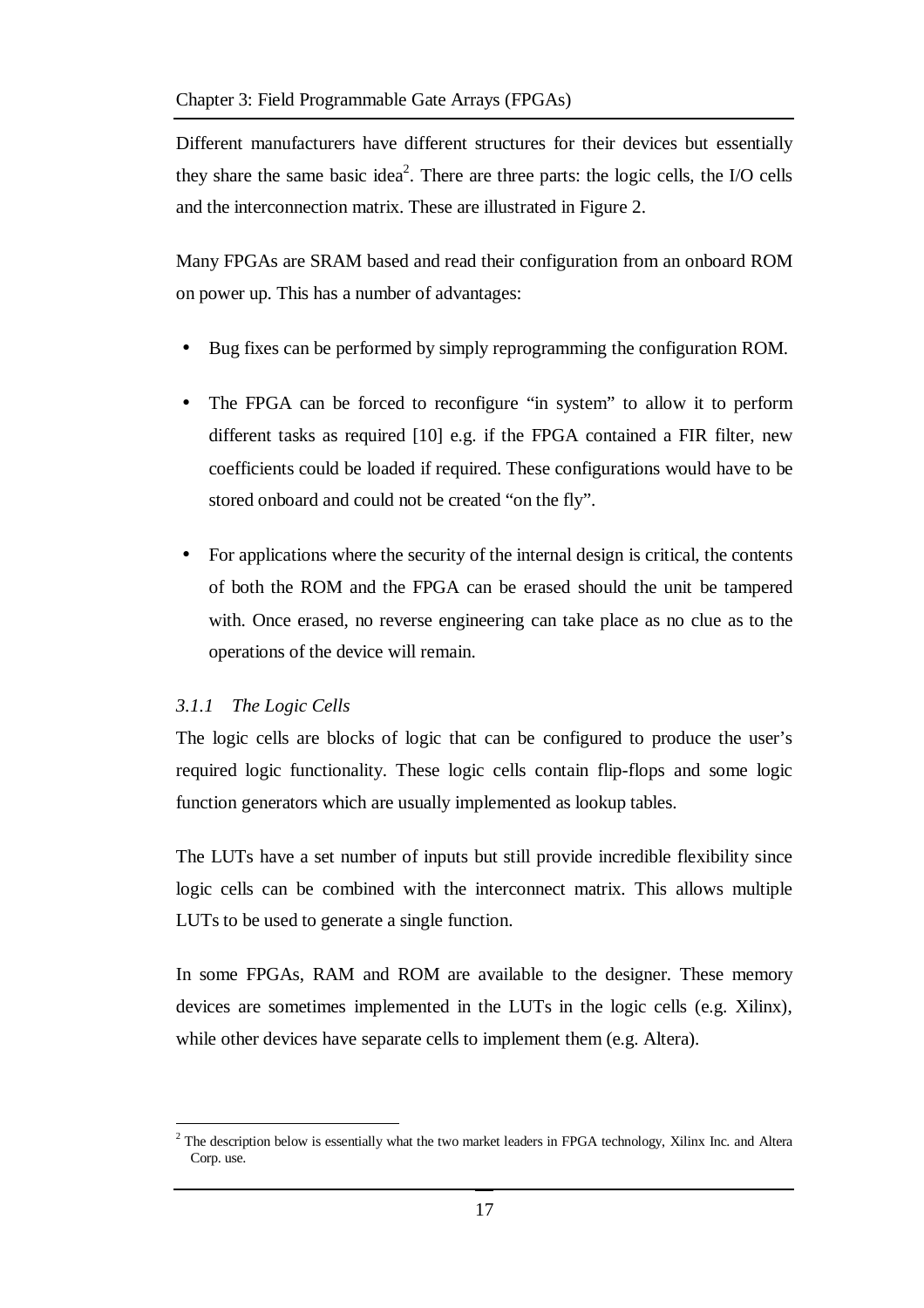Different manufacturers have different structures for their devices but essentially they share the same basic idea[2]. There are three parts: the logic cells, the I/O cells and the interconnection matrix. These are illustrated in Figure 2.

Many FPGAs are SRAM based and read their configuration from an onboard ROM on power up. This has a number of advantages:

- Bug fixes can be performed by simply reprogramming the configuration ROM.
- The FPGA can be forced to reconfigure "in system" to allow it to perform different tasks as required [10] e.g. if the FPGA contained a FIR filter, new coefficients could be loaded if required. These configurations would have to be stored onboard and could not be created "on the fly".
- For applications where the security of the internal design is critical, the contents of both the ROM and the FPGA can be erased should the unit be tampered with. Once erased, no reverse engineering can take place as no clue as to the operations of the device will remain.

### *3.1.1 The Logic Cells*

The logic cells are blocks of logic that can be configured to produce the user's required logic functionality. These logic cells contain flip-flops and some logic function generators which are usually implemented as lookup tables.

The LUTs have a set number of inputs but still provide incredible flexibility since logic cells can be combined with the interconnect matrix. This allows multiple LUTs to be used to generate a single function.

In some FPGAs, RAM and ROM are available to the designer. These memory devices are sometimes implemented in the LUTs in the logic cells (e.g. Xilinx), while other devices have separate cells to implement them (e.g. Altera).

[2] The description below is essentially what the two market leaders in FPGA technology, Xilinx Inc. and Altera Corp. use.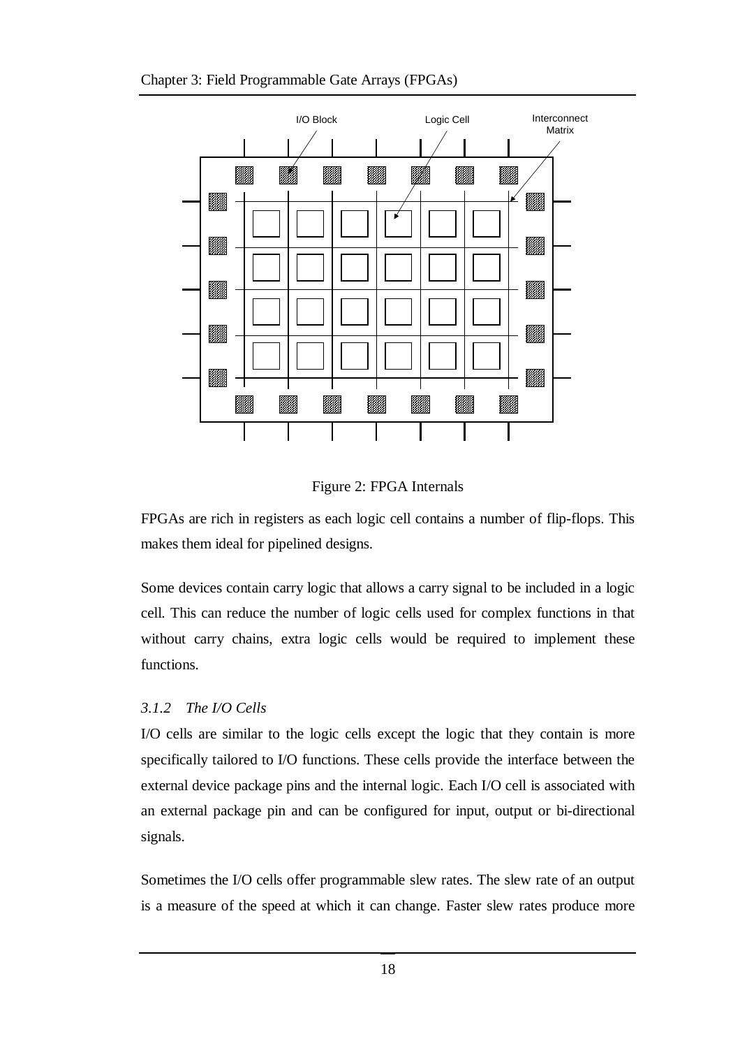Figure 2: FPGA Internals

FPGAs are rich in registers as each logic cell contains a number of flip-flops. This makes them ideal for pipelined designs.

Some devices contain carry logic that allows a carry signal to be included in a logic cell. This can reduce the number of logic cells used for complex functions in that without carry chains, extra logic cells would be required to implement these functions.

### *3.1.2 The I/O Cells*

I/O cells are similar to the logic cells except the logic that they contain is more specifically tailored to I/O functions. These cells provide the interface between the external device package pins and the internal logic. Each I/O cell is associated with an external package pin and can be configured for input, output or bi-directional signals.

Sometimes the I/O cells offer programmable slew rates. The slew rate of an output is a measure of the speed at which it can change. Faster slew rates produce more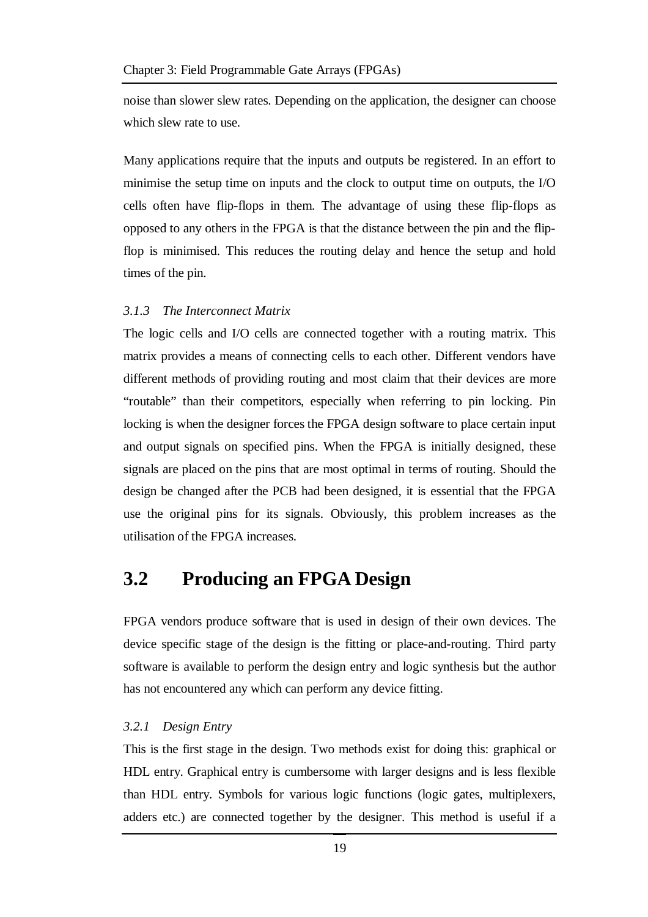noise than slower slew rates. Depending on the application, the designer can choose which slew rate to use.

Many applications require that the inputs and outputs be registered. In an effort to minimise the setup time on inputs and the clock to output time on outputs, the I/O cells often have flip-flops in them. The advantage of using these flip-flops as opposed to any others in the FPGA is that the distance between the pin and the flip-flop is minimised. This reduces the routing delay and hence the setup and hold times of the pin.

### *3.1.3 The Interconnect Matrix*

The logic cells and I/O cells are connected together with a routing matrix. This matrix provides a means of connecting cells to each other. Different vendors have different methods of providing routing and most claim that their devices are more "routable" than their competitors, especially when referring to pin locking. Pin locking is when the designer forces the FPGA design software to place certain input and output signals on specified pins. When the FPGA is initially designed, these signals are placed on the pins that are most optimal in terms of routing. Should the design be changed after the PCB had been designed, it is essential that the FPGA use the original pins for its signals. Obviously, this problem increases as the utilisation of the FPGA increases.

## 3.2 Producing an FPGA Design

FPGA vendors produce software that is used in design of their own devices. The device specific stage of the design is the fitting or place-and-routing. Third party software is available to perform the design entry and logic synthesis but the author has not encountered any which can perform any device fitting.

### *3.2.1 Design Entry*

This is the first stage in the design. Two methods exist for doing this: graphical or HDL entry. Graphical entry is cumbersome with larger designs and is less flexible than HDL entry. Symbols for various logic functions (logic gates, multiplexers, adders etc.) are connected together by the designer. This method is useful if a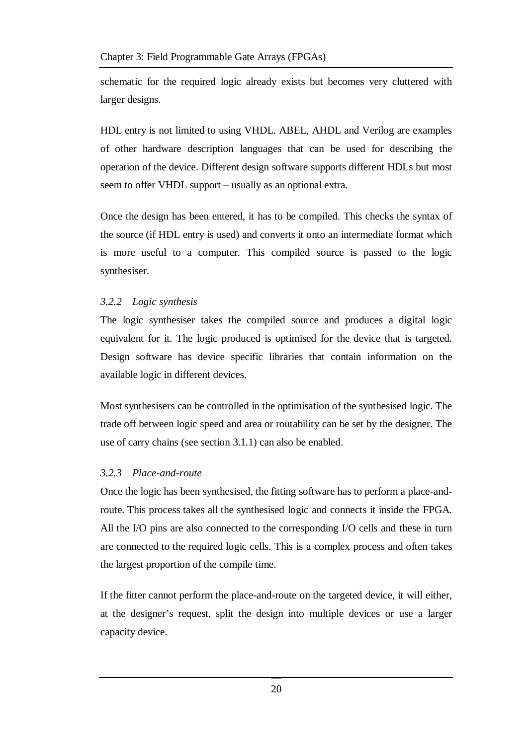schematic for the required logic already exists but becomes very cluttered with larger designs.

HDL entry is not limited to using VHDL. ABEL, AHDL and Verilog are examples of other hardware description languages that can be used for describing the operation of the device. Different design software supports different HDLs but most seem to offer VHDL support – usually as an optional extra.

Once the design has been entered, it has to be compiled. This checks the syntax of the source (if HDL entry is used) and converts it onto an intermediate format which is more useful to a computer. This compiled source is passed to the logic synthesiser.

### *3.2.2 Logic synthesis*

The logic synthesiser takes the compiled source and produces a digital logic equivalent for it. The logic produced is optimised for the device that is targeted. Design software has device specific libraries that contain information on the available logic in different devices.

Most synthesisers can be controlled in the optimisation of the synthesised logic. The trade off between logic speed and area or routability can be set by the designer. The use of carry chains (see section 3.1.1) can also be enabled.

### *3.2.3 Place-and-route*

Once the logic has been synthesised, the fitting software has to perform a place-and-route. This process takes all the synthesised logic and connects it inside the FPGA. All the I/O pins are also connected to the corresponding I/O cells and these in turn are connected to the required logic cells. This is a complex process and often takes the largest proportion of the compile time.

If the fitter cannot perform the place-and-route on the targeted device, it will either, at the designer's request, split the design into multiple devices or use a larger capacity device.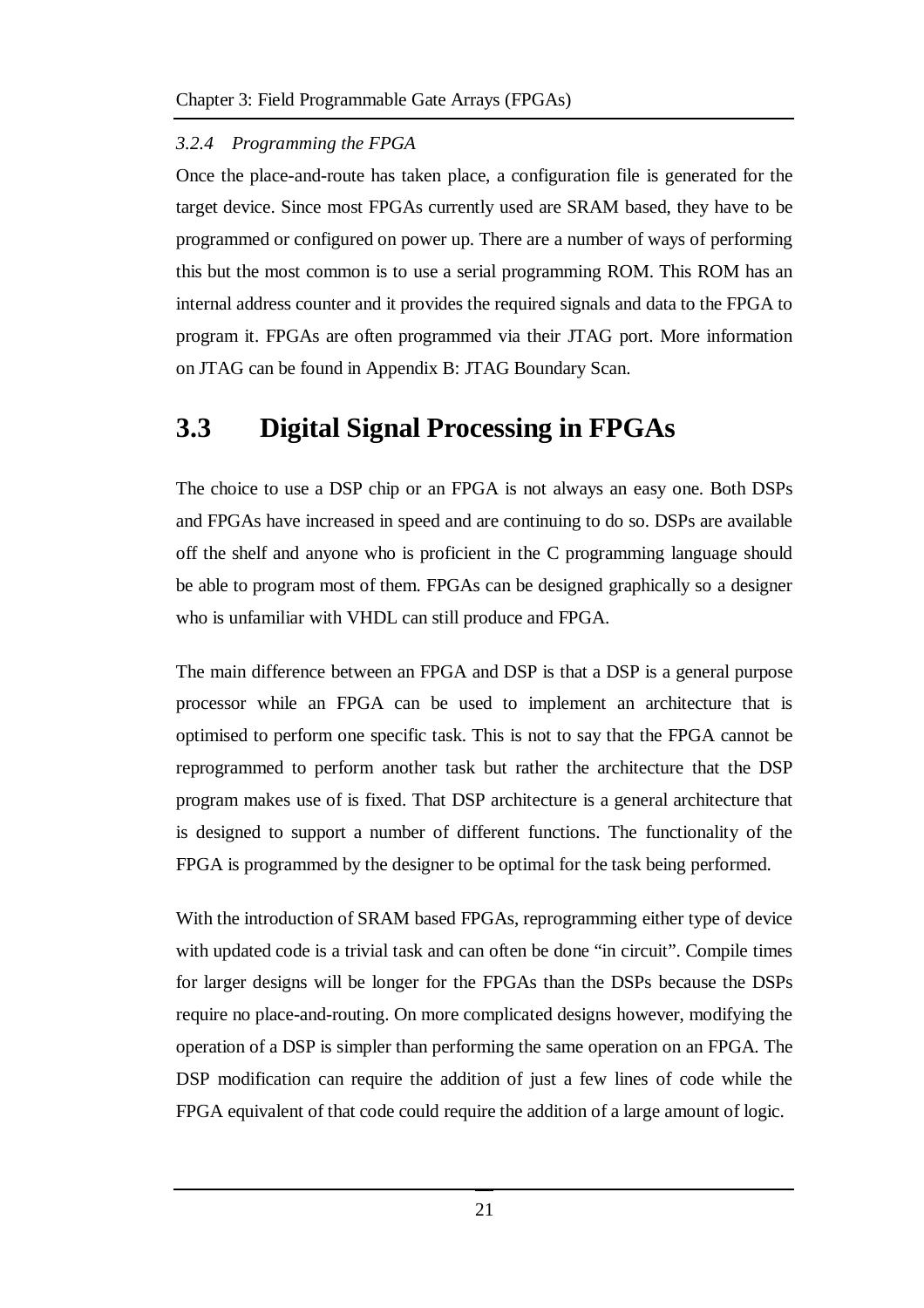### *3.2.4 Programming the FPGA*

Once the place-and-route has taken place, a configuration file is generated for the target device. Since most FPGAs currently used are SRAM based, they have to be programmed or configured on power up. There are a number of ways of performing this but the most common is to use a serial programming ROM. This ROM has an internal address counter and it provides the required signals and data to the FPGA to program it. FPGAs are often programmed via their JTAG port. More information on JTAG can be found in Appendix B: JTAG Boundary Scan.

## 3.3 Digital Signal Processing in FPGAs

The choice to use a DSP chip or an FPGA is not always an easy one. Both DSPs and FPGAs have increased in speed and are continuing to do so. DSPs are available off the shelf and anyone who is proficient in the C programming language should be able to program most of them. FPGAs can be designed graphically so a designer who is unfamiliar with VHDL can still produce and FPGA.

The main difference between an FPGA and DSP is that a DSP is a general purpose processor while an FPGA can be used to implement an architecture that is optimised to perform one specific task. This is not to say that the FPGA cannot be reprogrammed to perform another task but rather the architecture that the DSP program makes use of is fixed. That DSP architecture is a general architecture that is designed to support a number of different functions. The functionality of the FPGA is programmed by the designer to be optimal for the task being performed.

With the introduction of SRAM based FPGAs, reprogramming either type of device with updated code is a trivial task and can often be done "in circuit". Compile times for larger designs will be longer for the FPGAs than the DSPs because the DSPs require no place-and-routing. On more complicated designs however, modifying the operation of a DSP is simpler than performing the same operation on an FPGA. The DSP modification can require the addition of just a few lines of code while the FPGA equivalent of that code could require the addition of a large amount of logic.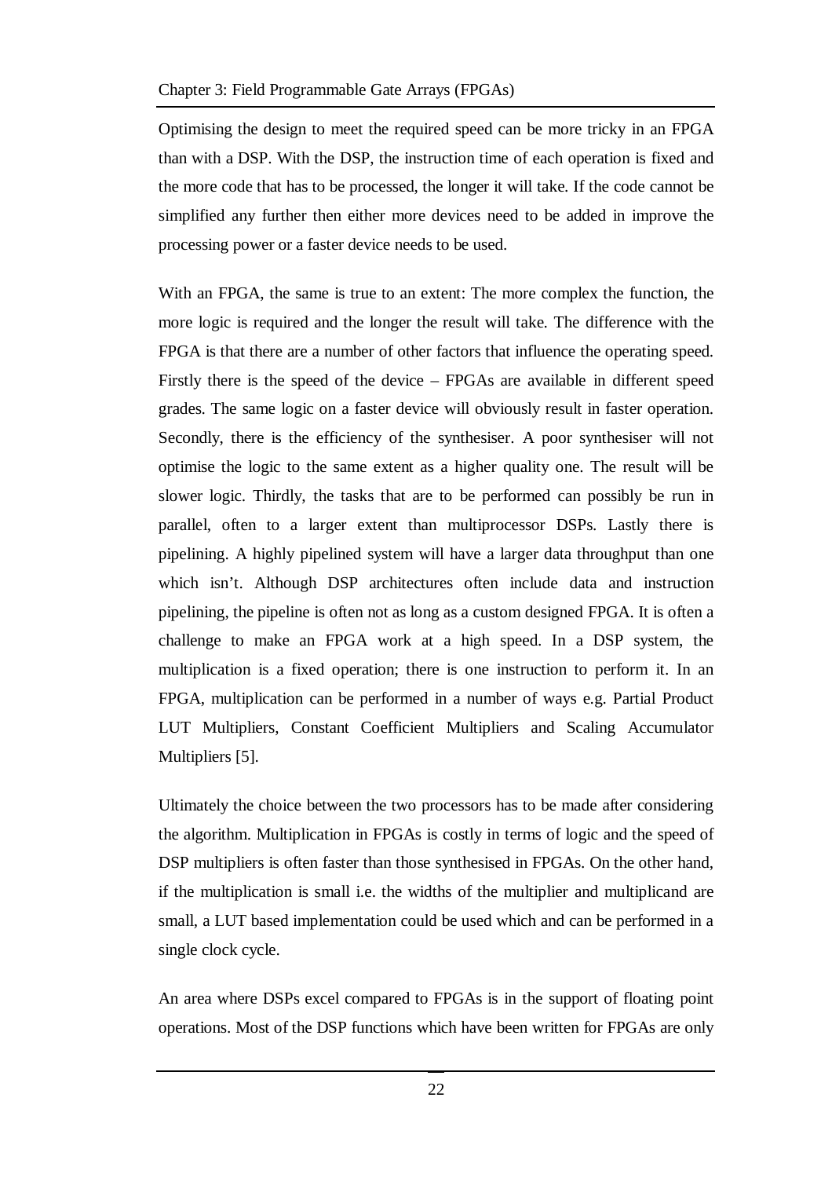Optimising the design to meet the required speed can be more tricky in an FPGA than with a DSP. With the DSP, the instruction time of each operation is fixed and the more code that has to be processed, the longer it will take. If the code cannot be simplified any further then either more devices need to be added in improve the processing power or a faster device needs to be used.

With an FPGA, the same is true to an extent: The more complex the function, the more logic is required and the longer the result will take. The difference with the FPGA is that there are a number of other factors that influence the operating speed. Firstly there is the speed of the device – FPGAs are available in different speed grades. The same logic on a faster device will obviously result in faster operation. Secondly, there is the efficiency of the synthesiser. A poor synthesiser will not optimise the logic to the same extent as a higher quality one. The result will be slower logic. Thirdly, the tasks that are to be performed can possibly be run in parallel, often to a larger extent than multiprocessor DSPs. Lastly there is pipelining. A highly pipelined system will have a larger data throughput than one which isn't. Although DSP architectures often include data and instruction pipelining, the pipeline is often not as long as a custom designed FPGA. It is often a challenge to make an FPGA work at a high speed. In a DSP system, the multiplication is a fixed operation; there is one instruction to perform it. In an FPGA, multiplication can be performed in a number of ways e.g. Partial Product LUT Multipliers, Constant Coefficient Multipliers and Scaling Accumulator Multipliers [5].

Ultimately the choice between the two processors has to be made after considering the algorithm. Multiplication in FPGAs is costly in terms of logic and the speed of DSP multipliers is often faster than those synthesised in FPGAs. On the other hand, if the multiplication is small i.e. the widths of the multiplier and multiplicand are small, a LUT based implementation could be used which and can be performed in a single clock cycle.

An area where DSPs excel compared to FPGAs is in the support of floating point operations. Most of the DSP functions which have been written for FPGAs are only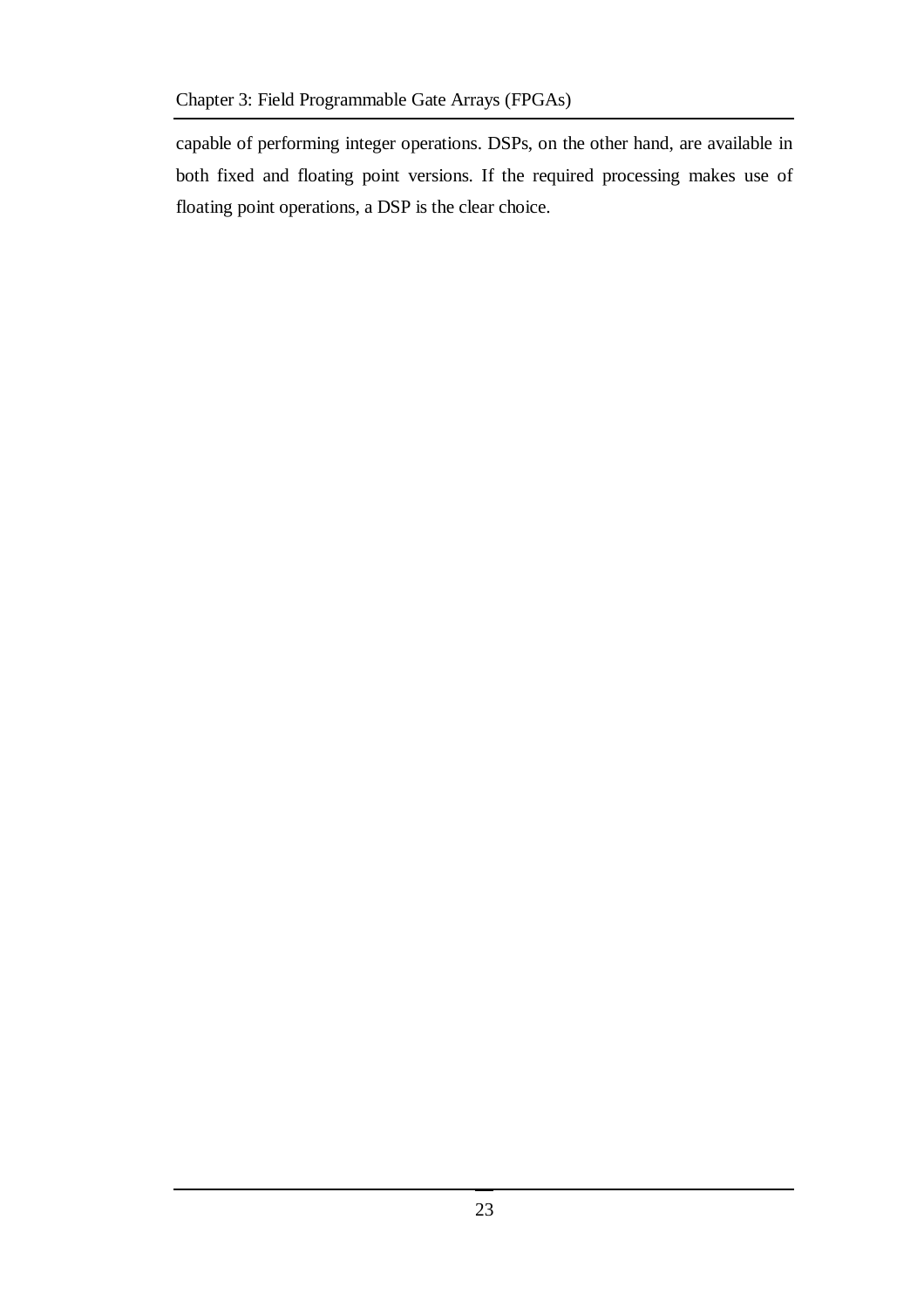capable of performing integer operations. DSPs, on the other hand, are available in both fixed and floating point versions. If the required processing makes use of floating point operations, a DSP is the clear choice.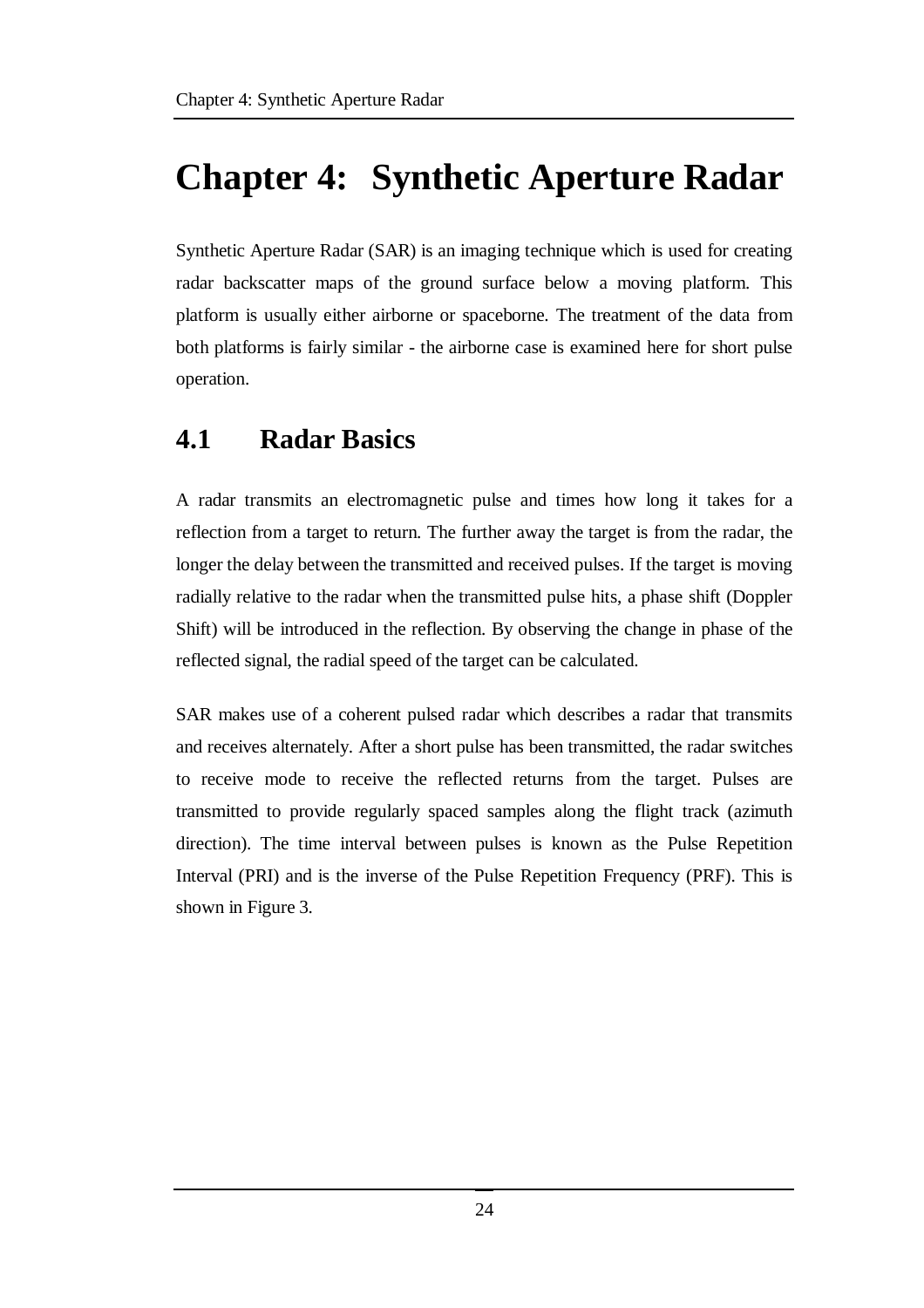# Chapter 4: Synthetic Aperture Radar

Synthetic Aperture Radar (SAR) is an imaging technique which is used for creating radar backscatter maps of the ground surface below a moving platform. This platform is usually either airborne or spaceborne. The treatment of the data from both platforms is fairly similar - the airborne case is examined here for short pulse operation.

## 4.1 Radar Basics

A radar transmits an electromagnetic pulse and times how long it takes for a reflection from a target to return. The further away the target is from the radar, the longer the delay between the transmitted and received pulses. If the target is moving radially relative to the radar when the transmitted pulse hits, a phase shift (Doppler Shift) will be introduced in the reflection. By observing the change in phase of the reflected signal, the radial speed of the target can be calculated.

SAR makes use of a coherent pulsed radar which describes a radar that transmits and receives alternately. After a short pulse has been transmitted, the radar switches to receive mode to receive the reflected returns from the target. Pulses are transmitted to provide regularly spaced samples along the flight track (azimuth direction). The time interval between pulses is known as the Pulse Repetition Interval (PRI) and is the inverse of the Pulse Repetition Frequency (PRF). This is shown in Figure 3.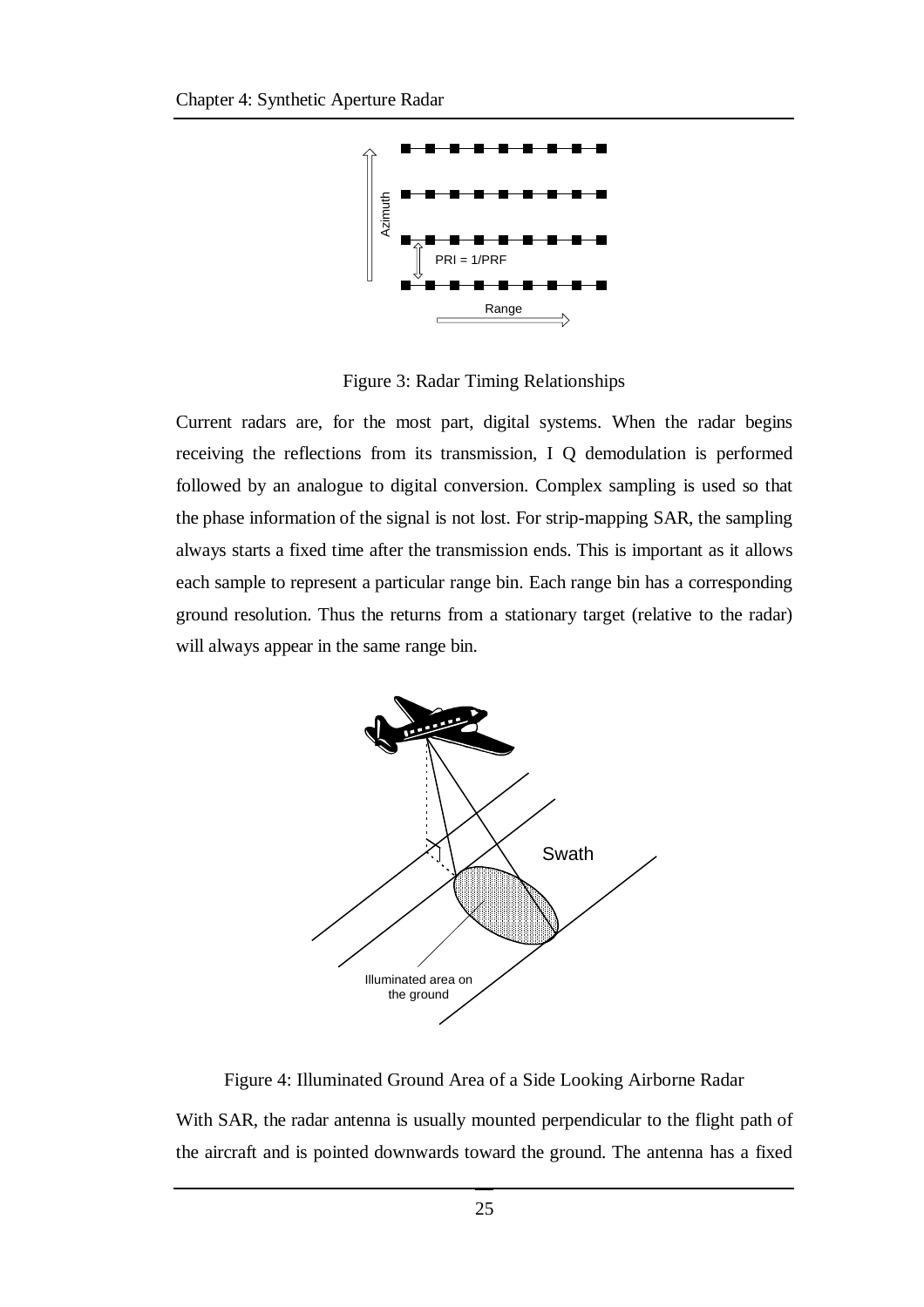Figure 3: Radar Timing Relationships

Current radars are, for the most part, digital systems. When the radar begins receiving the reflections from its transmission, I Q demodulation is performed followed by an analogue to digital conversion. Complex sampling is used so that the phase information of the signal is not lost. For strip-mapping SAR, the sampling always starts a fixed time after the transmission ends. This is important as it allows each sample to represent a particular range bin. Each range bin has a corresponding ground resolution. Thus the returns from a stationary target (relative to the radar) will always appear in the same range bin.

Figure 4: Illuminated Ground Area of a Side Looking Airborne Radar

With SAR, the radar antenna is usually mounted perpendicular to the flight path of the aircraft and is pointed downwards toward the ground. The antenna has a fixed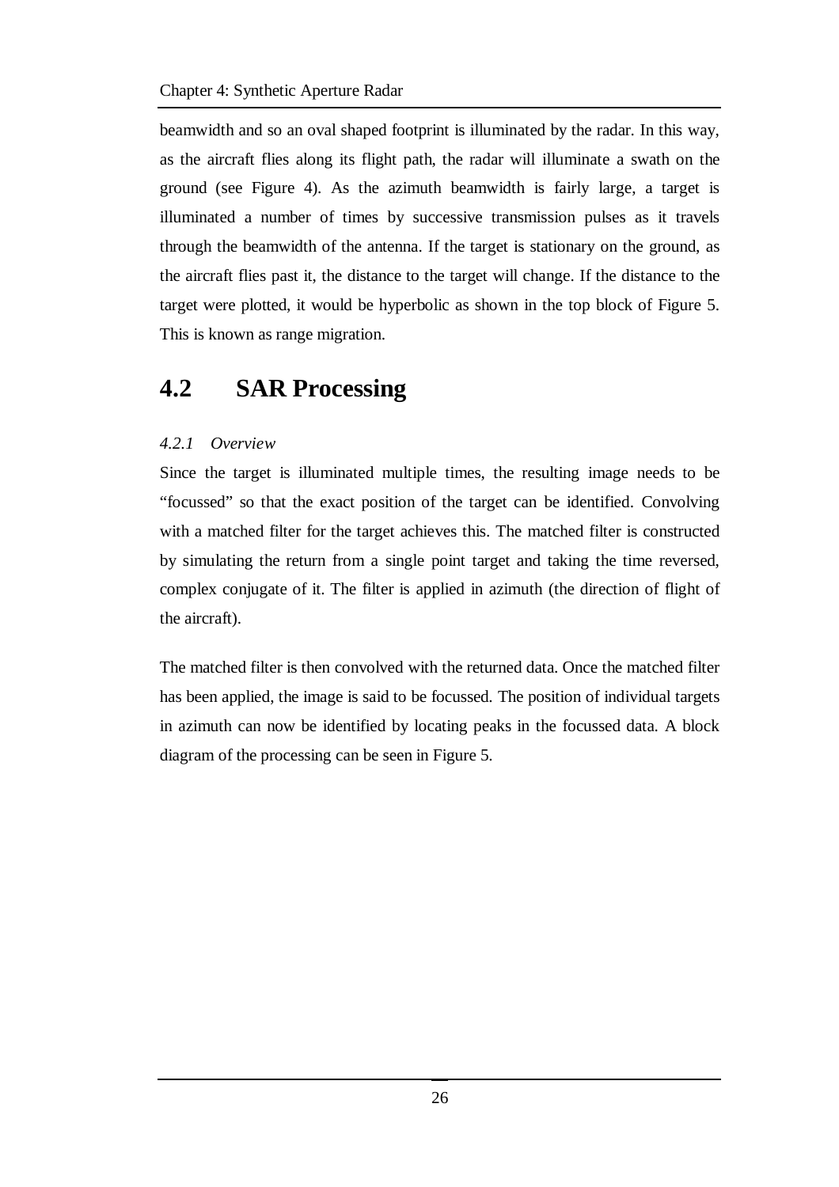beamwidth and so an oval shaped footprint is illuminated by the radar. In this way, as the aircraft flies along its flight path, the radar will illuminate a swath on the ground (see Figure 4). As the azimuth beamwidth is fairly large, a target is illuminated a number of times by successive transmission pulses as it travels through the beamwidth of the antenna. If the target is stationary on the ground, as the aircraft flies past it, the distance to the target will change. If the distance to the target were plotted, it would be hyperbolic as shown in the top block of Figure 5. This is known as range migration.

## 4.2 SAR Processing

### *4.2.1 Overview*

Since the target is illuminated multiple times, the resulting image needs to be "focussed" so that the exact position of the target can be identified. Convolving with a matched filter for the target achieves this. The matched filter is constructed by simulating the return from a single point target and taking the time reversed, complex conjugate of it. The filter is applied in azimuth (the direction of flight of the aircraft).

The matched filter is then convolved with the returned data. Once the matched filter has been applied, the image is said to be focussed. The position of individual targets in azimuth can now be identified by locating peaks in the focussed data. A block diagram of the processing can be seen in Figure 5.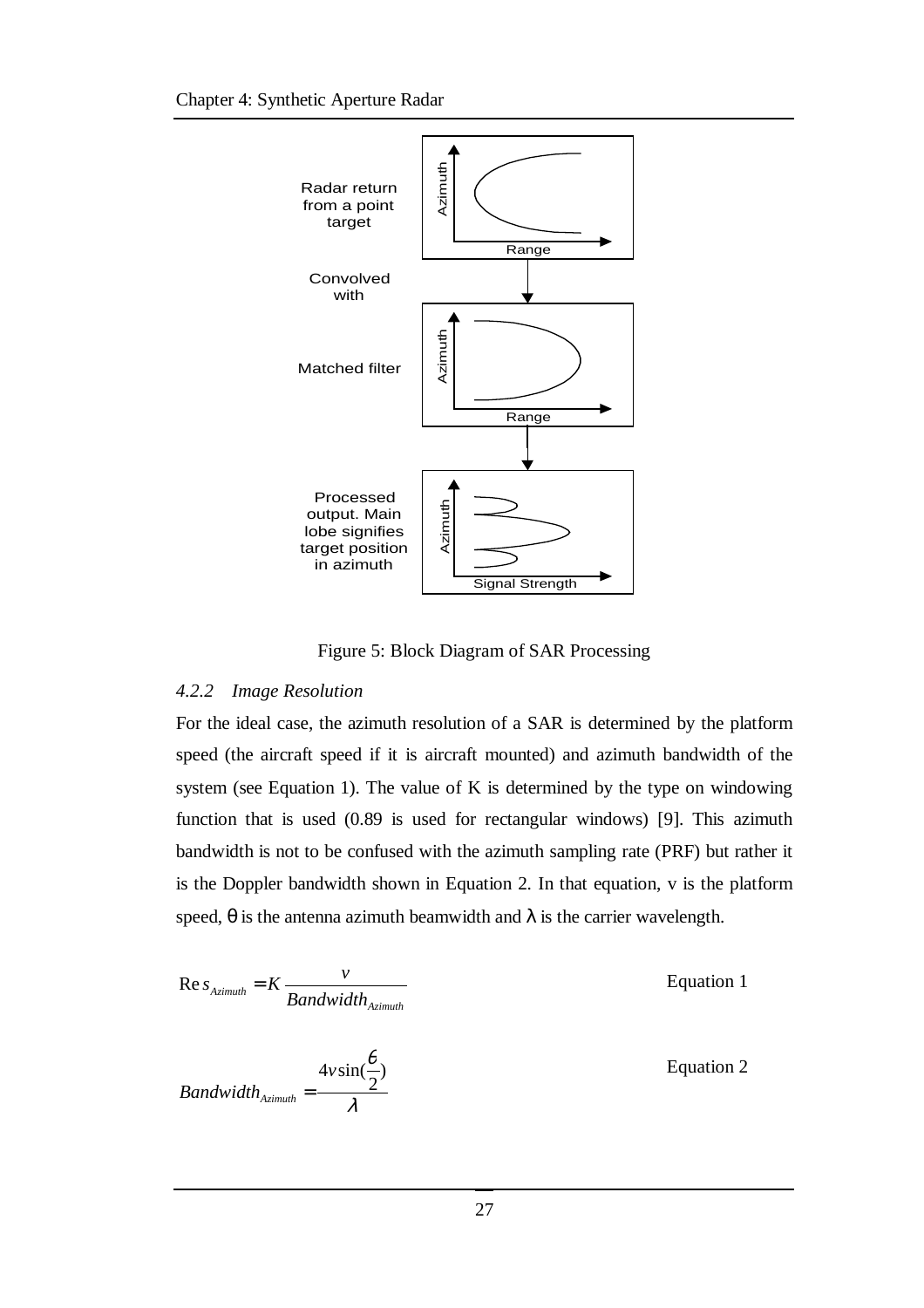Figure 5: Block Diagram of SAR Processing

### *4.2.2 Image Resolution*

For the ideal case, the azimuth resolution of a SAR is determined by the platform speed (the aircraft speed if it is aircraft mounted) and azimuth bandwidth of the system (see Equation 1). The value of K is determined by the type on windowing function that is used (0.89 is used for rectangular windows) [9]. This azimuth bandwidth is not to be confused with the azimuth sampling rate (PRF) but rather it is the Doppler bandwidth shown in Equation 2. In that equation, v is the platform speed, $\theta$ is the antenna azimuth beamwidth and $\lambda$ is the carrier wavelength.

$$\mathrm{Res}_{Azimuth} = K \frac{v}{Bandwidth_{Azimuth}} \qquad \text{Equation 1}$$

$$Bandwidth_{Azimuth} = \frac{4v\sin(\frac{\theta}{2})}{\lambda} \qquad \text{Equation 2}$$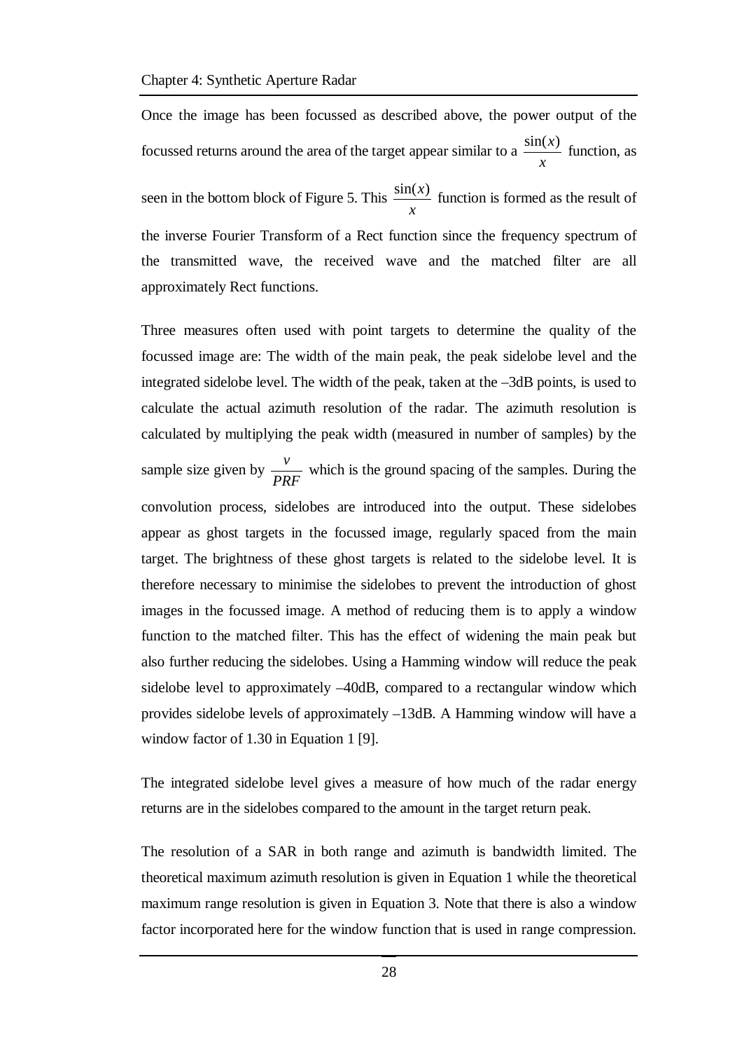Once the image has been focussed as described above, the power output of the focussed returns around the area of the target appear similar to a $\frac{\sin(x)}{x}$ function, as seen in the bottom block of Figure 5. This $\frac{\sin(x)}{x}$ function is formed as the result of the inverse Fourier Transform of a Rect function since the frequency spectrum of the transmitted wave, the received wave and the matched filter are all approximately Rect functions.

Three measures often used with point targets to determine the quality of the focussed image are: The width of the main peak, the peak sidelobe level and the integrated sidelobe level. The width of the peak, taken at the –3dB points, is used to calculate the actual azimuth resolution of the radar. The azimuth resolution is calculated by multiplying the peak width (measured in number of samples) by the sample size given by $\frac{v}{PRF}$ which is the ground spacing of the samples. During the convolution process, sidelobes are introduced into the output. These sidelobes appear as ghost targets in the focussed image, regularly spaced from the main target. The brightness of these ghost targets is related to the sidelobe level. It is therefore necessary to minimise the sidelobes to prevent the introduction of ghost images in the focussed image. A method of reducing them is to apply a window function to the matched filter. This has the effect of widening the main peak but also further reducing the sidelobes. Using a Hamming window will reduce the peak sidelobe level to approximately –40dB, compared to a rectangular window which provides sidelobe levels of approximately –13dB. A Hamming window will have a window factor of 1.30 in Equation 1 [9].

The integrated sidelobe level gives a measure of how much of the radar energy returns are in the sidelobes compared to the amount in the target return peak.

The resolution of a SAR in both range and azimuth is bandwidth limited. The theoretical maximum azimuth resolution is given in Equation 1 while the theoretical maximum range resolution is given in Equation 3. Note that there is also a window factor incorporated here for the window function that is used in range compression.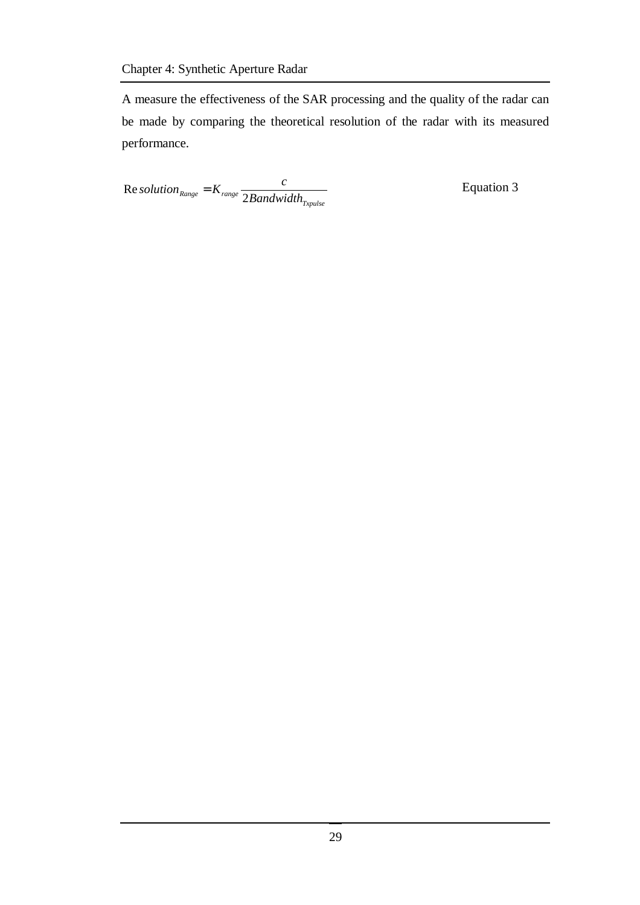A measure the effectiveness of the SAR processing and the quality of the radar can be made by comparing the theoretical resolution of the radar with its measured performance.

$$Resolution_{Range} = K_{range} \frac{c}{2Bandwidth_{Txpulse}} \quad \text{Equation 3}$$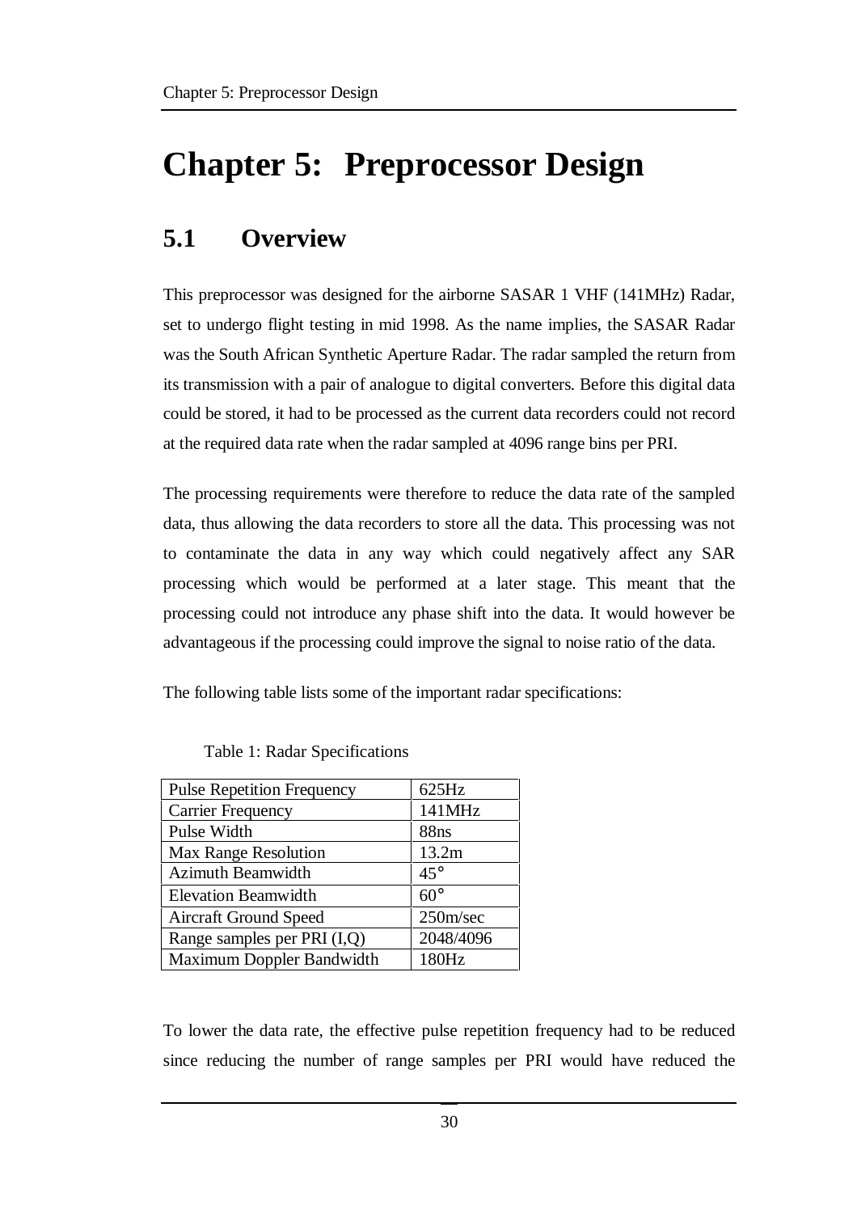# Chapter 5: Preprocessor Design

## 5.1 Overview

This preprocessor was designed for the airborne SASAR 1 VHF (141MHz) Radar, set to undergo flight testing in mid 1998. As the name implies, the SASAR Radar was the South African Synthetic Aperture Radar. The radar sampled the return from its transmission with a pair of analogue to digital converters. Before this digital data could be stored, it had to be processed as the current data recorders could not record at the required data rate when the radar sampled at 4096 range bins per PRI.

The processing requirements were therefore to reduce the data rate of the sampled data, thus allowing the data recorders to store all the data. This processing was not to contaminate the data in any way which could negatively affect any SAR processing which would be performed at a later stage. This meant that the processing could not introduce any phase shift into the data. It would however be advantageous if the processing could improve the signal to noise ratio of the data.

The following table lists some of the important radar specifications:

Table 1: Radar Specifications

| Parameter | Value |
| --- | --- |
| Pulse Repetition Frequency | 625Hz |
| Carrier Frequency | 141MHz |
| Pulse Width | 88ns |
| Max Range Resolution | 13.2m |
| Azimuth Beamwidth | 45° |
| Elevation Beamwidth | 60° |
| Aircraft Ground Speed | 250m/sec |
| Range samples per PRI (I,Q) | 2048/4096 |
| Maximum Doppler Bandwidth | 180Hz |

To lower the data rate, the effective pulse repetition frequency had to be reduced since reducing the number of range samples per PRI would have reduced the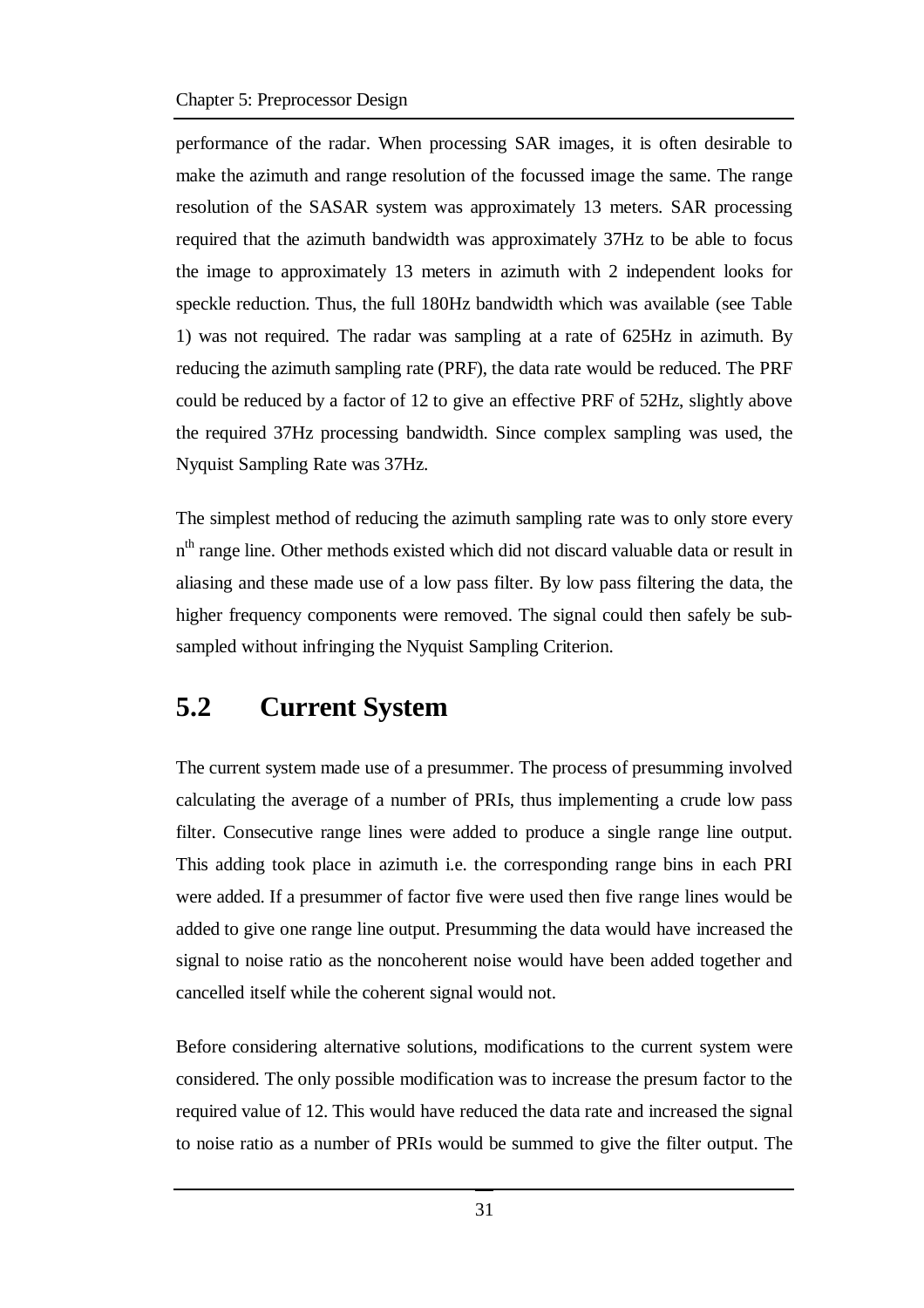performance of the radar. When processing SAR images, it is often desirable to make the azimuth and range resolution of the focussed image the same. The range resolution of the SASAR system was approximately 13 meters. SAR processing required that the azimuth bandwidth was approximately 37Hz to be able to focus the image to approximately 13 meters in azimuth with 2 independent looks for speckle reduction. Thus, the full 180Hz bandwidth which was available (see Table 1) was not required. The radar was sampling at a rate of 625Hz in azimuth. By reducing the azimuth sampling rate (PRF), the data rate would be reduced. The PRF could be reduced by a factor of 12 to give an effective PRF of 52Hz, slightly above the required 37Hz processing bandwidth. Since complex sampling was used, the Nyquist Sampling Rate was 37Hz.

The simplest method of reducing the azimuth sampling rate was to only store every $n^{th}$ range line. Other methods existed which did not discard valuable data or result in aliasing and these made use of a low pass filter. By low pass filtering the data, the higher frequency components were removed. The signal could then safely be sub-sampled without infringing the Nyquist Sampling Criterion.

## 5.2 Current System

The current system made use of a presummer. The process of presumming involved calculating the average of a number of PRIs, thus implementing a crude low pass filter. Consecutive range lines were added to produce a single range line output. This adding took place in azimuth i.e. the corresponding range bins in each PRI were added. If a presummer of factor five were used then five range lines would be added to give one range line output. Presumming the data would have increased the signal to noise ratio as the noncoherent noise would have been added together and cancelled itself while the coherent signal would not.

Before considering alternative solutions, modifications to the current system were considered. The only possible modification was to increase the presum factor to the required value of 12. This would have reduced the data rate and increased the signal to noise ratio as a number of PRIs would be summed to give the filter output. The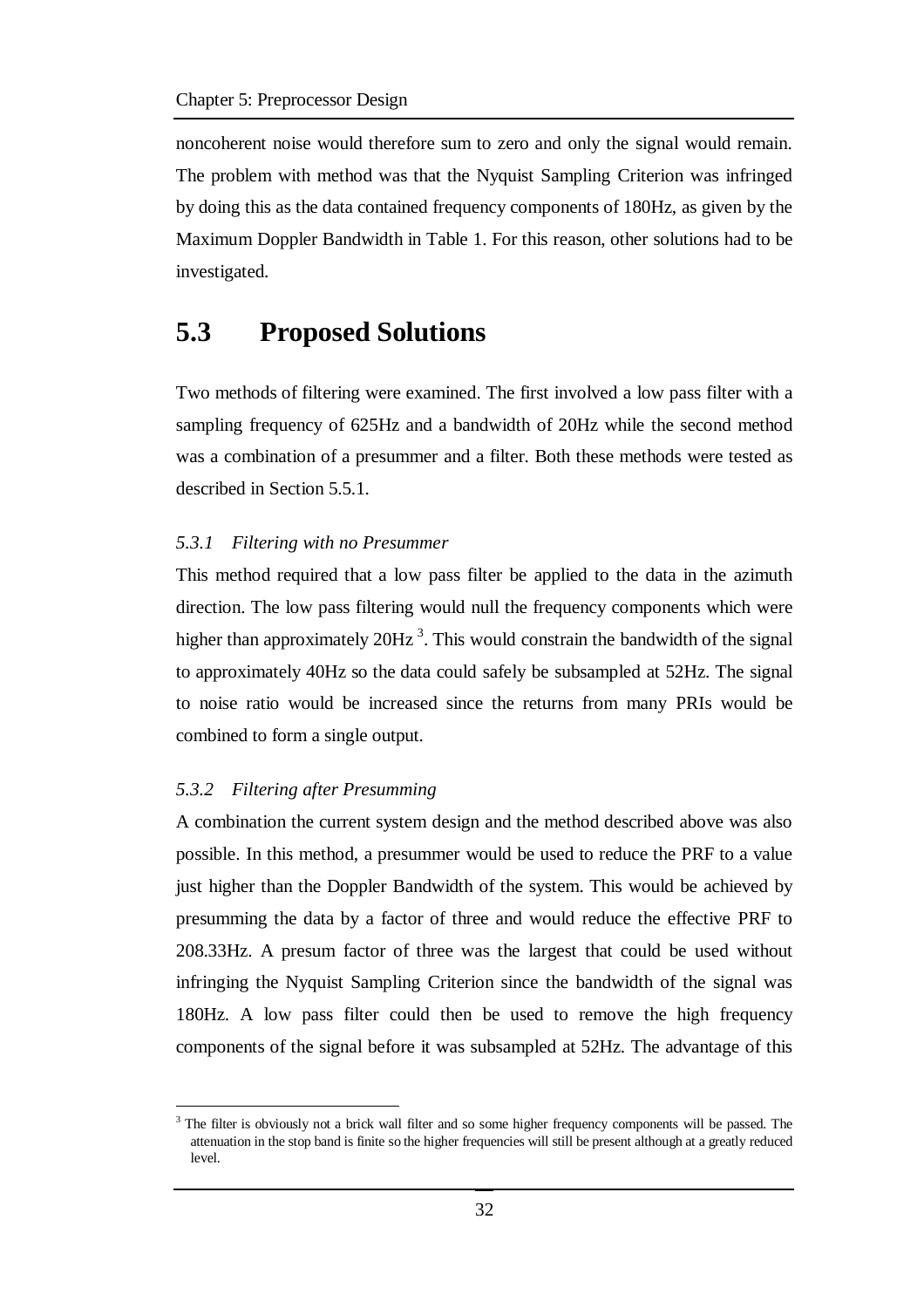noncoherent noise would therefore sum to zero and only the signal would remain. The problem with method was that the Nyquist Sampling Criterion was infringed by doing this as the data contained frequency components of 180Hz, as given by the Maximum Doppler Bandwidth in Table 1. For this reason, other solutions had to be investigated.

## 5.3 Proposed Solutions

Two methods of filtering were examined. The first involved a low pass filter with a sampling frequency of 625Hz and a bandwidth of 20Hz while the second method was a combination of a presummer and a filter. Both these methods were tested as described in Section 5.5.1.

### *5.3.1 Filtering with no Presummer*

This method required that a low pass filter be applied to the data in the azimuth direction. The low pass filtering would null the frequency components which were higher than approximately 20Hz [3]. This would constrain the bandwidth of the signal to approximately 40Hz so the data could safely be subsampled at 52Hz. The signal to noise ratio would be increased since the returns from many PRIs would be combined to form a single output.

### *5.3.2 Filtering after Presumming*

A combination the current system design and the method described above was also possible. In this method, a presummer would be used to reduce the PRF to a value just higher than the Doppler Bandwidth of the system. This would be achieved by presumming the data by a factor of three and would reduce the effective PRF to 208.33Hz. A presum factor of three was the largest that could be used without infringing the Nyquist Sampling Criterion since the bandwidth of the signal was 180Hz. A low pass filter could then be used to remove the high frequency components of the signal before it was subsampled at 52Hz. The advantage of this

[3] The filter is obviously not a brick wall filter and so some higher frequency components will be passed. The attenuation in the stop band is finite so the higher frequencies will still be present although at a greatly reduced level.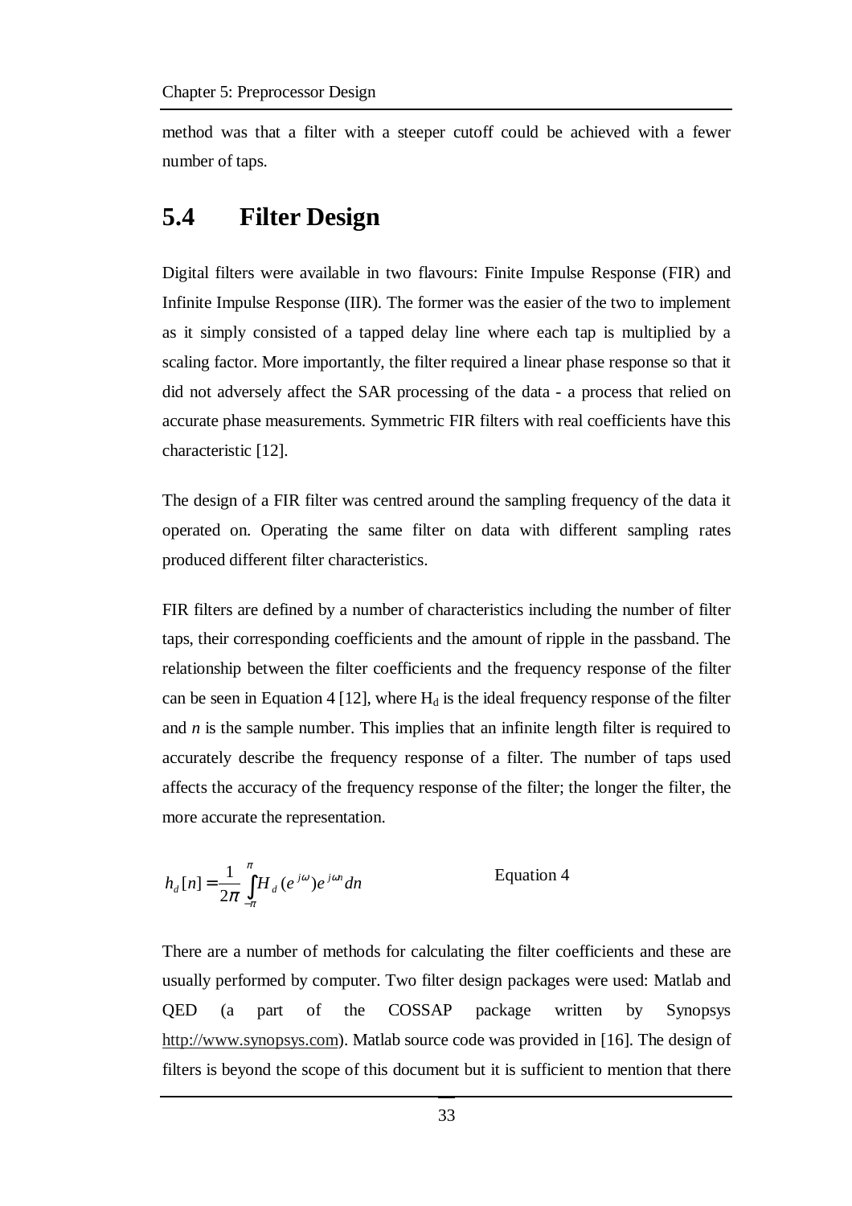method was that a filter with a steeper cutoff could be achieved with a fewer number of taps.

## 5.4 Filter Design

Digital filters were available in two flavours: Finite Impulse Response (FIR) and Infinite Impulse Response (IIR). The former was the easier of the two to implement as it simply consisted of a tapped delay line where each tap is multiplied by a scaling factor. More importantly, the filter required a linear phase response so that it did not adversely affect the SAR processing of the data - a process that relied on accurate phase measurements. Symmetric FIR filters with real coefficients have this characteristic [12].

The design of a FIR filter was centred around the sampling frequency of the data it operated on. Operating the same filter on data with different sampling rates produced different filter characteristics.

FIR filters are defined by a number of characteristics including the number of filter taps, their corresponding coefficients and the amount of ripple in the passband. The relationship between the filter coefficients and the frequency response of the filter can be seen in Equation 4 [12], where $H_d$ is the ideal frequency response of the filter and $n$ is the sample number. This implies that an infinite length filter is required to accurately describe the frequency response of a filter. The number of taps used affects the accuracy of the frequency response of the filter; the longer the filter, the more accurate the representation.

$$h_d[n] = \frac{1}{2\pi}\int_{-\pi}^{\pi} H_d(e^{j\omega})e^{j\omega n}\,dn \qquad \text{Equation 4}$$

There are a number of methods for calculating the filter coefficients and these are usually performed by computer. Two filter design packages were used: Matlab and QED (a part of the COSSAP package written by Synopsys http://www.synopsys.com). Matlab source code was provided in [16]. The design of filters is beyond the scope of this document but it is sufficient to mention that there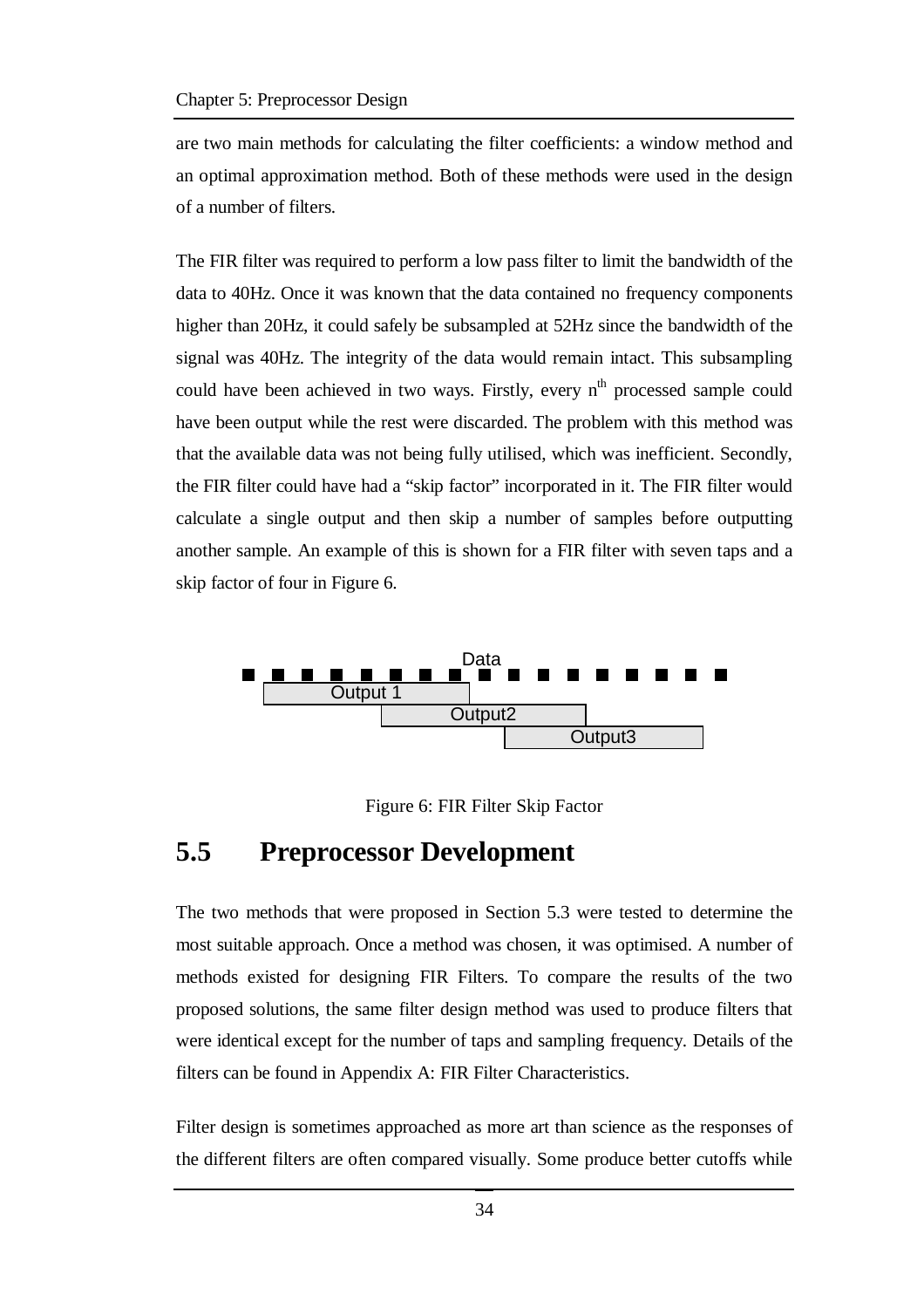are two main methods for calculating the filter coefficients: a window method and an optimal approximation method. Both of these methods were used in the design of a number of filters.

The FIR filter was required to perform a low pass filter to limit the bandwidth of the data to 40Hz. Once it was known that the data contained no frequency components higher than 20Hz, it could safely be subsampled at 52Hz since the bandwidth of the signal was 40Hz. The integrity of the data would remain intact. This subsampling could have been achieved in two ways. Firstly, every $n^{th}$ processed sample could have been output while the rest were discarded. The problem with this method was that the available data was not being fully utilised, which was inefficient. Secondly, the FIR filter could have had a "skip factor" incorporated in it. The FIR filter would calculate a single output and then skip a number of samples before outputting another sample. An example of this is shown for a FIR filter with seven taps and a skip factor of four in Figure 6.

Data

Output 1

Output2

Output3

Figure 6: FIR Filter Skip Factor

## 5.5 Preprocessor Development

The two methods that were proposed in Section 5.3 were tested to determine the most suitable approach. Once a method was chosen, it was optimised. A number of methods existed for designing FIR Filters. To compare the results of the two proposed solutions, the same filter design method was used to produce filters that were identical except for the number of taps and sampling frequency. Details of the filters can be found in Appendix A: FIR Filter Characteristics.

Filter design is sometimes approached as more art than science as the responses of the different filters are often compared visually. Some produce better cutoffs while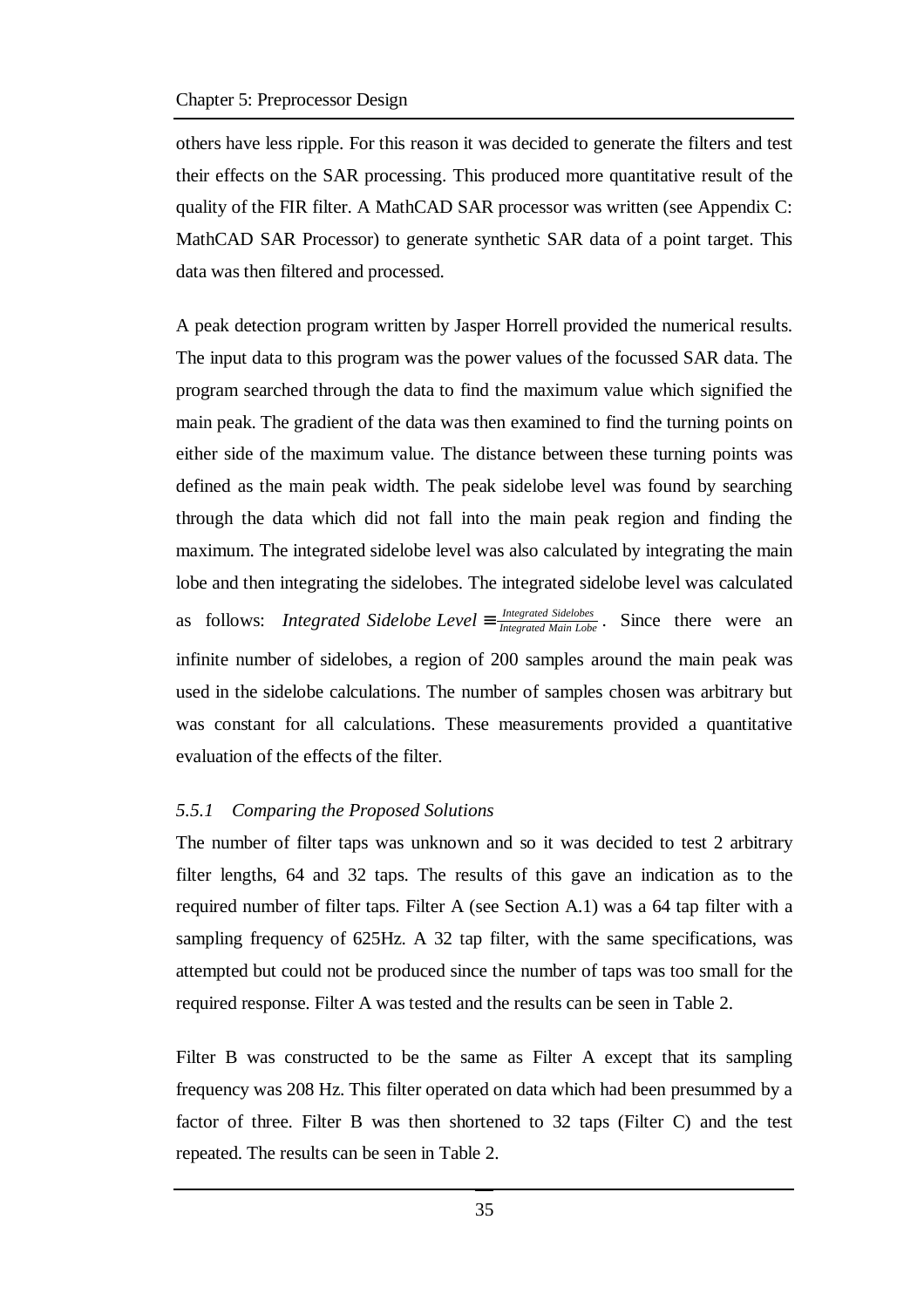others have less ripple. For this reason it was decided to generate the filters and test their effects on the SAR processing. This produced more quantitative result of the quality of the FIR filter. A MathCAD SAR processor was written (see Appendix C: MathCAD SAR Processor) to generate synthetic SAR data of a point target. This data was then filtered and processed.

A peak detection program written by Jasper Horrell provided the numerical results. The input data to this program was the power values of the focussed SAR data. The program searched through the data to find the maximum value which signified the main peak. The gradient of the data was then examined to find the turning points on either side of the maximum value. The distance between these turning points was defined as the main peak width. The peak sidelobe level was found by searching through the data which did not fall into the main peak region and finding the maximum. The integrated sidelobe level was also calculated by integrating the main lobe and then integrating the sidelobes. The integrated sidelobe level was calculated as follows: $\textit{Integrated Sidelobe Level} \equiv \frac{\textit{Integrated Sidelobes}}{\textit{Integrated Main Lobe}}$. Since there were an infinite number of sidelobes, a region of 200 samples around the main peak was used in the sidelobe calculations. The number of samples chosen was arbitrary but was constant for all calculations. These measurements provided a quantitative evaluation of the effects of the filter.

### *5.5.1 Comparing the Proposed Solutions*

The number of filter taps was unknown and so it was decided to test 2 arbitrary filter lengths, 64 and 32 taps. The results of this gave an indication as to the required number of filter taps. Filter A (see Section A.1) was a 64 tap filter with a sampling frequency of 625Hz. A 32 tap filter, with the same specifications, was attempted but could not be produced since the number of taps was too small for the required response. Filter A was tested and the results can be seen in Table 2.

Filter B was constructed to be the same as Filter A except that its sampling frequency was 208 Hz. This filter operated on data which had been presummed by a factor of three. Filter B was then shortened to 32 taps (Filter C) and the test repeated. The results can be seen in Table 2.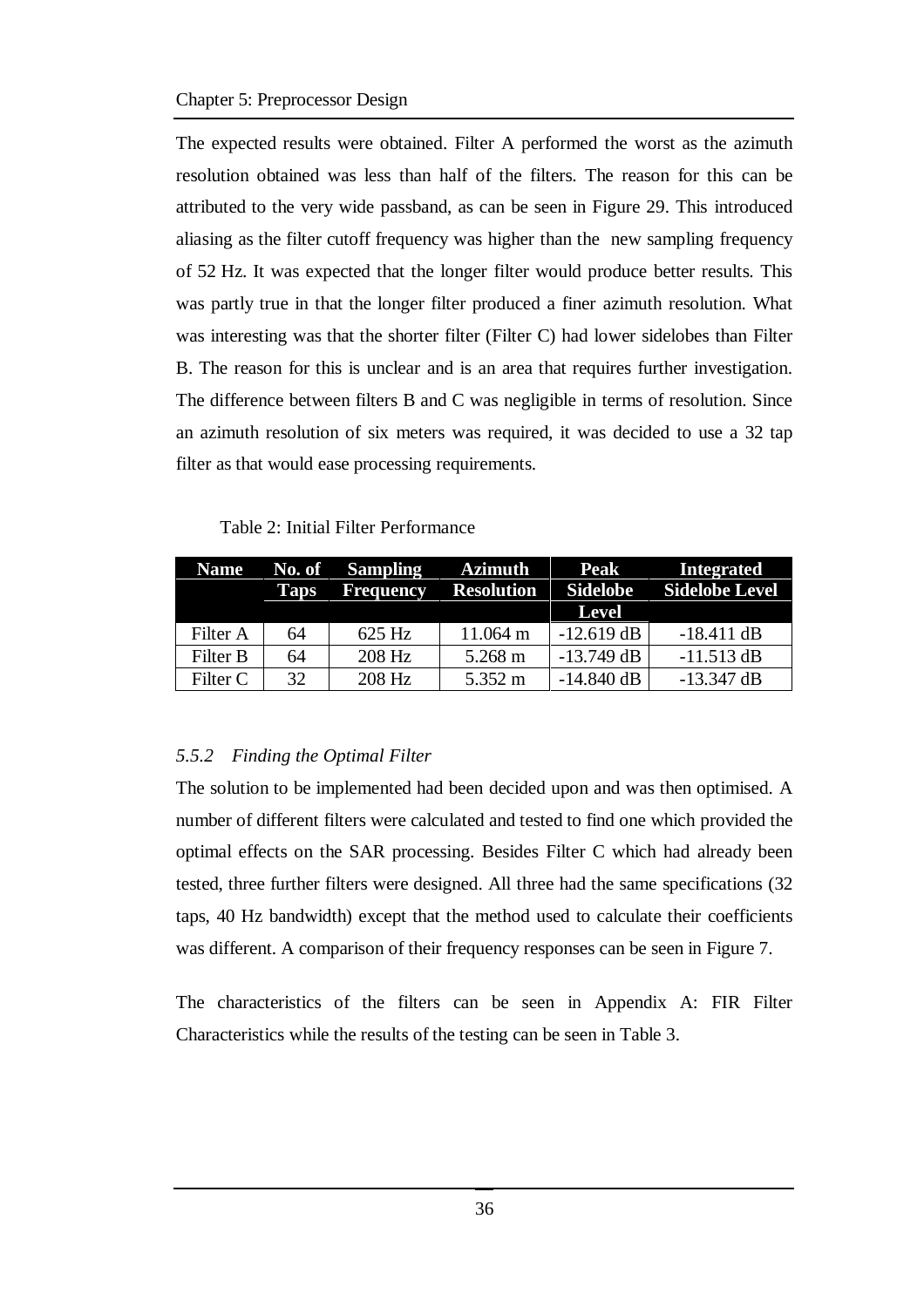The expected results were obtained. Filter A performed the worst as the azimuth resolution obtained was less than half of the filters. The reason for this can be attributed to the very wide passband, as can be seen in Figure 29. This introduced aliasing as the filter cutoff frequency was higher than the new sampling frequency of 52 Hz. It was expected that the longer filter would produce better results. This was partly true in that the longer filter produced a finer azimuth resolution. What was interesting was that the shorter filter (Filter C) had lower sidelobes than Filter B. The reason for this is unclear and is an area that requires further investigation. The difference between filters B and C was negligible in terms of resolution. Since an azimuth resolution of six meters was required, it was decided to use a 32 tap filter as that would ease processing requirements.

Table 2: Initial Filter Performance

| Name | No. of Taps | Sampling Frequency | Azimuth Resolution | Peak Sidelobe Level | Integrated Sidelobe Level |
|---|---|---|---|---|---|
| Filter A | 64 | 625 Hz | 11.064 m | -12.619 dB | -18.411 dB |
| Filter B | 64 | 208 Hz | 5.268 m | -13.749 dB | -11.513 dB |
| Filter C | 32 | 208 Hz | 5.352 m | -14.840 dB | -13.347 dB |

### *5.5.2 Finding the Optimal Filter*

The solution to be implemented had been decided upon and was then optimised. A number of different filters were calculated and tested to find one which provided the optimal effects on the SAR processing. Besides Filter C which had already been tested, three further filters were designed. All three had the same specifications (32 taps, 40 Hz bandwidth) except that the method used to calculate their coefficients was different. A comparison of their frequency responses can be seen in Figure 7.

The characteristics of the filters can be seen in Appendix A: FIR Filter Characteristics while the results of the testing can be seen in Table 3.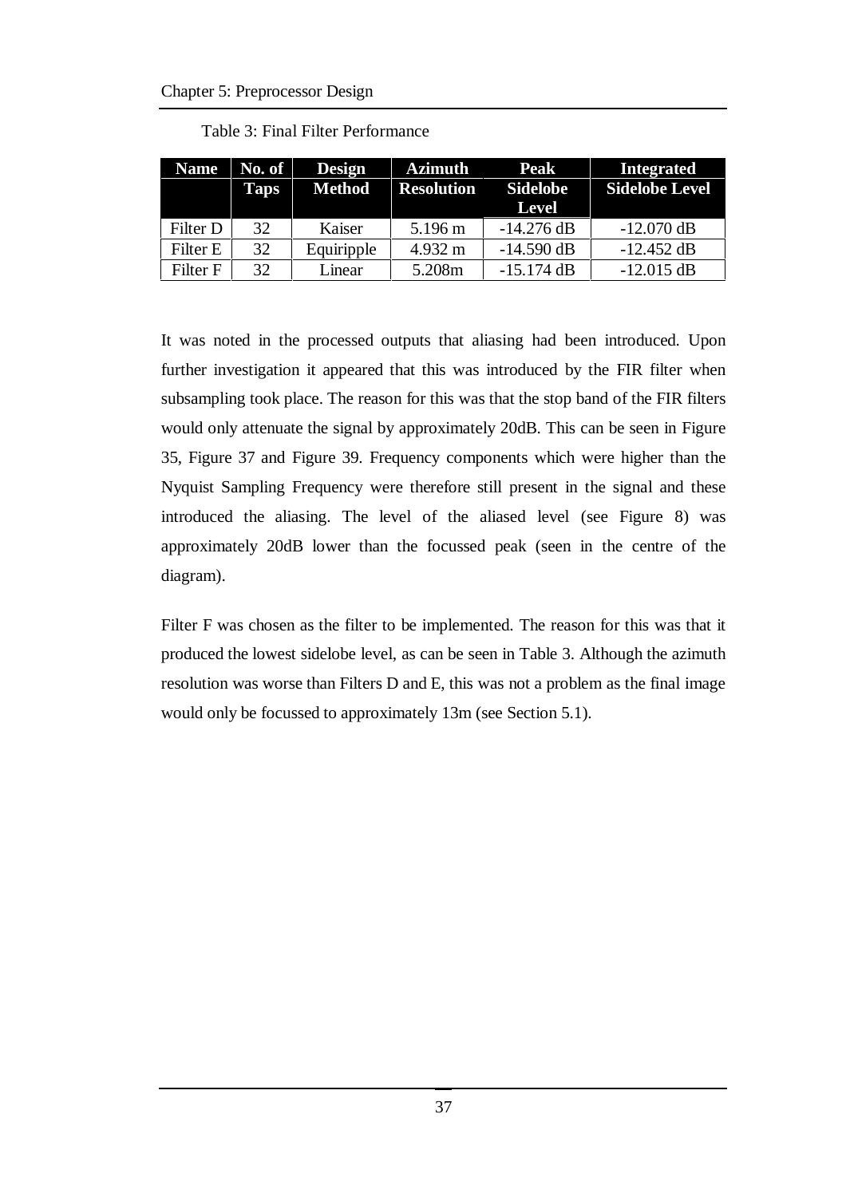Table 3: Final Filter Performance

| Name | No. of Taps | Design Method | Azimuth Resolution | Peak Sidelobe Level | Integrated Sidelobe Level |
|---|---|---|---|---|---|
| Filter D | 32 | Kaiser | 5.196 m | -14.276 dB | -12.070 dB |
| Filter E | 32 | Equiripple | 4.932 m | -14.590 dB | -12.452 dB |
| Filter F | 32 | Linear | 5.208m | -15.174 dB | -12.015 dB |

It was noted in the processed outputs that aliasing had been introduced. Upon further investigation it appeared that this was introduced by the FIR filter when subsampling took place. The reason for this was that the stop band of the FIR filters would only attenuate the signal by approximately 20dB. This can be seen in Figure 35, Figure 37 and Figure 39. Frequency components which were higher than the Nyquist Sampling Frequency were therefore still present in the signal and these introduced the aliasing. The level of the aliased level (see Figure 8) was approximately 20dB lower than the focussed peak (seen in the centre of the diagram).

Filter F was chosen as the filter to be implemented. The reason for this was that it produced the lowest sidelobe level, as can be seen in Table 3. Although the azimuth resolution was worse than Filters D and E, this was not a problem as the final image would only be focussed to approximately 13m (see Section 5.1).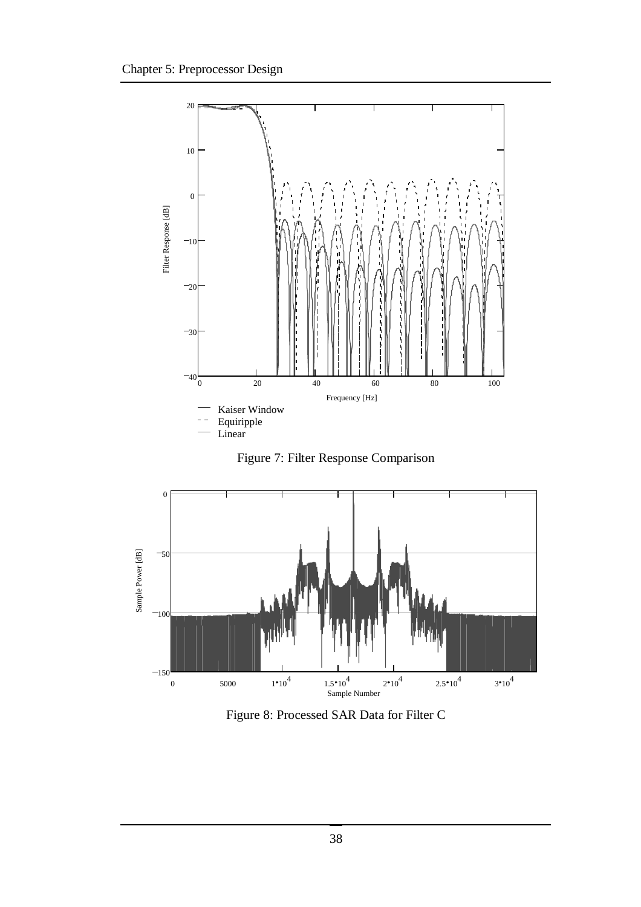Figure 7: Filter Response Comparison

Figure 8: Processed SAR Data for Filter C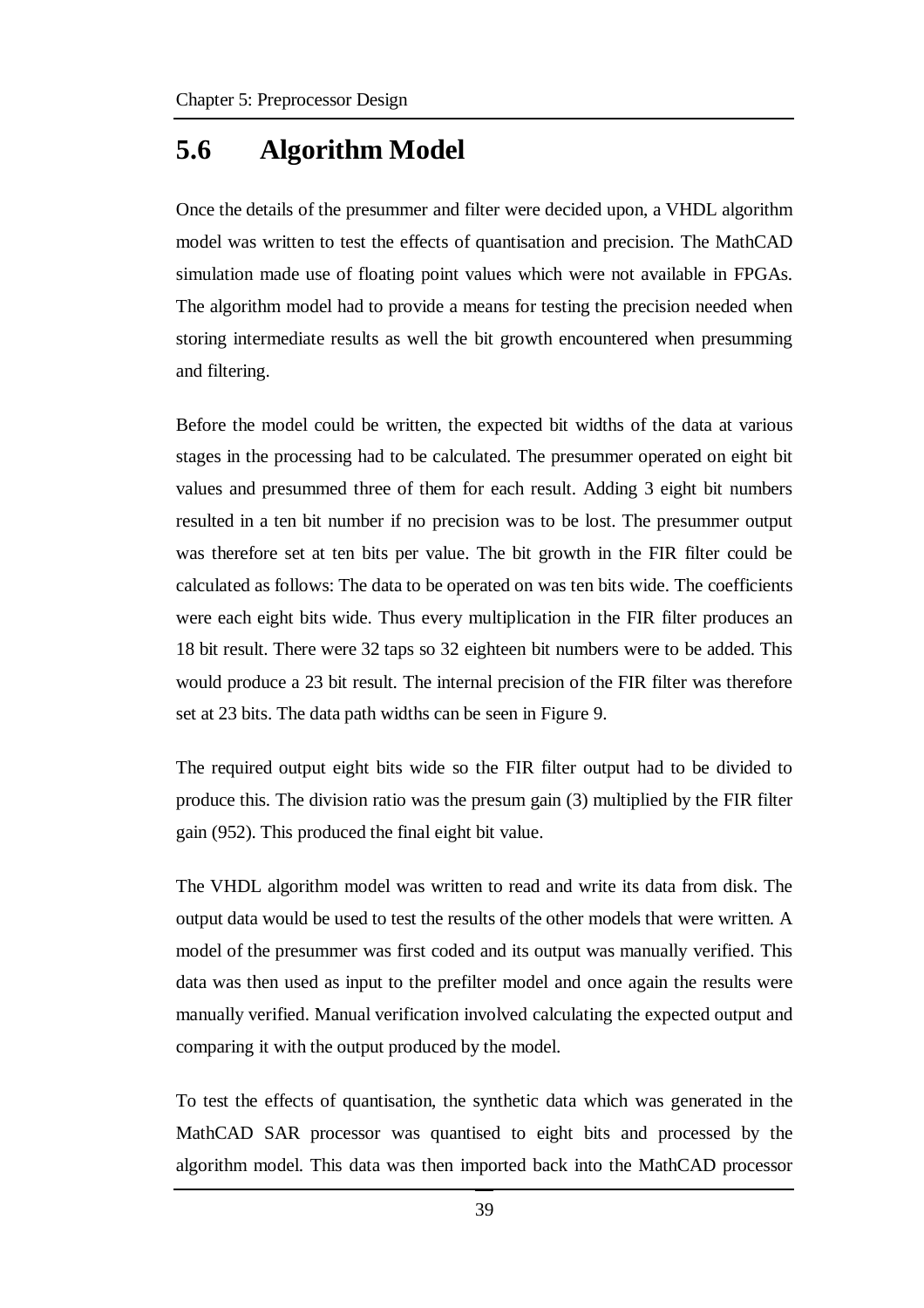## 5.6 Algorithm Model

Once the details of the presummer and filter were decided upon, a VHDL algorithm model was written to test the effects of quantisation and precision. The MathCAD simulation made use of floating point values which were not available in FPGAs. The algorithm model had to provide a means for testing the precision needed when storing intermediate results as well the bit growth encountered when presumming and filtering.

Before the model could be written, the expected bit widths of the data at various stages in the processing had to be calculated. The presummer operated on eight bit values and presummed three of them for each result. Adding 3 eight bit numbers resulted in a ten bit number if no precision was to be lost. The presummer output was therefore set at ten bits per value. The bit growth in the FIR filter could be calculated as follows: The data to be operated on was ten bits wide. The coefficients were each eight bits wide. Thus every multiplication in the FIR filter produces an 18 bit result. There were 32 taps so 32 eighteen bit numbers were to be added. This would produce a 23 bit result. The internal precision of the FIR filter was therefore set at 23 bits. The data path widths can be seen in Figure 9.

The required output eight bits wide so the FIR filter output had to be divided to produce this. The division ratio was the presum gain (3) multiplied by the FIR filter gain (952). This produced the final eight bit value.

The VHDL algorithm model was written to read and write its data from disk. The output data would be used to test the results of the other models that were written. A model of the presummer was first coded and its output was manually verified. This data was then used as input to the prefilter model and once again the results were manually verified. Manual verification involved calculating the expected output and comparing it with the output produced by the model.

To test the effects of quantisation, the synthetic data which was generated in the MathCAD SAR processor was quantised to eight bits and processed by the algorithm model. This data was then imported back into the MathCAD processor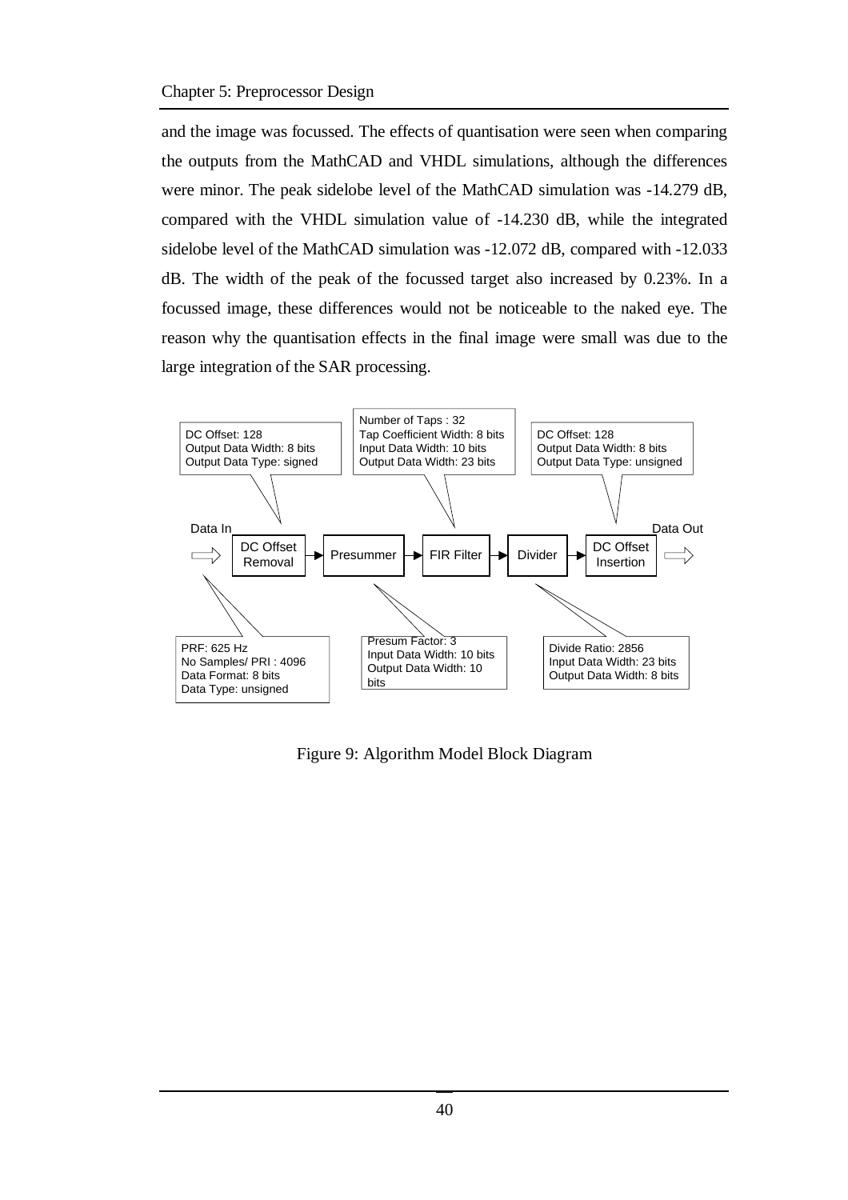and the image was focussed. The effects of quantisation were seen when comparing the outputs from the MathCAD and VHDL simulations, although the differences were minor. The peak sidelobe level of the MathCAD simulation was -14.279 dB, compared with the VHDL simulation value of -14.230 dB, while the integrated sidelobe level of the MathCAD simulation was -12.072 dB, compared with -12.033 dB. The width of the peak of the focussed target also increased by 0.23%. In a focussed image, these differences would not be noticeable to the naked eye. The reason why the quantisation effects in the final image were small was due to the large integration of the SAR processing.

Data In → DC Offset Removal → Presummer → FIR Filter → Divider → DC Offset Insertion → Data Out

- Data In: PRF: 625 Hz; No Samples/ PRI : 4096; Data Format: 8 bits; Data Type: unsigned
- DC Offset Removal: DC Offset: 128; Output Data Width: 8 bits; Output Data Type: signed
- Presummer: Presum Factor: 3; Input Data Width: 10 bits; Output Data Width: 10 bits
- FIR Filter: Number of Taps : 32; Tap Coefficient Width: 8 bits; Input Data Width: 10 bits; Output Data Width: 23 bits
- Divider: Divide Ratio: 2856; Input Data Width: 23 bits; Output Data Width: 8 bits
- DC Offset Insertion: DC Offset: 128; Output Data Width: 8 bits; Output Data Type: unsigned

Figure 9: Algorithm Model Block Diagram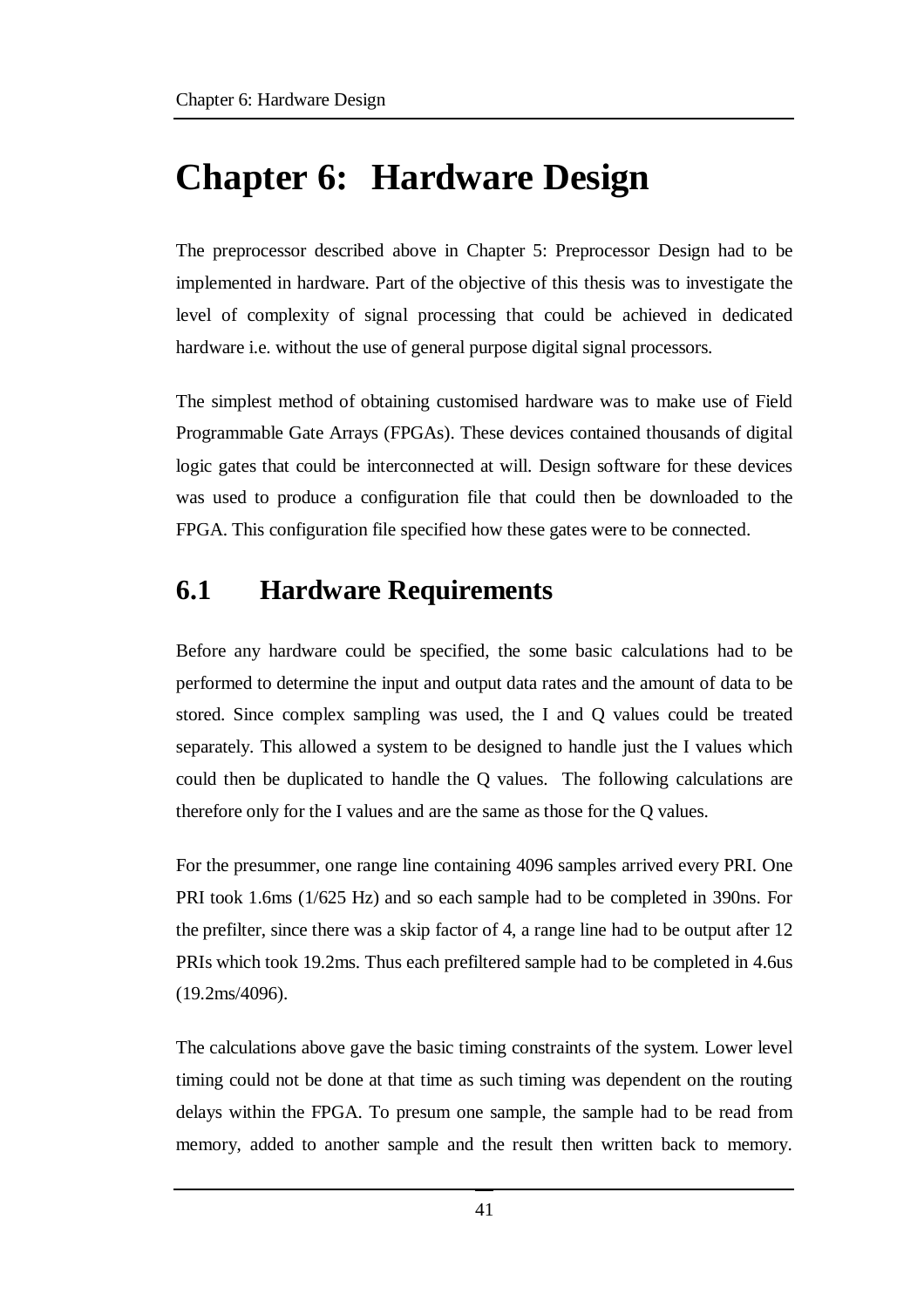# Chapter 6: Hardware Design

The preprocessor described above in Chapter 5: Preprocessor Design had to be implemented in hardware. Part of the objective of this thesis was to investigate the level of complexity of signal processing that could be achieved in dedicated hardware i.e. without the use of general purpose digital signal processors.

The simplest method of obtaining customised hardware was to make use of Field Programmable Gate Arrays (FPGAs). These devices contained thousands of digital logic gates that could be interconnected at will. Design software for these devices was used to produce a configuration file that could then be downloaded to the FPGA. This configuration file specified how these gates were to be connected.

## 6.1 Hardware Requirements

Before any hardware could be specified, the some basic calculations had to be performed to determine the input and output data rates and the amount of data to be stored. Since complex sampling was used, the I and Q values could be treated separately. This allowed a system to be designed to handle just the I values which could then be duplicated to handle the Q values. The following calculations are therefore only for the I values and are the same as those for the Q values.

For the presummer, one range line containing 4096 samples arrived every PRI. One PRI took 1.6ms (1/625 Hz) and so each sample had to be completed in 390ns. For the prefilter, since there was a skip factor of 4, a range line had to be output after 12 PRIs which took 19.2ms. Thus each prefiltered sample had to be completed in 4.6us (19.2ms/4096).

The calculations above gave the basic timing constraints of the system. Lower level timing could not be done at that time as such timing was dependent on the routing delays within the FPGA. To presum one sample, the sample had to be read from memory, added to another sample and the result then written back to memory.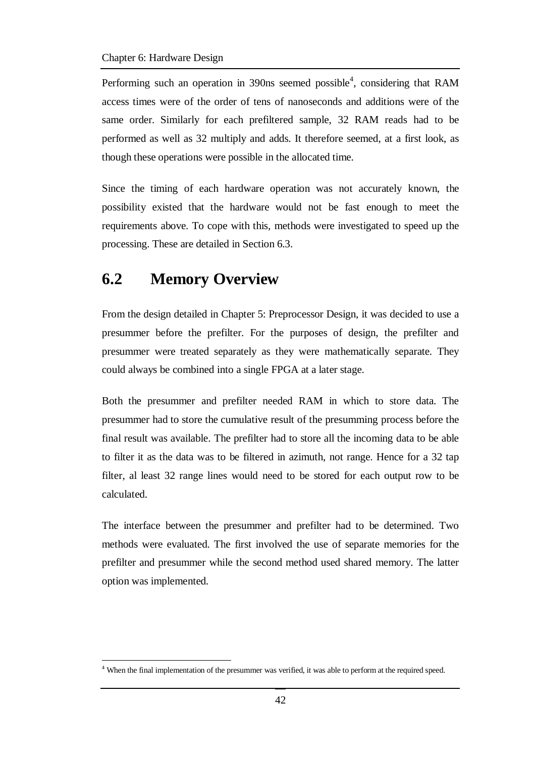Performing such an operation in 390ns seemed possible[4], considering that RAM access times were of the order of tens of nanoseconds and additions were of the same order. Similarly for each prefiltered sample, 32 RAM reads had to be performed as well as 32 multiply and adds. It therefore seemed, at a first look, as though these operations were possible in the allocated time.

Since the timing of each hardware operation was not accurately known, the possibility existed that the hardware would not be fast enough to meet the requirements above. To cope with this, methods were investigated to speed up the processing. These are detailed in Section 6.3.

## 6.2 Memory Overview

From the design detailed in Chapter 5: Preprocessor Design, it was decided to use a presummer before the prefilter. For the purposes of design, the prefilter and presummer were treated separately as they were mathematically separate. They could always be combined into a single FPGA at a later stage.

Both the presummer and prefilter needed RAM in which to store data. The presummer had to store the cumulative result of the presumming process before the final result was available. The prefilter had to store all the incoming data to be able to filter it as the data was to be filtered in azimuth, not range. Hence for a 32 tap filter, al least 32 range lines would need to be stored for each output row to be calculated.

The interface between the presummer and prefilter had to be determined. Two methods were evaluated. The first involved the use of separate memories for the prefilter and presummer while the second method used shared memory. The latter option was implemented.

[4] When the final implementation of the presummer was verified, it was able to perform at the required speed.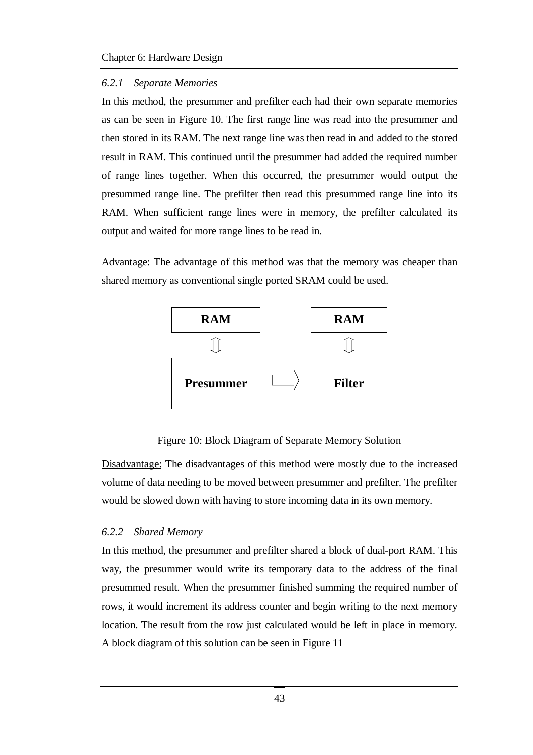### 6.2.1 Separate Memories

In this method, the presummer and prefilter each had their own separate memories as can be seen in Figure 10. The first range line was read into the presummer and then stored in its RAM. The next range line was then read in and added to the stored result in RAM. This continued until the presummer had added the required number of range lines together. When this occurred, the presummer would output the presummed range line. The prefilter then read this presummed range line into its RAM. When sufficient range lines were in memory, the prefilter calculated its output and waited for more range lines to be read in.

Advantage: The advantage of this method was that the memory was cheaper than shared memory as conventional single ported SRAM could be used.

Figure 10: Block Diagram of Separate Memory Solution

Disadvantage: The disadvantages of this method were mostly due to the increased volume of data needing to be moved between presummer and prefilter. The prefilter would be slowed down with having to store incoming data in its own memory.

### 6.2.2 Shared Memory

In this method, the presummer and prefilter shared a block of dual-port RAM. This way, the presummer would write its temporary data to the address of the final presummed result. When the presummer finished summing the required number of rows, it would increment its address counter and begin writing to the next memory location. The result from the row just calculated would be left in place in memory. A block diagram of this solution can be seen in Figure 11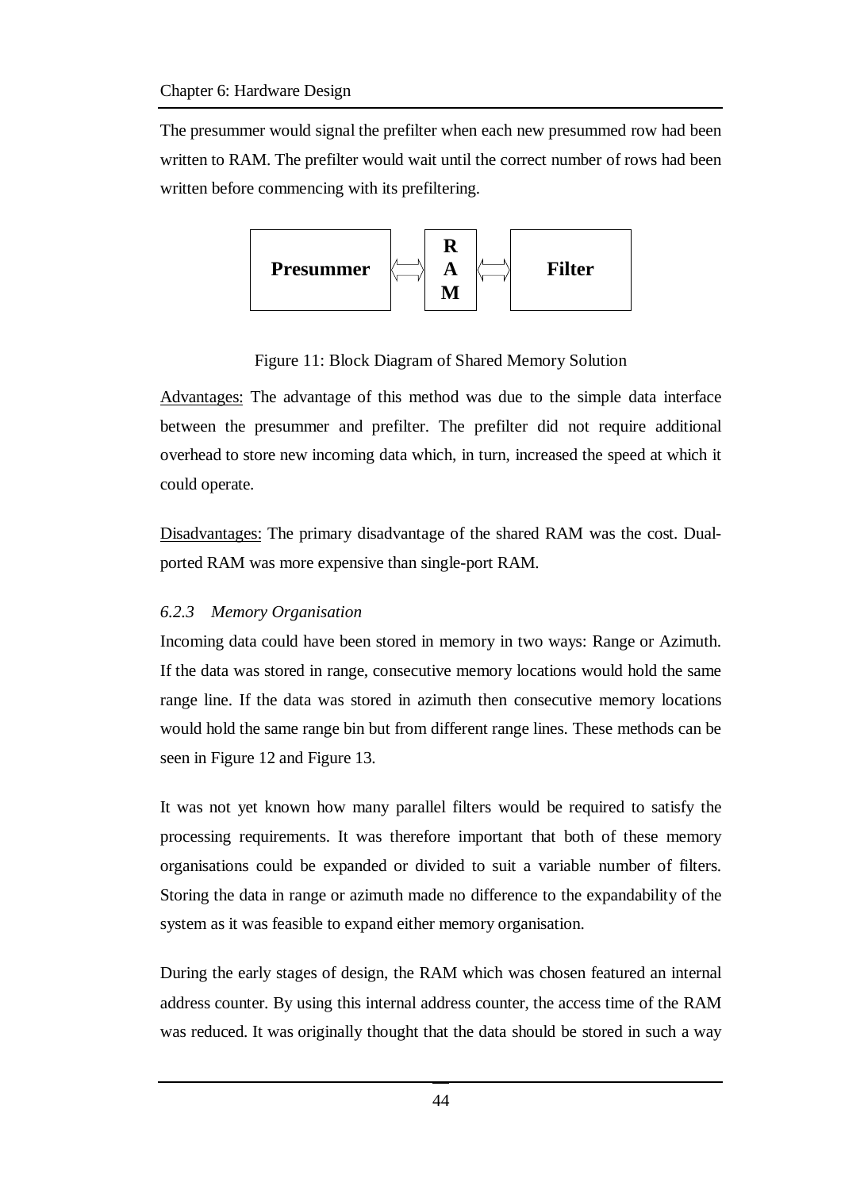The presummer would signal the prefilter when each new presummed row had been written to RAM. The prefilter would wait until the correct number of rows had been written before commencing with its prefiltering.

Figure 11: Block Diagram of Shared Memory Solution

Advantages: The advantage of this method was due to the simple data interface between the presummer and prefilter. The prefilter did not require additional overhead to store new incoming data which, in turn, increased the speed at which it could operate.

Disadvantages: The primary disadvantage of the shared RAM was the cost. Dual-ported RAM was more expensive than single-port RAM.

### *6.2.3 Memory Organisation*

Incoming data could have been stored in memory in two ways: Range or Azimuth. If the data was stored in range, consecutive memory locations would hold the same range line. If the data was stored in azimuth then consecutive memory locations would hold the same range bin but from different range lines. These methods can be seen in Figure 12 and Figure 13.

It was not yet known how many parallel filters would be required to satisfy the processing requirements. It was therefore important that both of these memory organisations could be expanded or divided to suit a variable number of filters. Storing the data in range or azimuth made no difference to the expandability of the system as it was feasible to expand either memory organisation.

During the early stages of design, the RAM which was chosen featured an internal address counter. By using this internal address counter, the access time of the RAM was reduced. It was originally thought that the data should be stored in such a way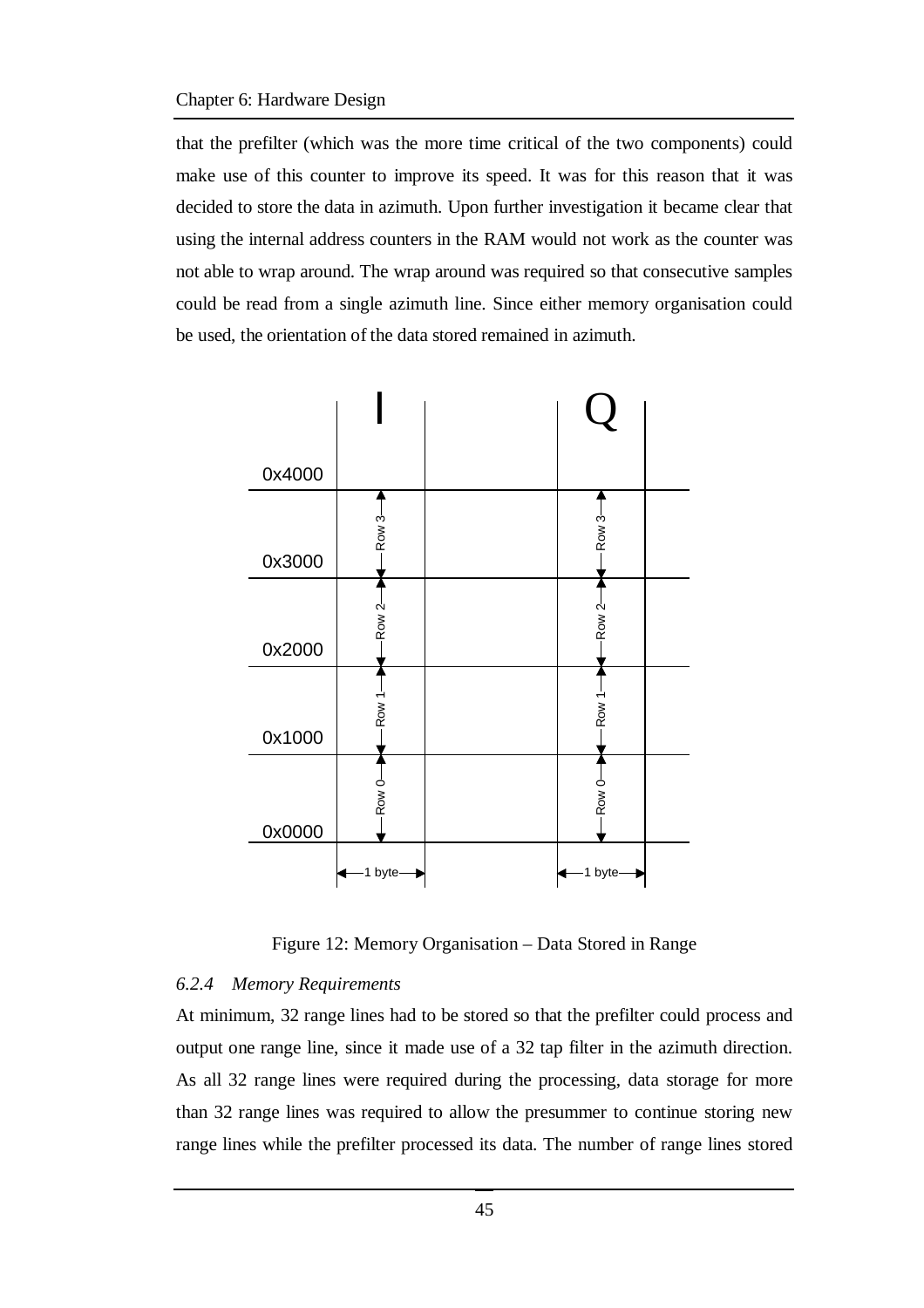that the prefilter (which was the more time critical of the two components) could make use of this counter to improve its speed. It was for this reason that it was decided to store the data in azimuth. Upon further investigation it became clear that using the internal address counters in the RAM would not work as the counter was not able to wrap around. The wrap around was required so that consecutive samples could be read from a single azimuth line. Since either memory organisation could be used, the orientation of the data stored remained in azimuth.

Figure 12: Memory Organisation – Data Stored in Range

### 6.2.4 *Memory Requirements*

At minimum, 32 range lines had to be stored so that the prefilter could process and output one range line, since it made use of a 32 tap filter in the azimuth direction. As all 32 range lines were required during the processing, data storage for more than 32 range lines was required to allow the presummer to continue storing new range lines while the prefilter processed its data. The number of range lines stored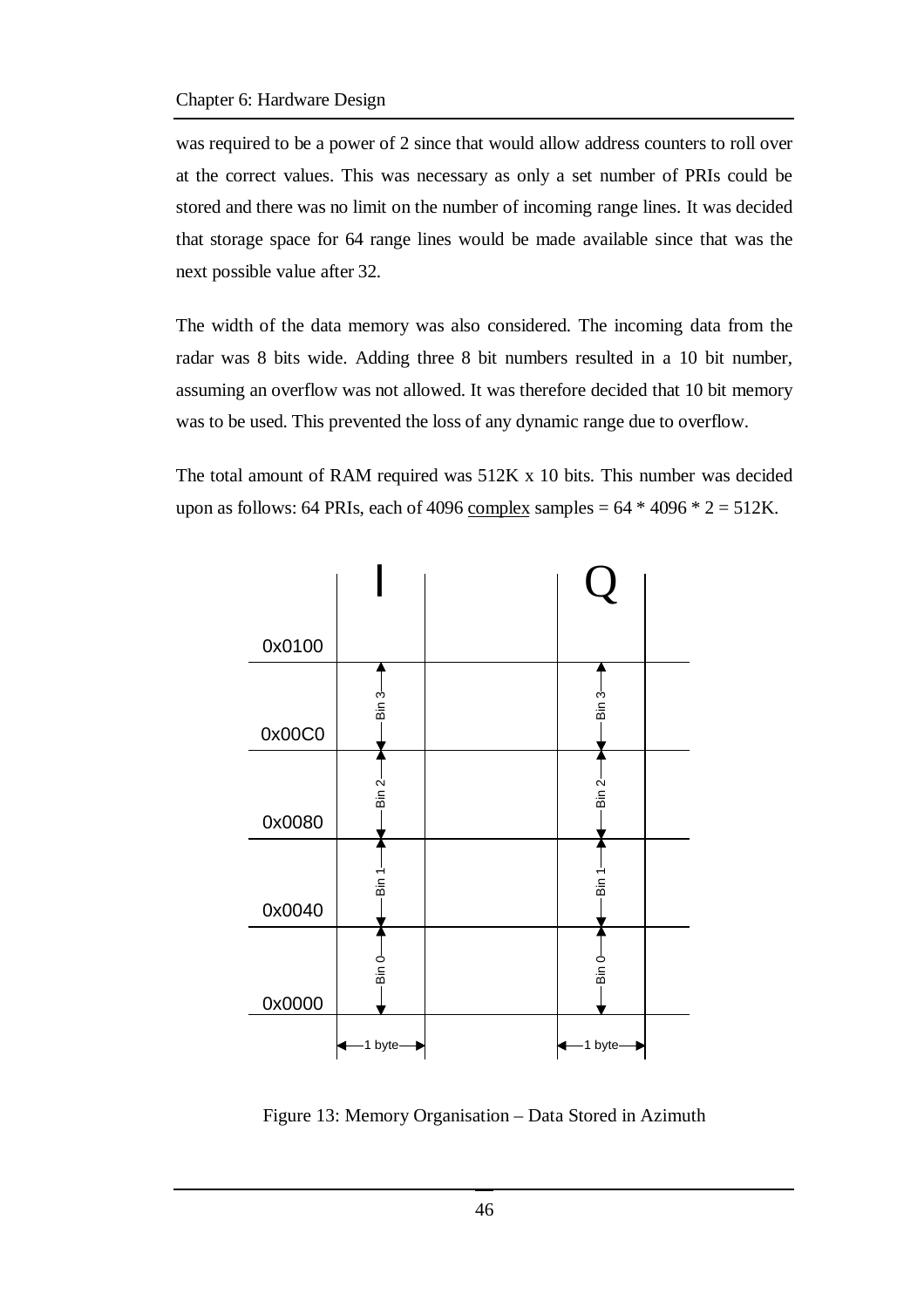was required to be a power of 2 since that would allow address counters to roll over at the correct values. This was necessary as only a set number of PRIs could be stored and there was no limit on the number of incoming range lines. It was decided that storage space for 64 range lines would be made available since that was the next possible value after 32.

The width of the data memory was also considered. The incoming data from the radar was 8 bits wide. Adding three 8 bit numbers resulted in a 10 bit number, assuming an overflow was not allowed. It was therefore decided that 10 bit memory was to be used. This prevented the loss of any dynamic range due to overflow.

The total amount of RAM required was 512K x 10 bits. This number was decided upon as follows: 64 PRIs, each of 4096 complex samples = 64 * 4096 * 2 = 512K.

Figure 13: Memory Organisation – Data Stored in Azimuth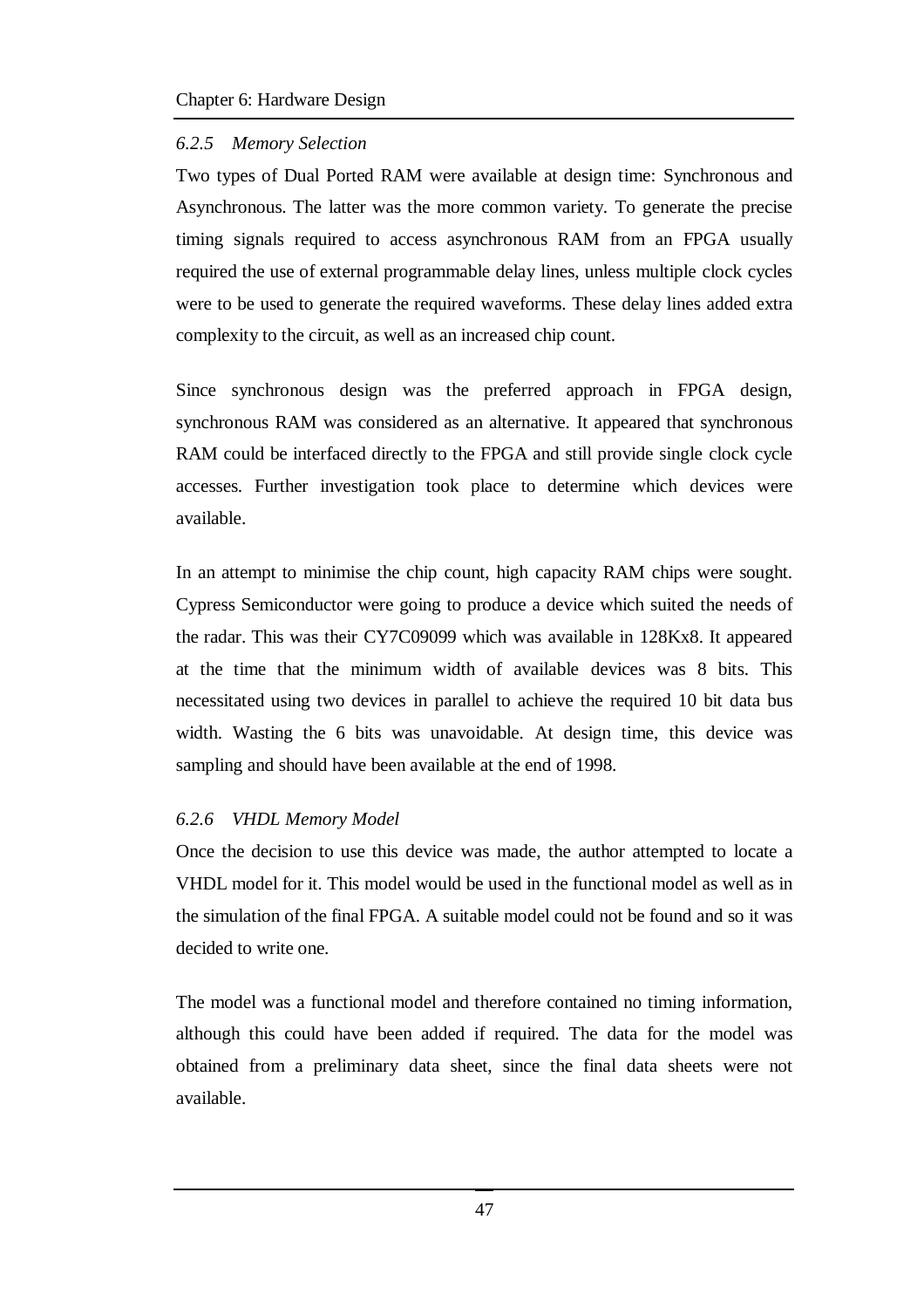### *6.2.5 Memory Selection*

Two types of Dual Ported RAM were available at design time: Synchronous and Asynchronous. The latter was the more common variety. To generate the precise timing signals required to access asynchronous RAM from an FPGA usually required the use of external programmable delay lines, unless multiple clock cycles were to be used to generate the required waveforms. These delay lines added extra complexity to the circuit, as well as an increased chip count.

Since synchronous design was the preferred approach in FPGA design, synchronous RAM was considered as an alternative. It appeared that synchronous RAM could be interfaced directly to the FPGA and still provide single clock cycle accesses. Further investigation took place to determine which devices were available.

In an attempt to minimise the chip count, high capacity RAM chips were sought. Cypress Semiconductor were going to produce a device which suited the needs of the radar. This was their CY7C09099 which was available in 128Kx8. It appeared at the time that the minimum width of available devices was 8 bits. This necessitated using two devices in parallel to achieve the required 10 bit data bus width. Wasting the 6 bits was unavoidable. At design time, this device was sampling and should have been available at the end of 1998.

### *6.2.6 VHDL Memory Model*

Once the decision to use this device was made, the author attempted to locate a VHDL model for it. This model would be used in the functional model as well as in the simulation of the final FPGA. A suitable model could not be found and so it was decided to write one.

The model was a functional model and therefore contained no timing information, although this could have been added if required. The data for the model was obtained from a preliminary data sheet, since the final data sheets were not available.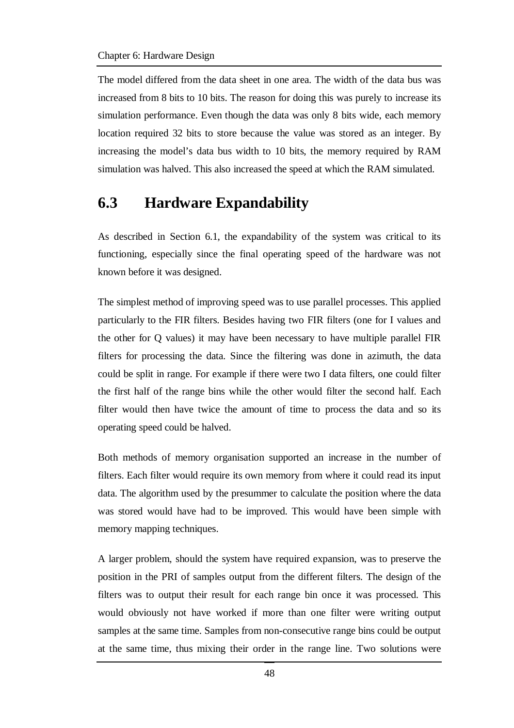The model differed from the data sheet in one area. The width of the data bus was increased from 8 bits to 10 bits. The reason for doing this was purely to increase its simulation performance. Even though the data was only 8 bits wide, each memory location required 32 bits to store because the value was stored as an integer. By increasing the model's data bus width to 10 bits, the memory required by RAM simulation was halved. This also increased the speed at which the RAM simulated.

## 6.3 Hardware Expandability

As described in Section 6.1, the expandability of the system was critical to its functioning, especially since the final operating speed of the hardware was not known before it was designed.

The simplest method of improving speed was to use parallel processes. This applied particularly to the FIR filters. Besides having two FIR filters (one for I values and the other for Q values) it may have been necessary to have multiple parallel FIR filters for processing the data. Since the filtering was done in azimuth, the data could be split in range. For example if there were two I data filters, one could filter the first half of the range bins while the other would filter the second half. Each filter would then have twice the amount of time to process the data and so its operating speed could be halved.

Both methods of memory organisation supported an increase in the number of filters. Each filter would require its own memory from where it could read its input data. The algorithm used by the presummer to calculate the position where the data was stored would have had to be improved. This would have been simple with memory mapping techniques.

A larger problem, should the system have required expansion, was to preserve the position in the PRI of samples output from the different filters. The design of the filters was to output their result for each range bin once it was processed. This would obviously not have worked if more than one filter were writing output samples at the same time. Samples from non-consecutive range bins could be output at the same time, thus mixing their order in the range line. Two solutions were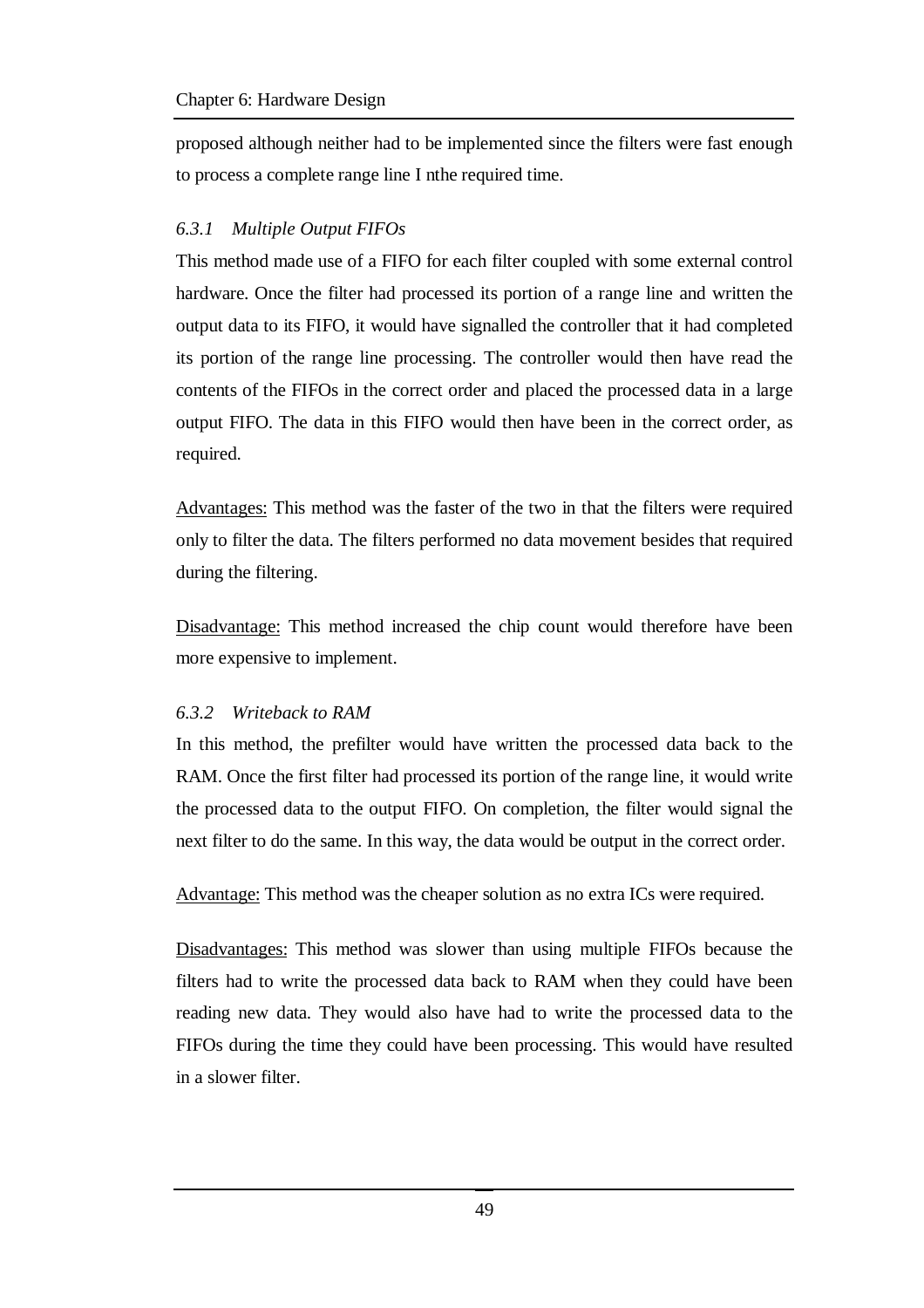proposed although neither had to be implemented since the filters were fast enough to process a complete range line I nthe required time.

### *6.3.1 Multiple Output FIFOs*

This method made use of a FIFO for each filter coupled with some external control hardware. Once the filter had processed its portion of a range line and written the output data to its FIFO, it would have signalled the controller that it had completed its portion of the range line processing. The controller would then have read the contents of the FIFOs in the correct order and placed the processed data in a large output FIFO. The data in this FIFO would then have been in the correct order, as required.

<u>Advantages:</u> This method was the faster of the two in that the filters were required only to filter the data. The filters performed no data movement besides that required during the filtering.

<u>Disadvantage:</u> This method increased the chip count would therefore have been more expensive to implement.

### *6.3.2 Writeback to RAM*

In this method, the prefilter would have written the processed data back to the RAM. Once the first filter had processed its portion of the range line, it would write the processed data to the output FIFO. On completion, the filter would signal the next filter to do the same. In this way, the data would be output in the correct order.

<u>Advantage:</u> This method was the cheaper solution as no extra ICs were required.

<u>Disadvantages:</u> This method was slower than using multiple FIFOs because the filters had to write the processed data back to RAM when they could have been reading new data. They would also have had to write the processed data to the FIFOs during the time they could have been processing. This would have resulted in a slower filter.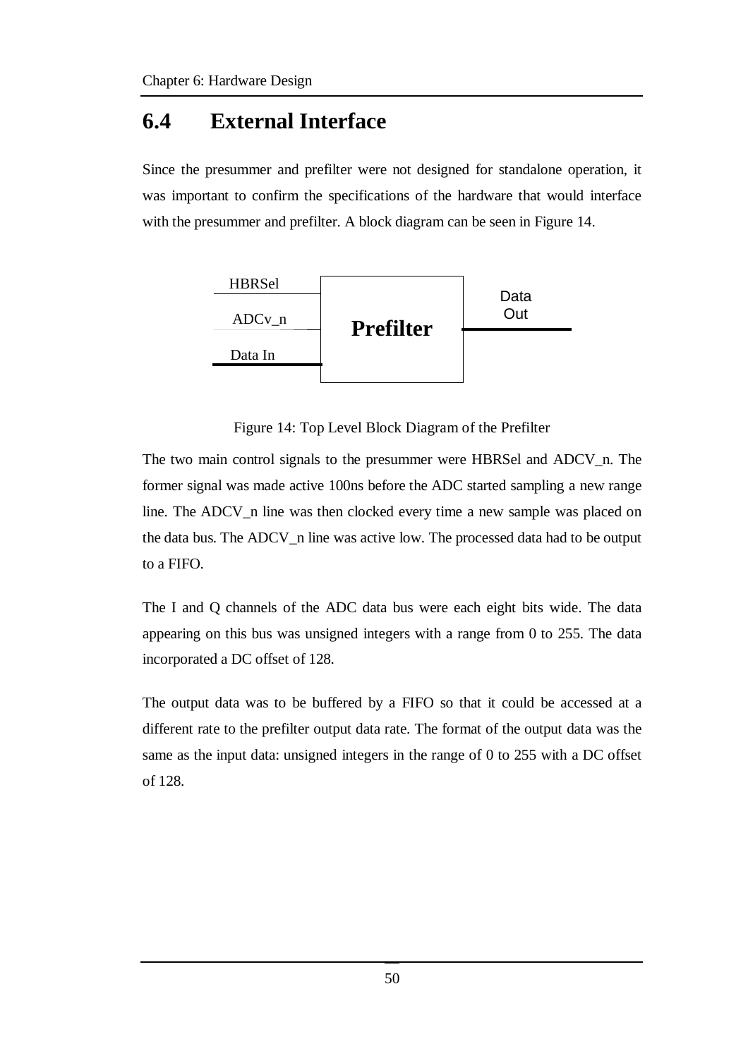## 6.4 External Interface

Since the presummer and prefilter were not designed for standalone operation, it was important to confirm the specifications of the hardware that would interface with the presummer and prefilter. A block diagram can be seen in Figure 14.

HBRSel

ADCv_n

Data In

**Prefilter**

Data Out

Figure 14: Top Level Block Diagram of the Prefilter

The two main control signals to the presummer were HBRSel and ADCV_n. The former signal was made active 100ns before the ADC started sampling a new range line. The ADCV_n line was then clocked every time a new sample was placed on the data bus. The ADCV_n line was active low. The processed data had to be output to a FIFO.

The I and Q channels of the ADC data bus were each eight bits wide. The data appearing on this bus was unsigned integers with a range from 0 to 255. The data incorporated a DC offset of 128.

The output data was to be buffered by a FIFO so that it could be accessed at a different rate to the prefilter output data rate. The format of the output data was the same as the input data: unsigned integers in the range of 0 to 255 with a DC offset of 128.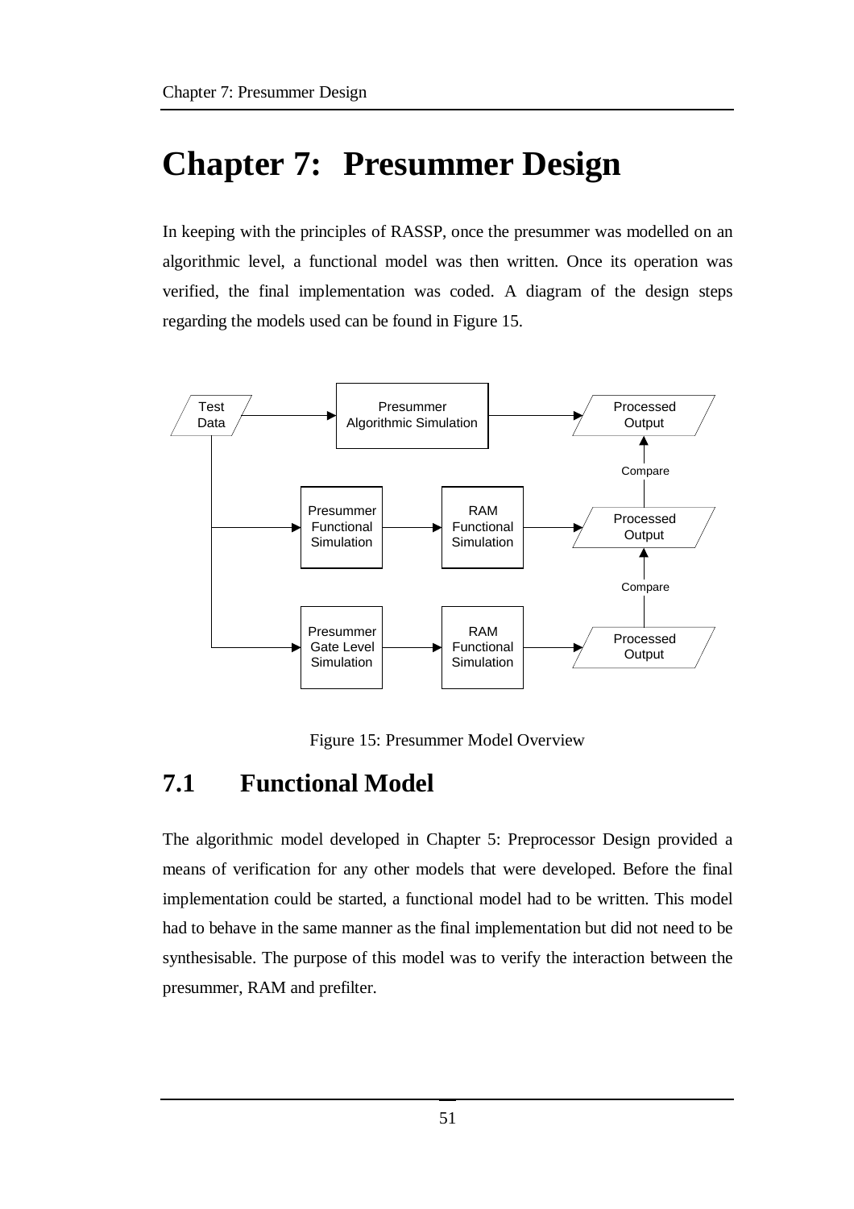# Chapter 7: Presummer Design

In keeping with the principles of RASSP, once the presummer was modelled on an algorithmic level, a functional model was then written. Once its operation was verified, the final implementation was coded. A diagram of the design steps regarding the models used can be found in Figure 15.

Figure 15: Presummer Model Overview

## 7.1 Functional Model

The algorithmic model developed in Chapter 5: Preprocessor Design provided a means of verification for any other models that were developed. Before the final implementation could be started, a functional model had to be written. This model had to behave in the same manner as the final implementation but did not need to be synthesisable. The purpose of this model was to verify the interaction between the presummer, RAM and prefilter.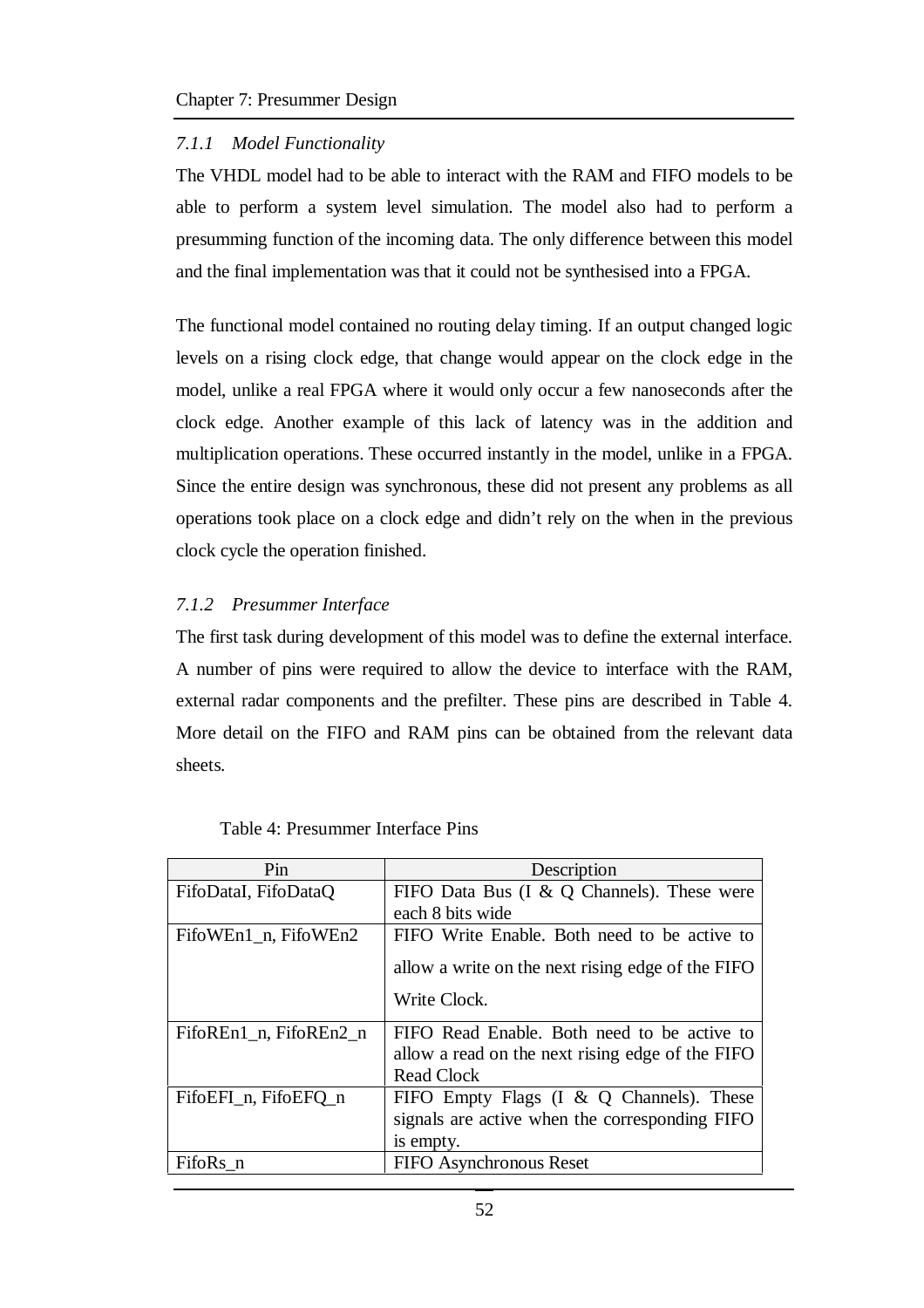### 7.1.1 Model Functionality

The VHDL model had to be able to interact with the RAM and FIFO models to be able to perform a system level simulation. The model also had to perform a presumming function of the incoming data. The only difference between this model and the final implementation was that it could not be synthesised into a FPGA.

The functional model contained no routing delay timing. If an output changed logic levels on a rising clock edge, that change would appear on the clock edge in the model, unlike a real FPGA where it would only occur a few nanoseconds after the clock edge. Another example of this lack of latency was in the addition and multiplication operations. These occurred instantly in the model, unlike in a FPGA. Since the entire design was synchronous, these did not present any problems as all operations took place on a clock edge and didn't rely on the when in the previous clock cycle the operation finished.

### 7.1.2 Presummer Interface

The first task during development of this model was to define the external interface. A number of pins were required to allow the device to interface with the RAM, external radar components and the prefilter. These pins are described in Table 4. More detail on the FIFO and RAM pins can be obtained from the relevant data sheets.

Table 4: Presummer Interface Pins

| Pin | Description |
|---|---|
| FifoDataI, FifoDataQ | FIFO Data Bus (I & Q Channels). These were each 8 bits wide |
| FifoWEn1_n, FifoWEn2 | FIFO Write Enable. Both need to be active to allow a write on the next rising edge of the FIFO Write Clock. |
| FifoREn1_n, FifoREn2_n | FIFO Read Enable. Both need to be active to allow a read on the next rising edge of the FIFO Read Clock |
| FifoEFI_n, FifoEFQ_n | FIFO Empty Flags (I & Q Channels). These signals are active when the corresponding FIFO is empty. |
| FifoRs_n | FIFO Asynchronous Reset |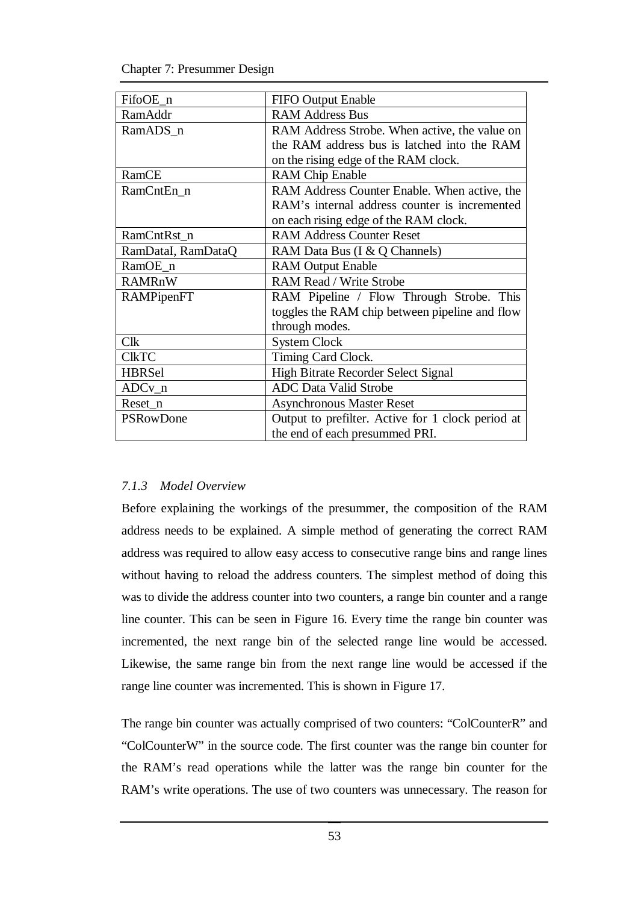| FifoOE_n | FIFO Output Enable |
|---|---|
| RamAddr | RAM Address Bus |
| RamADS_n | RAM Address Strobe. When active, the value on the RAM address bus is latched into the RAM on the rising edge of the RAM clock. |
| RamCE | RAM Chip Enable |
| RamCntEn_n | RAM Address Counter Enable. When active, the RAM's internal address counter is incremented on each rising edge of the RAM clock. |
| RamCntRst_n | RAM Address Counter Reset |
| RamDataI, RamDataQ | RAM Data Bus (I & Q Channels) |
| RamOE_n | RAM Output Enable |
| RAMRnW | RAM Read / Write Strobe |
| RAMPipenFT | RAM Pipeline / Flow Through Strobe. This toggles the RAM chip between pipeline and flow through modes. |
| Clk | System Clock |
| ClkTC | Timing Card Clock. |
| HBRSel | High Bitrate Recorder Select Signal |
| ADCv_n | ADC Data Valid Strobe |
| Reset_n | Asynchronous Master Reset |
| PSRowDone | Output to prefilter. Active for 1 clock period at the end of each presummed PRI. |

### *7.1.3 Model Overview*

Before explaining the workings of the presummer, the composition of the RAM address needs to be explained. A simple method of generating the correct RAM address was required to allow easy access to consecutive range bins and range lines without having to reload the address counters. The simplest method of doing this was to divide the address counter into two counters, a range bin counter and a range line counter. This can be seen in Figure 16. Every time the range bin counter was incremented, the next range bin of the selected range line would be accessed. Likewise, the same range bin from the next range line would be accessed if the range line counter was incremented. This is shown in Figure 17.

The range bin counter was actually comprised of two counters: "ColCounterR" and "ColCounterW" in the source code. The first counter was the range bin counter for the RAM's read operations while the latter was the range bin counter for the RAM's write operations. The use of two counters was unnecessary. The reason for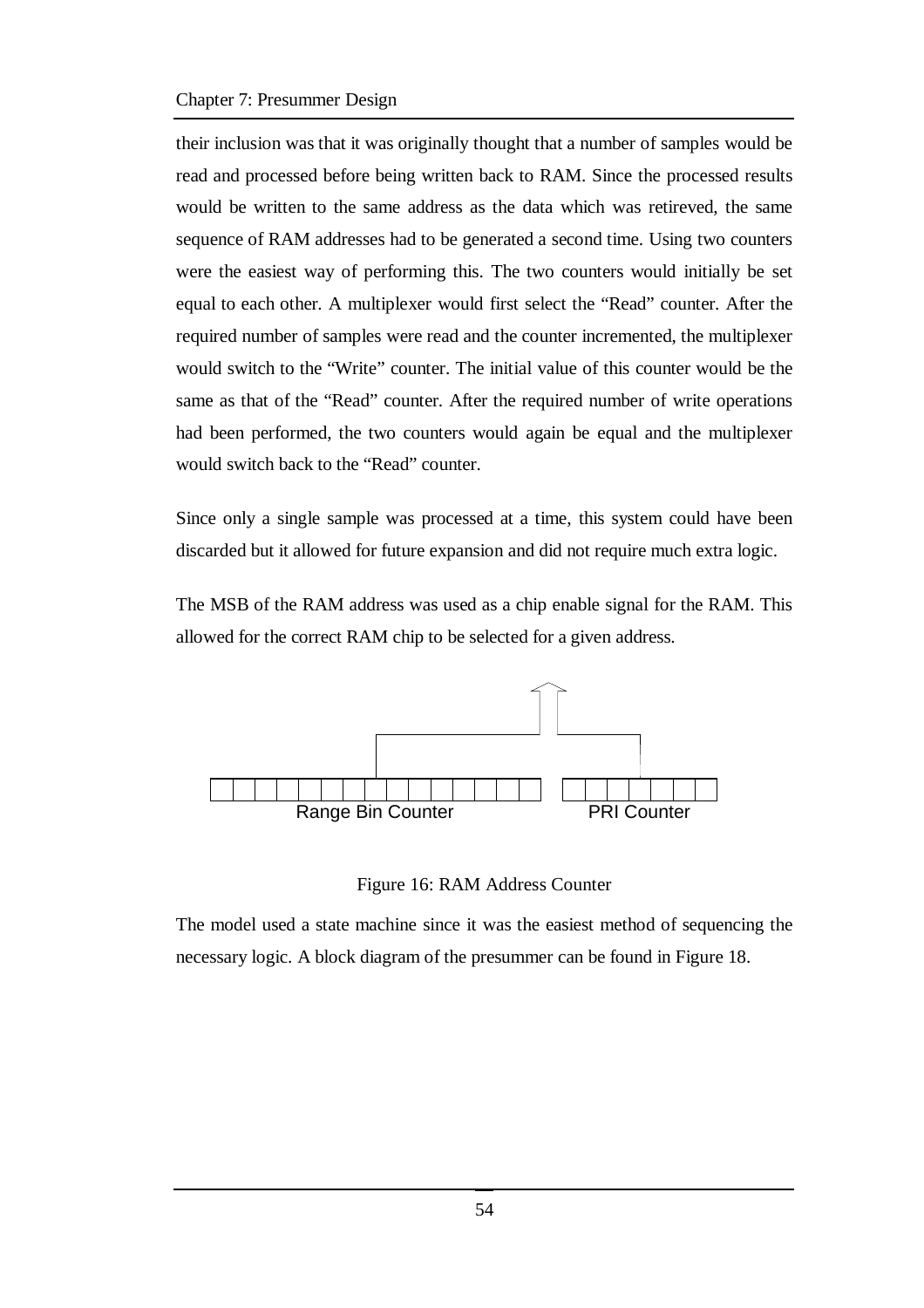their inclusion was that it was originally thought that a number of samples would be read and processed before being written back to RAM. Since the processed results would be written to the same address as the data which was retireved, the same sequence of RAM addresses had to be generated a second time. Using two counters were the easiest way of performing this. The two counters would initially be set equal to each other. A multiplexer would first select the "Read" counter. After the required number of samples were read and the counter incremented, the multiplexer would switch to the "Write" counter. The initial value of this counter would be the same as that of the "Read" counter. After the required number of write operations had been performed, the two counters would again be equal and the multiplexer would switch back to the "Read" counter.

Since only a single sample was processed at a time, this system could have been discarded but it allowed for future expansion and did not require much extra logic.

The MSB of the RAM address was used as a chip enable signal for the RAM. This allowed for the correct RAM chip to be selected for a given address.

Range Bin Counter PRI Counter

Figure 16: RAM Address Counter

The model used a state machine since it was the easiest method of sequencing the necessary logic. A block diagram of the presummer can be found in Figure 18.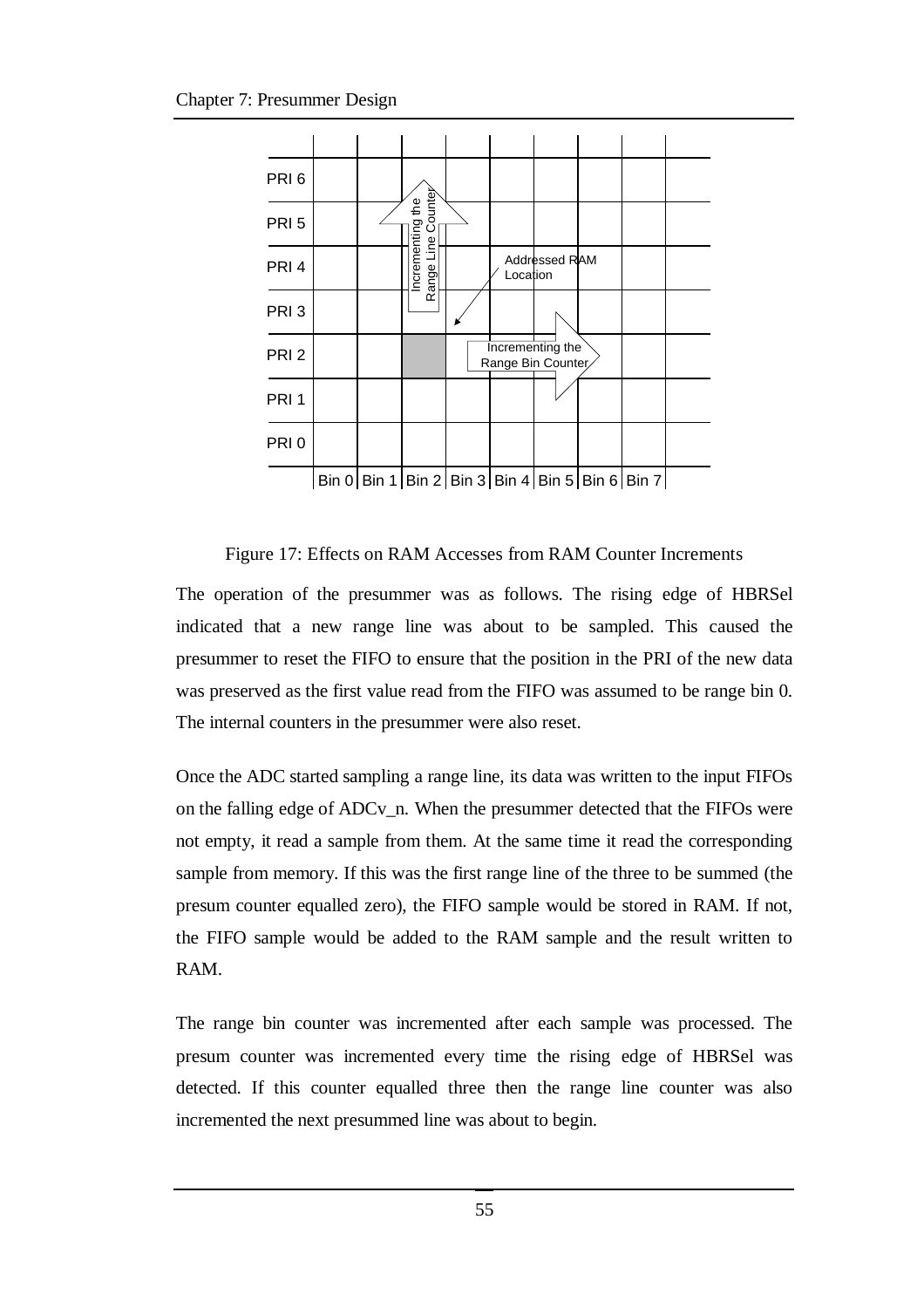Figure 17: Effects on RAM Accesses from RAM Counter Increments

The operation of the presummer was as follows. The rising edge of HBRSel indicated that a new range line was about to be sampled. This caused the presummer to reset the FIFO to ensure that the position in the PRI of the new data was preserved as the first value read from the FIFO was assumed to be range bin 0. The internal counters in the presummer were also reset.

Once the ADC started sampling a range line, its data was written to the input FIFOs on the falling edge of ADCv_n. When the presummer detected that the FIFOs were not empty, it read a sample from them. At the same time it read the corresponding sample from memory. If this was the first range line of the three to be summed (the presum counter equalled zero), the FIFO sample would be stored in RAM. If not, the FIFO sample would be added to the RAM sample and the result written to RAM.

The range bin counter was incremented after each sample was processed. The presum counter was incremented every time the rising edge of HBRSel was detected. If this counter equalled three then the range line counter was also incremented the next presummed line was about to begin.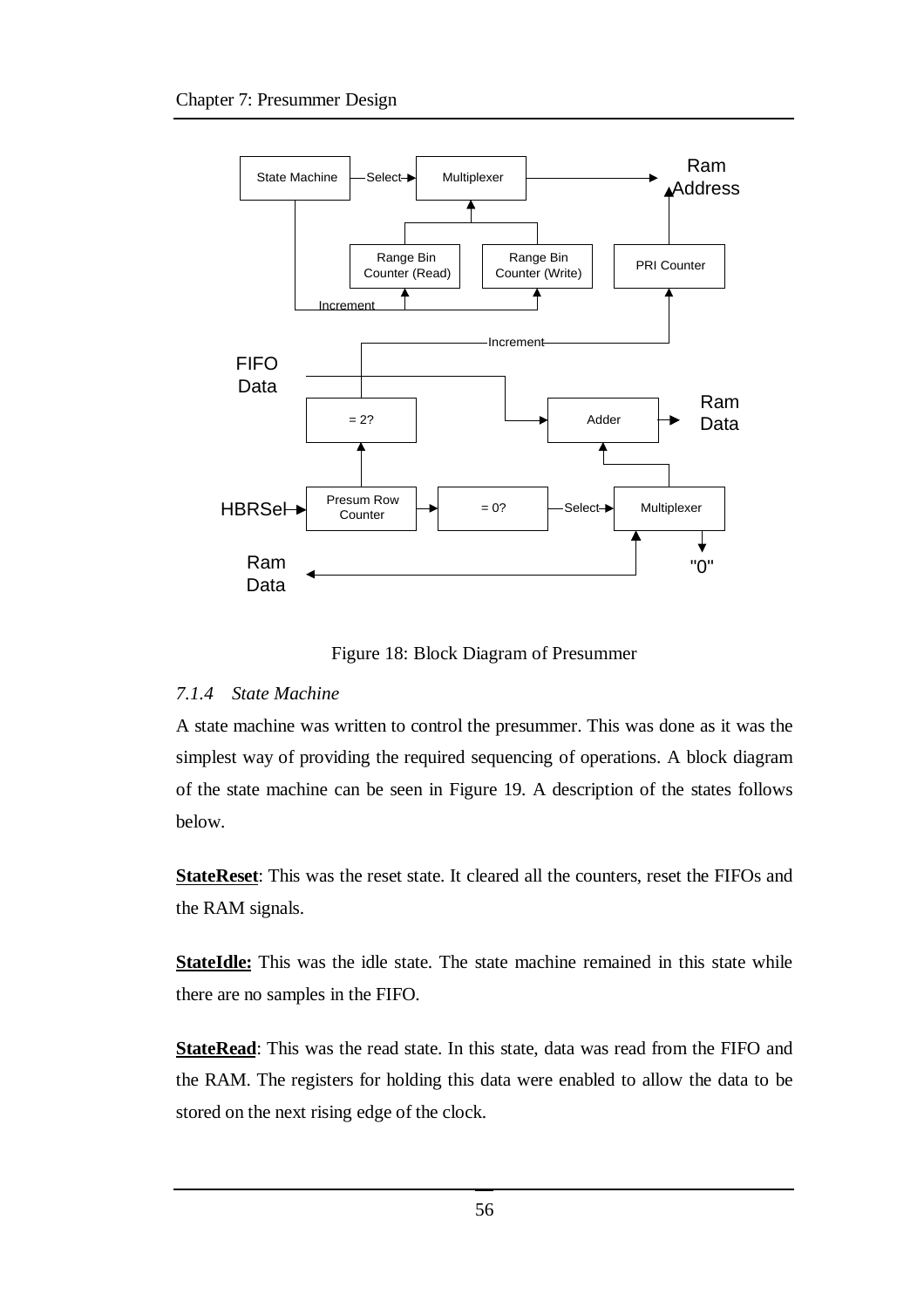Figure 18: Block Diagram of Presummer

### 7.1.4 State Machine

A state machine was written to control the presummer. This was done as it was the simplest way of providing the required sequencing of operations. A block diagram of the state machine can be seen in Figure 19. A description of the states follows below.

**StateReset**: This was the reset state. It cleared all the counters, reset the FIFOs and the RAM signals.

**StateIdle:** This was the idle state. The state machine remained in this state while there are no samples in the FIFO.

**StateRead**: This was the read state. In this state, data was read from the FIFO and the RAM. The registers for holding this data were enabled to allow the data to be stored on the next rising edge of the clock.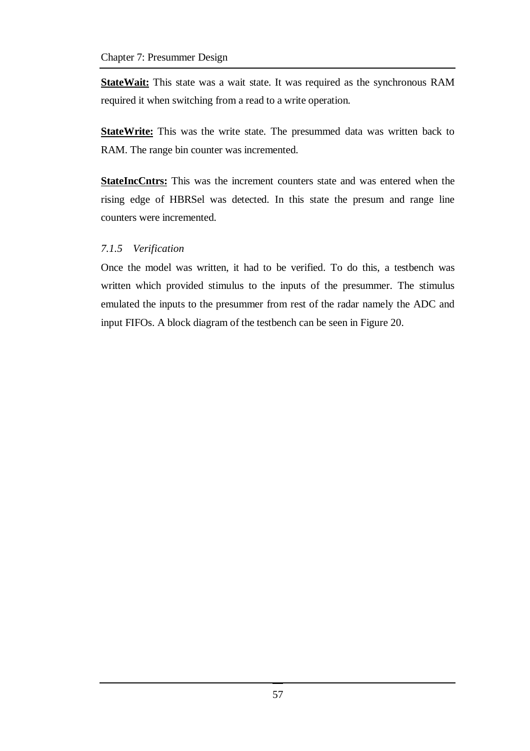**StateWait:** This state was a wait state. It was required as the synchronous RAM required it when switching from a read to a write operation.

**StateWrite:** This was the write state. The presummed data was written back to RAM. The range bin counter was incremented.

**StateIncCntrs:** This was the increment counters state and was entered when the rising edge of HBRSel was detected. In this state the presum and range line counters were incremented.

### *7.1.5 Verification*

Once the model was written, it had to be verified. To do this, a testbench was written which provided stimulus to the inputs of the presummer. The stimulus emulated the inputs to the presummer from rest of the radar namely the ADC and input FIFOs. A block diagram of the testbench can be seen in Figure 20.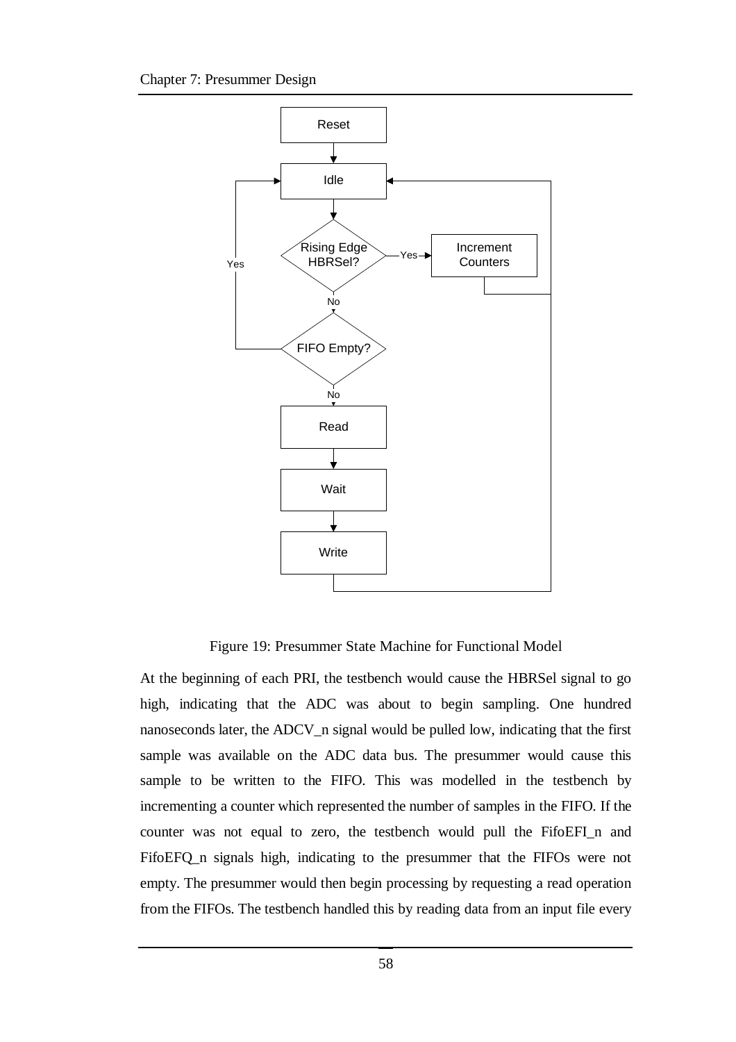Figure 19: Presummer State Machine for Functional Model

At the beginning of each PRI, the testbench would cause the HBRSel signal to go high, indicating that the ADC was about to begin sampling. One hundred nanoseconds later, the ADCV_n signal would be pulled low, indicating that the first sample was available on the ADC data bus. The presummer would cause this sample to be written to the FIFO. This was modelled in the testbench by incrementing a counter which represented the number of samples in the FIFO. If the counter was not equal to zero, the testbench would pull the FifoEFI_n and FifoEFQ_n signals high, indicating to the presummer that the FIFOs were not empty. The presummer would then begin processing by requesting a read operation from the FIFOs. The testbench handled this by reading data from an input file every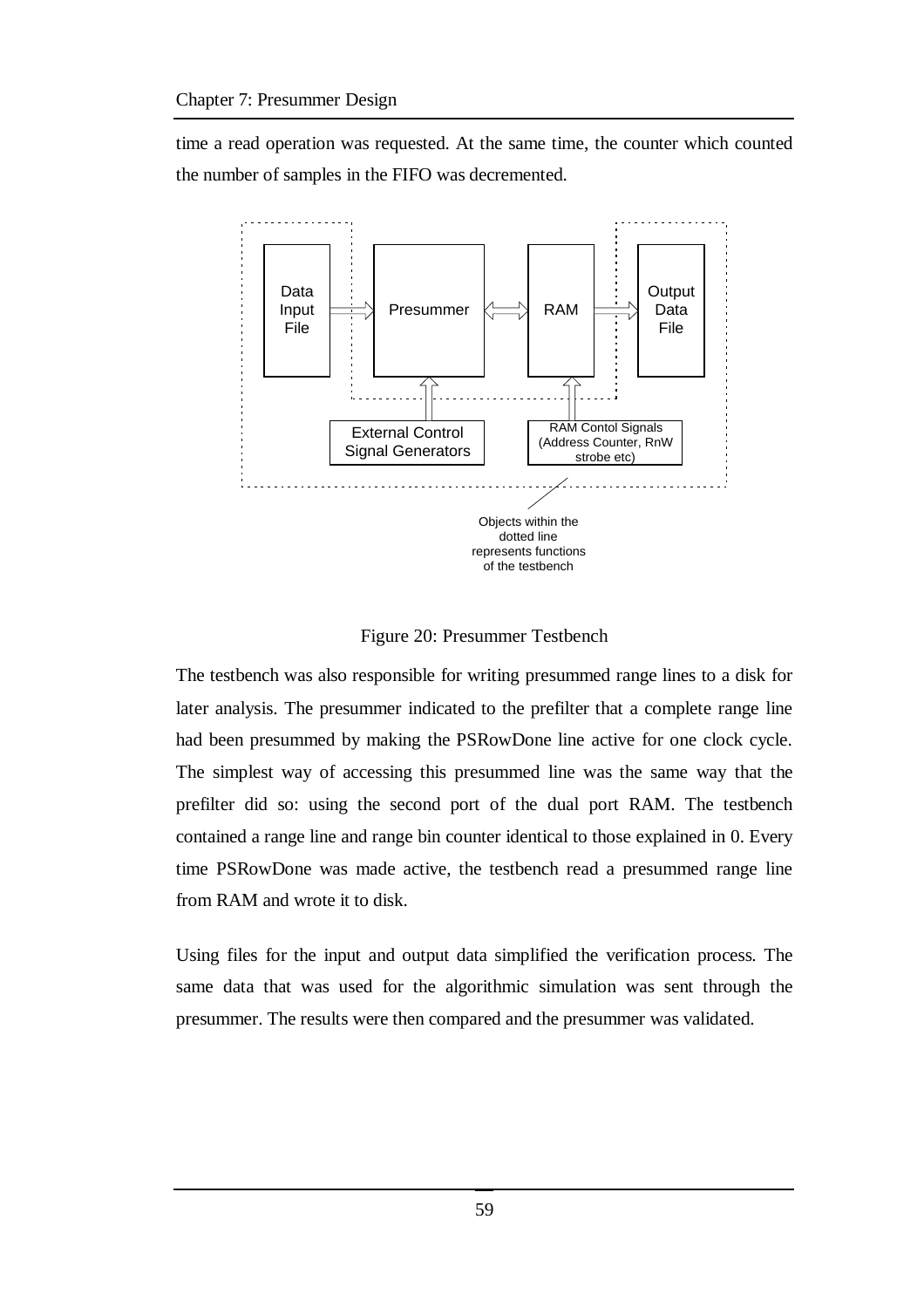time a read operation was requested. At the same time, the counter which counted the number of samples in the FIFO was decremented.

Figure 20: Presummer Testbench

The testbench was also responsible for writing presummed range lines to a disk for later analysis. The presummer indicated to the prefilter that a complete range line had been presummed by making the PSRowDone line active for one clock cycle. The simplest way of accessing this presummed line was the same way that the prefilter did so: using the second port of the dual port RAM. The testbench contained a range line and range bin counter identical to those explained in 0. Every time PSRowDone was made active, the testbench read a presummed range line from RAM and wrote it to disk.

Using files for the input and output data simplified the verification process. The same data that was used for the algorithmic simulation was sent through the presummer. The results were then compared and the presummer was validated.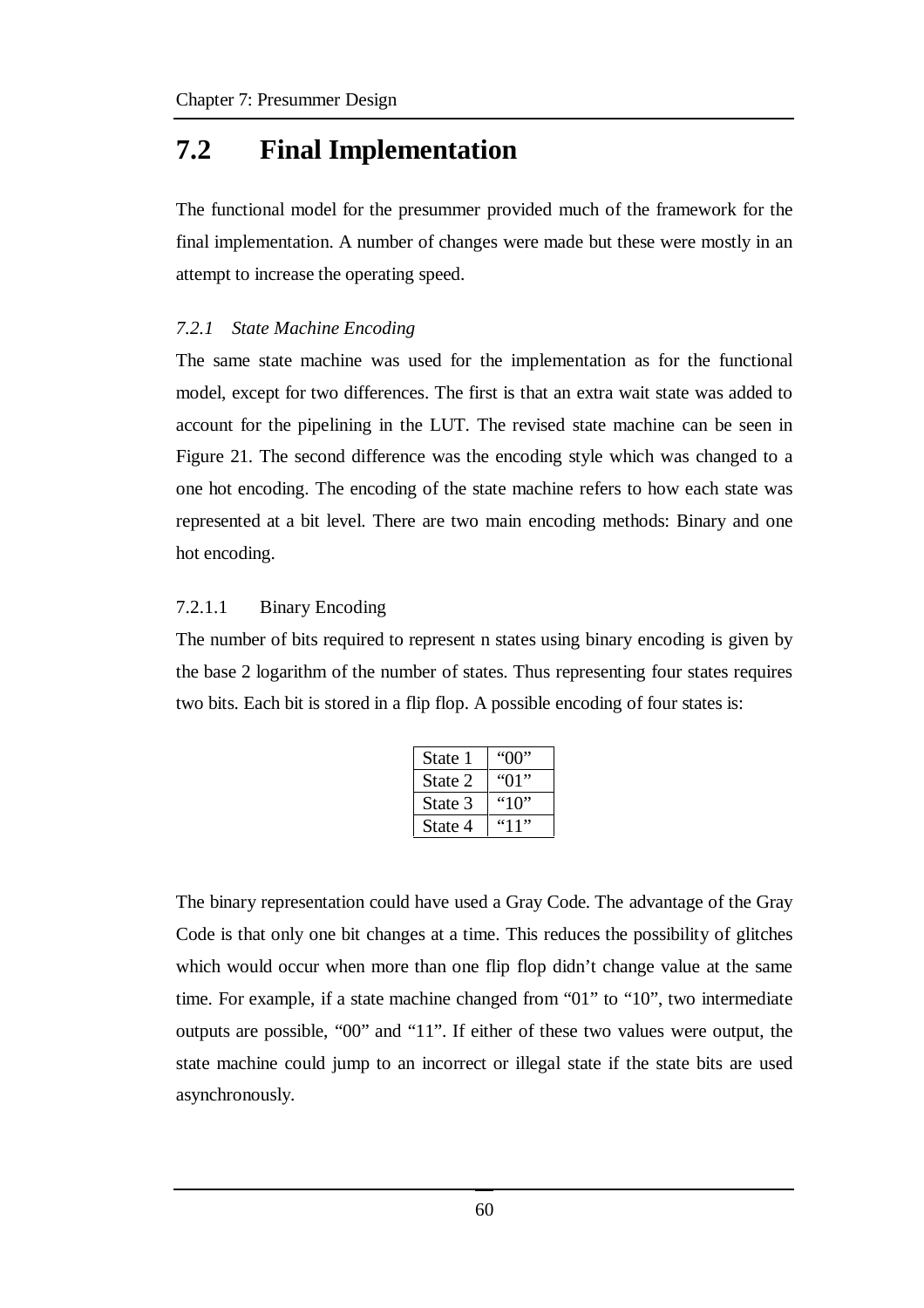## 7.2 Final Implementation

The functional model for the presummer provided much of the framework for the final implementation. A number of changes were made but these were mostly in an attempt to increase the operating speed.

### *7.2.1 State Machine Encoding*

The same state machine was used for the implementation as for the functional model, except for two differences. The first is that an extra wait state was added to account for the pipelining in the LUT. The revised state machine can be seen in Figure 21. The second difference was the encoding style which was changed to a one hot encoding. The encoding of the state machine refers to how each state was represented at a bit level. There are two main encoding methods: Binary and one hot encoding.

#### 7.2.1.1 Binary Encoding

The number of bits required to represent n states using binary encoding is given by the base 2 logarithm of the number of states. Thus representing four states requires two bits. Each bit is stored in a flip flop. A possible encoding of four states is:

| | |
|---|---|
| State 1 | "00" |
| State 2 | "01" |
| State 3 | "10" |
| State 4 | "11" |

The binary representation could have used a Gray Code. The advantage of the Gray Code is that only one bit changes at a time. This reduces the possibility of glitches which would occur when more than one flip flop didn't change value at the same time. For example, if a state machine changed from "01" to "10", two intermediate outputs are possible, "00" and "11". If either of these two values were output, the state machine could jump to an incorrect or illegal state if the state bits are used asynchronously.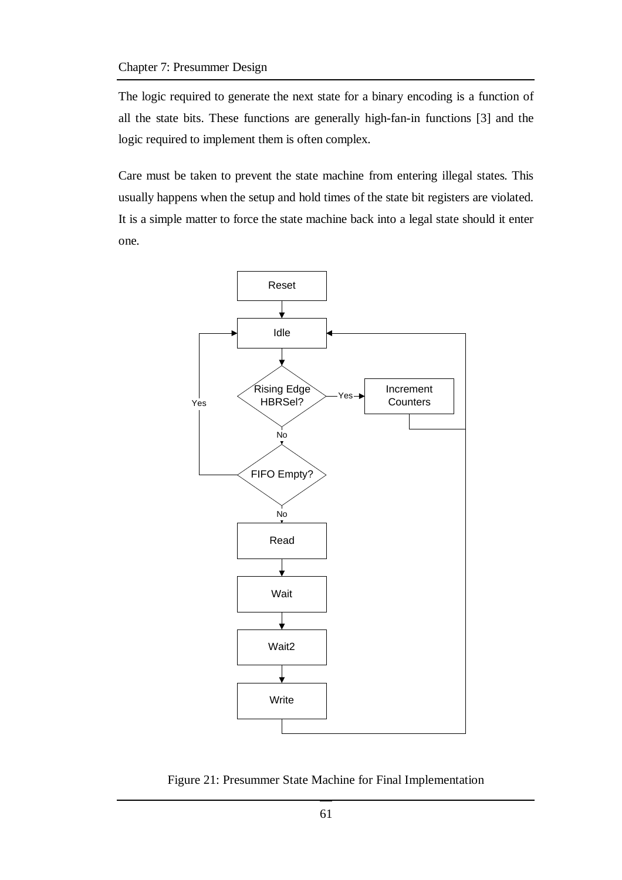The logic required to generate the next state for a binary encoding is a function of all the state bits. These functions are generally high-fan-in functions [3] and the logic required to implement them is often complex.

Care must be taken to prevent the state machine from entering illegal states. This usually happens when the setup and hold times of the state bit registers are violated. It is a simple matter to force the state machine back into a legal state should it enter one.

Figure 21: Presummer State Machine for Final Implementation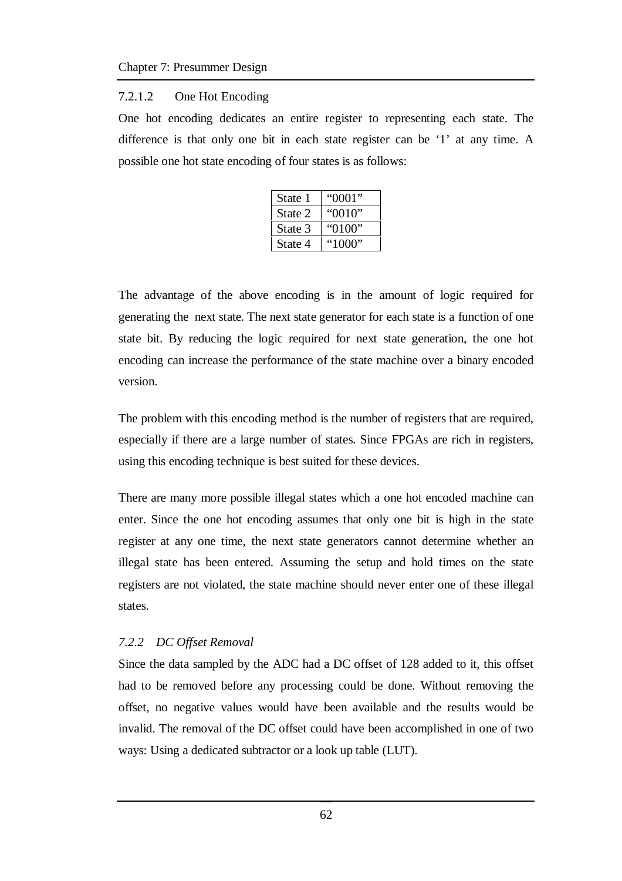#### 7.2.1.2 One Hot Encoding

One hot encoding dedicates an entire register to representing each state. The difference is that only one bit in each state register can be ‘1’ at any time. A possible one hot state encoding of four states is as follows:

| State 1 | “0001” |
|---|---|
| State 2 | “0010” |
| State 3 | “0100” |
| State 4 | “1000” |

The advantage of the above encoding is in the amount of logic required for generating the next state. The next state generator for each state is a function of one state bit. By reducing the logic required for next state generation, the one hot encoding can increase the performance of the state machine over a binary encoded version.

The problem with this encoding method is the number of registers that are required, especially if there are a large number of states. Since FPGAs are rich in registers, using this encoding technique is best suited for these devices.

There are many more possible illegal states which a one hot encoded machine can enter. Since the one hot encoding assumes that only one bit is high in the state register at any one time, the next state generators cannot determine whether an illegal state has been entered. Assuming the setup and hold times on the state registers are not violated, the state machine should never enter one of these illegal states.

### *7.2.2 DC Offset Removal*

Since the data sampled by the ADC had a DC offset of 128 added to it, this offset had to be removed before any processing could be done. Without removing the offset, no negative values would have been available and the results would be invalid. The removal of the DC offset could have been accomplished in one of two ways: Using a dedicated subtractor or a look up table (LUT).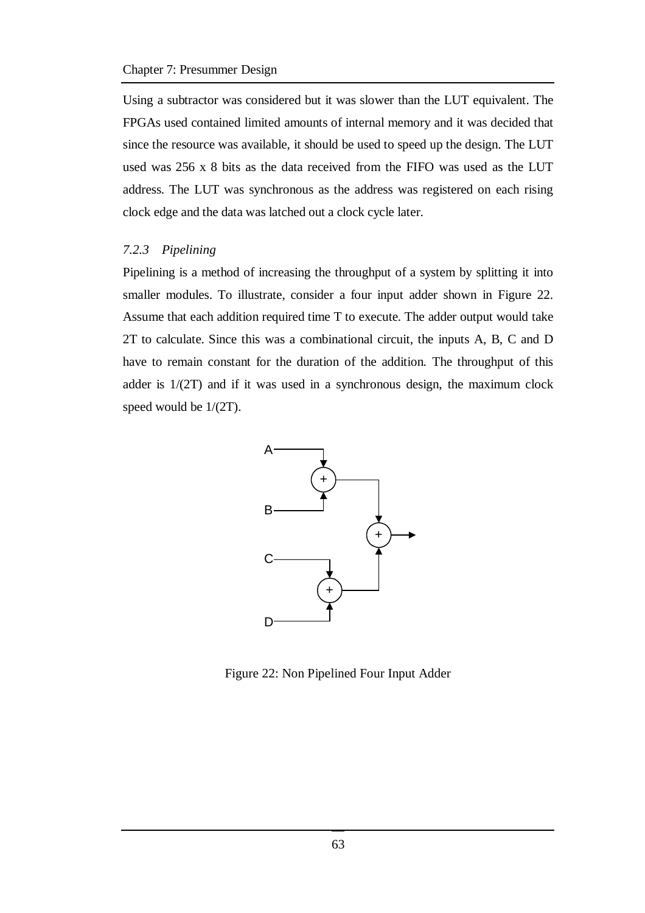Using a subtractor was considered but it was slower than the LUT equivalent. The FPGAs used contained limited amounts of internal memory and it was decided that since the resource was available, it should be used to speed up the design. The LUT used was 256 x 8 bits as the data received from the FIFO was used as the LUT address. The LUT was synchronous as the address was registered on each rising clock edge and the data was latched out a clock cycle later.

### *7.2.3 Pipelining*

Pipelining is a method of increasing the throughput of a system by splitting it into smaller modules. To illustrate, consider a four input adder shown in Figure 22. Assume that each addition required time T to execute. The adder output would take 2T to calculate. Since this was a combinational circuit, the inputs A, B, C and D have to remain constant for the duration of the addition. The throughput of this adder is 1/(2T) and if it was used in a synchronous design, the maximum clock speed would be 1/(2T).

Figure 22: Non Pipelined Four Input Adder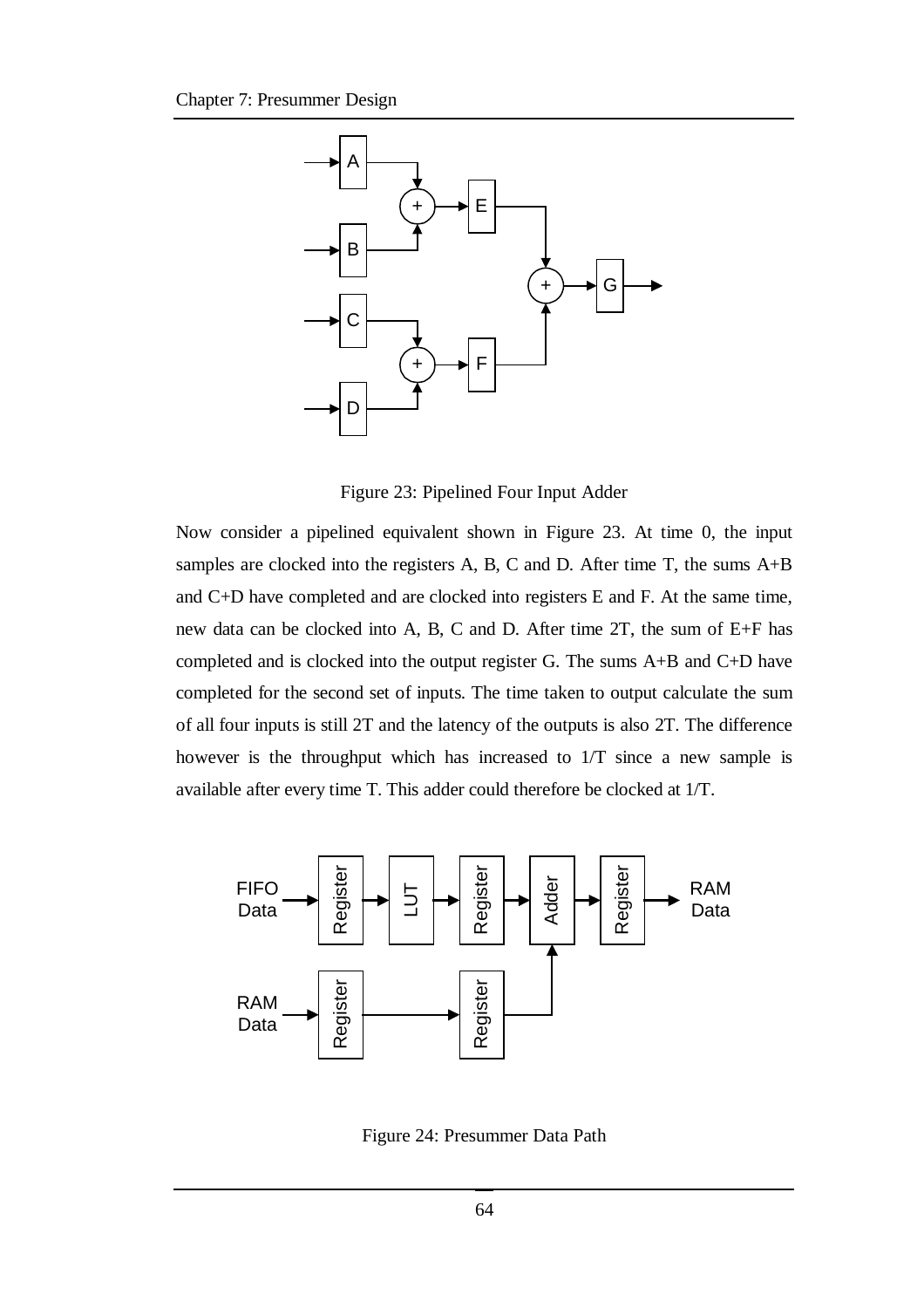Figure 23: Pipelined Four Input Adder

Now consider a pipelined equivalent shown in Figure 23. At time 0, the input samples are clocked into the registers A, B, C and D. After time T, the sums A+B and C+D have completed and are clocked into registers E and F. At the same time, new data can be clocked into A, B, C and D. After time 2T, the sum of E+F has completed and is clocked into the output register G. The sums A+B and C+D have completed for the second set of inputs. The time taken to output calculate the sum of all four inputs is still 2T and the latency of the outputs is also 2T. The difference however is the throughput which has increased to 1/T since a new sample is available after every time T. This adder could therefore be clocked at 1/T.

Figure 24: Presummer Data Path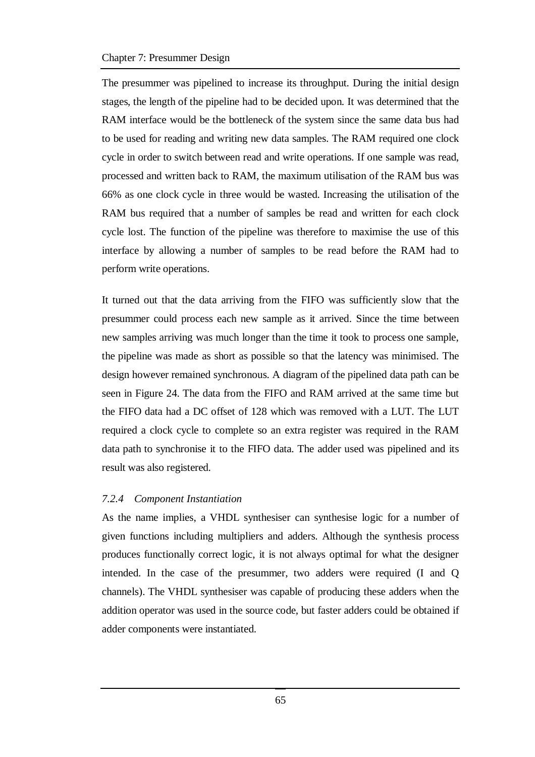The presummer was pipelined to increase its throughput. During the initial design stages, the length of the pipeline had to be decided upon. It was determined that the RAM interface would be the bottleneck of the system since the same data bus had to be used for reading and writing new data samples. The RAM required one clock cycle in order to switch between read and write operations. If one sample was read, processed and written back to RAM, the maximum utilisation of the RAM bus was 66% as one clock cycle in three would be wasted. Increasing the utilisation of the RAM bus required that a number of samples be read and written for each clock cycle lost. The function of the pipeline was therefore to maximise the use of this interface by allowing a number of samples to be read before the RAM had to perform write operations.

It turned out that the data arriving from the FIFO was sufficiently slow that the presummer could process each new sample as it arrived. Since the time between new samples arriving was much longer than the time it took to process one sample, the pipeline was made as short as possible so that the latency was minimised. The design however remained synchronous. A diagram of the pipelined data path can be seen in Figure 24. The data from the FIFO and RAM arrived at the same time but the FIFO data had a DC offset of 128 which was removed with a LUT. The LUT required a clock cycle to complete so an extra register was required in the RAM data path to synchronise it to the FIFO data. The adder used was pipelined and its result was also registered.

### *7.2.4 Component Instantiation*

As the name implies, a VHDL synthesiser can synthesise logic for a number of given functions including multipliers and adders. Although the synthesis process produces functionally correct logic, it is not always optimal for what the designer intended. In the case of the presummer, two adders were required (I and Q channels). The VHDL synthesiser was capable of producing these adders when the addition operator was used in the source code, but faster adders could be obtained if adder components were instantiated.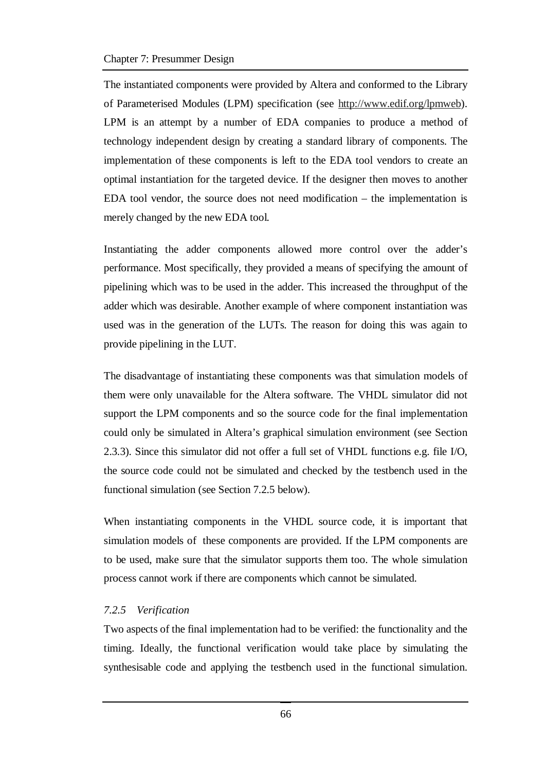The instantiated components were provided by Altera and conformed to the Library of Parameterised Modules (LPM) specification (see http://www.edif.org/lpmweb). LPM is an attempt by a number of EDA companies to produce a method of technology independent design by creating a standard library of components. The implementation of these components is left to the EDA tool vendors to create an optimal instantiation for the targeted device. If the designer then moves to another EDA tool vendor, the source does not need modification – the implementation is merely changed by the new EDA tool.

Instantiating the adder components allowed more control over the adder's performance. Most specifically, they provided a means of specifying the amount of pipelining which was to be used in the adder. This increased the throughput of the adder which was desirable. Another example of where component instantiation was used was in the generation of the LUTs. The reason for doing this was again to provide pipelining in the LUT.

The disadvantage of instantiating these components was that simulation models of them were only unavailable for the Altera software. The VHDL simulator did not support the LPM components and so the source code for the final implementation could only be simulated in Altera's graphical simulation environment (see Section 2.3.3). Since this simulator did not offer a full set of VHDL functions e.g. file I/O, the source code could not be simulated and checked by the testbench used in the functional simulation (see Section 7.2.5 below).

When instantiating components in the VHDL source code, it is important that simulation models of these components are provided. If the LPM components are to be used, make sure that the simulator supports them too. The whole simulation process cannot work if there are components which cannot be simulated.

### *7.2.5 Verification*

Two aspects of the final implementation had to be verified: the functionality and the timing. Ideally, the functional verification would take place by simulating the synthesisable code and applying the testbench used in the functional simulation.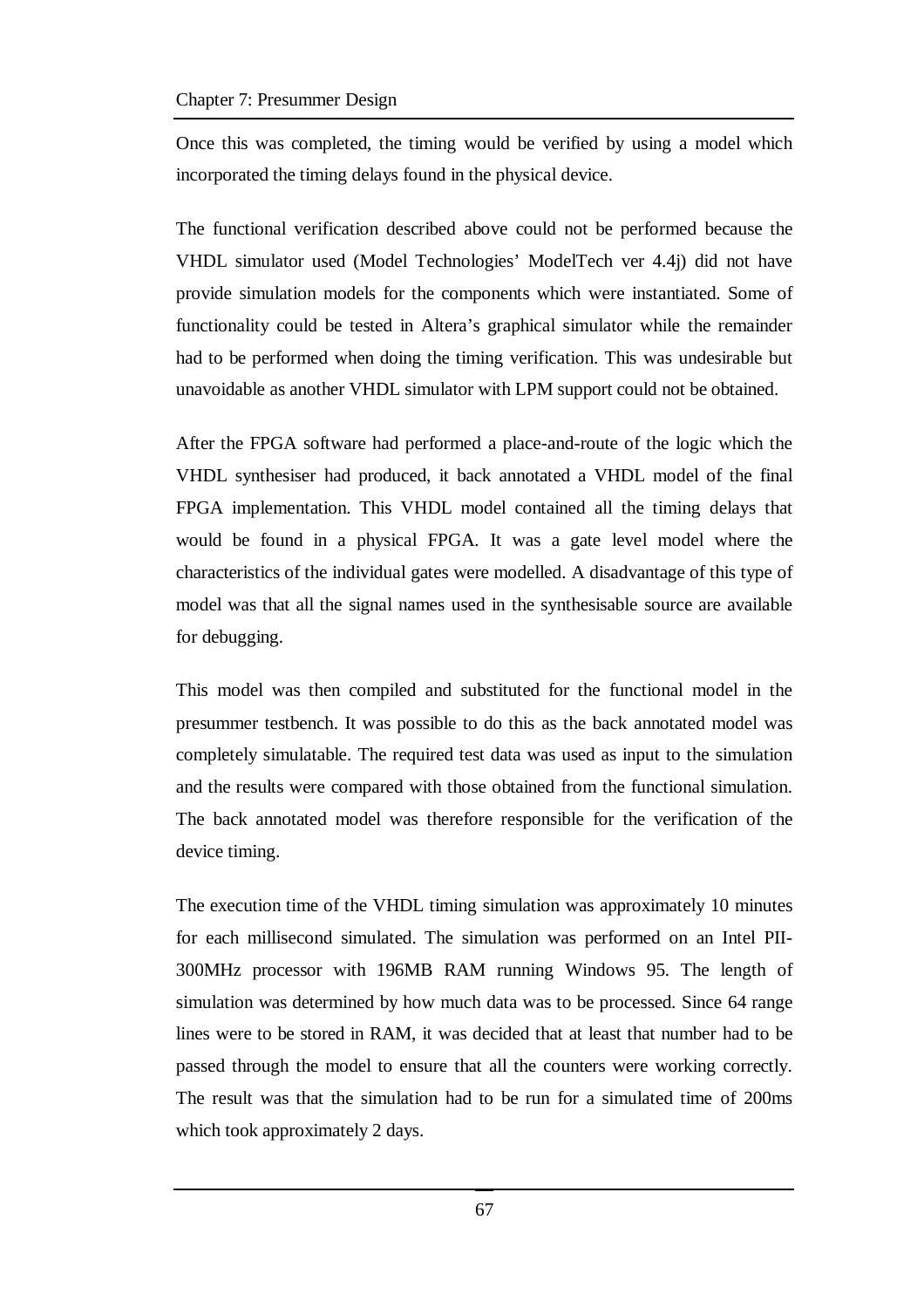Once this was completed, the timing would be verified by using a model which incorporated the timing delays found in the physical device.

The functional verification described above could not be performed because the VHDL simulator used (Model Technologies' ModelTech ver 4.4j) did not have provide simulation models for the components which were instantiated. Some of functionality could be tested in Altera's graphical simulator while the remainder had to be performed when doing the timing verification. This was undesirable but unavoidable as another VHDL simulator with LPM support could not be obtained.

After the FPGA software had performed a place-and-route of the logic which the VHDL synthesiser had produced, it back annotated a VHDL model of the final FPGA implementation. This VHDL model contained all the timing delays that would be found in a physical FPGA. It was a gate level model where the characteristics of the individual gates were modelled. A disadvantage of this type of model was that all the signal names used in the synthesisable source are available for debugging.

This model was then compiled and substituted for the functional model in the presummer testbench. It was possible to do this as the back annotated model was completely simulatable. The required test data was used as input to the simulation and the results were compared with those obtained from the functional simulation. The back annotated model was therefore responsible for the verification of the device timing.

The execution time of the VHDL timing simulation was approximately 10 minutes for each millisecond simulated. The simulation was performed on an Intel PII-300MHz processor with 196MB RAM running Windows 95. The length of simulation was determined by how much data was to be processed. Since 64 range lines were to be stored in RAM, it was decided that at least that number had to be passed through the model to ensure that all the counters were working correctly. The result was that the simulation had to be run for a simulated time of 200ms which took approximately 2 days.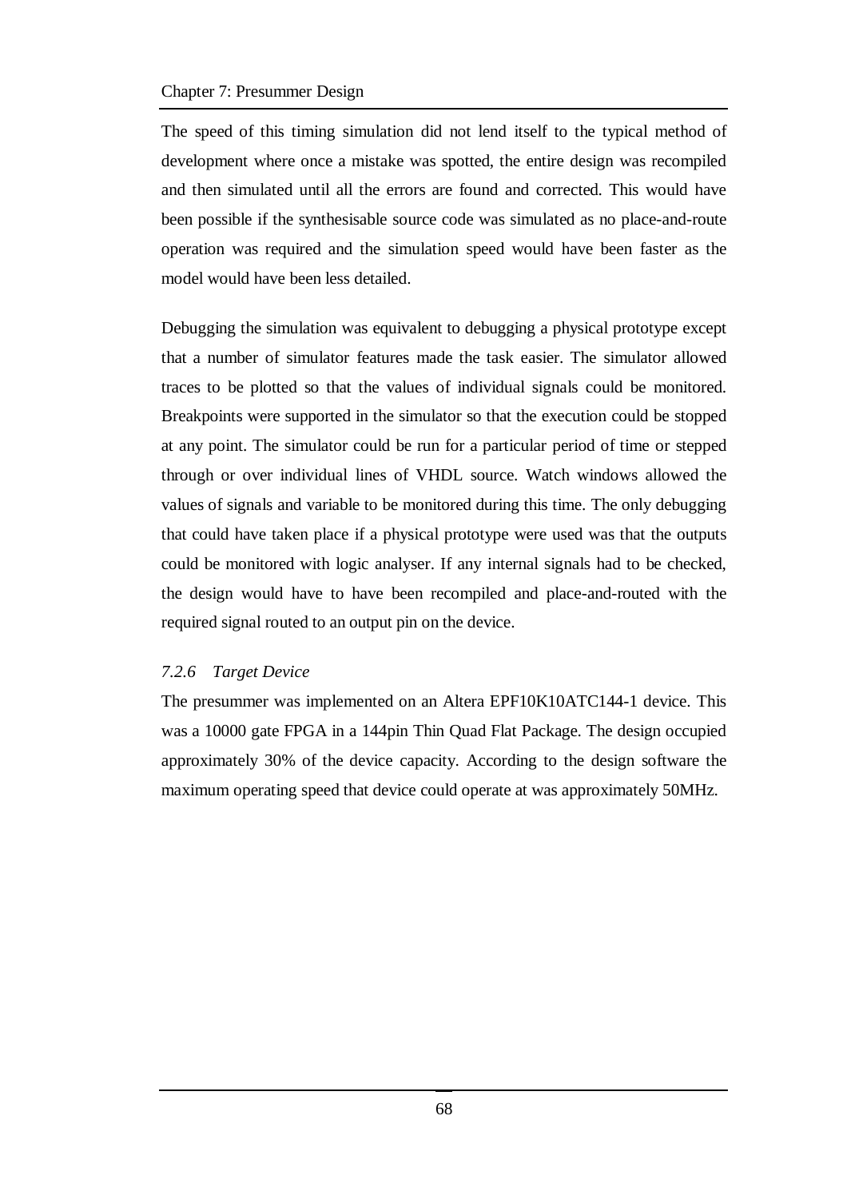The speed of this timing simulation did not lend itself to the typical method of development where once a mistake was spotted, the entire design was recompiled and then simulated until all the errors are found and corrected. This would have been possible if the synthesisable source code was simulated as no place-and-route operation was required and the simulation speed would have been faster as the model would have been less detailed.

Debugging the simulation was equivalent to debugging a physical prototype except that a number of simulator features made the task easier. The simulator allowed traces to be plotted so that the values of individual signals could be monitored. Breakpoints were supported in the simulator so that the execution could be stopped at any point. The simulator could be run for a particular period of time or stepped through or over individual lines of VHDL source. Watch windows allowed the values of signals and variable to be monitored during this time. The only debugging that could have taken place if a physical prototype were used was that the outputs could be monitored with logic analyser. If any internal signals had to be checked, the design would have to have been recompiled and place-and-routed with the required signal routed to an output pin on the device.

### *7.2.6 Target Device*

The presummer was implemented on an Altera EPF10K10ATC144-1 device. This was a 10000 gate FPGA in a 144pin Thin Quad Flat Package. The design occupied approximately 30% of the device capacity. According to the design software the maximum operating speed that device could operate at was approximately 50MHz.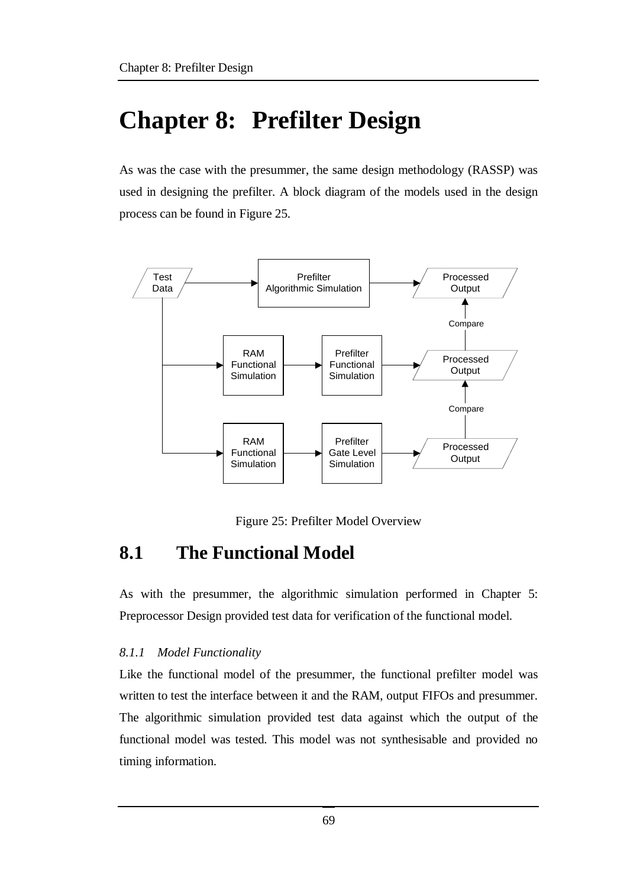# Chapter 8: Prefilter Design

As was the case with the presummer, the same design methodology (RASSP) was used in designing the prefilter. A block diagram of the models used in the design process can be found in Figure 25.

Figure 25: Prefilter Model Overview

## 8.1 The Functional Model

As with the presummer, the algorithmic simulation performed in Chapter 5: Preprocessor Design provided test data for verification of the functional model.

### *8.1.1 Model Functionality*

Like the functional model of the presummer, the functional prefilter model was written to test the interface between it and the RAM, output FIFOs and presummer. The algorithmic simulation provided test data against which the output of the functional model was tested. This model was not synthesisable and provided no timing information.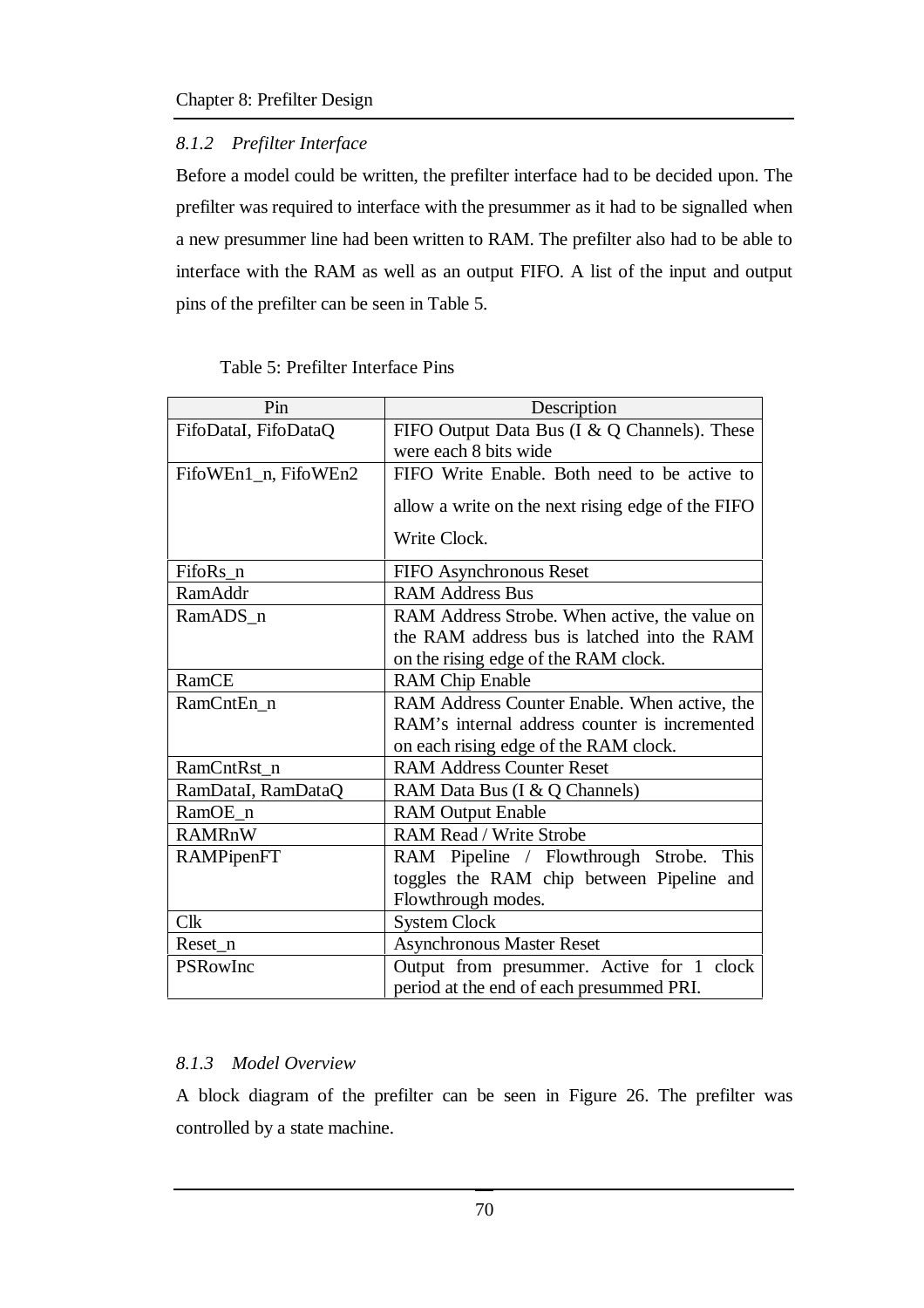### 8.1.2 Prefilter Interface

Before a model could be written, the prefilter interface had to be decided upon. The prefilter was required to interface with the presummer as it had to be signalled when a new presummer line had been written to RAM. The prefilter also had to be able to interface with the RAM as well as an output FIFO. A list of the input and output pins of the prefilter can be seen in Table 5.

Table 5: Prefilter Interface Pins

| Pin | Description |
|---|---|
| FifoDataI, FifoDataQ | FIFO Output Data Bus (I & Q Channels). These were each 8 bits wide |
| FifoWEn1_n, FifoWEn2 | FIFO Write Enable. Both need to be active to allow a write on the next rising edge of the FIFO Write Clock. |
| FifoRs_n | FIFO Asynchronous Reset |
| RamAddr | RAM Address Bus |
| RamADS_n | RAM Address Strobe. When active, the value on the RAM address bus is latched into the RAM on the rising edge of the RAM clock. |
| RamCE | RAM Chip Enable |
| RamCntEn_n | RAM Address Counter Enable. When active, the RAM's internal address counter is incremented on each rising edge of the RAM clock. |
| RamCntRst_n | RAM Address Counter Reset |
| RamDataI, RamDataQ | RAM Data Bus (I & Q Channels) |
| RamOE_n | RAM Output Enable |
| RAMRnW | RAM Read / Write Strobe |
| RAMPipenFT | RAM Pipeline / Flowthrough Strobe. This toggles the RAM chip between Pipeline and Flowthrough modes. |
| Clk | System Clock |
| Reset_n | Asynchronous Master Reset |
| PSRowInc | Output from presummer. Active for 1 clock period at the end of each presummed PRI. |

### 8.1.3 Model Overview

A block diagram of the prefilter can be seen in Figure 26. The prefilter was controlled by a state machine.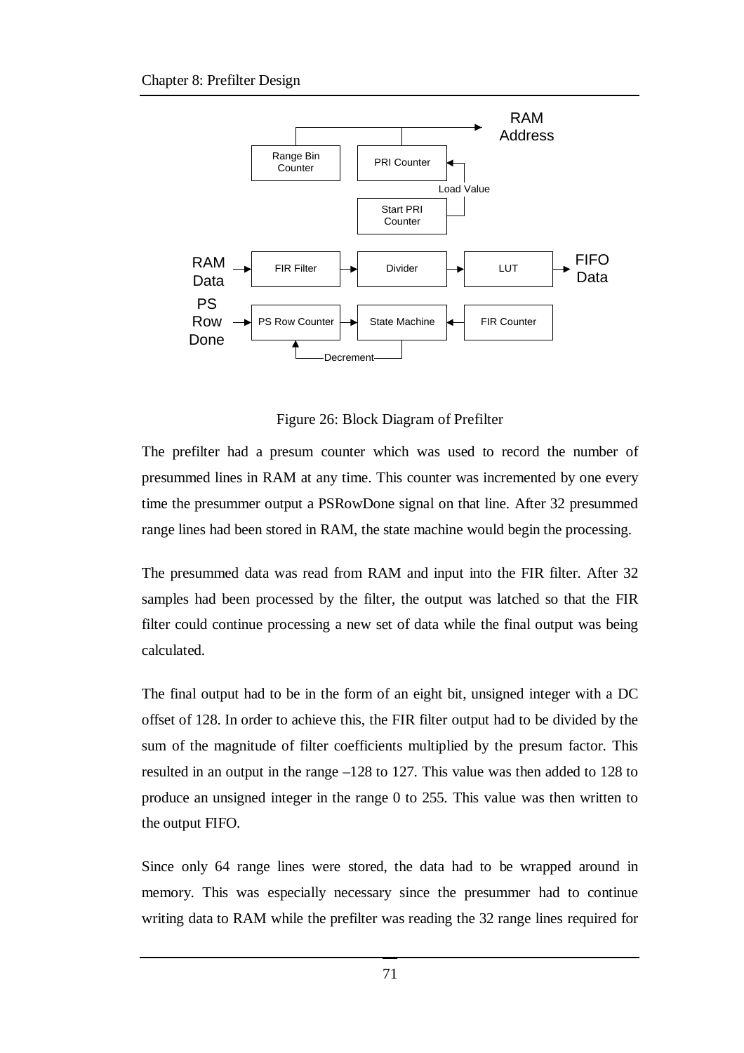Figure 26: Block Diagram of Prefilter

The prefilter had a presum counter which was used to record the number of presummed lines in RAM at any time. This counter was incremented by one every time the presummer output a PSRowDone signal on that line. After 32 presummed range lines had been stored in RAM, the state machine would begin the processing.

The presummed data was read from RAM and input into the FIR filter. After 32 samples had been processed by the filter, the output was latched so that the FIR filter could continue processing a new set of data while the final output was being calculated.

The final output had to be in the form of an eight bit, unsigned integer with a DC offset of 128. In order to achieve this, the FIR filter output had to be divided by the sum of the magnitude of filter coefficients multiplied by the presum factor. This resulted in an output in the range –128 to 127. This value was then added to 128 to produce an unsigned integer in the range 0 to 255. This value was then written to the output FIFO.

Since only 64 range lines were stored, the data had to be wrapped around in memory. This was especially necessary since the presummer had to continue writing data to RAM while the prefilter was reading the 32 range lines required for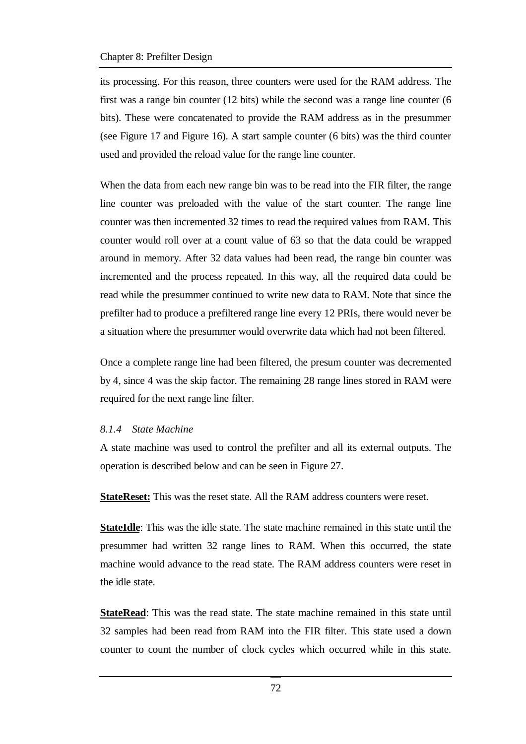its processing. For this reason, three counters were used for the RAM address. The first was a range bin counter (12 bits) while the second was a range line counter (6 bits). These were concatenated to provide the RAM address as in the presummer (see Figure 17 and Figure 16). A start sample counter (6 bits) was the third counter used and provided the reload value for the range line counter.

When the data from each new range bin was to be read into the FIR filter, the range line counter was preloaded with the value of the start counter. The range line counter was then incremented 32 times to read the required values from RAM. This counter would roll over at a count value of 63 so that the data could be wrapped around in memory. After 32 data values had been read, the range bin counter was incremented and the process repeated. In this way, all the required data could be read while the presummer continued to write new data to RAM. Note that since the prefilter had to produce a prefiltered range line every 12 PRIs, there would never be a situation where the presummer would overwrite data which had not been filtered.

Once a complete range line had been filtered, the presum counter was decremented by 4, since 4 was the skip factor. The remaining 28 range lines stored in RAM were required for the next range line filter.

### *8.1.4 State Machine*

A state machine was used to control the prefilter and all its external outputs. The operation is described below and can be seen in Figure 27.

**StateReset:** This was the reset state. All the RAM address counters were reset.

**StateIdle**: This was the idle state. The state machine remained in this state until the presummer had written 32 range lines to RAM. When this occurred, the state machine would advance to the read state. The RAM address counters were reset in the idle state.

**StateRead**: This was the read state. The state machine remained in this state until 32 samples had been read from RAM into the FIR filter. This state used a down counter to count the number of clock cycles which occurred while in this state.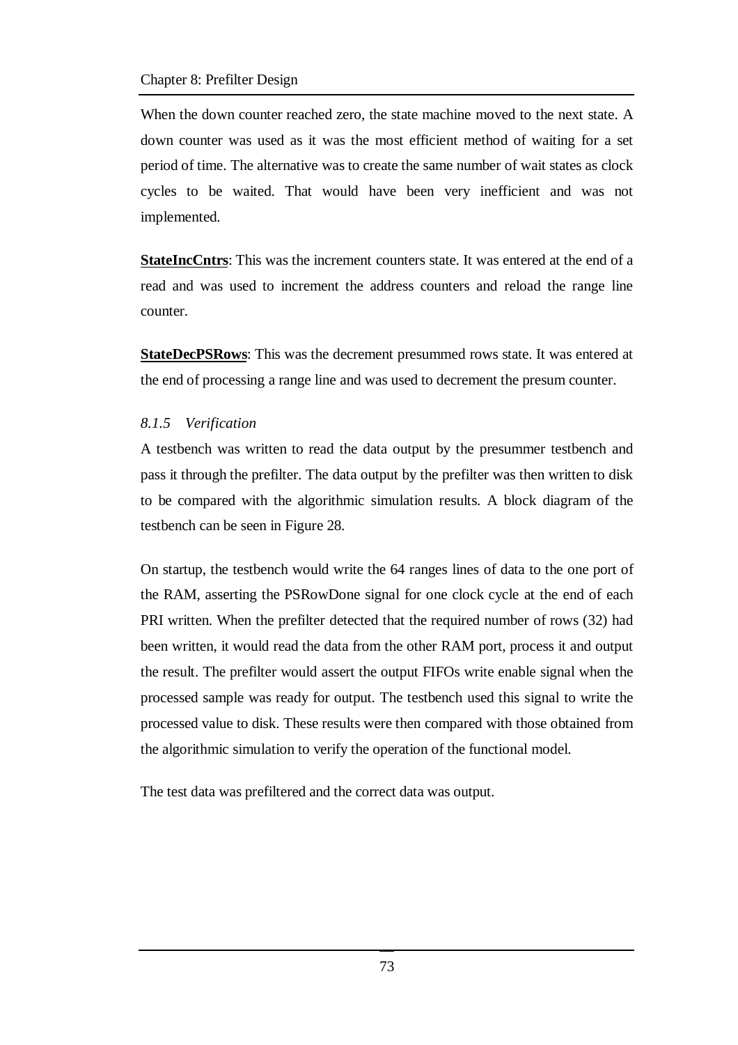When the down counter reached zero, the state machine moved to the next state. A down counter was used as it was the most efficient method of waiting for a set period of time. The alternative was to create the same number of wait states as clock cycles to be waited. That would have been very inefficient and was not implemented.

**StateIncCntrs**: This was the increment counters state. It was entered at the end of a read and was used to increment the address counters and reload the range line counter.

**StateDecPSRows**: This was the decrement presummed rows state. It was entered at the end of processing a range line and was used to decrement the presum counter.

### *8.1.5 Verification*

A testbench was written to read the data output by the presummer testbench and pass it through the prefilter. The data output by the prefilter was then written to disk to be compared with the algorithmic simulation results. A block diagram of the testbench can be seen in Figure 28.

On startup, the testbench would write the 64 ranges lines of data to the one port of the RAM, asserting the PSRowDone signal for one clock cycle at the end of each PRI written. When the prefilter detected that the required number of rows (32) had been written, it would read the data from the other RAM port, process it and output the result. The prefilter would assert the output FIFOs write enable signal when the processed sample was ready for output. The testbench used this signal to write the processed value to disk. These results were then compared with those obtained from the algorithmic simulation to verify the operation of the functional model.

The test data was prefiltered and the correct data was output.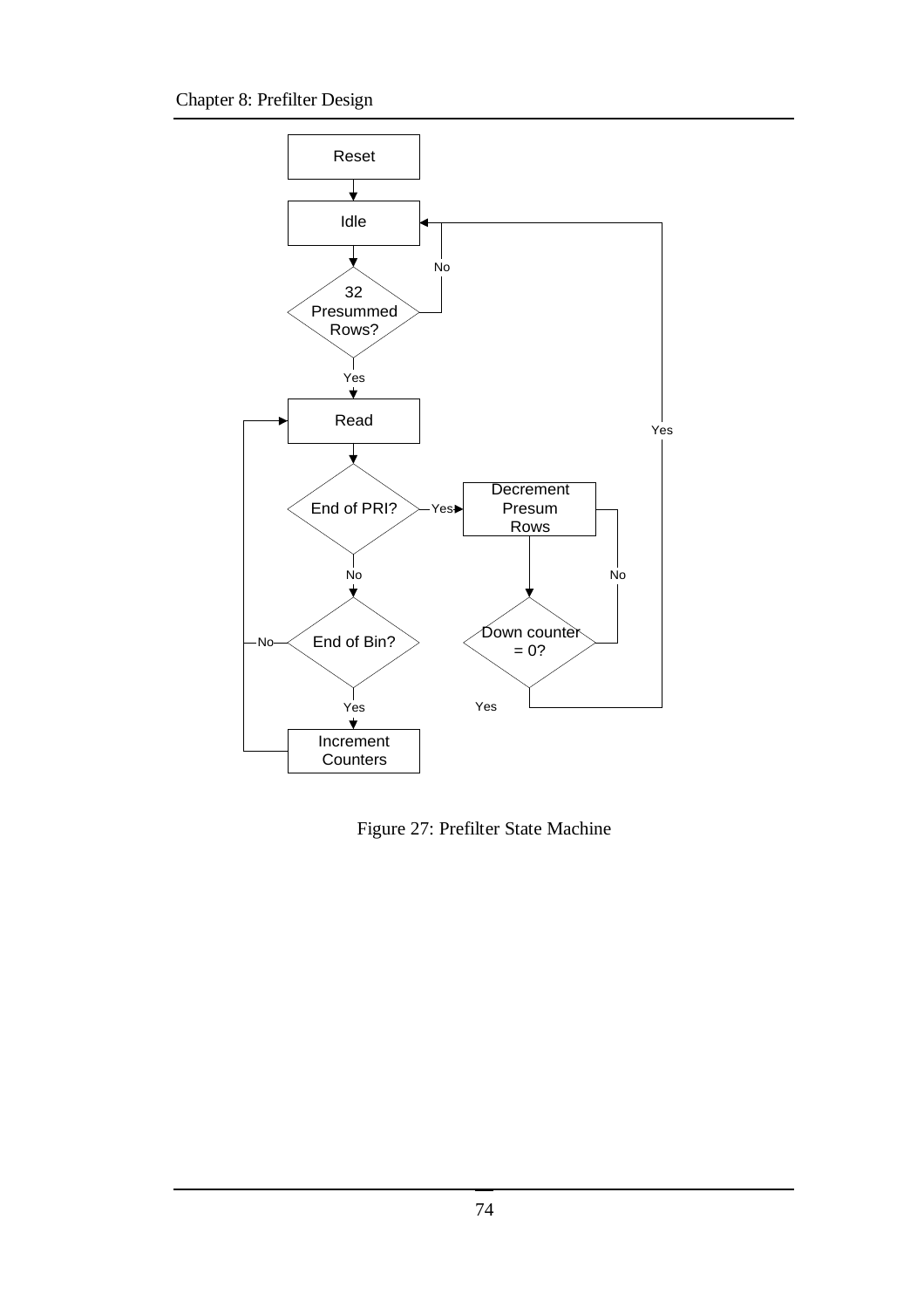Figure 27: Prefilter State Machine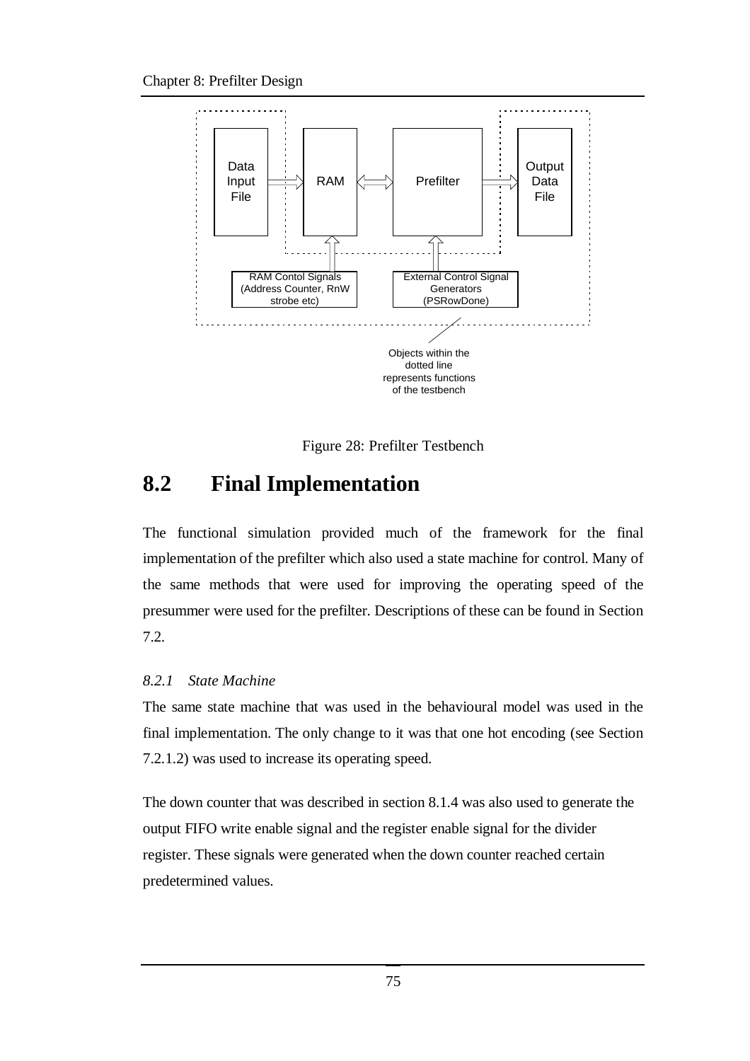Figure 28: Prefilter Testbench

## 8.2 Final Implementation

The functional simulation provided much of the framework for the final implementation of the prefilter which also used a state machine for control. Many of the same methods that were used for improving the operating speed of the presummer were used for the prefilter. Descriptions of these can be found in Section 7.2.

### *8.2.1 State Machine*

The same state machine that was used in the behavioural model was used in the final implementation. The only change to it was that one hot encoding (see Section 7.2.1.2) was used to increase its operating speed.

The down counter that was described in section 8.1.4 was also used to generate the output FIFO write enable signal and the register enable signal for the divider register. These signals were generated when the down counter reached certain predetermined values.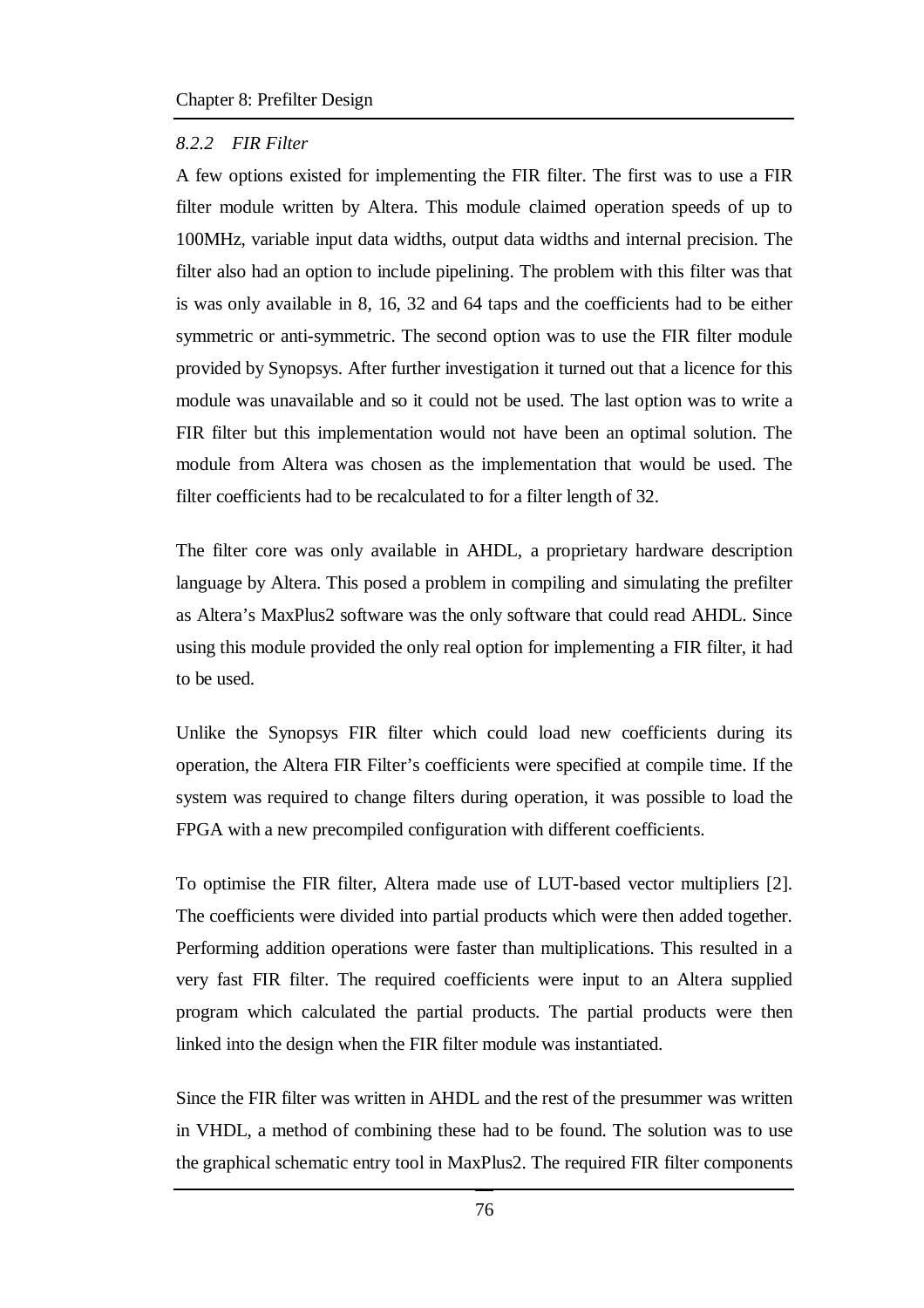### *8.2.2 FIR Filter*

A few options existed for implementing the FIR filter. The first was to use a FIR filter module written by Altera. This module claimed operation speeds of up to 100MHz, variable input data widths, output data widths and internal precision. The filter also had an option to include pipelining. The problem with this filter was that is was only available in 8, 16, 32 and 64 taps and the coefficients had to be either symmetric or anti-symmetric. The second option was to use the FIR filter module provided by Synopsys. After further investigation it turned out that a licence for this module was unavailable and so it could not be used. The last option was to write a FIR filter but this implementation would not have been an optimal solution. The module from Altera was chosen as the implementation that would be used. The filter coefficients had to be recalculated to for a filter length of 32.

The filter core was only available in AHDL, a proprietary hardware description language by Altera. This posed a problem in compiling and simulating the prefilter as Altera's MaxPlus2 software was the only software that could read AHDL. Since using this module provided the only real option for implementing a FIR filter, it had to be used.

Unlike the Synopsys FIR filter which could load new coefficients during its operation, the Altera FIR Filter's coefficients were specified at compile time. If the system was required to change filters during operation, it was possible to load the FPGA with a new precompiled configuration with different coefficients.

To optimise the FIR filter, Altera made use of LUT-based vector multipliers [2]. The coefficients were divided into partial products which were then added together. Performing addition operations were faster than multiplications. This resulted in a very fast FIR filter. The required coefficients were input to an Altera supplied program which calculated the partial products. The partial products were then linked into the design when the FIR filter module was instantiated.

Since the FIR filter was written in AHDL and the rest of the presummer was written in VHDL, a method of combining these had to be found. The solution was to use the graphical schematic entry tool in MaxPlus2. The required FIR filter components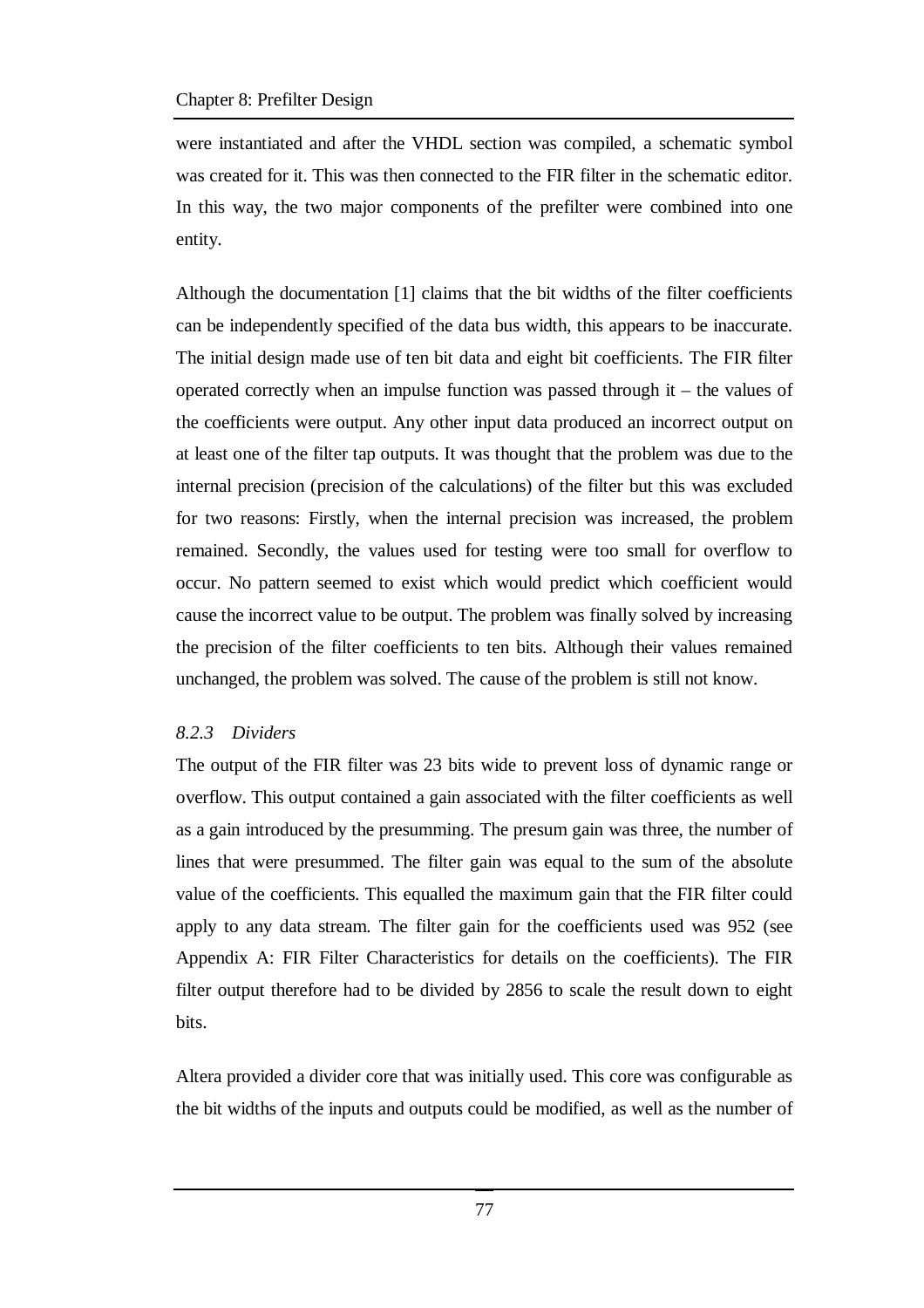were instantiated and after the VHDL section was compiled, a schematic symbol was created for it. This was then connected to the FIR filter in the schematic editor. In this way, the two major components of the prefilter were combined into one entity.

Although the documentation [1] claims that the bit widths of the filter coefficients can be independently specified of the data bus width, this appears to be inaccurate. The initial design made use of ten bit data and eight bit coefficients. The FIR filter operated correctly when an impulse function was passed through it – the values of the coefficients were output. Any other input data produced an incorrect output on at least one of the filter tap outputs. It was thought that the problem was due to the internal precision (precision of the calculations) of the filter but this was excluded for two reasons: Firstly, when the internal precision was increased, the problem remained. Secondly, the values used for testing were too small for overflow to occur. No pattern seemed to exist which would predict which coefficient would cause the incorrect value to be output. The problem was finally solved by increasing the precision of the filter coefficients to ten bits. Although their values remained unchanged, the problem was solved. The cause of the problem is still not know.

### *8.2.3 Dividers*

The output of the FIR filter was 23 bits wide to prevent loss of dynamic range or overflow. This output contained a gain associated with the filter coefficients as well as a gain introduced by the presumming. The presum gain was three, the number of lines that were presummed. The filter gain was equal to the sum of the absolute value of the coefficients. This equalled the maximum gain that the FIR filter could apply to any data stream. The filter gain for the coefficients used was 952 (see Appendix A: FIR Filter Characteristics for details on the coefficients). The FIR filter output therefore had to be divided by 2856 to scale the result down to eight bits.

Altera provided a divider core that was initially used. This core was configurable as the bit widths of the inputs and outputs could be modified, as well as the number of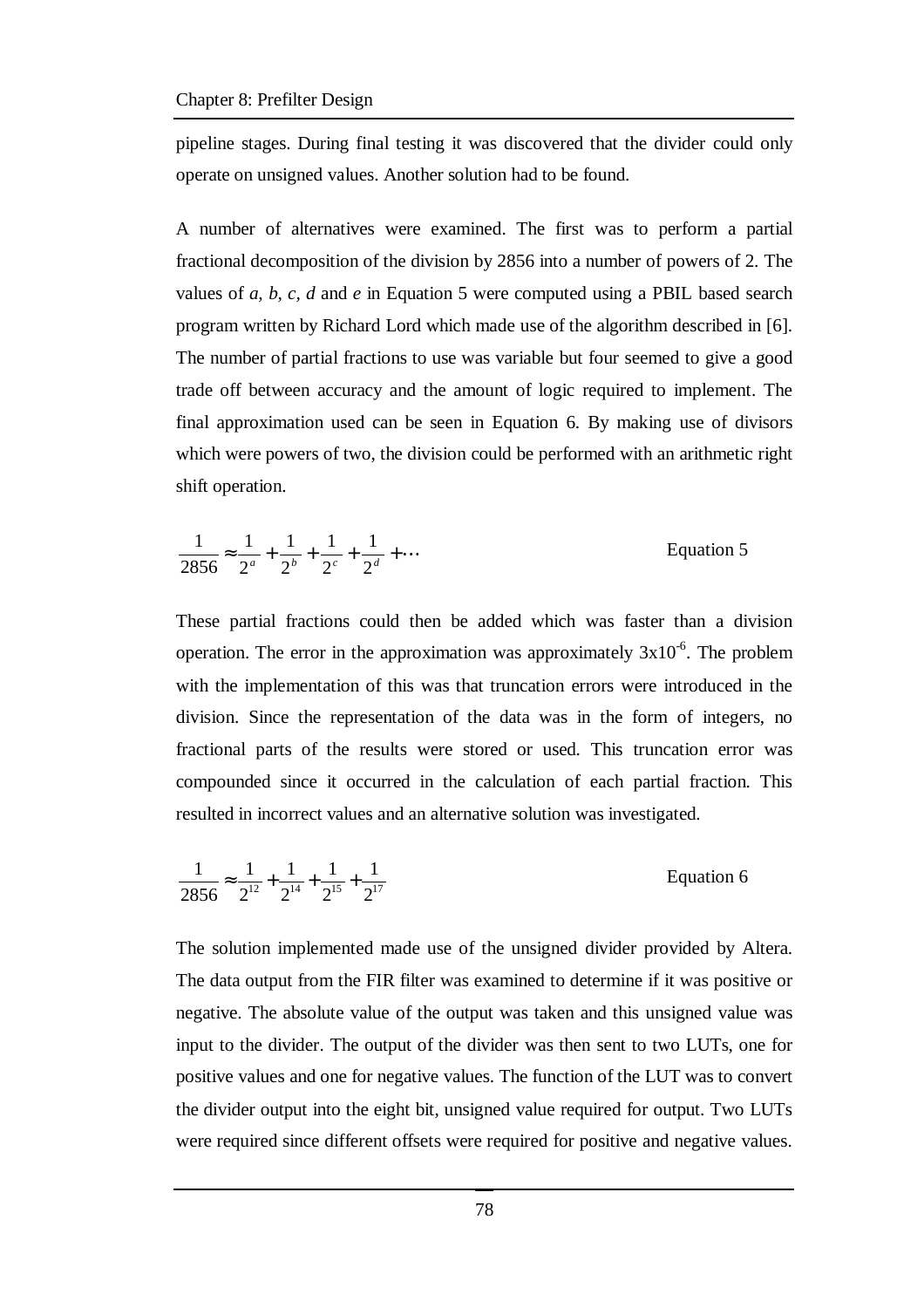pipeline stages. During final testing it was discovered that the divider could only operate on unsigned values. Another solution had to be found.

A number of alternatives were examined. The first was to perform a partial fractional decomposition of the division by 2856 into a number of powers of 2. The values of *a, b, c, d* and *e* in Equation 5 were computed using a PBIL based search program written by Richard Lord which made use of the algorithm described in [6]. The number of partial fractions to use was variable but four seemed to give a good trade off between accuracy and the amount of logic required to implement. The final approximation used can be seen in Equation 6. By making use of divisors which were powers of two, the division could be performed with an arithmetic right shift operation.

$$\frac{1}{2856} \approx \frac{1}{2^a} + \frac{1}{2^b} + \frac{1}{2^c} + \frac{1}{2^d} + \cdots \qquad \text{Equation 5}$$

These partial fractions could then be added which was faster than a division operation. The error in the approximation was approximately $3\text{x}10^{-6}$. The problem with the implementation of this was that truncation errors were introduced in the division. Since the representation of the data was in the form of integers, no fractional parts of the results were stored or used. This truncation error was compounded since it occurred in the calculation of each partial fraction. This resulted in incorrect values and an alternative solution was investigated.

$$\frac{1}{2856} \approx \frac{1}{2^{12}} + \frac{1}{2^{14}} + \frac{1}{2^{15}} + \frac{1}{2^{17}} \qquad \text{Equation 6}$$

The solution implemented made use of the unsigned divider provided by Altera. The data output from the FIR filter was examined to determine if it was positive or negative. The absolute value of the output was taken and this unsigned value was input to the divider. The output of the divider was then sent to two LUTs, one for positive values and one for negative values. The function of the LUT was to convert the divider output into the eight bit, unsigned value required for output. Two LUTs were required since different offsets were required for positive and negative values.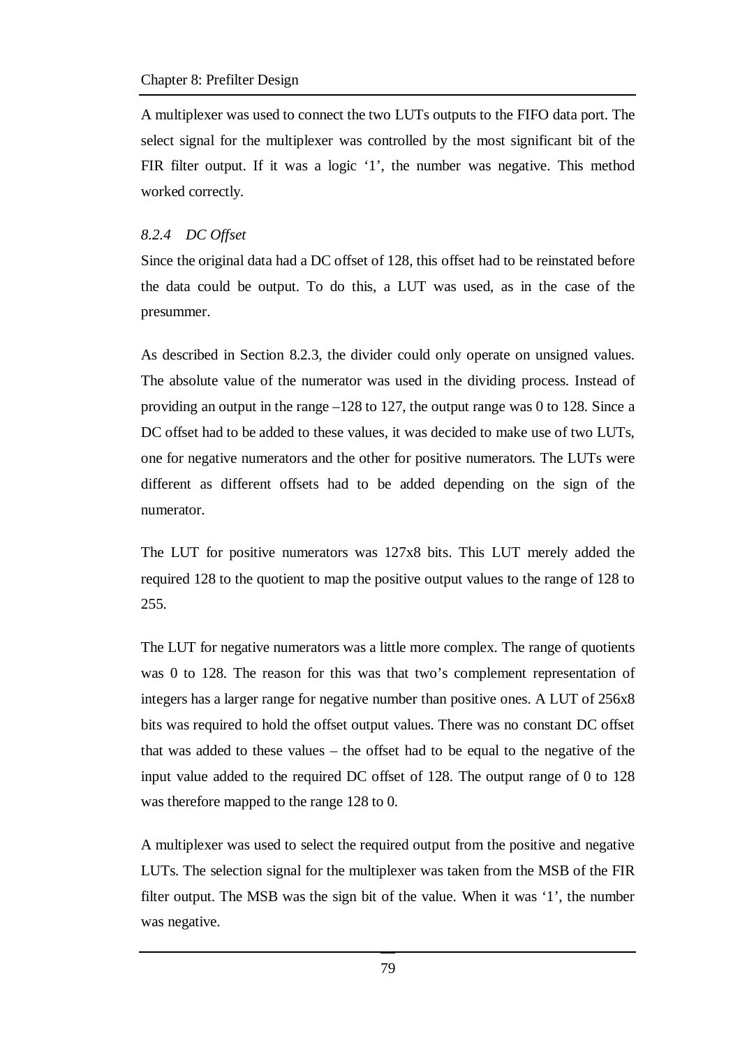A multiplexer was used to connect the two LUTs outputs to the FIFO data port. The select signal for the multiplexer was controlled by the most significant bit of the FIR filter output. If it was a logic '1', the number was negative. This method worked correctly.

### *8.2.4 DC Offset*

Since the original data had a DC offset of 128, this offset had to be reinstated before the data could be output. To do this, a LUT was used, as in the case of the presummer.

As described in Section 8.2.3, the divider could only operate on unsigned values. The absolute value of the numerator was used in the dividing process. Instead of providing an output in the range –128 to 127, the output range was 0 to 128. Since a DC offset had to be added to these values, it was decided to make use of two LUTs, one for negative numerators and the other for positive numerators. The LUTs were different as different offsets had to be added depending on the sign of the numerator.

The LUT for positive numerators was 127x8 bits. This LUT merely added the required 128 to the quotient to map the positive output values to the range of 128 to 255.

The LUT for negative numerators was a little more complex. The range of quotients was 0 to 128. The reason for this was that two's complement representation of integers has a larger range for negative number than positive ones. A LUT of 256x8 bits was required to hold the offset output values. There was no constant DC offset that was added to these values – the offset had to be equal to the negative of the input value added to the required DC offset of 128. The output range of 0 to 128 was therefore mapped to the range 128 to 0.

A multiplexer was used to select the required output from the positive and negative LUTs. The selection signal for the multiplexer was taken from the MSB of the FIR filter output. The MSB was the sign bit of the value. When it was '1', the number was negative.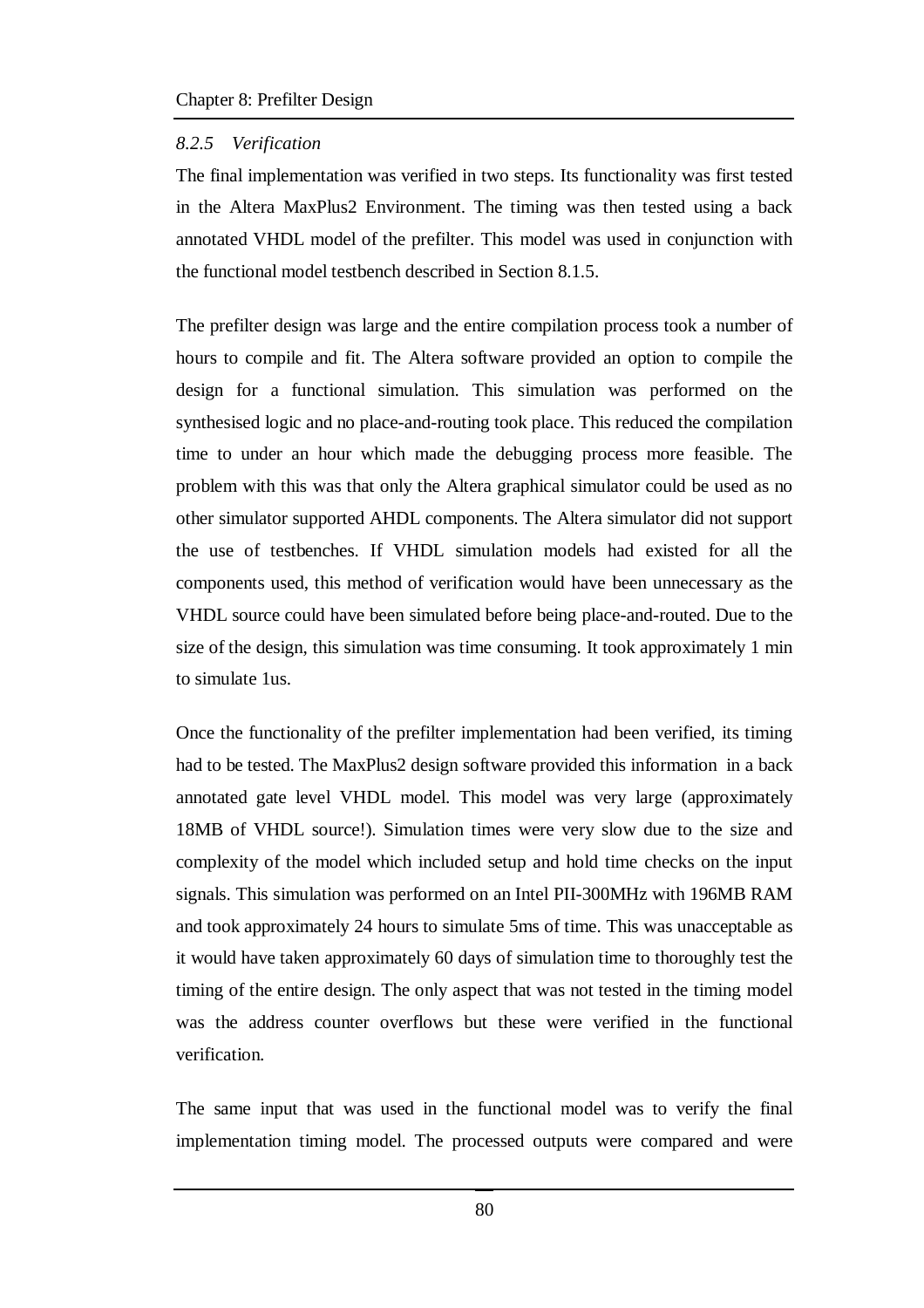### *8.2.5 Verification*

The final implementation was verified in two steps. Its functionality was first tested in the Altera MaxPlus2 Environment. The timing was then tested using a back annotated VHDL model of the prefilter. This model was used in conjunction with the functional model testbench described in Section 8.1.5.

The prefilter design was large and the entire compilation process took a number of hours to compile and fit. The Altera software provided an option to compile the design for a functional simulation. This simulation was performed on the synthesised logic and no place-and-routing took place. This reduced the compilation time to under an hour which made the debugging process more feasible. The problem with this was that only the Altera graphical simulator could be used as no other simulator supported AHDL components. The Altera simulator did not support the use of testbenches. If VHDL simulation models had existed for all the components used, this method of verification would have been unnecessary as the VHDL source could have been simulated before being place-and-routed. Due to the size of the design, this simulation was time consuming. It took approximately 1 min to simulate 1us.

Once the functionality of the prefilter implementation had been verified, its timing had to be tested. The MaxPlus2 design software provided this information in a back annotated gate level VHDL model. This model was very large (approximately 18MB of VHDL source!). Simulation times were very slow due to the size and complexity of the model which included setup and hold time checks on the input signals. This simulation was performed on an Intel PII-300MHz with 196MB RAM and took approximately 24 hours to simulate 5ms of time. This was unacceptable as it would have taken approximately 60 days of simulation time to thoroughly test the timing of the entire design. The only aspect that was not tested in the timing model was the address counter overflows but these were verified in the functional verification.

The same input that was used in the functional model was to verify the final implementation timing model. The processed outputs were compared and were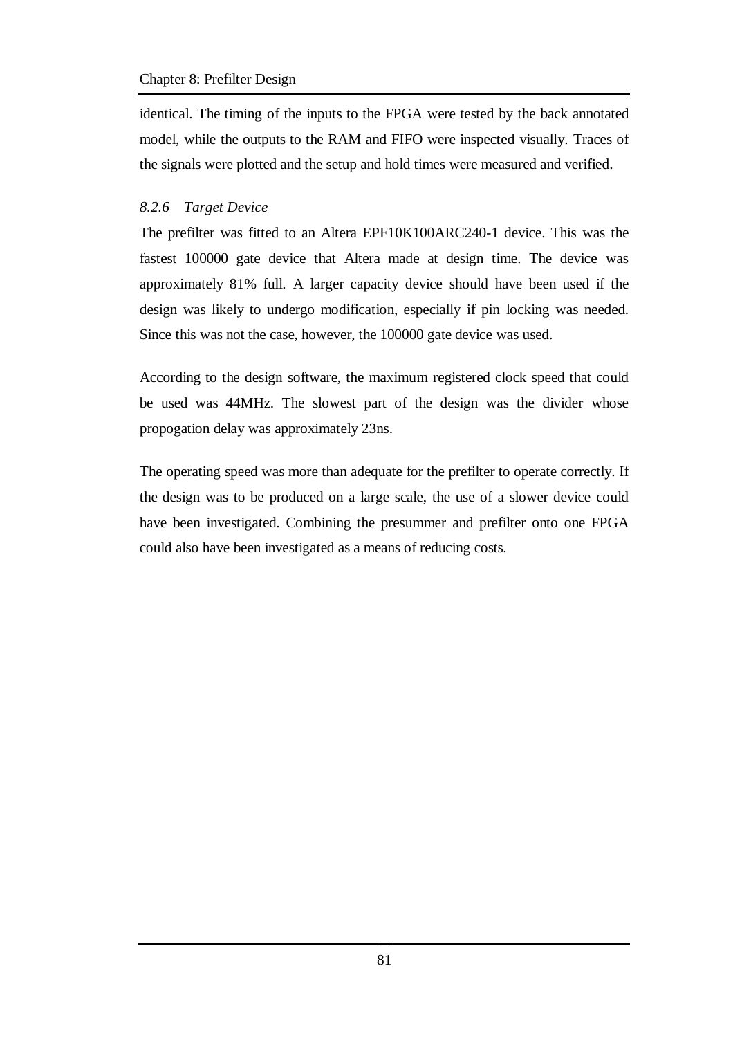identical. The timing of the inputs to the FPGA were tested by the back annotated model, while the outputs to the RAM and FIFO were inspected visually. Traces of the signals were plotted and the setup and hold times were measured and verified.

### *8.2.6 Target Device*

The prefilter was fitted to an Altera EPF10K100ARC240-1 device. This was the fastest 100000 gate device that Altera made at design time. The device was approximately 81% full. A larger capacity device should have been used if the design was likely to undergo modification, especially if pin locking was needed. Since this was not the case, however, the 100000 gate device was used.

According to the design software, the maximum registered clock speed that could be used was 44MHz. The slowest part of the design was the divider whose propogation delay was approximately 23ns.

The operating speed was more than adequate for the prefilter to operate correctly. If the design was to be produced on a large scale, the use of a slower device could have been investigated. Combining the presummer and prefilter onto one FPGA could also have been investigated as a means of reducing costs.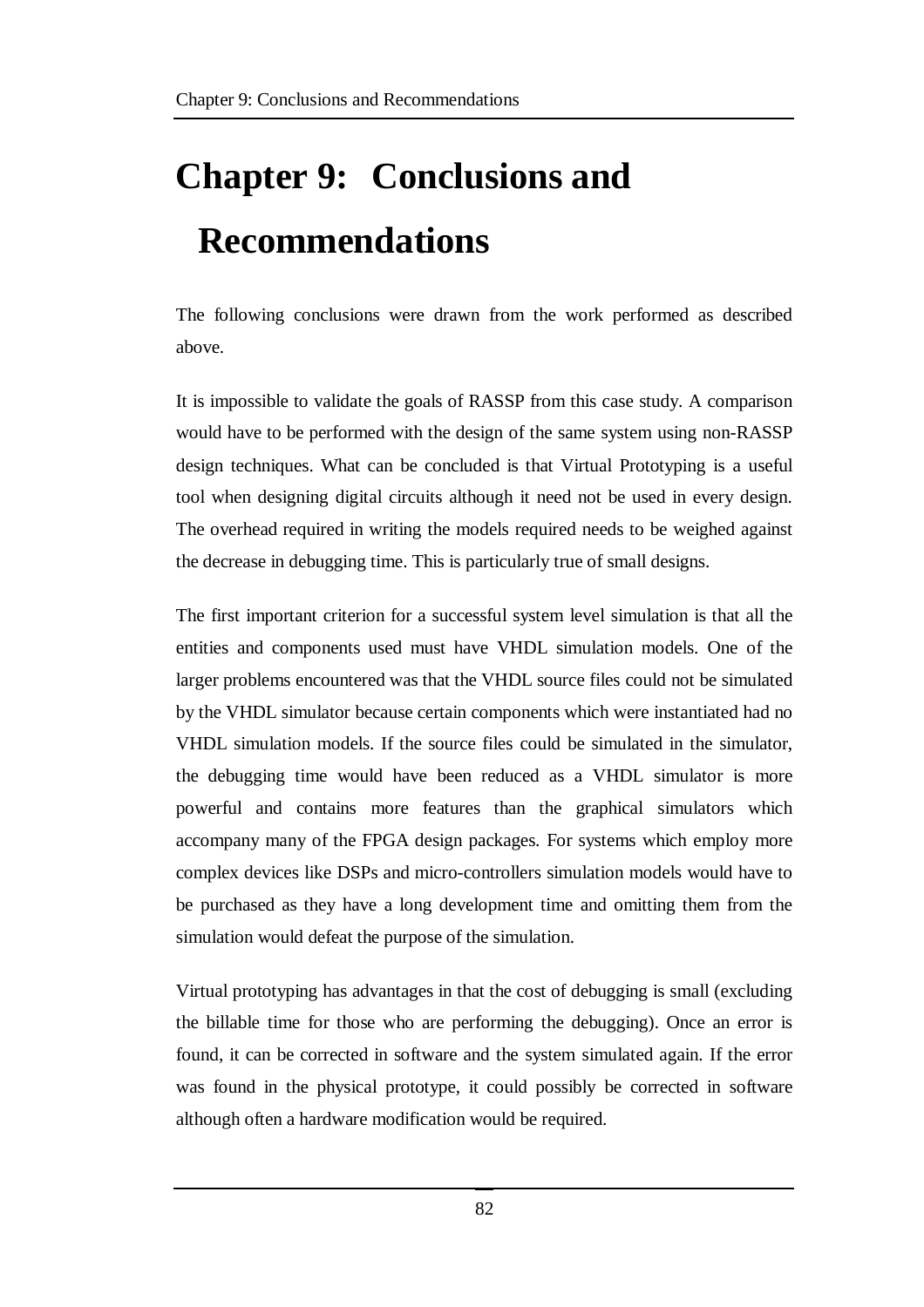# Chapter 9: Conclusions and Recommendations

The following conclusions were drawn from the work performed as described above.

It is impossible to validate the goals of RASSP from this case study. A comparison would have to be performed with the design of the same system using non-RASSP design techniques. What can be concluded is that Virtual Prototyping is a useful tool when designing digital circuits although it need not be used in every design. The overhead required in writing the models required needs to be weighed against the decrease in debugging time. This is particularly true of small designs.

The first important criterion for a successful system level simulation is that all the entities and components used must have VHDL simulation models. One of the larger problems encountered was that the VHDL source files could not be simulated by the VHDL simulator because certain components which were instantiated had no VHDL simulation models. If the source files could be simulated in the simulator, the debugging time would have been reduced as a VHDL simulator is more powerful and contains more features than the graphical simulators which accompany many of the FPGA design packages. For systems which employ more complex devices like DSPs and micro-controllers simulation models would have to be purchased as they have a long development time and omitting them from the simulation would defeat the purpose of the simulation.

Virtual prototyping has advantages in that the cost of debugging is small (excluding the billable time for those who are performing the debugging). Once an error is found, it can be corrected in software and the system simulated again. If the error was found in the physical prototype, it could possibly be corrected in software although often a hardware modification would be required.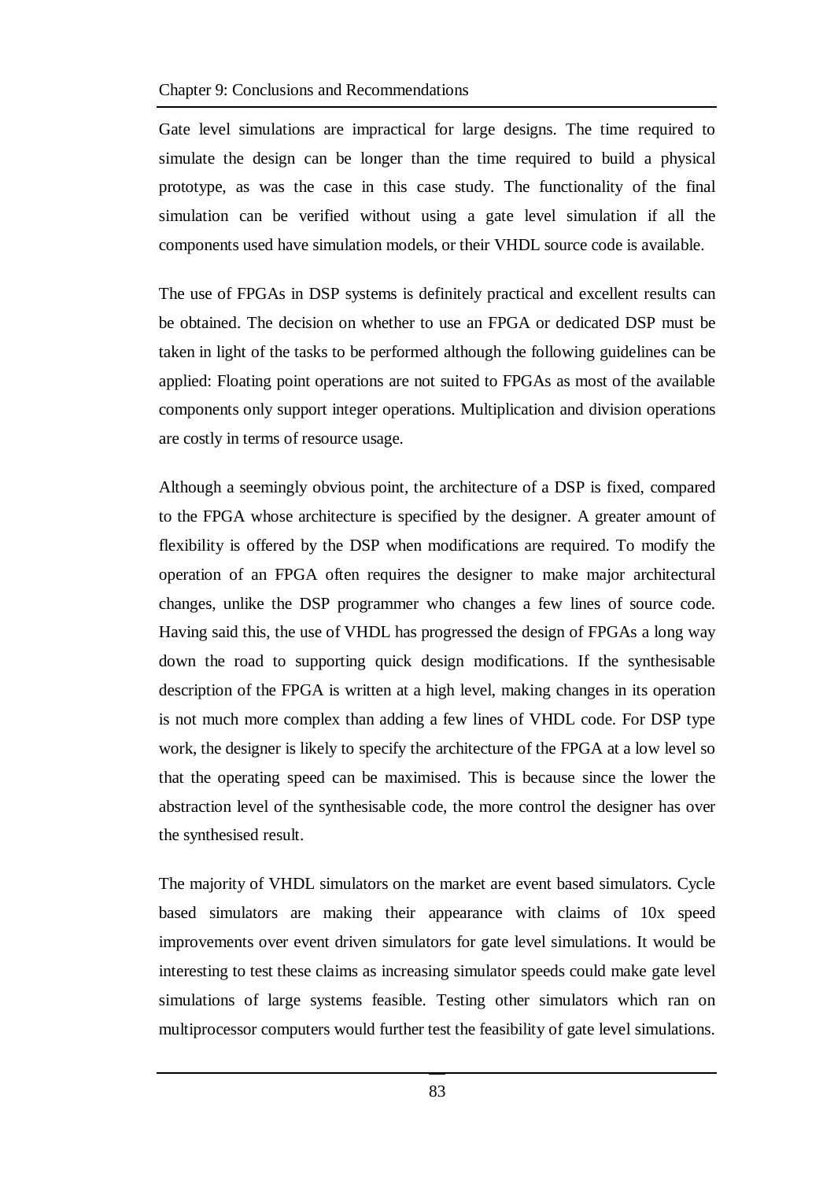Gate level simulations are impractical for large designs. The time required to simulate the design can be longer than the time required to build a physical prototype, as was the case in this case study. The functionality of the final simulation can be verified without using a gate level simulation if all the components used have simulation models, or their VHDL source code is available.

The use of FPGAs in DSP systems is definitely practical and excellent results can be obtained. The decision on whether to use an FPGA or dedicated DSP must be taken in light of the tasks to be performed although the following guidelines can be applied: Floating point operations are not suited to FPGAs as most of the available components only support integer operations. Multiplication and division operations are costly in terms of resource usage.

Although a seemingly obvious point, the architecture of a DSP is fixed, compared to the FPGA whose architecture is specified by the designer. A greater amount of flexibility is offered by the DSP when modifications are required. To modify the operation of an FPGA often requires the designer to make major architectural changes, unlike the DSP programmer who changes a few lines of source code. Having said this, the use of VHDL has progressed the design of FPGAs a long way down the road to supporting quick design modifications. If the synthesisable description of the FPGA is written at a high level, making changes in its operation is not much more complex than adding a few lines of VHDL code. For DSP type work, the designer is likely to specify the architecture of the FPGA at a low level so that the operating speed can be maximised. This is because since the lower the abstraction level of the synthesisable code, the more control the designer has over the synthesised result.

The majority of VHDL simulators on the market are event based simulators. Cycle based simulators are making their appearance with claims of 10x speed improvements over event driven simulators for gate level simulations. It would be interesting to test these claims as increasing simulator speeds could make gate level simulations of large systems feasible. Testing other simulators which ran on multiprocessor computers would further test the feasibility of gate level simulations.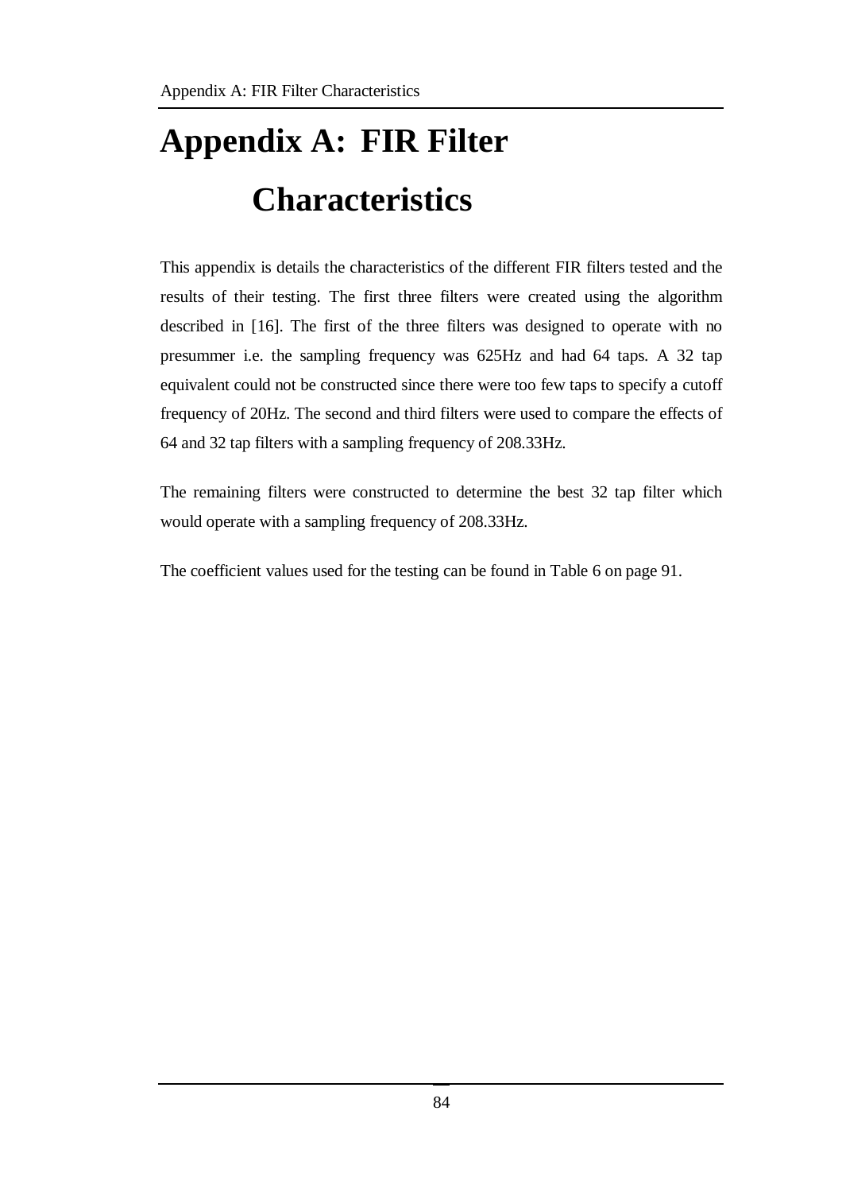# Appendix A: FIR Filter Characteristics

This appendix is details the characteristics of the different FIR filters tested and the results of their testing. The first three filters were created using the algorithm described in [16]. The first of the three filters was designed to operate with no presummer i.e. the sampling frequency was 625Hz and had 64 taps. A 32 tap equivalent could not be constructed since there were too few taps to specify a cutoff frequency of 20Hz. The second and third filters were used to compare the effects of 64 and 32 tap filters with a sampling frequency of 208.33Hz.

The remaining filters were constructed to determine the best 32 tap filter which would operate with a sampling frequency of 208.33Hz.

The coefficient values used for the testing can be found in Table 6 on page 91.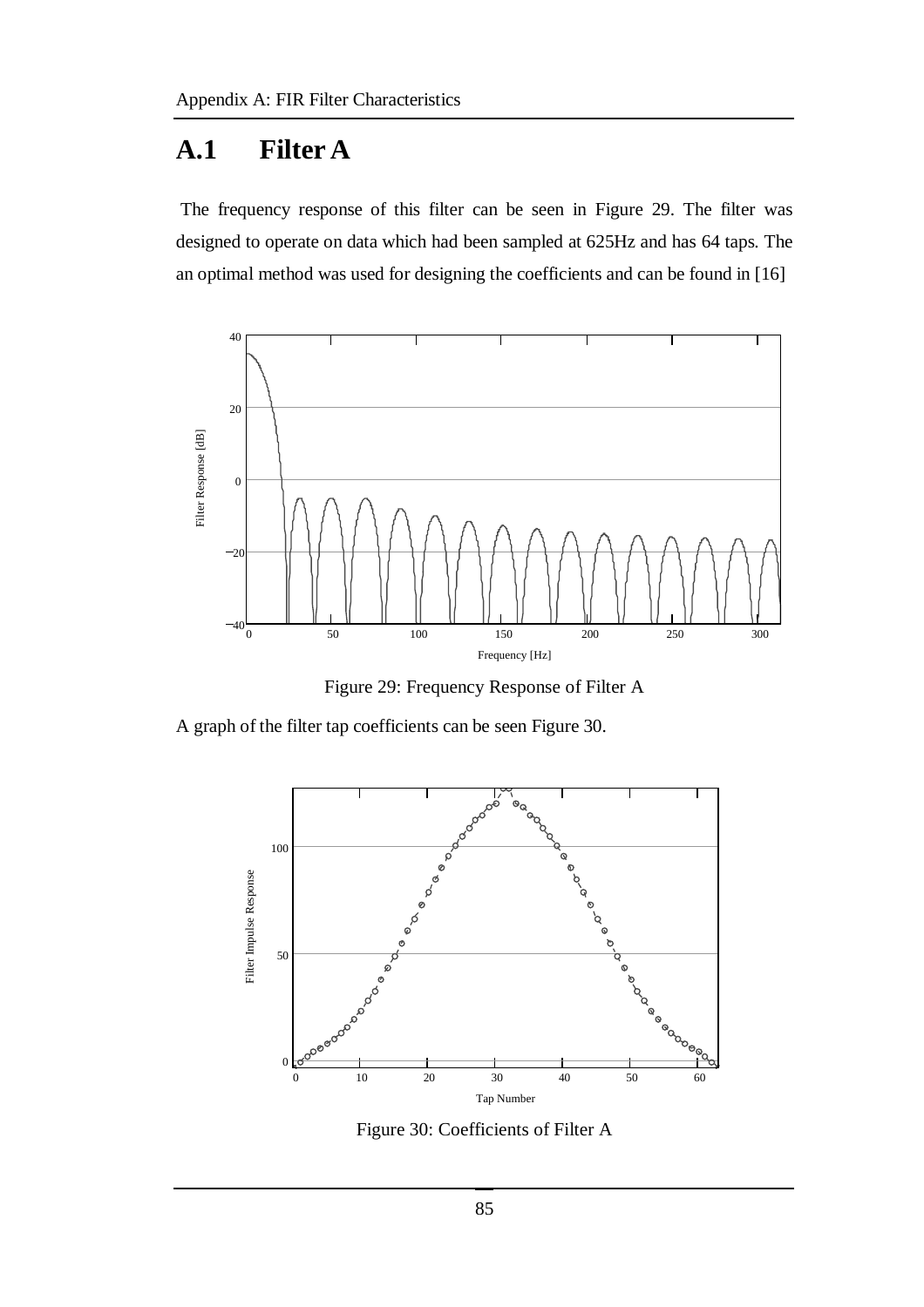## A.1 Filter A

The frequency response of this filter can be seen in Figure 29. The filter was designed to operate on data which had been sampled at 625Hz and has 64 taps. The an optimal method was used for designing the coefficients and can be found in [16]

Figure 29: Frequency Response of Filter A

A graph of the filter tap coefficients can be seen Figure 30.

Figure 30: Coefficients of Filter A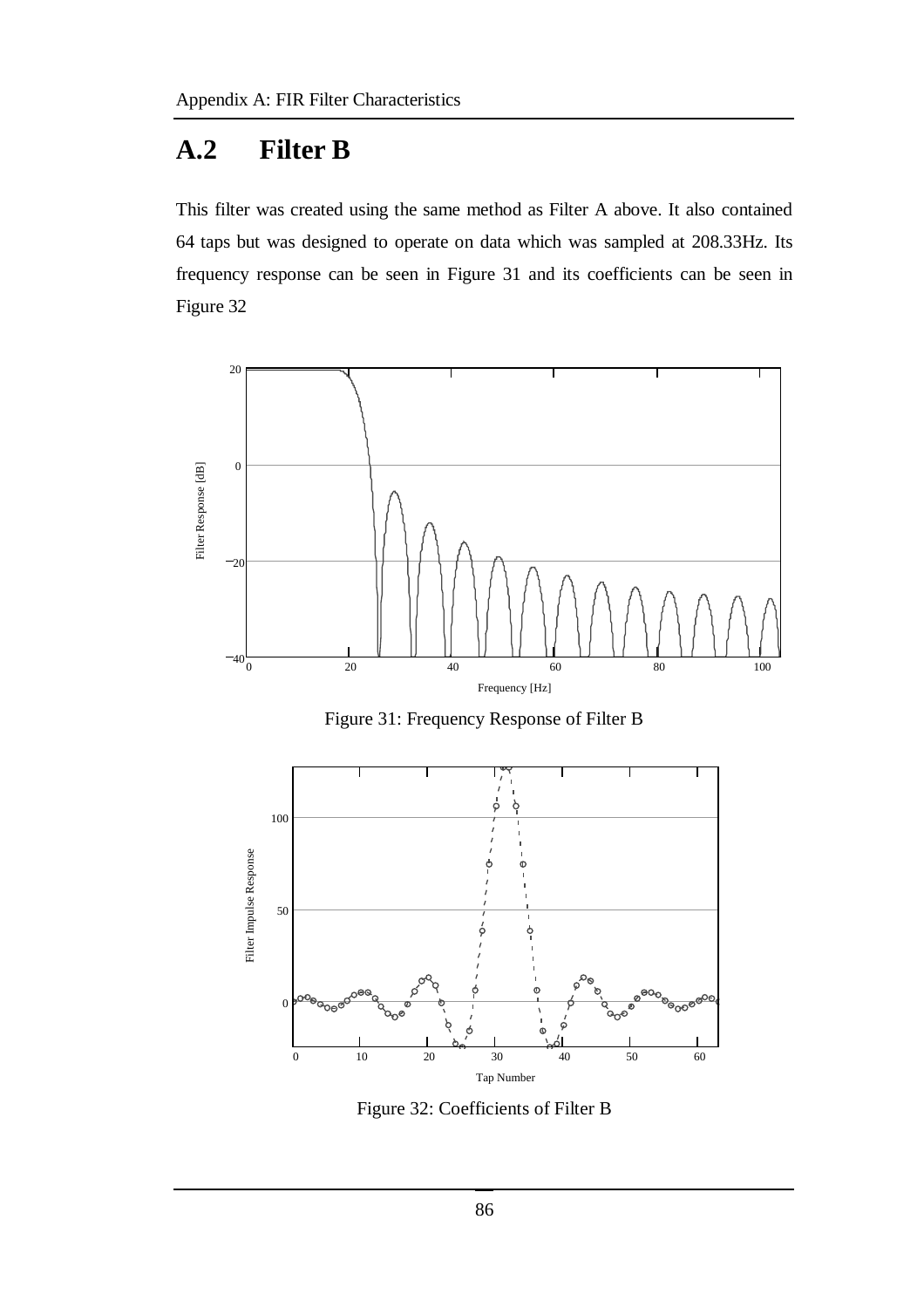## A.2 Filter B

This filter was created using the same method as Filter A above. It also contained 64 taps but was designed to operate on data which was sampled at 208.33Hz. Its frequency response can be seen in Figure 31 and its coefficients can be seen in Figure 32

Figure 31: Frequency Response of Filter B

Figure 32: Coefficients of Filter B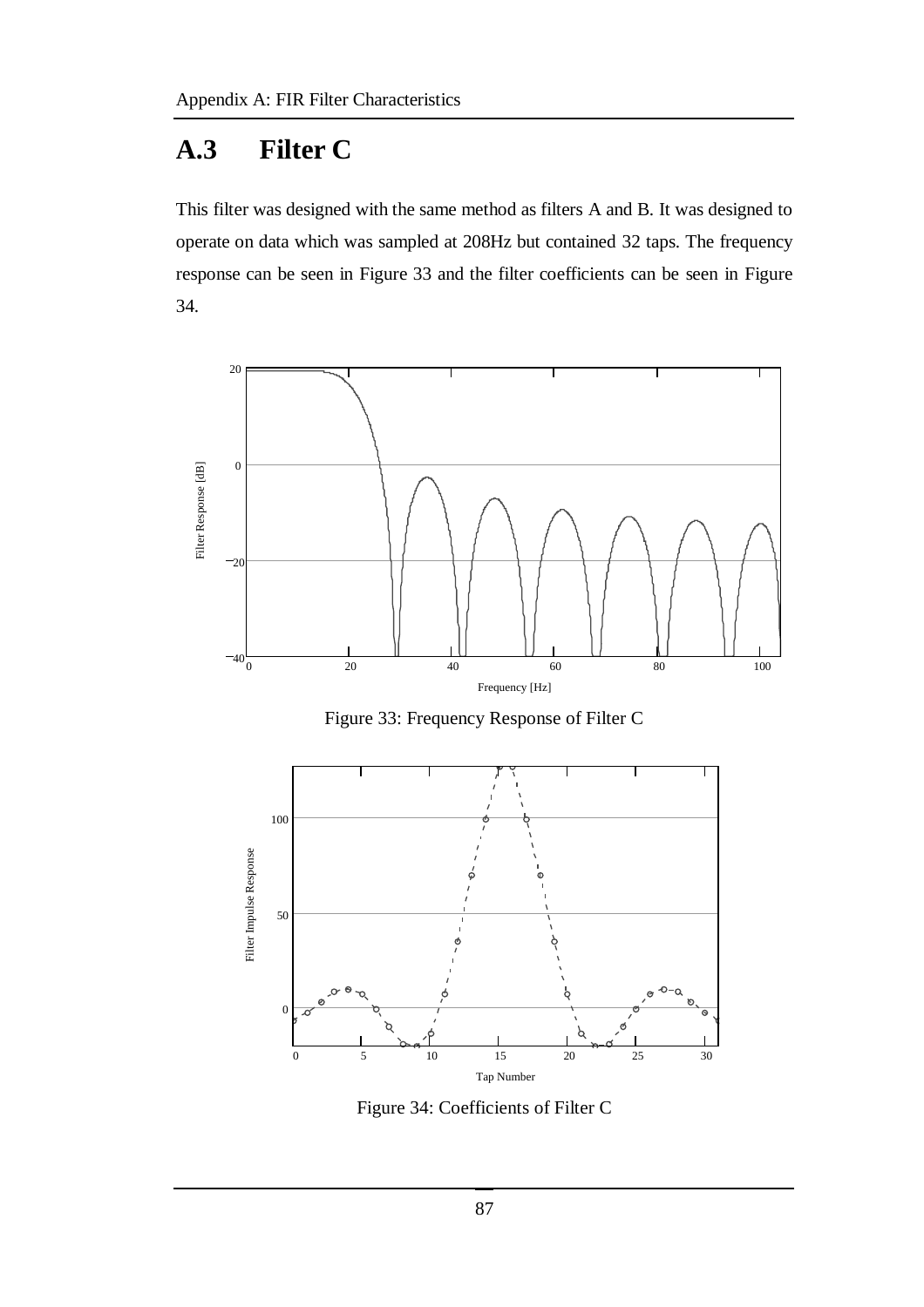## A.3 Filter C

This filter was designed with the same method as filters A and B. It was designed to operate on data which was sampled at 208Hz but contained 32 taps. The frequency response can be seen in Figure 33 and the filter coefficients can be seen in Figure 34.

Figure 33: Frequency Response of Filter C

Figure 34: Coefficients of Filter C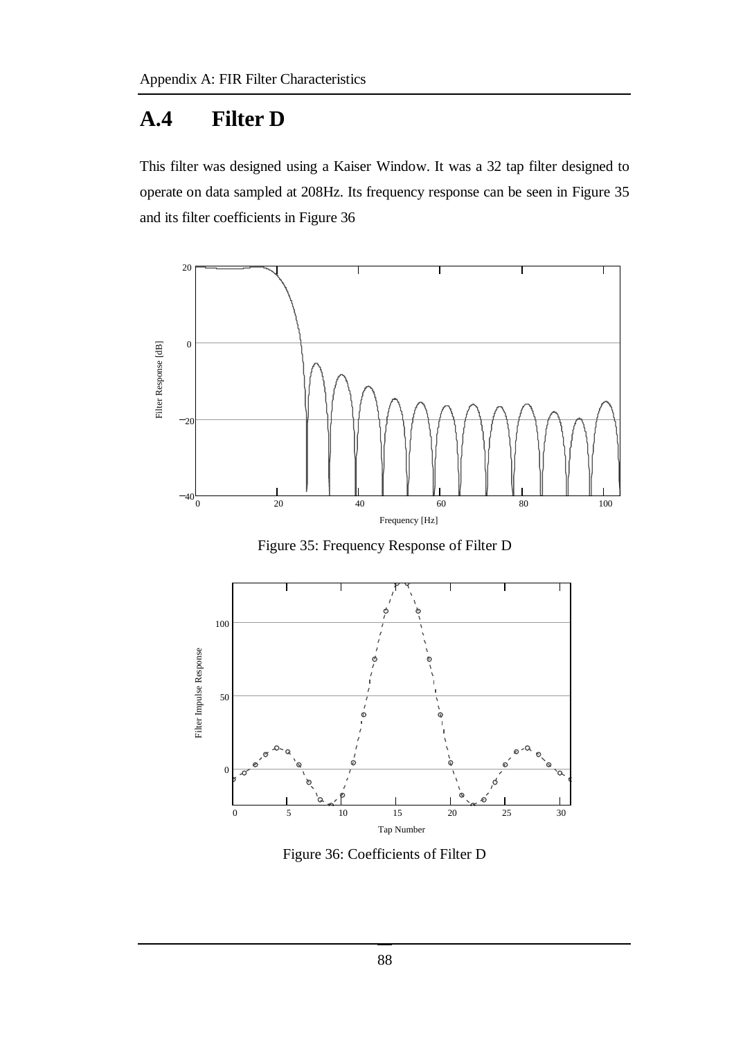## A.4 Filter D

This filter was designed using a Kaiser Window. It was a 32 tap filter designed to operate on data sampled at 208Hz. Its frequency response can be seen in Figure 35 and its filter coefficients in Figure 36

Figure 35: Frequency Response of Filter D

Figure 36: Coefficients of Filter D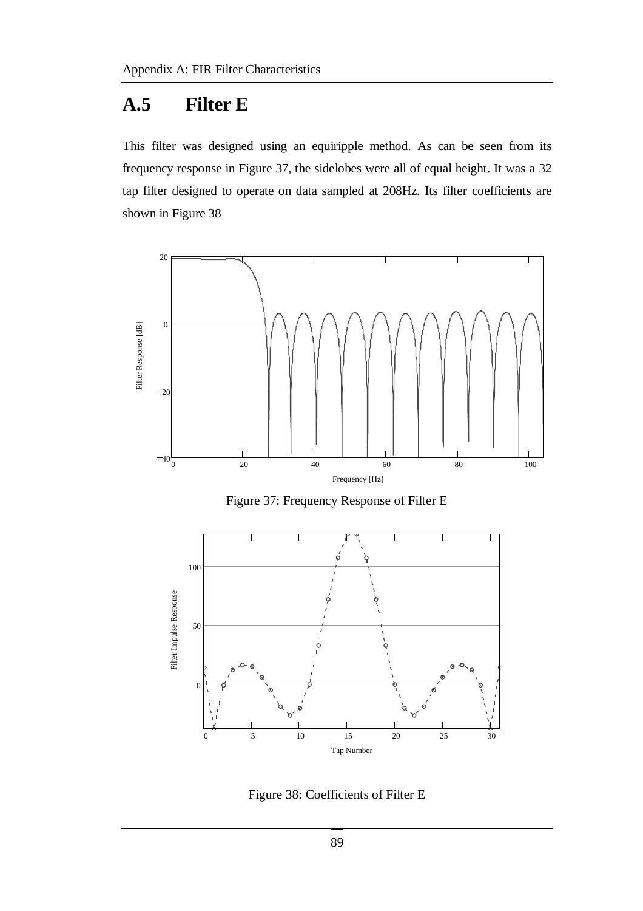## A.5 Filter E

This filter was designed using an equiripple method. As can be seen from its frequency response in Figure 37, the sidelobes were all of equal height. It was a 32 tap filter designed to operate on data sampled at 208Hz. Its filter coefficients are shown in Figure 38

Figure 37: Frequency Response of Filter E

Figure 38: Coefficients of Filter E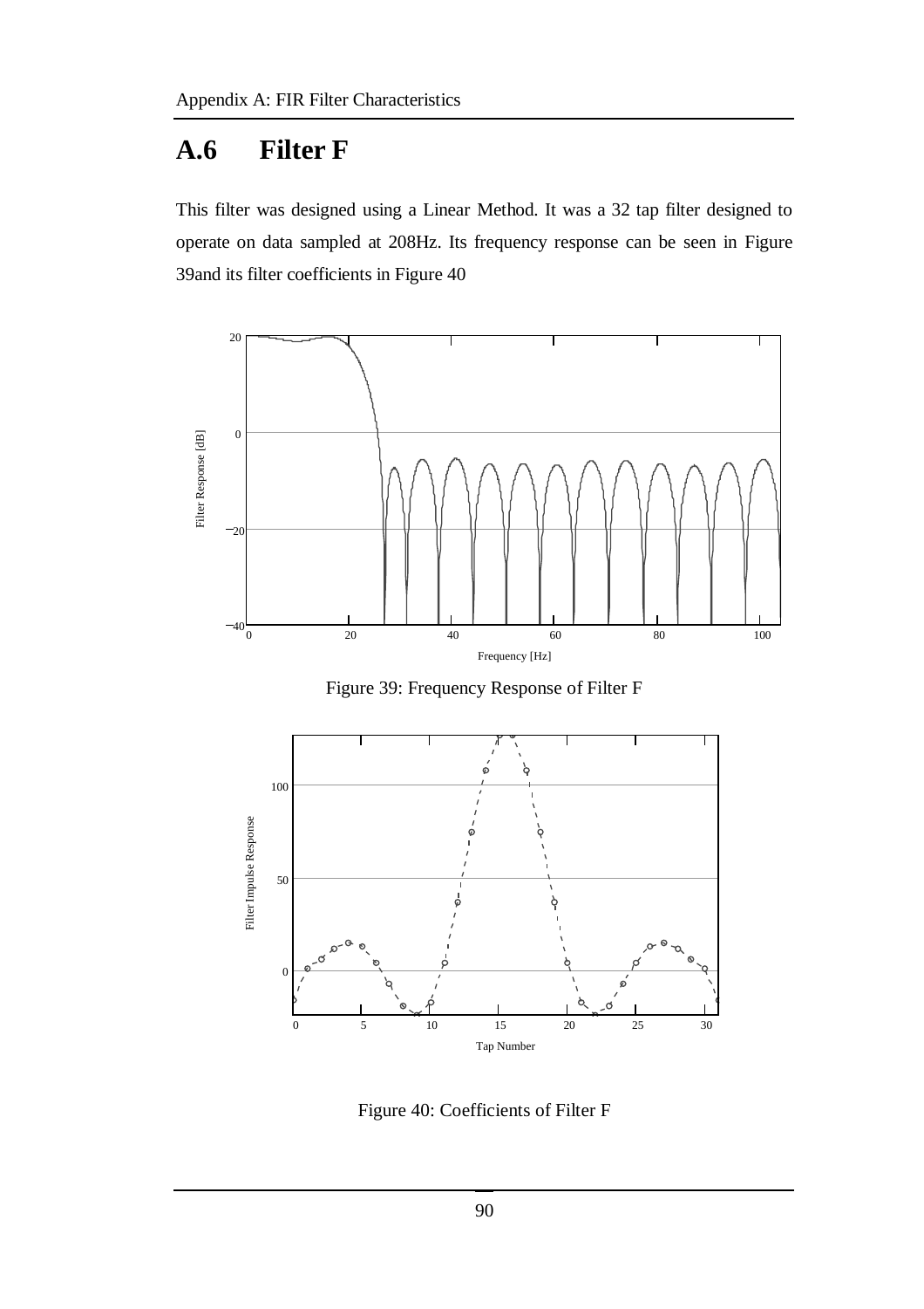## A.6 Filter F

This filter was designed using a Linear Method. It was a 32 tap filter designed to operate on data sampled at 208Hz. Its frequency response can be seen in Figure 39and its filter coefficients in Figure 40

Figure 39: Frequency Response of Filter F

Figure 40: Coefficients of Filter F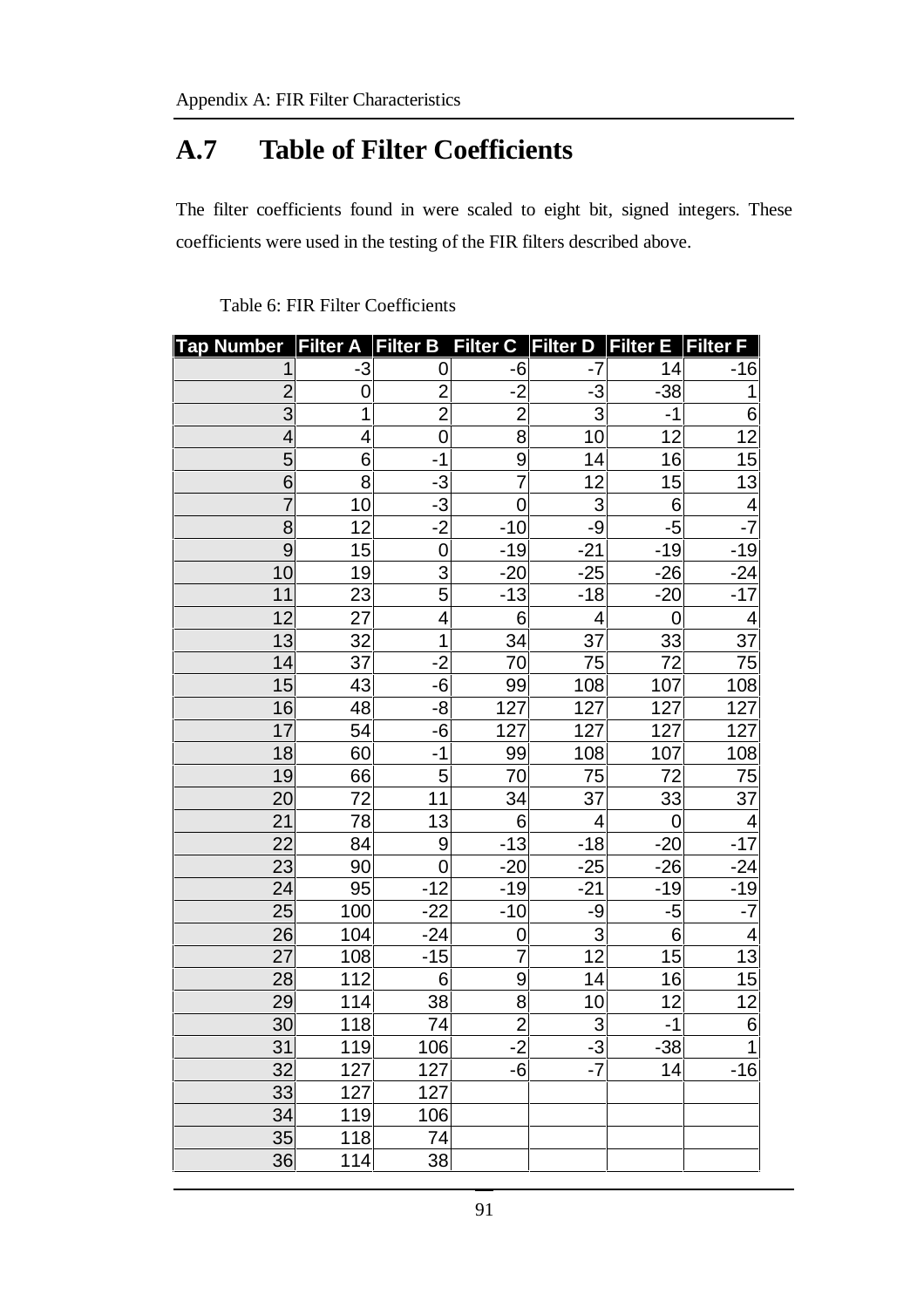## A.7 Table of Filter Coefficients

The filter coefficients found in were scaled to eight bit, signed integers. These coefficients were used in the testing of the FIR filters described above.

Table 6: FIR Filter Coefficients

| Tap Number | Filter A | Filter B | Filter C | Filter D | Filter E | Filter F |
|---|---|---|---|---|---|---|
| 1 | -3 | 0 | -6 | -7 | 14 | -16 |
| 2 | 0 | 2 | -2 | -3 | -38 | 1 |
| 3 | 1 | 2 | 2 | 3 | -1 | 6 |
| 4 | 4 | 0 | 8 | 10 | 12 | 12 |
| 5 | 6 | -1 | 9 | 14 | 16 | 15 |
| 6 | 8 | -3 | 7 | 12 | 15 | 13 |
| 7 | 10 | -3 | 0 | 3 | 6 | 4 |
| 8 | 12 | -2 | -10 | -9 | -5 | -7 |
| 9 | 15 | 0 | -19 | -21 | -19 | -19 |
| 10 | 19 | 3 | -20 | -25 | -26 | -24 |
| 11 | 23 | 5 | -13 | -18 | -20 | -17 |
| 12 | 27 | 4 | 6 | 4 | 0 | 4 |
| 13 | 32 | 1 | 34 | 37 | 33 | 37 |
| 14 | 37 | -2 | 70 | 75 | 72 | 75 |
| 15 | 43 | -6 | 99 | 108 | 107 | 108 |
| 16 | 48 | -8 | 127 | 127 | 127 | 127 |
| 17 | 54 | -6 | 127 | 127 | 127 | 127 |
| 18 | 60 | -1 | 99 | 108 | 107 | 108 |
| 19 | 66 | 5 | 70 | 75 | 72 | 75 |
| 20 | 72 | 11 | 34 | 37 | 33 | 37 |
| 21 | 78 | 13 | 6 | 4 | 0 | 4 |
| 22 | 84 | 9 | -13 | -18 | -20 | -17 |
| 23 | 90 | 0 | -20 | -25 | -26 | -24 |
| 24 | 95 | -12 | -19 | -21 | -19 | -19 |
| 25 | 100 | -22 | -10 | -9 | -5 | -7 |
| 26 | 104 | -24 | 0 | 3 | 6 | 4 |
| 27 | 108 | -15 | 7 | 12 | 15 | 13 |
| 28 | 112 | 6 | 9 | 14 | 16 | 15 |
| 29 | 114 | 38 | 8 | 10 | 12 | 12 |
| 30 | 118 | 74 | 2 | 3 | -1 | 6 |
| 31 | 119 | 106 | -2 | -3 | -38 | 1 |
| 32 | 127 | 127 | -6 | -7 | 14 | -16 |
| 33 | 127 | 127 | | | | |
| 34 | 119 | 106 | | | | |
| 35 | 118 | 74 | | | | |
| 36 | 114 | 38 | | | | |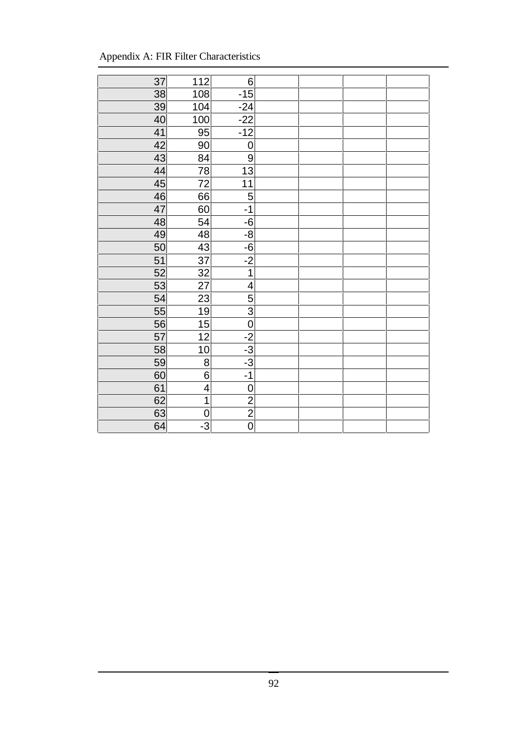| | | | | | | |
|---|---|---|---|---|---|---|
| 37 | 112 | 6 | | | | |
| 38 | 108 | -15 | | | | |
| 39 | 104 | -24 | | | | |
| 40 | 100 | -22 | | | | |
| 41 | 95 | -12 | | | | |
| 42 | 90 | 0 | | | | |
| 43 | 84 | 9 | | | | |
| 44 | 78 | 13 | | | | |
| 45 | 72 | 11 | | | | |
| 46 | 66 | 5 | | | | |
| 47 | 60 | -1 | | | | |
| 48 | 54 | -6 | | | | |
| 49 | 48 | -8 | | | | |
| 50 | 43 | -6 | | | | |
| 51 | 37 | -2 | | | | |
| 52 | 32 | 1 | | | | |
| 53 | 27 | 4 | | | | |
| 54 | 23 | 5 | | | | |
| 55 | 19 | 3 | | | | |
| 56 | 15 | 0 | | | | |
| 57 | 12 | -2 | | | | |
| 58 | 10 | -3 | | | | |
| 59 | 8 | -3 | | | | |
| 60 | 6 | -1 | | | | |
| 61 | 4 | 0 | | | | |
| 62 | 1 | 2 | | | | |
| 63 | 0 | 2 | | | | |
| 64 | -3 | 0 | | | | |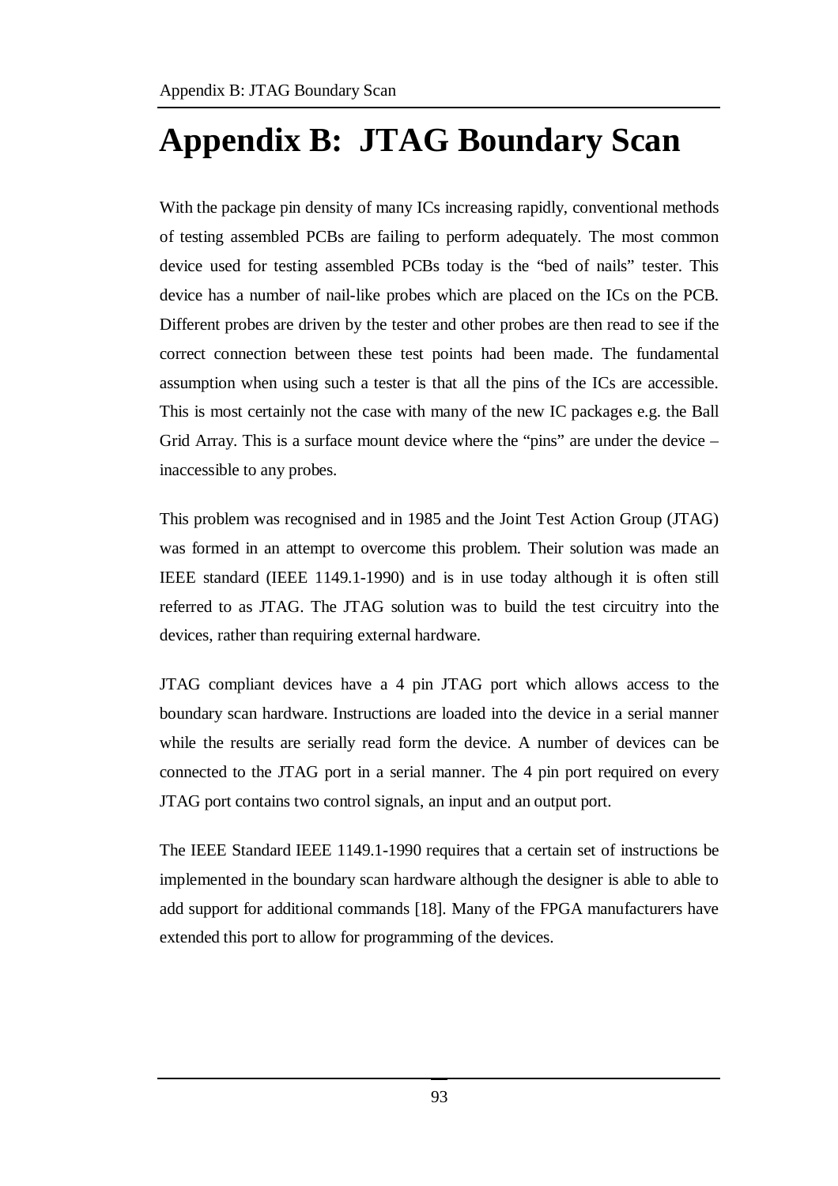# Appendix B: JTAG Boundary Scan

With the package pin density of many ICs increasing rapidly, conventional methods of testing assembled PCBs are failing to perform adequately. The most common device used for testing assembled PCBs today is the "bed of nails" tester. This device has a number of nail-like probes which are placed on the ICs on the PCB. Different probes are driven by the tester and other probes are then read to see if the correct connection between these test points had been made. The fundamental assumption when using such a tester is that all the pins of the ICs are accessible. This is most certainly not the case with many of the new IC packages e.g. the Ball Grid Array. This is a surface mount device where the "pins" are under the device – inaccessible to any probes.

This problem was recognised and in 1985 and the Joint Test Action Group (JTAG) was formed in an attempt to overcome this problem. Their solution was made an IEEE standard (IEEE 1149.1-1990) and is in use today although it is often still referred to as JTAG. The JTAG solution was to build the test circuitry into the devices, rather than requiring external hardware.

JTAG compliant devices have a 4 pin JTAG port which allows access to the boundary scan hardware. Instructions are loaded into the device in a serial manner while the results are serially read form the device. A number of devices can be connected to the JTAG port in a serial manner. The 4 pin port required on every JTAG port contains two control signals, an input and an output port.

The IEEE Standard IEEE 1149.1-1990 requires that a certain set of instructions be implemented in the boundary scan hardware although the designer is able to able to add support for additional commands [18]. Many of the FPGA manufacturers have extended this port to allow for programming of the devices.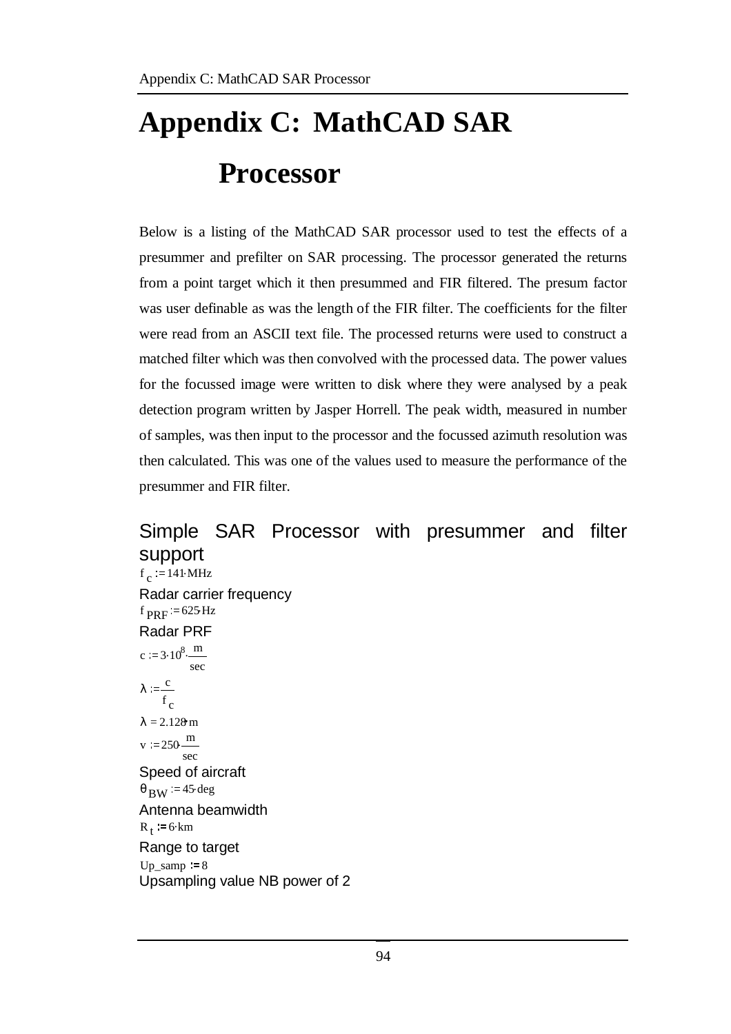# Appendix C: MathCAD SAR Processor

Below is a listing of the MathCAD SAR processor used to test the effects of a presummer and prefilter on SAR processing. The processor generated the returns from a point target which it then presummed and FIR filtered. The presum factor was user definable as was the length of the FIR filter. The coefficients for the filter were read from an ASCII text file. The processed returns were used to construct a matched filter which was then convolved with the processed data. The power values for the focussed image were written to disk where they were analysed by a peak detection program written by Jasper Horrell. The peak width, measured in number of samples, was then input to the processor and the focussed azimuth resolution was then calculated. This was one of the values used to measure the performance of the presummer and FIR filter.

## Simple SAR Processor with presummer and filter support

$f_c := 141 \cdot MHz$

Radar carrier frequency

$f_{PRF} := 625 \cdot Hz$

Radar PRF

$c := 3 \cdot 10^8 \cdot \frac{m}{sec}$

$\lambda := \frac{c}{f_c}$

$\lambda = 2.128 \cdot m$

$v := 250 \cdot \frac{m}{sec}$

Speed of aircraft

$\theta_{BW} := 45 \cdot deg$

Antenna beamwidth

$R_t := 6 \cdot km$

Range to target

$Up\_samp := 8$

Upsampling value NB power of 2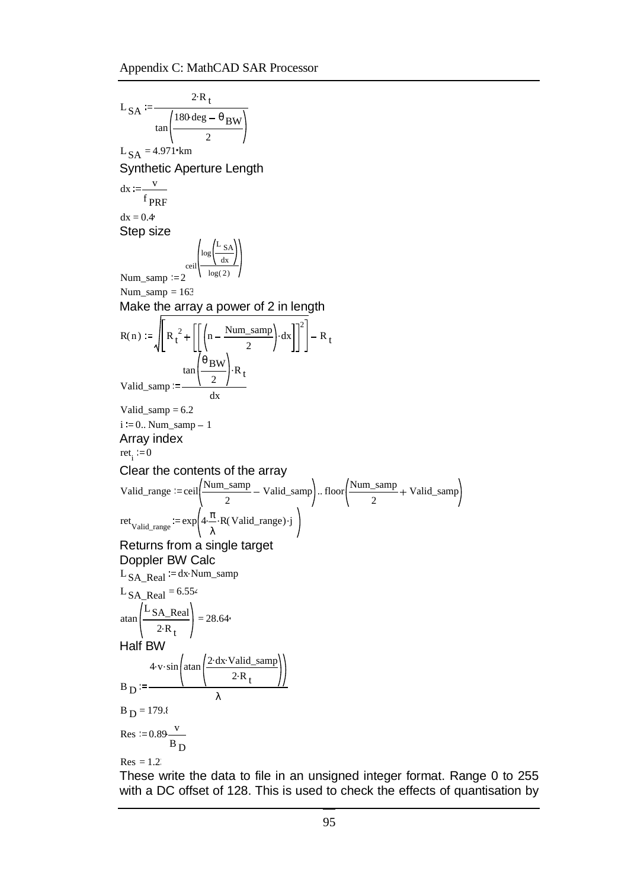$$L_{SA} := \frac{2 \cdot R_t}{\tan\left(\frac{180 \cdot deg - \theta_{BW}}{2}\right)}$$

$L_{SA} = 4.971 \cdot km$

Synthetic Aperture Length

$$dx := \frac{v}{f_{PRF}}$$

$dx = 0.4$

Step size

$$Num\_samp := 2^{ceil\left(\frac{\log\left(\frac{L_{SA}}{dx}\right)}{\log(2)}\right)}$$

$Num\_samp = 163$

Make the array a power of 2 in length

$$R(n) := \sqrt{\left[R_t^{\,2} + \left[\left[\left(n - \frac{Num\_samp}{2}\right) \cdot dx\right]\right]^2\right]} - R_t$$

$$Valid\_samp := \frac{\tan\left(\frac{\theta_{BW}}{2}\right) \cdot R_t}{dx}$$

$Valid\_samp = 6.2$

$i := 0 .. Num\_samp - 1$

Array index

$ret_i := 0$

Clear the contents of the array

$$Valid\_range := ceil\left(\frac{Num\_samp}{2} - Valid\_samp\right) .. floor\left(\frac{Num\_samp}{2} + Valid\_samp\right)$$

$$ret_{Valid\_range} := \exp\left(4 \cdot \frac{\pi}{\lambda} \cdot R(Valid\_range) \cdot j\right)$$

Returns from a single target

Doppler BW Calc

$L_{SA\_Real} := dx \cdot Num\_samp$

$L_{SA\_Real} = 6.554$

$$\operatorname{atan}\left(\frac{L_{SA\_Real}}{2 \cdot R_t}\right) = 28.64$$

Half BW

$$B_D := \frac{4 \cdot v \cdot \sin\left(\operatorname{atan}\left(\frac{2 \cdot dx \cdot Valid\_samp}{2 \cdot R_t}\right)\right)}{\lambda}$$

$B_D = 179.8$

$$Res := 0.89 \cdot \frac{v}{B_D}$$

$Res = 1.2$

These write the data to file in an unsigned integer format. Range 0 to 255 with a DC offset of 128. This is used to check the effects of quantisation by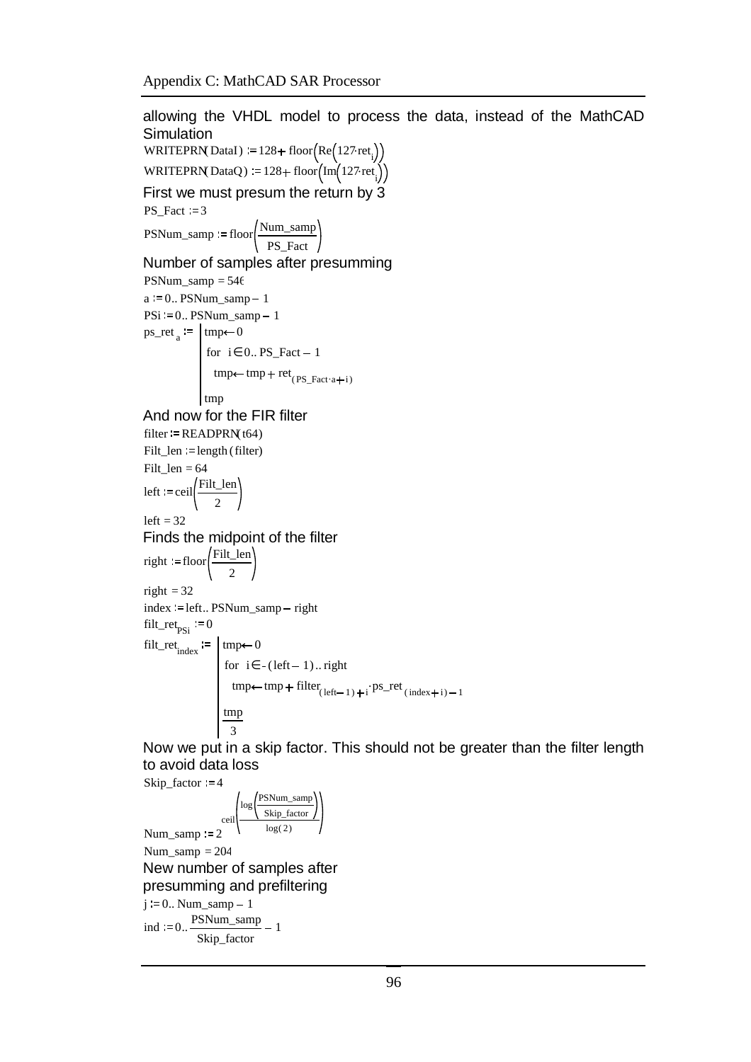allowing the VHDL model to process the data, instead of the MathCAD Simulation

$$\mathrm{WRITEPRN(DataI)} := 128 + \mathrm{floor}\left(\mathrm{Re}\left(127 \cdot \mathrm{ret}_i\right)\right)$$

$$\mathrm{WRITEPRN(DataQ)} := 128 + \mathrm{floor}\left(\mathrm{Im}\left(127 \cdot \mathrm{ret}_i\right)\right)$$

First we must presum the return by 3

$$\mathrm{PS\_Fact} := 3$$

$$\mathrm{PSNum\_samp} := \mathrm{floor}\left(\frac{\mathrm{Num\_samp}}{\mathrm{PS\_Fact}}\right)$$

Number of samples after presumming

$$\mathrm{PSNum\_samp} = 546$$

$$a := 0 .. \mathrm{PSNum\_samp} - 1$$

$$\mathrm{PSi} := 0 .. \mathrm{PSNum\_samp} - 1$$

$$\mathrm{ps\_ret}_a := \left| \begin{array}{l} \mathrm{tmp} \leftarrow 0 \\ \text{for } i \in 0 .. \mathrm{PS\_Fact} - 1 \\ \quad \mathrm{tmp} \leftarrow \mathrm{tmp} + \mathrm{ret}_{(\mathrm{PS\_Fact} \cdot a + i)} \\ \mathrm{tmp} \end{array} \right.$$

And now for the FIR filter

$$\mathrm{filter} := \mathrm{READPRN(t64)}$$

$$\mathrm{Filt\_len} := \mathrm{length(filter)}$$

$$\mathrm{Filt\_len} = 64$$

$$\mathrm{left} := \mathrm{ceil}\left(\frac{\mathrm{Filt\_len}}{2}\right)$$

$$\mathrm{left} = 32$$

Finds the midpoint of the filter

$$\mathrm{right} := \mathrm{floor}\left(\frac{\mathrm{Filt\_len}}{2}\right)$$

$$\mathrm{right} = 32$$

$$\mathrm{index} := \mathrm{left} .. \mathrm{PSNum\_samp} - \mathrm{right}$$

$$\mathrm{filt\_ret}_{\mathrm{PSi}} := 0$$

$$\mathrm{filt\_ret}_{\mathrm{index}} := \left| \begin{array}{l} \mathrm{tmp} \leftarrow 0 \\ \text{for } i \in -(\mathrm{left} - 1) .. \mathrm{right} \\ \quad \mathrm{tmp} \leftarrow \mathrm{tmp} + \mathrm{filter}_{(\mathrm{left} - 1) + i} \cdot \mathrm{ps\_ret}_{(\mathrm{index} + i) - 1} \\ \dfrac{\mathrm{tmp}}{3} \end{array} \right.$$

Now we put in a skip factor. This should not be greater than the filter length to avoid data loss

$$\mathrm{Skip\_factor} := 4$$

$$\mathrm{Num\_samp} := 2^{\mathrm{ceil}\left(\frac{\log\left(\frac{\mathrm{PSNum\_samp}}{\mathrm{Skip\_factor}}\right)}{\log(2)}\right)}$$

$$\mathrm{Num\_samp} = 204$$

New number of samples after presumming and prefiltering

$$j := 0 .. \mathrm{Num\_samp} - 1$$

$$\mathrm{ind} := 0 .. \frac{\mathrm{PSNum\_samp}}{\mathrm{Skip\_factor}} - 1$$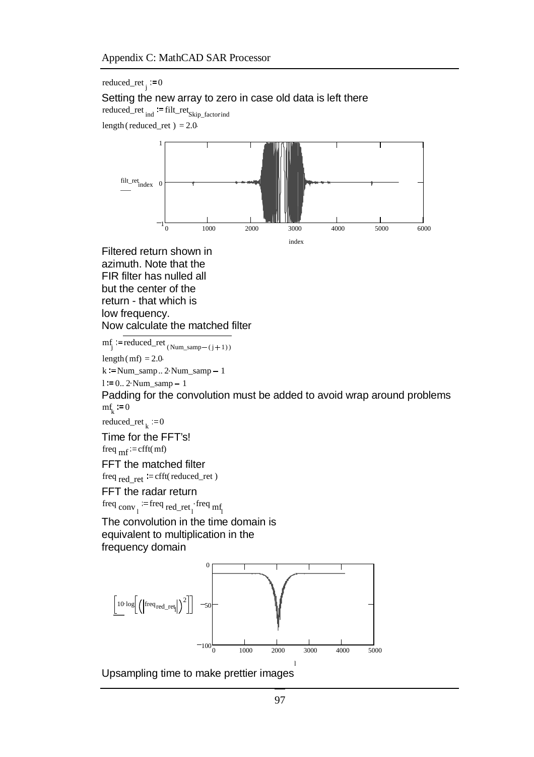$reduced\_ret_j := 0$

Setting the new array to zero in case old data is left there

$reduced\_ret_{ind} := filt\_ret_{Skip\_factor \cdot ind}$

$length(reduced\_ret) = 2.0$

Filtered return shown in azimuth. Note that the FIR filter has nulled all but the center of the return - that which is low frequency.

Now calculate the matched filter

$mf_j := \overline{reduced\_ret_{(Num\_samp-(j+1))}}$

$length(mf) = 2.0$

$k := Num\_samp .. 2 \cdot Num\_samp - 1$

$l := 0 .. 2 \cdot Num\_samp - 1$

Padding for the convolution must be added to avoid wrap around problems

$mf_k := 0$

$reduced\_ret_k := 0$

Time for the FFT's!

$freq_{mf} := cfft(mf)$

FFT the matched filter

$freq_{red\_ret} := cfft(reduced\_ret)$

FFT the radar return

$freq_{conv_l} := freq_{red\_ret_l} \cdot freq_{mf_l}$

The convolution in the time domain is equivalent to multiplication in the frequency domain

Upsampling time to make prettier images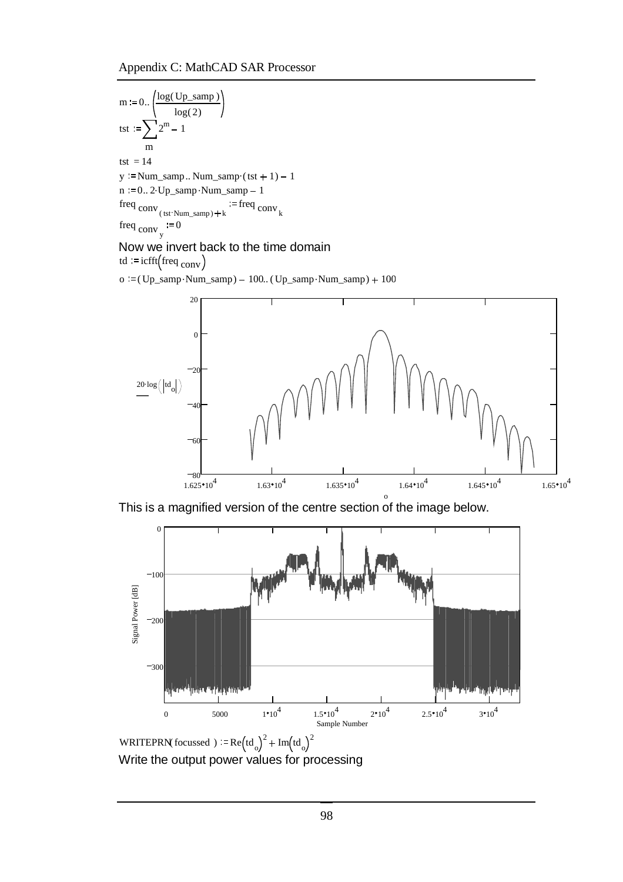$$m := 0 .. \left(\frac{\log(Up\_samp)}{\log(2)}\right)$$

$$tst := \sum_{m} 2^{m} - 1$$

$$tst = 14$$

$$y := Num\_samp .. Num\_samp \cdot (tst + 1) - 1$$

$$n := 0 .. 2 \cdot Up\_samp \cdot Num\_samp - 1$$

$$freq\ conv_{(tst \cdot Num\_samp) + k} := freq\ conv_{k}$$

$$freq\ conv_{y} := 0$$

Now we invert back to the time domain

$$td := icfft(freq\ conv)$$

$$o := (Up\_samp \cdot Num\_samp) - 100 .. (Up\_samp \cdot Num\_samp) + 100$$

This is a magnified version of the centre section of the image below.

$$WRITEPRN(focussed) := Re(td_{o})^{2} + Im(td_{o})^{2}$$

Write the output power values for processing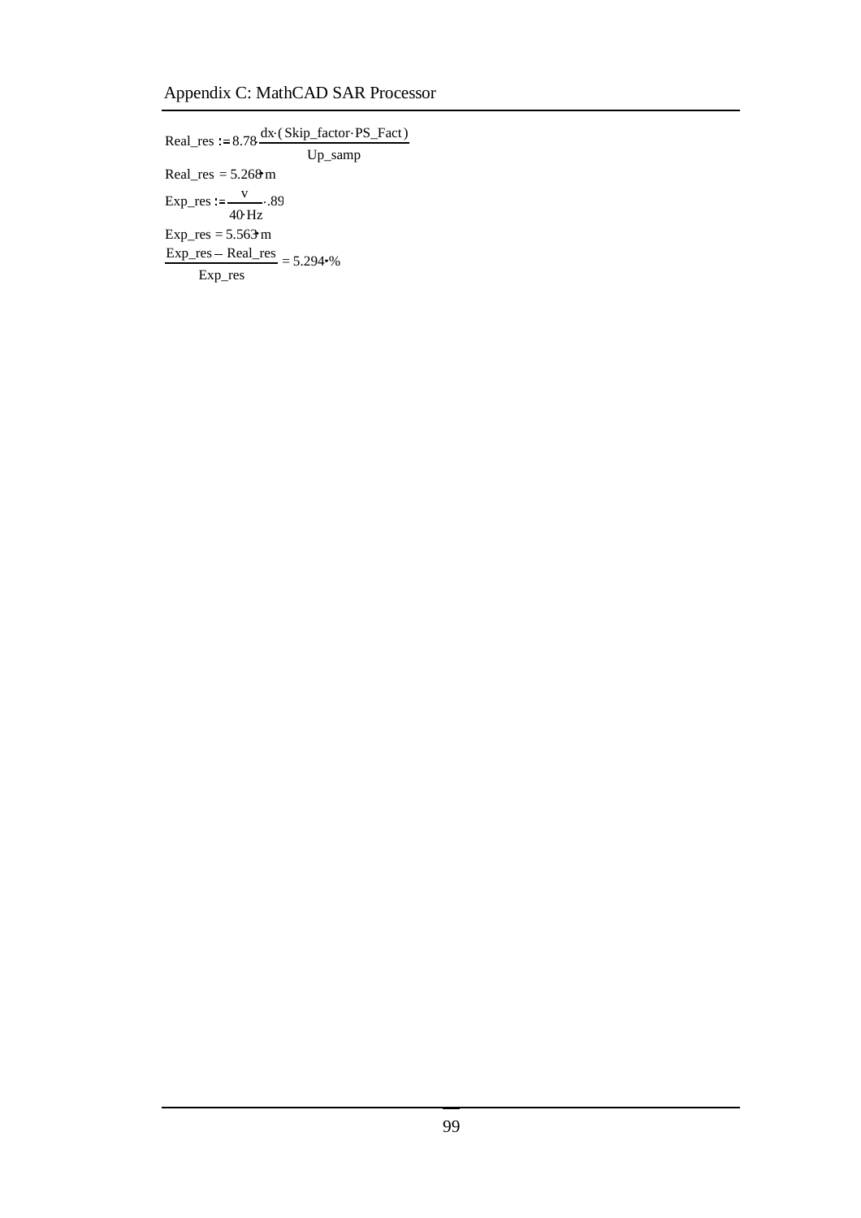$$Real\_res := 8.78 \cdot \frac{dx \cdot (Skip\_factor \cdot PS\_Fact)}{Up\_samp}$$

$$Real\_res = 5.268 \cdot m$$

$$Exp\_res := \frac{v}{40 \cdot Hz} \cdot .89$$

$$Exp\_res = 5.563 \cdot m$$

$$\frac{Exp\_res - Real\_res}{Exp\_res} = 5.294 \cdot \%$$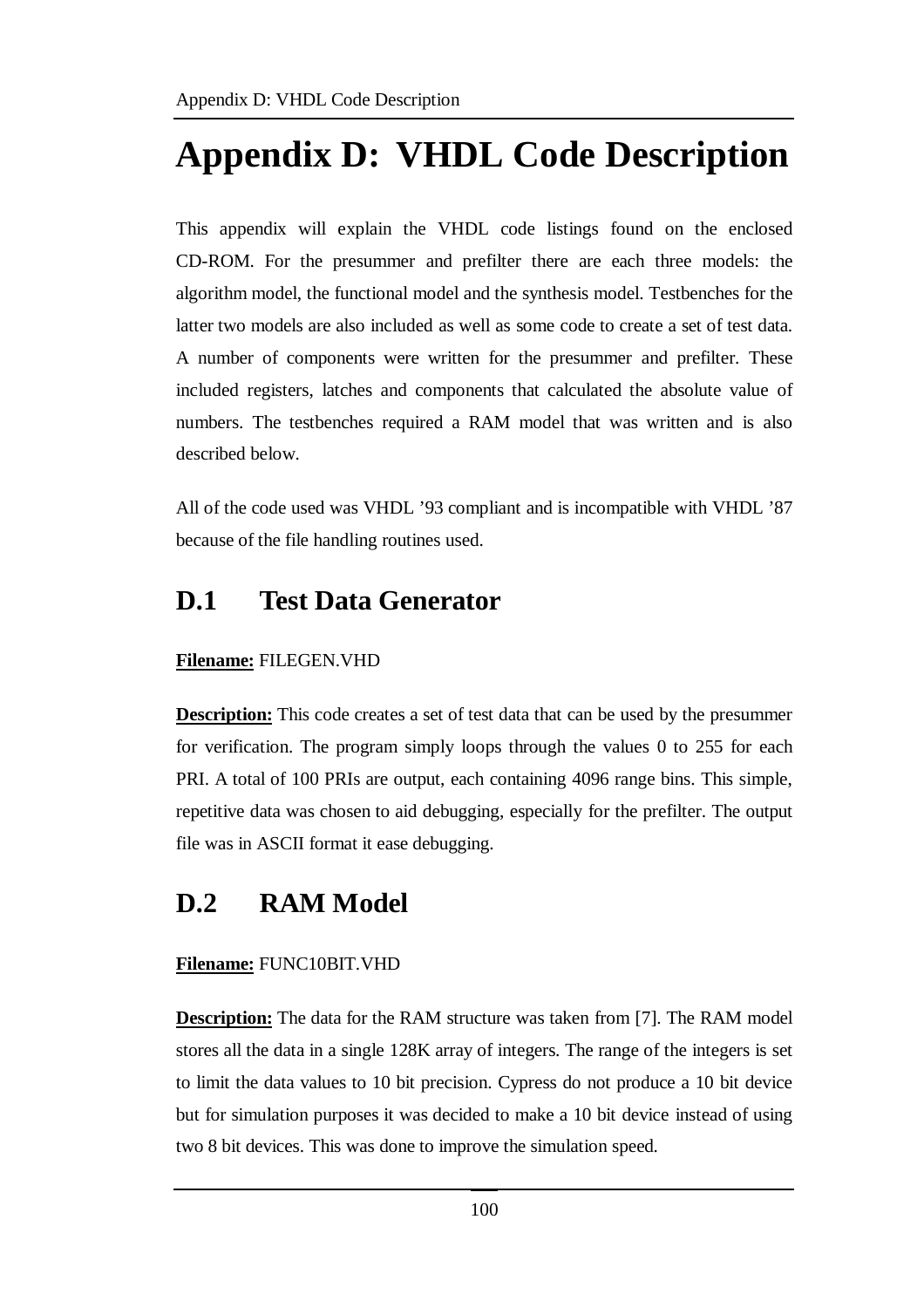# Appendix D: VHDL Code Description

This appendix will explain the VHDL code listings found on the enclosed CD-ROM. For the presummer and prefilter there are each three models: the algorithm model, the functional model and the synthesis model. Testbenches for the latter two models are also included as well as some code to create a set of test data. A number of components were written for the presummer and prefilter. These included registers, latches and components that calculated the absolute value of numbers. The testbenches required a RAM model that was written and is also described below.

All of the code used was VHDL ’93 compliant and is incompatible with VHDL ’87 because of the file handling routines used.

## D.1 Test Data Generator

**Filename:** FILEGEN.VHD

**Description:** This code creates a set of test data that can be used by the presummer for verification. The program simply loops through the values 0 to 255 for each PRI. A total of 100 PRIs are output, each containing 4096 range bins. This simple, repetitive data was chosen to aid debugging, especially for the prefilter. The output file was in ASCII format it ease debugging.

## D.2 RAM Model

**Filename:** FUNC10BIT.VHD

**Description:** The data for the RAM structure was taken from [7]. The RAM model stores all the data in a single 128K array of integers. The range of the integers is set to limit the data values to 10 bit precision. Cypress do not produce a 10 bit device but for simulation purposes it was decided to make a 10 bit device instead of using two 8 bit devices. This was done to improve the simulation speed.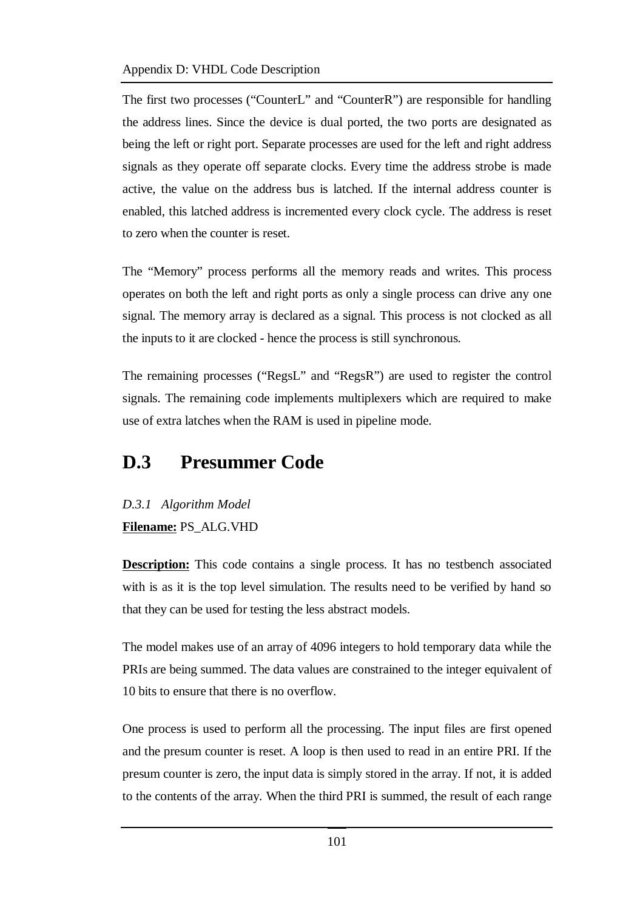The first two processes ("CounterL" and "CounterR") are responsible for handling the address lines. Since the device is dual ported, the two ports are designated as being the left or right port. Separate processes are used for the left and right address signals as they operate off separate clocks. Every time the address strobe is made active, the value on the address bus is latched. If the internal address counter is enabled, this latched address is incremented every clock cycle. The address is reset to zero when the counter is reset.

The "Memory" process performs all the memory reads and writes. This process operates on both the left and right ports as only a single process can drive any one signal. The memory array is declared as a signal. This process is not clocked as all the inputs to it are clocked - hence the process is still synchronous.

The remaining processes ("RegsL" and "RegsR") are used to register the control signals. The remaining code implements multiplexers which are required to make use of extra latches when the RAM is used in pipeline mode.

## D.3 Presummer Code

*D.3.1 Algorithm Model*

**Filename:** PS_ALG.VHD

**Description:** This code contains a single process. It has no testbench associated with is as it is the top level simulation. The results need to be verified by hand so that they can be used for testing the less abstract models.

The model makes use of an array of 4096 integers to hold temporary data while the PRIs are being summed. The data values are constrained to the integer equivalent of 10 bits to ensure that there is no overflow.

One process is used to perform all the processing. The input files are first opened and the presum counter is reset. A loop is then used to read in an entire PRI. If the presum counter is zero, the input data is simply stored in the array. If not, it is added to the contents of the array. When the third PRI is summed, the result of each range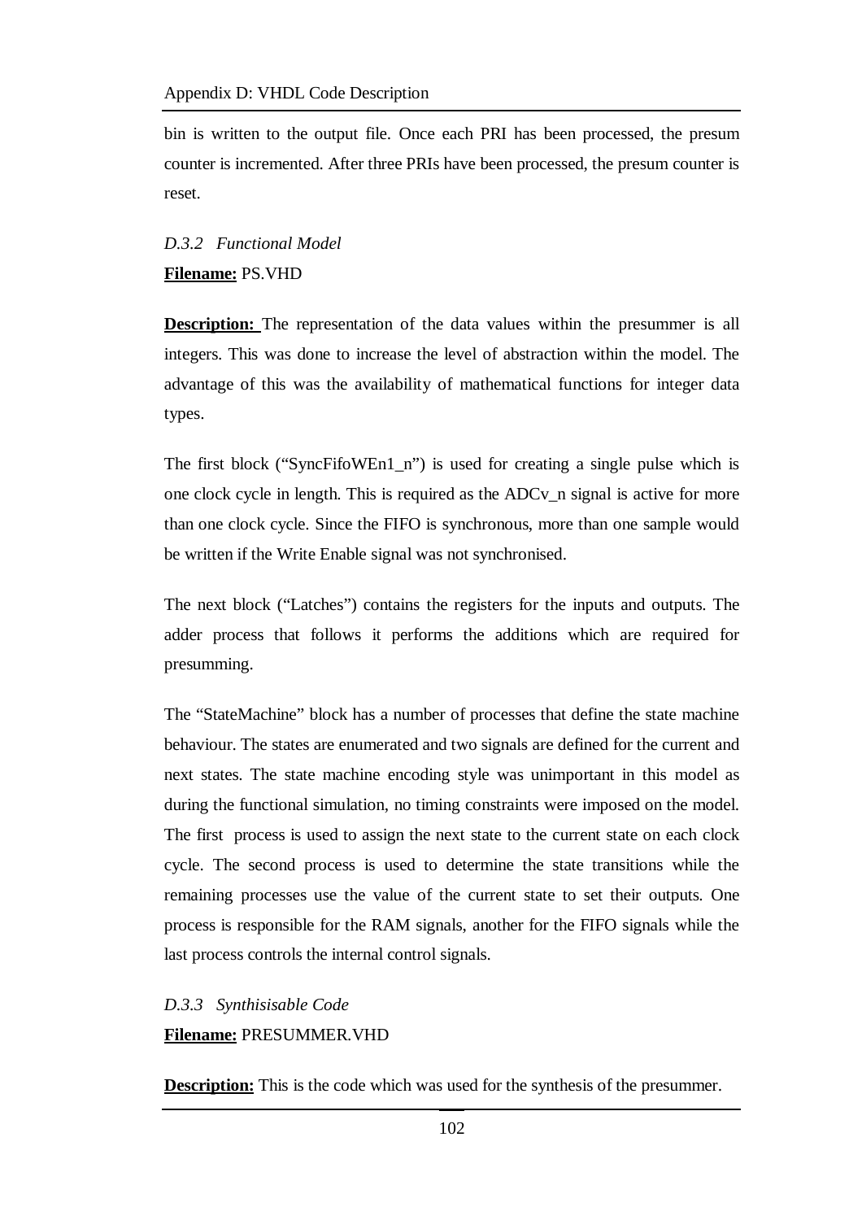bin is written to the output file. Once each PRI has been processed, the presum counter is incremented. After three PRIs have been processed, the presum counter is reset.

### *D.3.2 Functional Model*

**Filename:** PS.VHD

**Description:** The representation of the data values within the presummer is all integers. This was done to increase the level of abstraction within the model. The advantage of this was the availability of mathematical functions for integer data types.

The first block ("SyncFifoWEn1_n") is used for creating a single pulse which is one clock cycle in length. This is required as the ADCv_n signal is active for more than one clock cycle. Since the FIFO is synchronous, more than one sample would be written if the Write Enable signal was not synchronised.

The next block ("Latches") contains the registers for the inputs and outputs. The adder process that follows it performs the additions which are required for presumming.

The "StateMachine" block has a number of processes that define the state machine behaviour. The states are enumerated and two signals are defined for the current and next states. The state machine encoding style was unimportant in this model as during the functional simulation, no timing constraints were imposed on the model. The first process is used to assign the next state to the current state on each clock cycle. The second process is used to determine the state transitions while the remaining processes use the value of the current state to set their outputs. One process is responsible for the RAM signals, another for the FIFO signals while the last process controls the internal control signals.

### *D.3.3 Synthisisable Code*

**Filename:** PRESUMMER.VHD

**Description:** This is the code which was used for the synthesis of the presummer.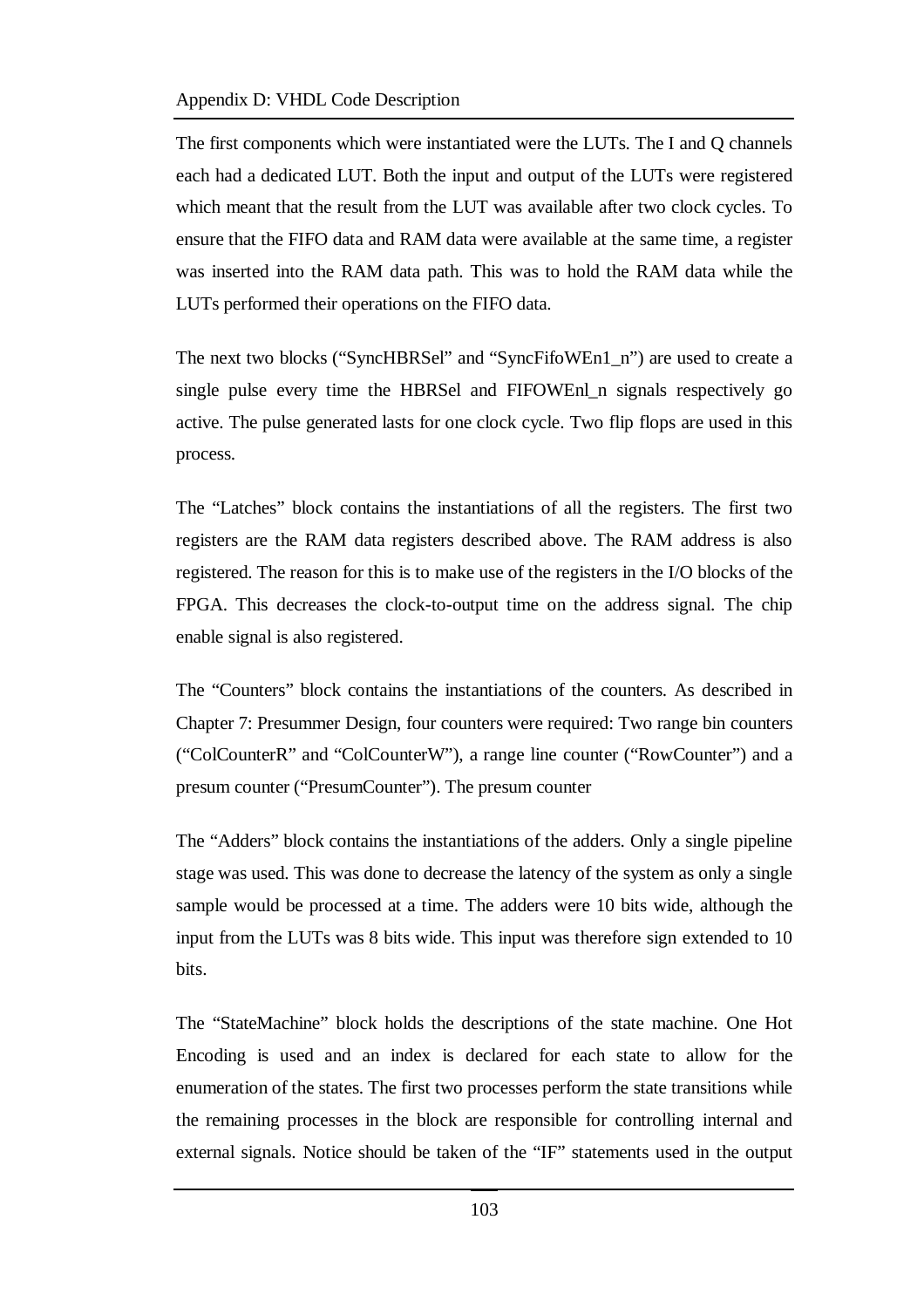The first components which were instantiated were the LUTs. The I and Q channels each had a dedicated LUT. Both the input and output of the LUTs were registered which meant that the result from the LUT was available after two clock cycles. To ensure that the FIFO data and RAM data were available at the same time, a register was inserted into the RAM data path. This was to hold the RAM data while the LUTs performed their operations on the FIFO data.

The next two blocks ("SyncHBRSel" and "SyncFifoWEn1_n") are used to create a single pulse every time the HBRSel and FIFOWEnl_n signals respectively go active. The pulse generated lasts for one clock cycle. Two flip flops are used in this process.

The "Latches" block contains the instantiations of all the registers. The first two registers are the RAM data registers described above. The RAM address is also registered. The reason for this is to make use of the registers in the I/O blocks of the FPGA. This decreases the clock-to-output time on the address signal. The chip enable signal is also registered.

The "Counters" block contains the instantiations of the counters. As described in Chapter 7: Presummer Design, four counters were required: Two range bin counters ("ColCounterR" and "ColCounterW"), a range line counter ("RowCounter") and a presum counter ("PresumCounter"). The presum counter

The "Adders" block contains the instantiations of the adders. Only a single pipeline stage was used. This was done to decrease the latency of the system as only a single sample would be processed at a time. The adders were 10 bits wide, although the input from the LUTs was 8 bits wide. This input was therefore sign extended to 10 bits.

The "StateMachine" block holds the descriptions of the state machine. One Hot Encoding is used and an index is declared for each state to allow for the enumeration of the states. The first two processes perform the state transitions while the remaining processes in the block are responsible for controlling internal and external signals. Notice should be taken of the "IF" statements used in the output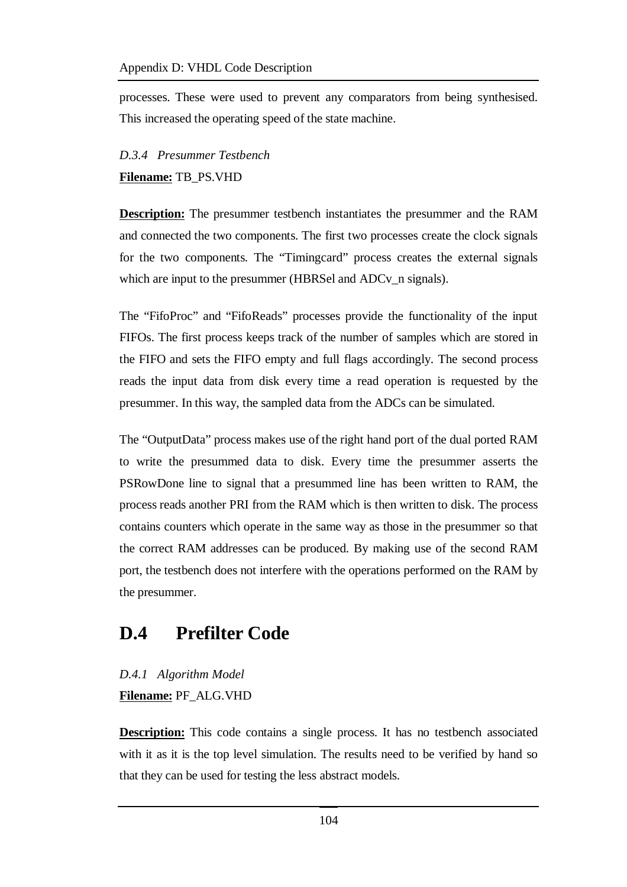processes. These were used to prevent any comparators from being synthesised. This increased the operating speed of the state machine.

*D.3.4 Presummer Testbench*

**Filename:** TB_PS.VHD

**Description:** The presummer testbench instantiates the presummer and the RAM and connected the two components. The first two processes create the clock signals for the two components. The "Timingcard" process creates the external signals which are input to the presummer (HBRSel and ADCv_n signals).

The "FifoProc" and "FifoReads" processes provide the functionality of the input FIFOs. The first process keeps track of the number of samples which are stored in the FIFO and sets the FIFO empty and full flags accordingly. The second process reads the input data from disk every time a read operation is requested by the presummer. In this way, the sampled data from the ADCs can be simulated.

The "OutputData" process makes use of the right hand port of the dual ported RAM to write the presummed data to disk. Every time the presummer asserts the PSRowDone line to signal that a presummed line has been written to RAM, the process reads another PRI from the RAM which is then written to disk. The process contains counters which operate in the same way as those in the presummer so that the correct RAM addresses can be produced. By making use of the second RAM port, the testbench does not interfere with the operations performed on the RAM by the presummer.

## D.4 Prefilter Code

*D.4.1 Algorithm Model*

**Filename:** PF_ALG.VHD

**Description:** This code contains a single process. It has no testbench associated with it as it is the top level simulation. The results need to be verified by hand so that they can be used for testing the less abstract models.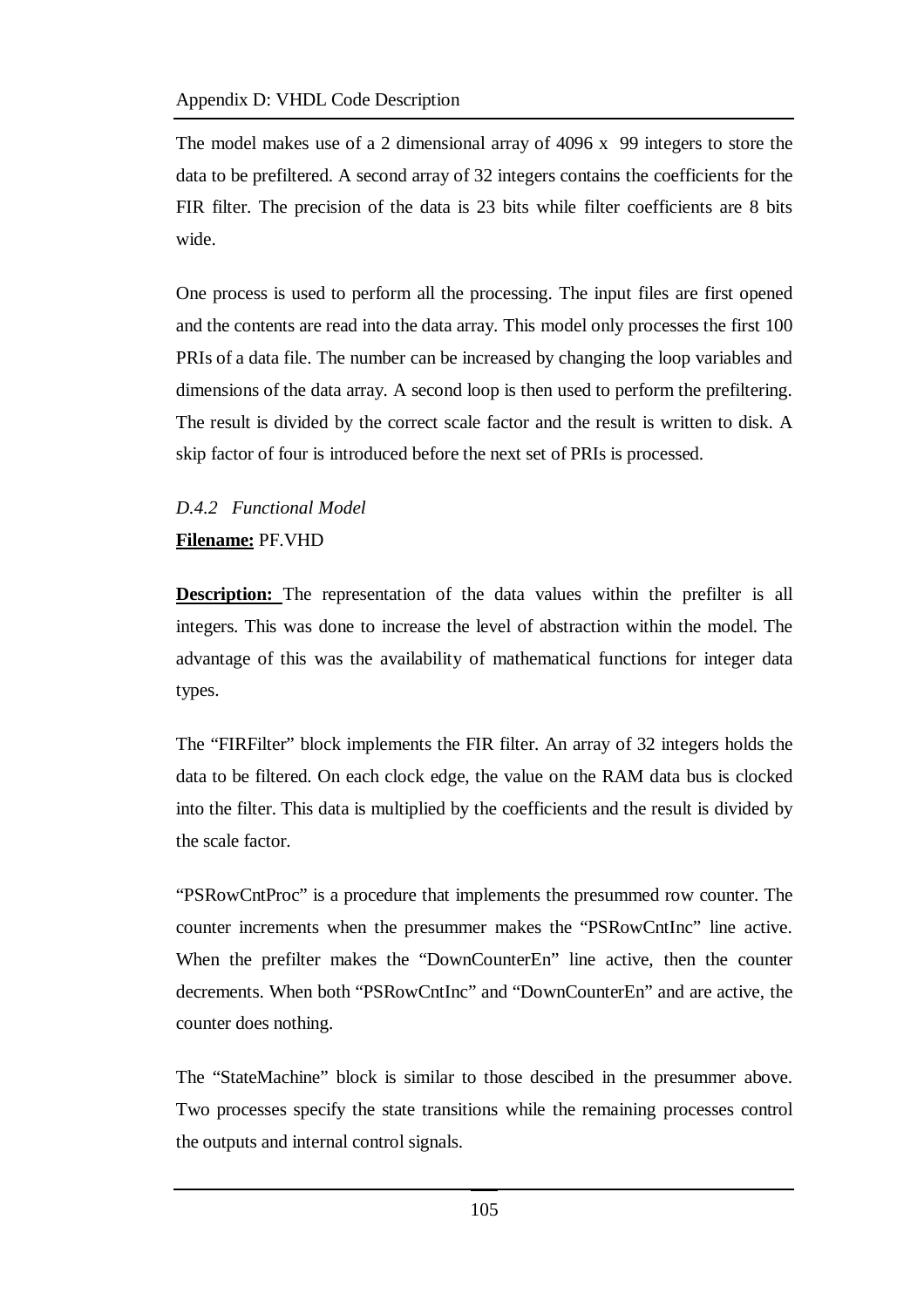The model makes use of a 2 dimensional array of 4096 x 99 integers to store the data to be prefiltered. A second array of 32 integers contains the coefficients for the FIR filter. The precision of the data is 23 bits while filter coefficients are 8 bits wide.

One process is used to perform all the processing. The input files are first opened and the contents are read into the data array. This model only processes the first 100 PRIs of a data file. The number can be increased by changing the loop variables and dimensions of the data array. A second loop is then used to perform the prefiltering. The result is divided by the correct scale factor and the result is written to disk. A skip factor of four is introduced before the next set of PRIs is processed.

### *D.4.2 Functional Model*

**Filename:** PF.VHD

**Description:** The representation of the data values within the prefilter is all integers. This was done to increase the level of abstraction within the model. The advantage of this was the availability of mathematical functions for integer data types.

The "FIRFilter" block implements the FIR filter. An array of 32 integers holds the data to be filtered. On each clock edge, the value on the RAM data bus is clocked into the filter. This data is multiplied by the coefficients and the result is divided by the scale factor.

"PSRowCntProc" is a procedure that implements the presummed row counter. The counter increments when the presummer makes the "PSRowCntInc" line active. When the prefilter makes the "DownCounterEn" line active, then the counter decrements. When both "PSRowCntInc" and "DownCounterEn" and are active, the counter does nothing.

The "StateMachine" block is similar to those descibed in the presummer above. Two processes specify the state transitions while the remaining processes control the outputs and internal control signals.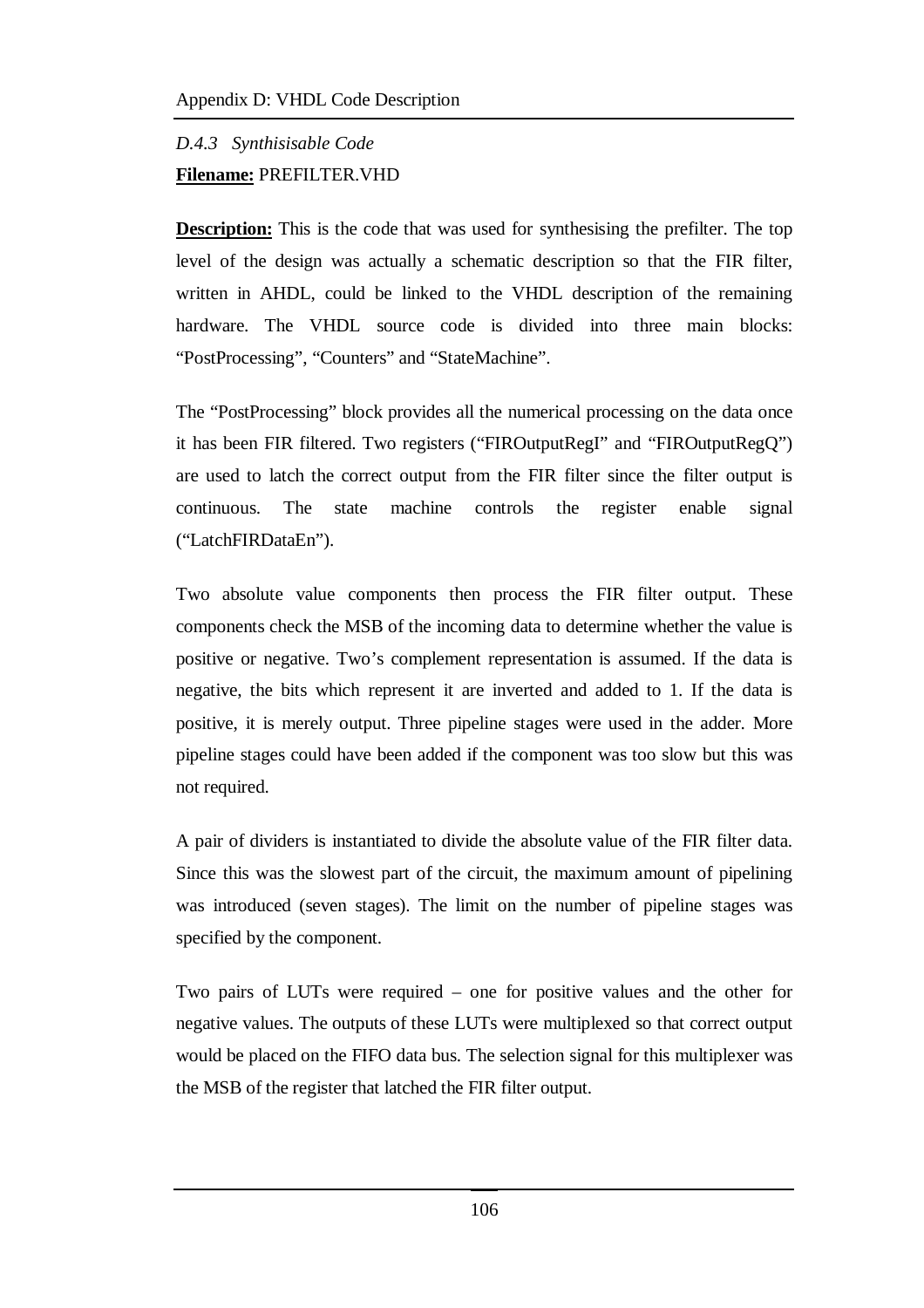### *D.4.3 Synthisisable Code*

**Filename:** PREFILTER.VHD

**Description:** This is the code that was used for synthesising the prefilter. The top level of the design was actually a schematic description so that the FIR filter, written in AHDL, could be linked to the VHDL description of the remaining hardware. The VHDL source code is divided into three main blocks: “PostProcessing”, “Counters” and “StateMachine”.

The “PostProcessing” block provides all the numerical processing on the data once it has been FIR filtered. Two registers (“FIROutputRegI” and “FIROutputRegQ”) are used to latch the correct output from the FIR filter since the filter output is continuous. The state machine controls the register enable signal (“LatchFIRDataEn”).

Two absolute value components then process the FIR filter output. These components check the MSB of the incoming data to determine whether the value is positive or negative. Two’s complement representation is assumed. If the data is negative, the bits which represent it are inverted and added to 1. If the data is positive, it is merely output. Three pipeline stages were used in the adder. More pipeline stages could have been added if the component was too slow but this was not required.

A pair of dividers is instantiated to divide the absolute value of the FIR filter data. Since this was the slowest part of the circuit, the maximum amount of pipelining was introduced (seven stages). The limit on the number of pipeline stages was specified by the component.

Two pairs of LUTs were required – one for positive values and the other for negative values. The outputs of these LUTs were multiplexed so that correct output would be placed on the FIFO data bus. The selection signal for this multiplexer was the MSB of the register that latched the FIR filter output.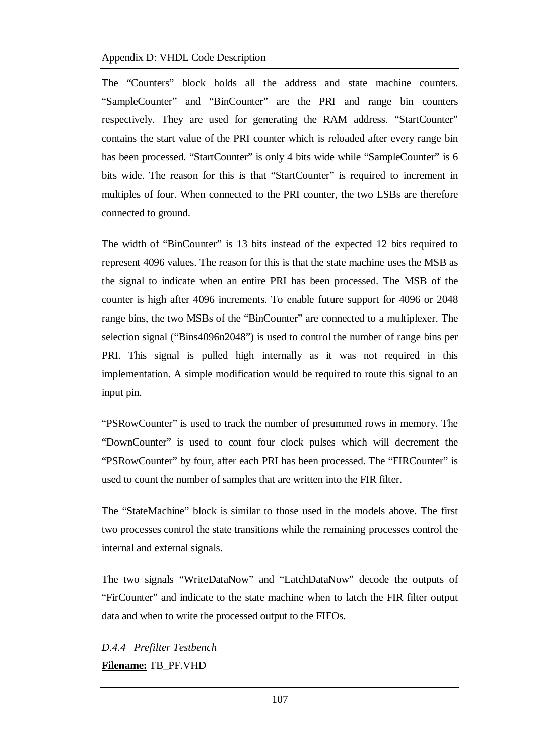The “Counters” block holds all the address and state machine counters. “SampleCounter” and “BinCounter” are the PRI and range bin counters respectively. They are used for generating the RAM address. “StartCounter” contains the start value of the PRI counter which is reloaded after every range bin has been processed. “StartCounter” is only 4 bits wide while “SampleCounter” is 6 bits wide. The reason for this is that “StartCounter” is required to increment in multiples of four. When connected to the PRI counter, the two LSBs are therefore connected to ground.

The width of “BinCounter” is 13 bits instead of the expected 12 bits required to represent 4096 values. The reason for this is that the state machine uses the MSB as the signal to indicate when an entire PRI has been processed. The MSB of the counter is high after 4096 increments. To enable future support for 4096 or 2048 range bins, the two MSBs of the “BinCounter” are connected to a multiplexer. The selection signal (“Bins4096n2048”) is used to control the number of range bins per PRI. This signal is pulled high internally as it was not required in this implementation. A simple modification would be required to route this signal to an input pin.

“PSRowCounter” is used to track the number of presummed rows in memory. The “DownCounter” is used to count four clock pulses which will decrement the “PSRowCounter” by four, after each PRI has been processed. The “FIRCounter” is used to count the number of samples that are written into the FIR filter.

The “StateMachine” block is similar to those used in the models above. The first two processes control the state transitions while the remaining processes control the internal and external signals.

The two signals “WriteDataNow” and “LatchDataNow” decode the outputs of “FirCounter” and indicate to the state machine when to latch the FIR filter output data and when to write the processed output to the FIFOs.

*D.4.4 Prefilter Testbench*

**Filename:** TB_PF.VHD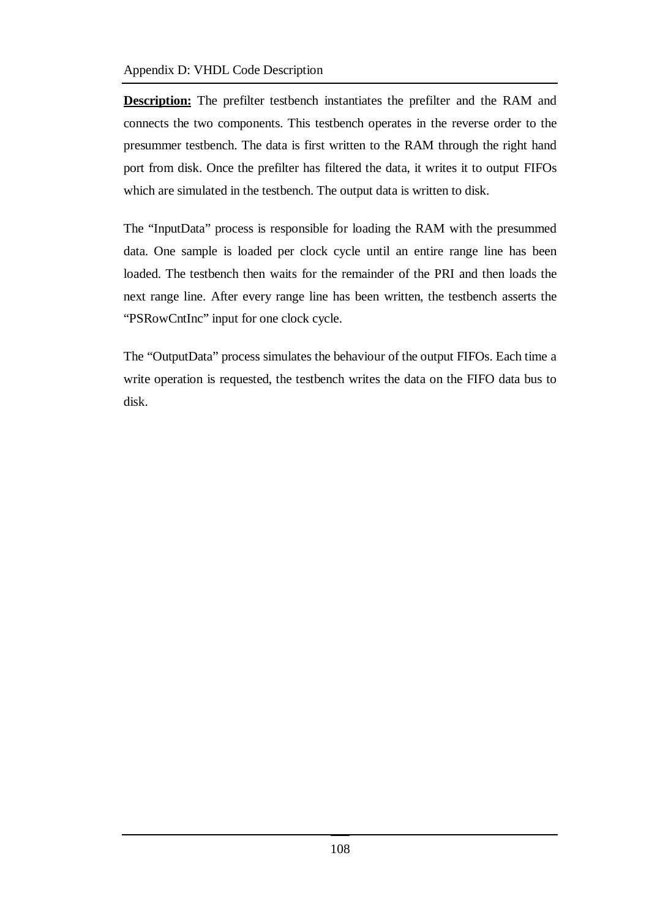**Description:** The prefilter testbench instantiates the prefilter and the RAM and connects the two components. This testbench operates in the reverse order to the presummer testbench. The data is first written to the RAM through the right hand port from disk. Once the prefilter has filtered the data, it writes it to output FIFOs which are simulated in the testbench. The output data is written to disk.

The "InputData" process is responsible for loading the RAM with the presummed data. One sample is loaded per clock cycle until an entire range line has been loaded. The testbench then waits for the remainder of the PRI and then loads the next range line. After every range line has been written, the testbench asserts the "PSRowCntInc" input for one clock cycle.

The "OutputData" process simulates the behaviour of the output FIFOs. Each time a write operation is requested, the testbench writes the data on the FIFO data bus to disk.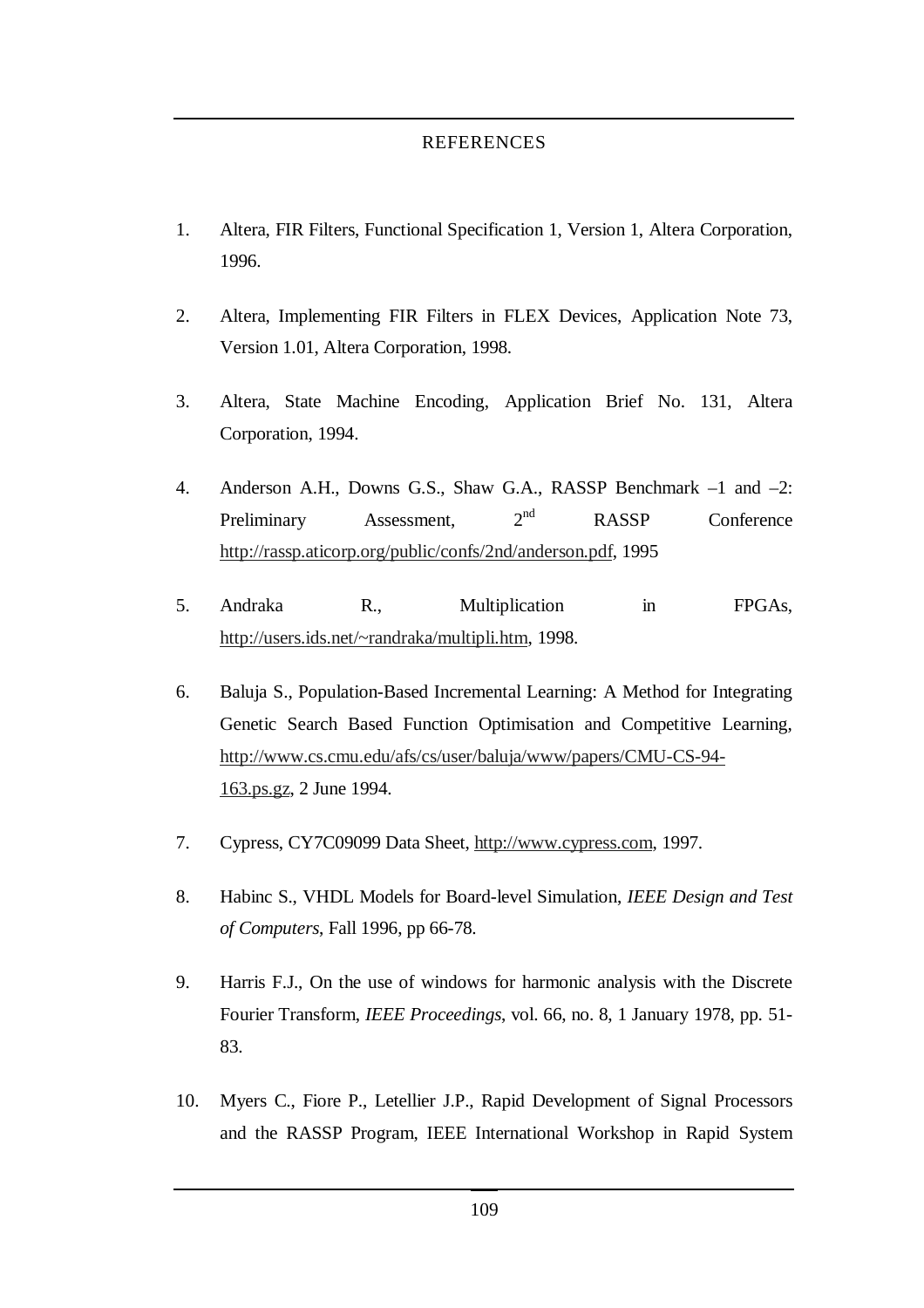# REFERENCES

1. Altera, FIR Filters, Functional Specification 1, Version 1, Altera Corporation, 1996.

2. Altera, Implementing FIR Filters in FLEX Devices, Application Note 73, Version 1.01, Altera Corporation, 1998.

3. Altera, State Machine Encoding, Application Brief No. 131, Altera Corporation, 1994.

4. Anderson A.H., Downs G.S., Shaw G.A., RASSP Benchmark –1 and –2: Preliminary Assessment, 2nd RASSP Conference http://rassp.aticorp.org/public/confs/2nd/anderson.pdf, 1995

5. Andraka R., Multiplication in FPGAs, http://users.ids.net/~randraka/multipli.htm, 1998.

6. Baluja S., Population-Based Incremental Learning: A Method for Integrating Genetic Search Based Function Optimisation and Competitive Learning, http://www.cs.cmu.edu/afs/cs/user/baluja/www/papers/CMU-CS-94-163.ps.gz, 2 June 1994.

7. Cypress, CY7C09099 Data Sheet, http://www.cypress.com, 1997.

8. Habinc S., VHDL Models for Board-level Simulation, *IEEE Design and Test of Computers*, Fall 1996, pp 66-78.

9. Harris F.J., On the use of windows for harmonic analysis with the Discrete Fourier Transform, *IEEE Proceedings*, vol. 66, no. 8, 1 January 1978, pp. 51-83.

10. Myers C., Fiore P., Letellier J.P., Rapid Development of Signal Processors and the RASSP Program, IEEE International Workshop in Rapid System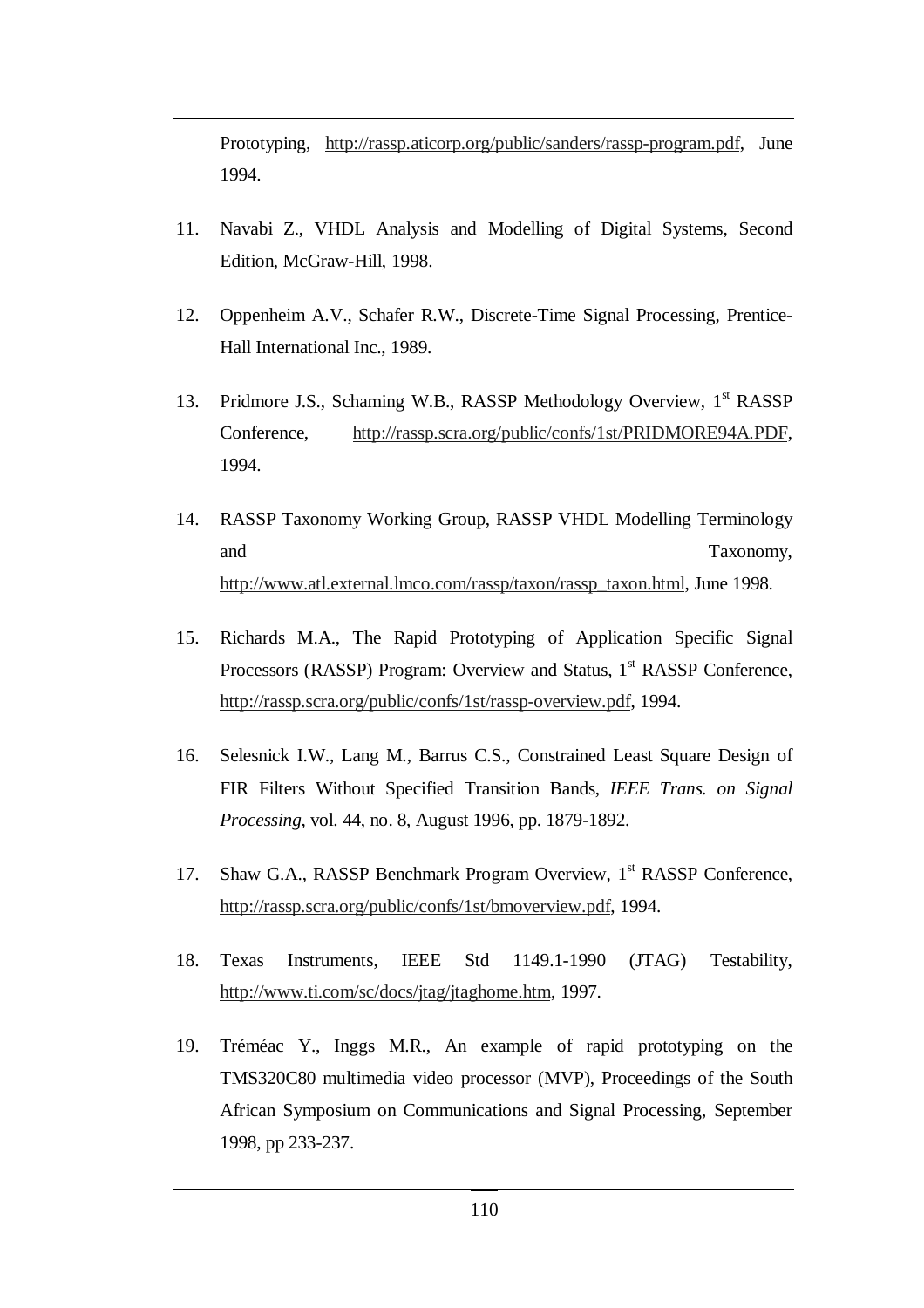Prototyping, http://rassp.aticorp.org/public/sanders/rassp-program.pdf, June 1994.

11. Navabi Z., VHDL Analysis and Modelling of Digital Systems, Second Edition, McGraw-Hill, 1998.

12. Oppenheim A.V., Schafer R.W., Discrete-Time Signal Processing, Prentice-Hall International Inc., 1989.

13. Pridmore J.S., Schaming W.B., RASSP Methodology Overview, 1st RASSP Conference, http://rassp.scra.org/public/confs/1st/PRIDMORE94A.PDF, 1994.

14. RASSP Taxonomy Working Group, RASSP VHDL Modelling Terminology and Taxonomy, http://www.atl.external.lmco.com/rassp/taxon/rassp_taxon.html, June 1998.

15. Richards M.A., The Rapid Prototyping of Application Specific Signal Processors (RASSP) Program: Overview and Status, 1st RASSP Conference, http://rassp.scra.org/public/confs/1st/rassp-overview.pdf, 1994.

16. Selesnick I.W., Lang M., Barrus C.S., Constrained Least Square Design of FIR Filters Without Specified Transition Bands, *IEEE Trans. on Signal Processing*, vol. 44, no. 8, August 1996, pp. 1879-1892.

17. Shaw G.A., RASSP Benchmark Program Overview, 1st RASSP Conference, http://rassp.scra.org/public/confs/1st/bmoverview.pdf, 1994.

18. Texas Instruments, IEEE Std 1149.1-1990 (JTAG) Testability, http://www.ti.com/sc/docs/jtag/jtaghome.htm, 1997.

19. Tréméac Y., Inggs M.R., An example of rapid prototyping on the TMS320C80 multimedia video processor (MVP), Proceedings of the South African Symposium on Communications and Signal Processing, September 1998, pp 233-237.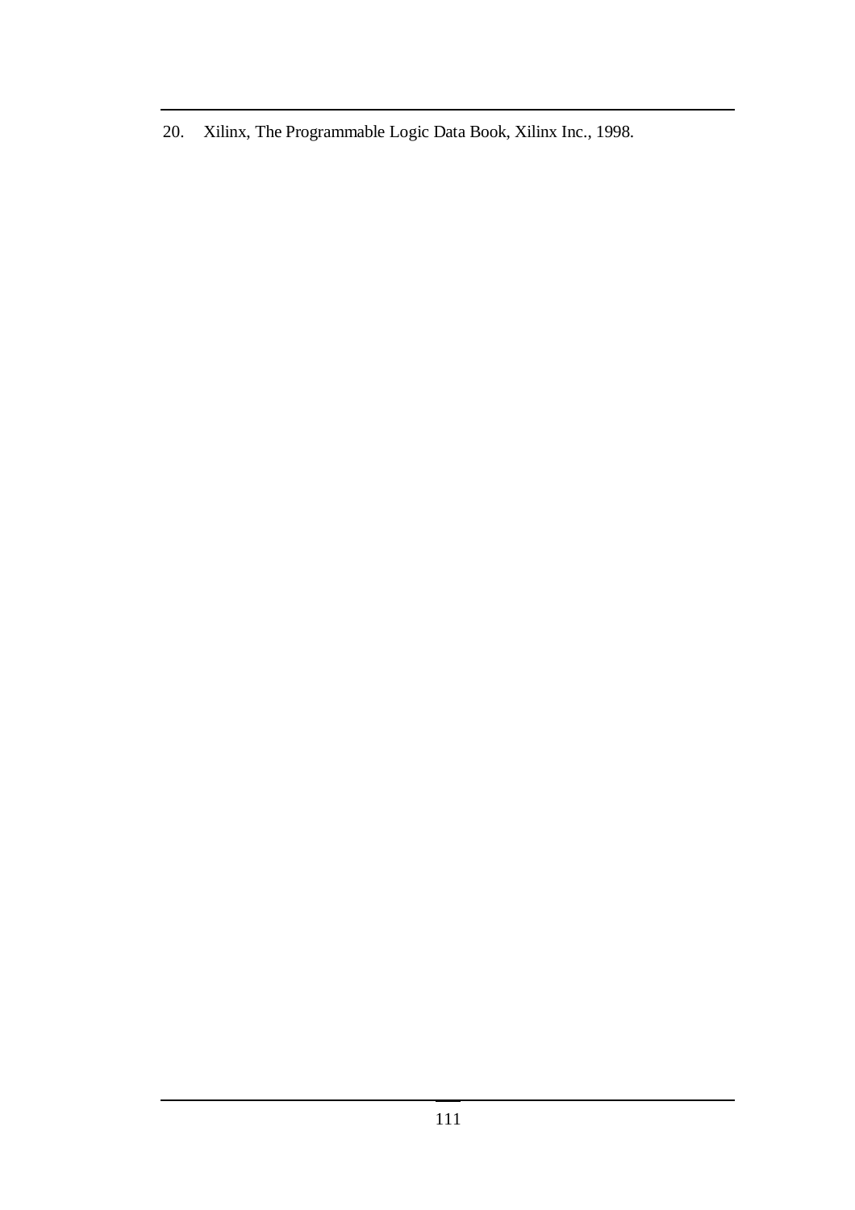20. Xilinx, The Programmable Logic Data Book, Xilinx Inc., 1998.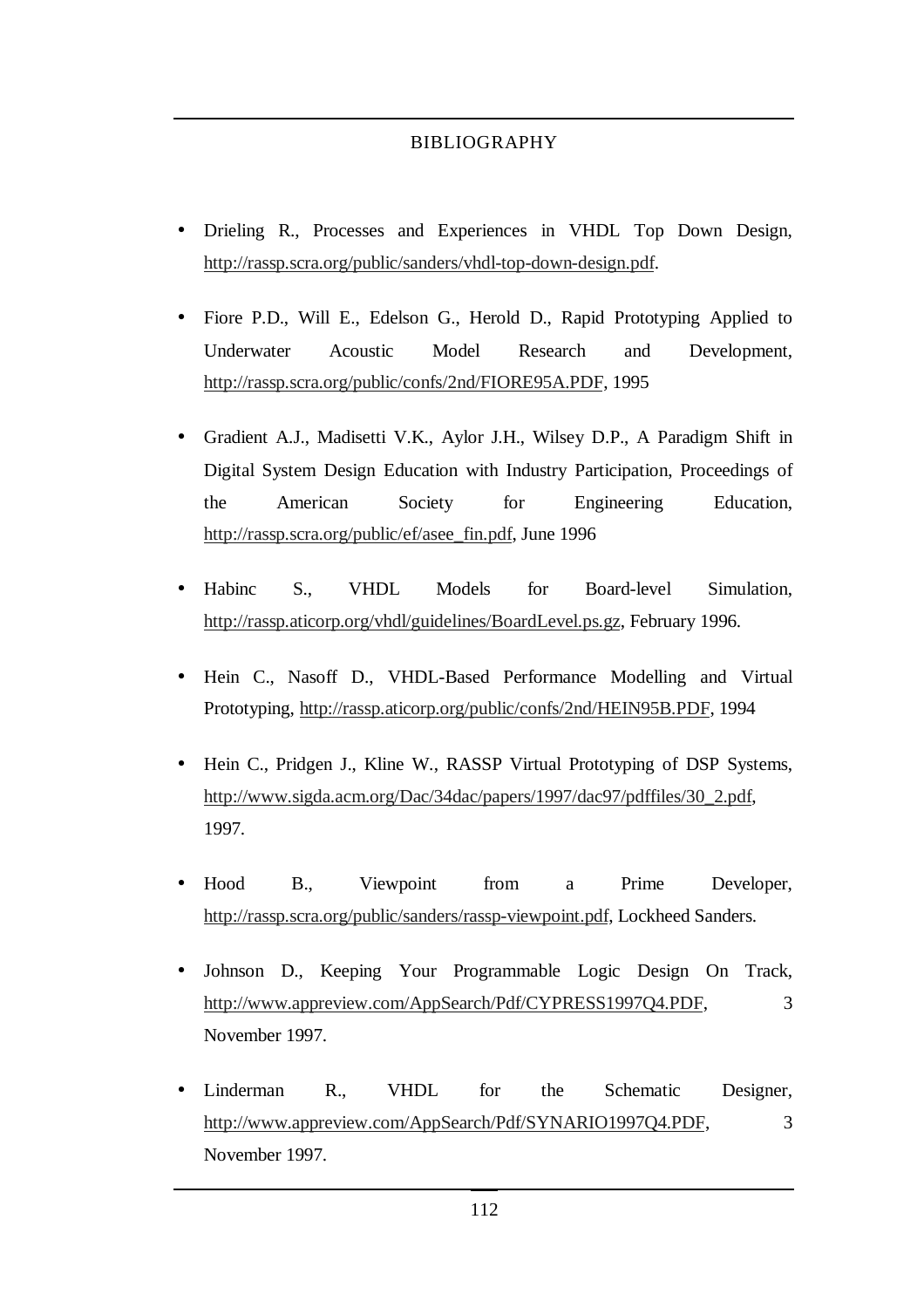# BIBLIOGRAPHY

- Drieling R., Processes and Experiences in VHDL Top Down Design, http://rassp.scra.org/public/sanders/vhdl-top-down-design.pdf.

- Fiore P.D., Will E., Edelson G., Herold D., Rapid Prototyping Applied to Underwater Acoustic Model Research and Development, http://rassp.scra.org/public/confs/2nd/FIORE95A.PDF, 1995

- Gradient A.J., Madisetti V.K., Aylor J.H., Wilsey D.P., A Paradigm Shift in Digital System Design Education with Industry Participation, Proceedings of the American Society for Engineering Education, http://rassp.scra.org/public/ef/asee_fin.pdf, June 1996

- Habinc S., VHDL Models for Board-level Simulation, http://rassp.aticorp.org/vhdl/guidelines/BoardLevel.ps.gz, February 1996.

- Hein C., Nasoff D., VHDL-Based Performance Modelling and Virtual Prototyping, http://rassp.aticorp.org/public/confs/2nd/HEIN95B.PDF, 1994

- Hein C., Pridgen J., Kline W., RASSP Virtual Prototyping of DSP Systems, http://www.sigda.acm.org/Dac/34dac/papers/1997/dac97/pdffiles/30_2.pdf, 1997.

- Hood B., Viewpoint from a Prime Developer, http://rassp.scra.org/public/sanders/rassp-viewpoint.pdf, Lockheed Sanders.

- Johnson D., Keeping Your Programmable Logic Design On Track, http://www.appreview.com/AppSearch/Pdf/CYPRESS1997Q4.PDF, 3 November 1997.

- Linderman R., VHDL for the Schematic Designer, http://www.appreview.com/AppSearch/Pdf/SYNARIO1997Q4.PDF, 3 November 1997.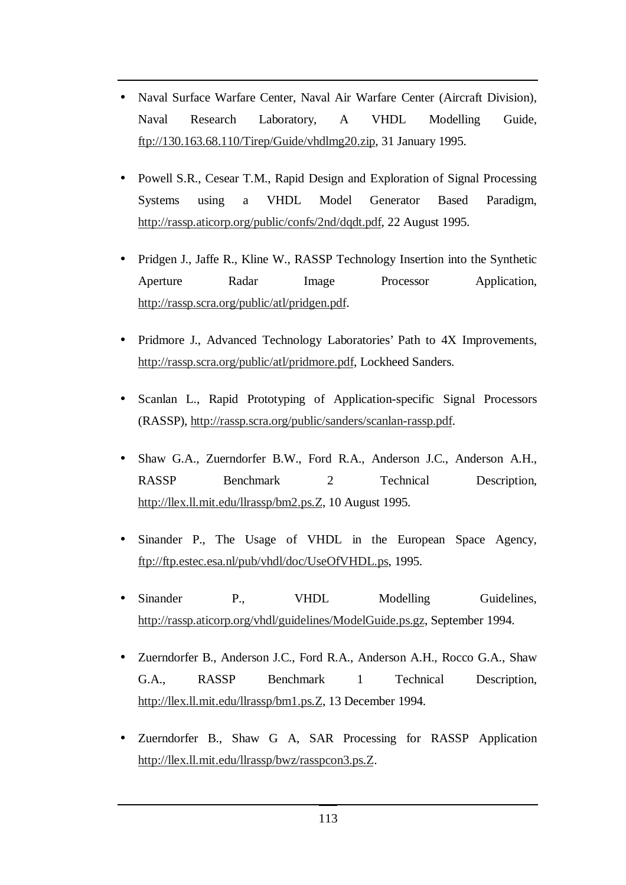- Naval Surface Warfare Center, Naval Air Warfare Center (Aircraft Division), Naval Research Laboratory, A VHDL Modelling Guide, ftp://130.163.68.110/Tirep/Guide/vhdlmg20.zip, 31 January 1995.

- Powell S.R., Cesear T.M., Rapid Design and Exploration of Signal Processing Systems using a VHDL Model Generator Based Paradigm, http://rassp.aticorp.org/public/confs/2nd/dqdt.pdf, 22 August 1995.

- Pridgen J., Jaffe R., Kline W., RASSP Technology Insertion into the Synthetic Aperture Radar Image Processor Application, http://rassp.scra.org/public/atl/pridgen.pdf.

- Pridmore J., Advanced Technology Laboratories' Path to 4X Improvements, http://rassp.scra.org/public/atl/pridmore.pdf, Lockheed Sanders.

- Scanlan L., Rapid Prototyping of Application-specific Signal Processors (RASSP), http://rassp.scra.org/public/sanders/scanlan-rassp.pdf.

- Shaw G.A., Zuerndorfer B.W., Ford R.A., Anderson J.C., Anderson A.H., RASSP Benchmark 2 Technical Description, http://llex.ll.mit.edu/llrassp/bm2.ps.Z, 10 August 1995.

- Sinander P., The Usage of VHDL in the European Space Agency, ftp://ftp.estec.esa.nl/pub/vhdl/doc/UseOfVHDL.ps, 1995.

- Sinander P., VHDL Modelling Guidelines, http://rassp.aticorp.org/vhdl/guidelines/ModelGuide.ps.gz, September 1994.

- Zuerndorfer B., Anderson J.C., Ford R.A., Anderson A.H., Rocco G.A., Shaw G.A., RASSP Benchmark 1 Technical Description, http://llex.ll.mit.edu/llrassp/bm1.ps.Z, 13 December 1994.

- Zuerndorfer B., Shaw G A, SAR Processing for RASSP Application http://llex.ll.mit.edu/llrassp/bwz/rasspcon3.ps.Z.